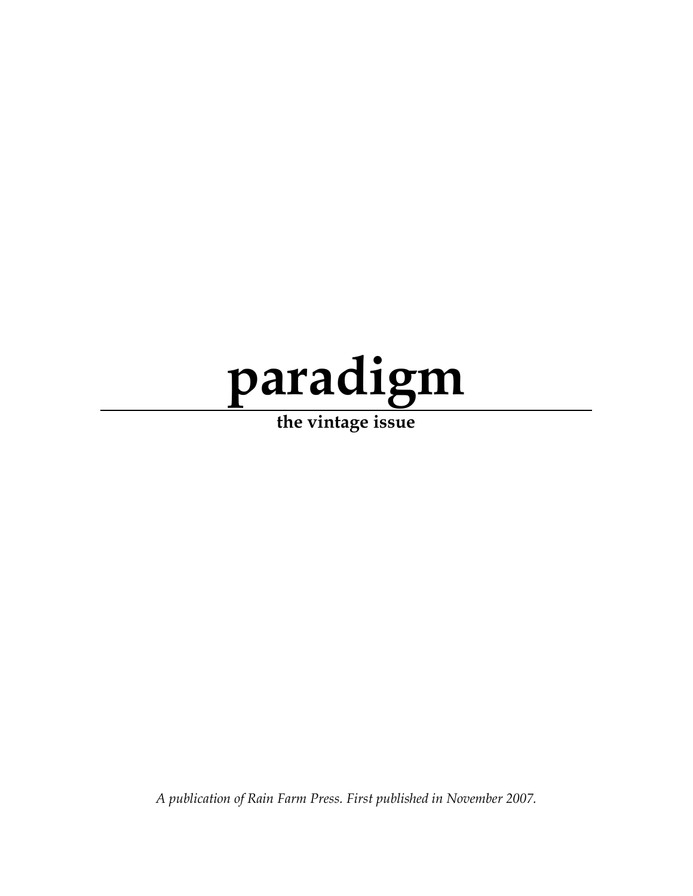# paradigm

**the vintage issue**

*A publication of Rain Farm Press. First published in November 2007.*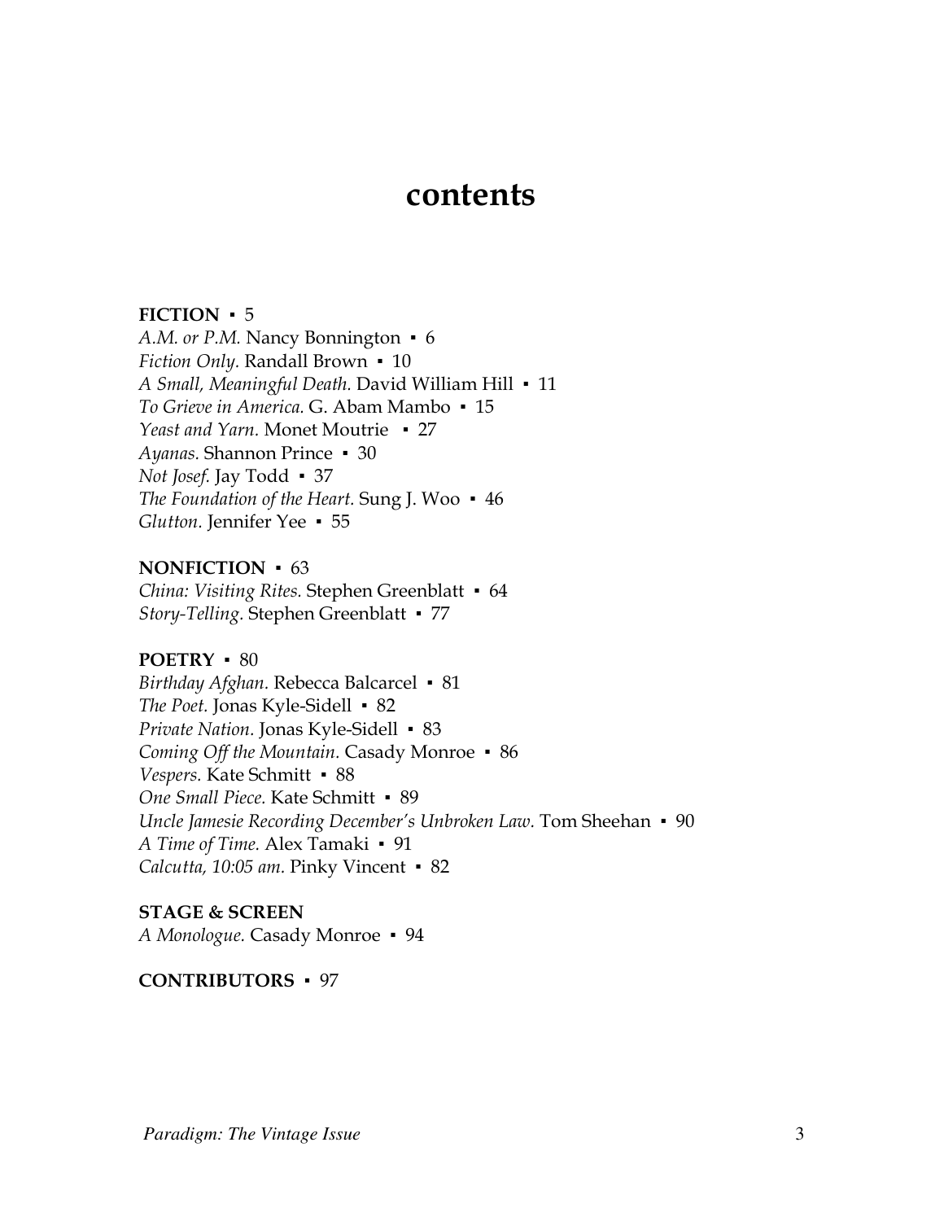# contents

**FICTION** ▪ 5
*A.M. or P.M.* Nancy Bonnington ▪ 6
*Fiction Only.* Randall Brown ▪ 10
*A Small, Meaningful Death.* David William Hill ▪ 11
*To Grieve in America.* G. Abam Mambo ▪ 15
*Yeast and Yarn.* Monet Moutrie ▪ 27
*Ayanas.* Shannon Prince ▪ 30
*Not Josef.* Jay Todd ▪ 37
*The Foundation of the Heart.* Sung J. Woo ▪ 46
*Glutton.* Jennifer Yee ▪ 55

**NONFICTION** ▪ 63
*China: Visiting Rites.* Stephen Greenblatt ▪ 64
*Story-Telling.* Stephen Greenblatt ▪ 77

**POETRY** ▪ 80
*Birthday Afghan.* Rebecca Balcarcel ▪ 81
*The Poet.* Jonas Kyle-Sidell ▪ 82
*Private Nation.* Jonas Kyle-Sidell ▪ 83
*Coming Off the Mountain.* Casady Monroe ▪ 86
*Vespers.* Kate Schmitt ▪ 88
*One Small Piece.* Kate Schmitt ▪ 89
*Uncle Jamesie Recording December's Unbroken Law.* Tom Sheehan ▪ 90
*A Time of Time.* Alex Tamaki ▪ 91
*Calcutta, 10:05 am.* Pinky Vincent ▪ 82

**STAGE & SCREEN**
*A Monologue.* Casady Monroe ▪ 94

**CONTRIBUTORS** ▪ 97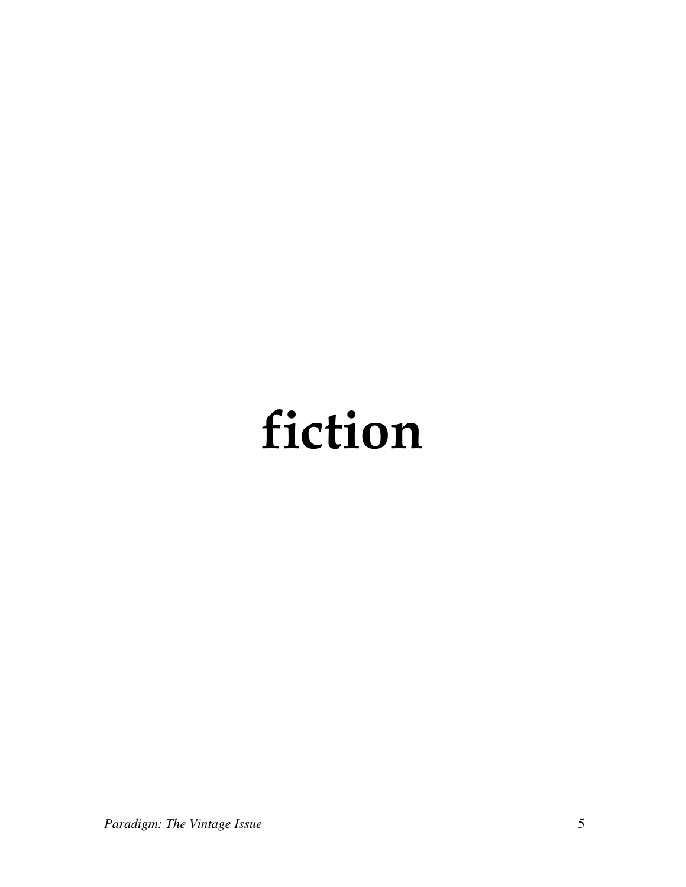# fiction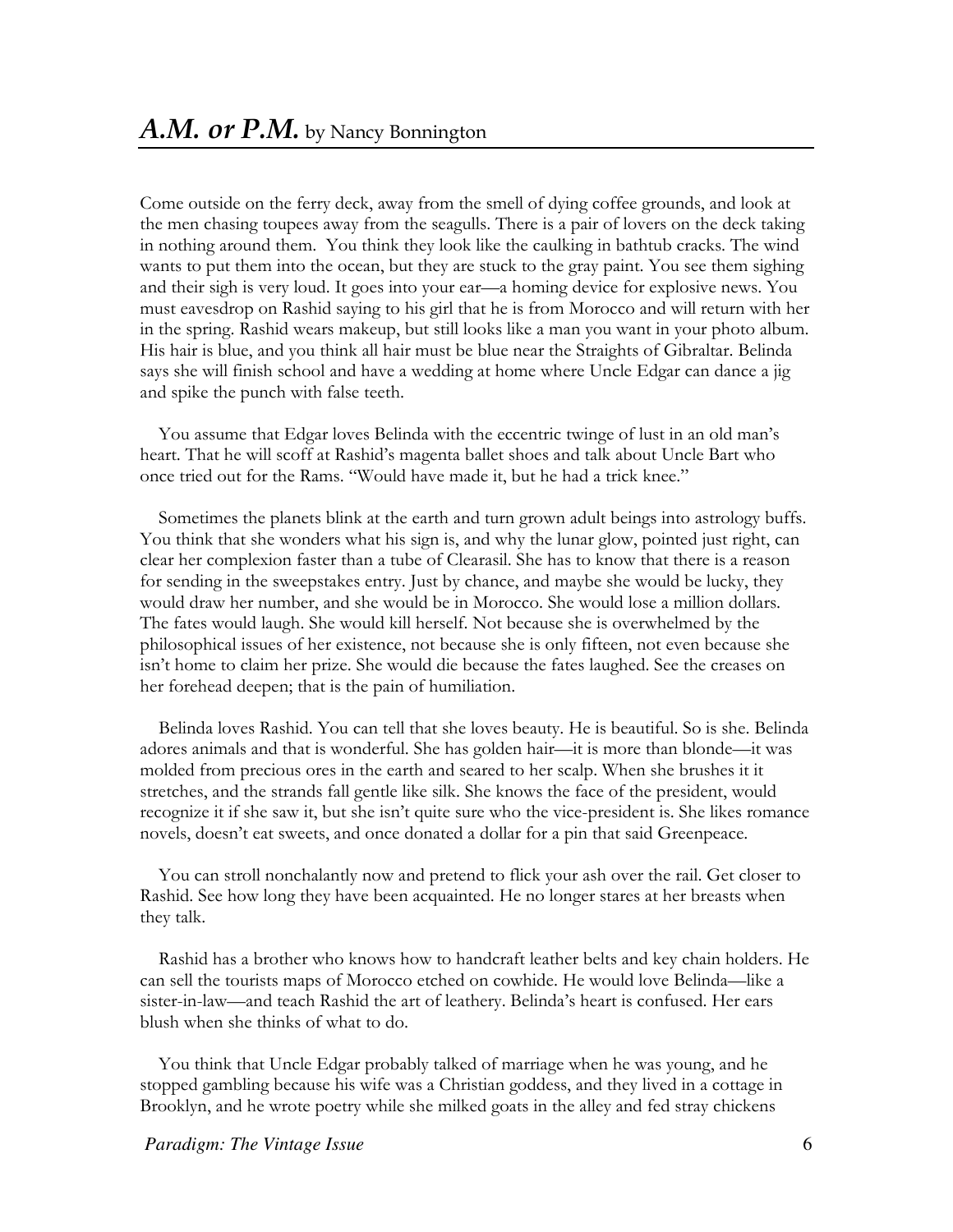# *A.M. or P.M.* by Nancy Bonnington

Come outside on the ferry deck, away from the smell of dying coffee grounds, and look at the men chasing toupees away from the seagulls. There is a pair of lovers on the deck taking in nothing around them. You think they look like the caulking in bathtub cracks. The wind wants to put them into the ocean, but they are stuck to the gray paint. You see them sighing and their sigh is very loud. It goes into your ear—a homing device for explosive news. You must eavesdrop on Rashid saying to his girl that he is from Morocco and will return with her in the spring. Rashid wears makeup, but still looks like a man you want in your photo album. His hair is blue, and you think all hair must be blue near the Straights of Gibraltar. Belinda says she will finish school and have a wedding at home where Uncle Edgar can dance a jig and spike the punch with false teeth.

You assume that Edgar loves Belinda with the eccentric twinge of lust in an old man's heart. That he will scoff at Rashid's magenta ballet shoes and talk about Uncle Bart who once tried out for the Rams. "Would have made it, but he had a trick knee."

Sometimes the planets blink at the earth and turn grown adult beings into astrology buffs. You think that she wonders what his sign is, and why the lunar glow, pointed just right, can clear her complexion faster than a tube of Clearasil. She has to know that there is a reason for sending in the sweepstakes entry. Just by chance, and maybe she would be lucky, they would draw her number, and she would be in Morocco. She would lose a million dollars. The fates would laugh. She would kill herself. Not because she is overwhelmed by the philosophical issues of her existence, not because she is only fifteen, not even because she isn't home to claim her prize. She would die because the fates laughed. See the creases on her forehead deepen; that is the pain of humiliation.

Belinda loves Rashid. You can tell that she loves beauty. He is beautiful. So is she. Belinda adores animals and that is wonderful. She has golden hair—it is more than blonde—it was molded from precious ores in the earth and seared to her scalp. When she brushes it it stretches, and the strands fall gentle like silk. She knows the face of the president, would recognize it if she saw it, but she isn't quite sure who the vice-president is. She likes romance novels, doesn't eat sweets, and once donated a dollar for a pin that said Greenpeace.

You can stroll nonchalantly now and pretend to flick your ash over the rail. Get closer to Rashid. See how long they have been acquainted. He no longer stares at her breasts when they talk.

Rashid has a brother who knows how to handcraft leather belts and key chain holders. He can sell the tourists maps of Morocco etched on cowhide. He would love Belinda—like a sister-in-law—and teach Rashid the art of leathery. Belinda's heart is confused. Her ears blush when she thinks of what to do.

You think that Uncle Edgar probably talked of marriage when he was young, and he stopped gambling because his wife was a Christian goddess, and they lived in a cottage in Brooklyn, and he wrote poetry while she milked goats in the alley and fed stray chickens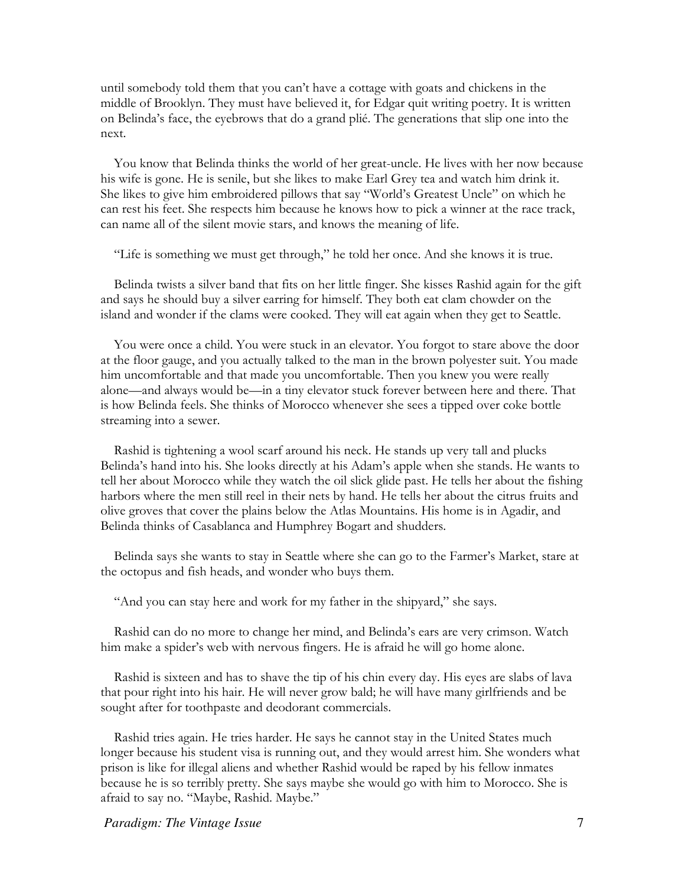until somebody told them that you can't have a cottage with goats and chickens in the middle of Brooklyn. They must have believed it, for Edgar quit writing poetry. It is written on Belinda's face, the eyebrows that do a grand plié. The generations that slip one into the next.

You know that Belinda thinks the world of her great-uncle. He lives with her now because his wife is gone. He is senile, but she likes to make Earl Grey tea and watch him drink it. She likes to give him embroidered pillows that say "World's Greatest Uncle" on which he can rest his feet. She respects him because he knows how to pick a winner at the race track, can name all of the silent movie stars, and knows the meaning of life.

"Life is something we must get through," he told her once. And she knows it is true.

Belinda twists a silver band that fits on her little finger. She kisses Rashid again for the gift and says he should buy a silver earring for himself. They both eat clam chowder on the island and wonder if the clams were cooked. They will eat again when they get to Seattle.

You were once a child. You were stuck in an elevator. You forgot to stare above the door at the floor gauge, and you actually talked to the man in the brown polyester suit. You made him uncomfortable and that made you uncomfortable. Then you knew you were really alone—and always would be—in a tiny elevator stuck forever between here and there. That is how Belinda feels. She thinks of Morocco whenever she sees a tipped over coke bottle streaming into a sewer.

Rashid is tightening a wool scarf around his neck. He stands up very tall and plucks Belinda's hand into his. She looks directly at his Adam's apple when she stands. He wants to tell her about Morocco while they watch the oil slick glide past. He tells her about the fishing harbors where the men still reel in their nets by hand. He tells her about the citrus fruits and olive groves that cover the plains below the Atlas Mountains. His home is in Agadir, and Belinda thinks of Casablanca and Humphrey Bogart and shudders.

Belinda says she wants to stay in Seattle where she can go to the Farmer's Market, stare at the octopus and fish heads, and wonder who buys them.

"And you can stay here and work for my father in the shipyard," she says.

Rashid can do no more to change her mind, and Belinda's ears are very crimson. Watch him make a spider's web with nervous fingers. He is afraid he will go home alone.

Rashid is sixteen and has to shave the tip of his chin every day. His eyes are slabs of lava that pour right into his hair. He will never grow bald; he will have many girlfriends and be sought after for toothpaste and deodorant commercials.

Rashid tries again. He tries harder. He says he cannot stay in the United States much longer because his student visa is running out, and they would arrest him. She wonders what prison is like for illegal aliens and whether Rashid would be raped by his fellow inmates because he is so terribly pretty. She says maybe she would go with him to Morocco. She is afraid to say no. "Maybe, Rashid. Maybe."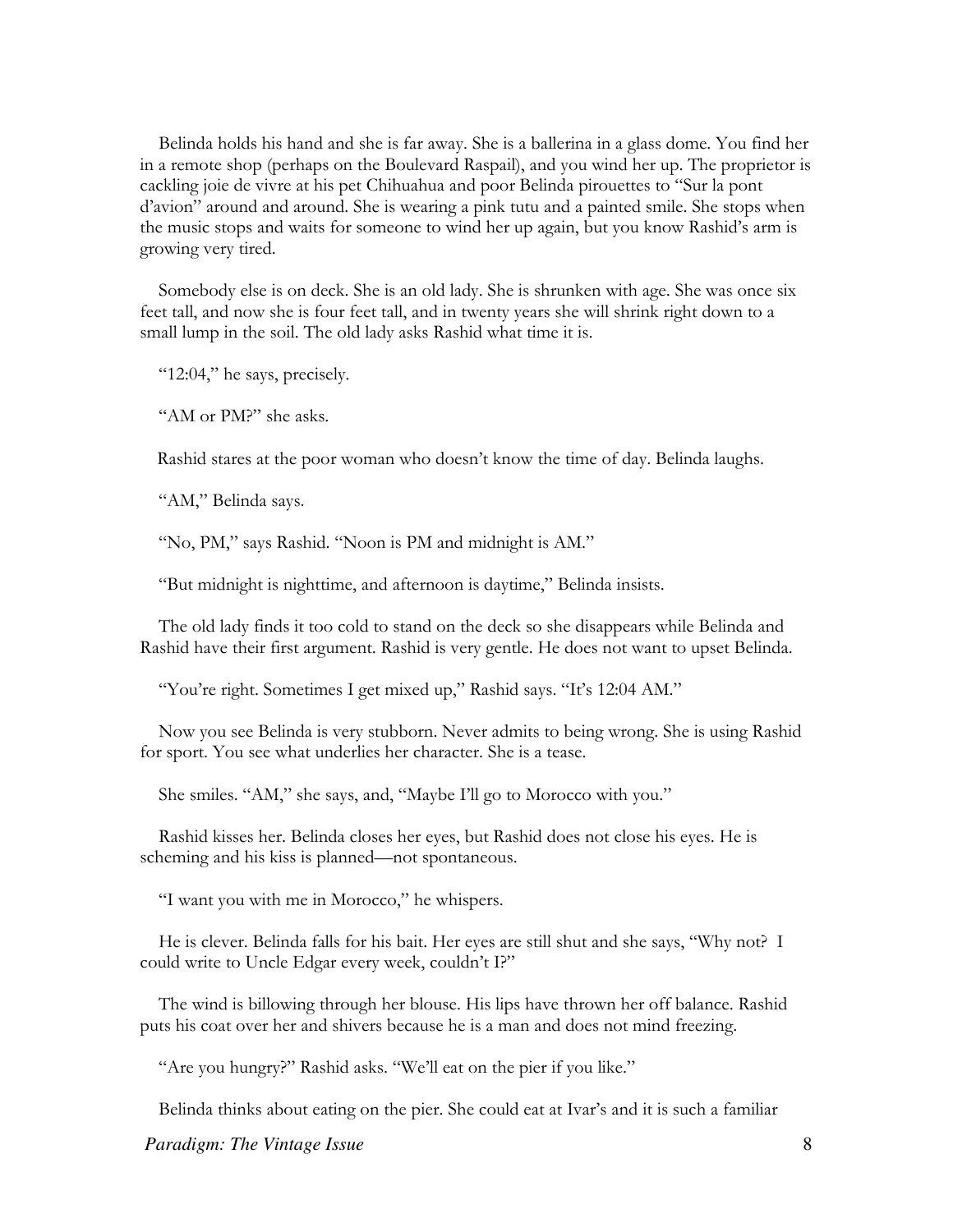Belinda holds his hand and she is far away. She is a ballerina in a glass dome. You find her in a remote shop (perhaps on the Boulevard Raspail), and you wind her up. The proprietor is cackling joie de vivre at his pet Chihuahua and poor Belinda pirouettes to "Sur la pont d'avion" around and around. She is wearing a pink tutu and a painted smile. She stops when the music stops and waits for someone to wind her up again, but you know Rashid's arm is growing very tired.

Somebody else is on deck. She is an old lady. She is shrunken with age. She was once six feet tall, and now she is four feet tall, and in twenty years she will shrink right down to a small lump in the soil. The old lady asks Rashid what time it is.

"12:04," he says, precisely.

"AM or PM?" she asks.

Rashid stares at the poor woman who doesn't know the time of day. Belinda laughs.

"AM," Belinda says.

"No, PM," says Rashid. "Noon is PM and midnight is AM."

"But midnight is nighttime, and afternoon is daytime," Belinda insists.

The old lady finds it too cold to stand on the deck so she disappears while Belinda and Rashid have their first argument. Rashid is very gentle. He does not want to upset Belinda.

"You're right. Sometimes I get mixed up," Rashid says. "It's 12:04 AM."

Now you see Belinda is very stubborn. Never admits to being wrong. She is using Rashid for sport. You see what underlies her character. She is a tease.

She smiles. "AM," she says, and, "Maybe I'll go to Morocco with you."

Rashid kisses her. Belinda closes her eyes, but Rashid does not close his eyes. He is scheming and his kiss is planned—not spontaneous.

"I want you with me in Morocco," he whispers.

He is clever. Belinda falls for his bait. Her eyes are still shut and she says, "Why not? I could write to Uncle Edgar every week, couldn't I?"

The wind is billowing through her blouse. His lips have thrown her off balance. Rashid puts his coat over her and shivers because he is a man and does not mind freezing.

"Are you hungry?" Rashid asks. "We'll eat on the pier if you like."

Belinda thinks about eating on the pier. She could eat at Ivar's and it is such a familiar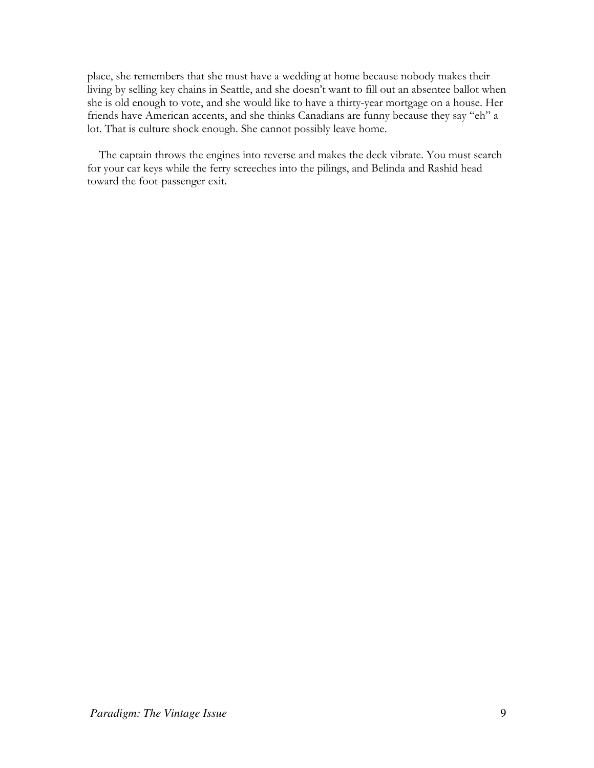place, she remembers that she must have a wedding at home because nobody makes their living by selling key chains in Seattle, and she doesn't want to fill out an absentee ballot when she is old enough to vote, and she would like to have a thirty-year mortgage on a house. Her friends have American accents, and she thinks Canadians are funny because they say "eh" a lot. That is culture shock enough. She cannot possibly leave home.

The captain throws the engines into reverse and makes the deck vibrate. You must search for your car keys while the ferry screeches into the pilings, and Belinda and Rashid head toward the foot-passenger exit.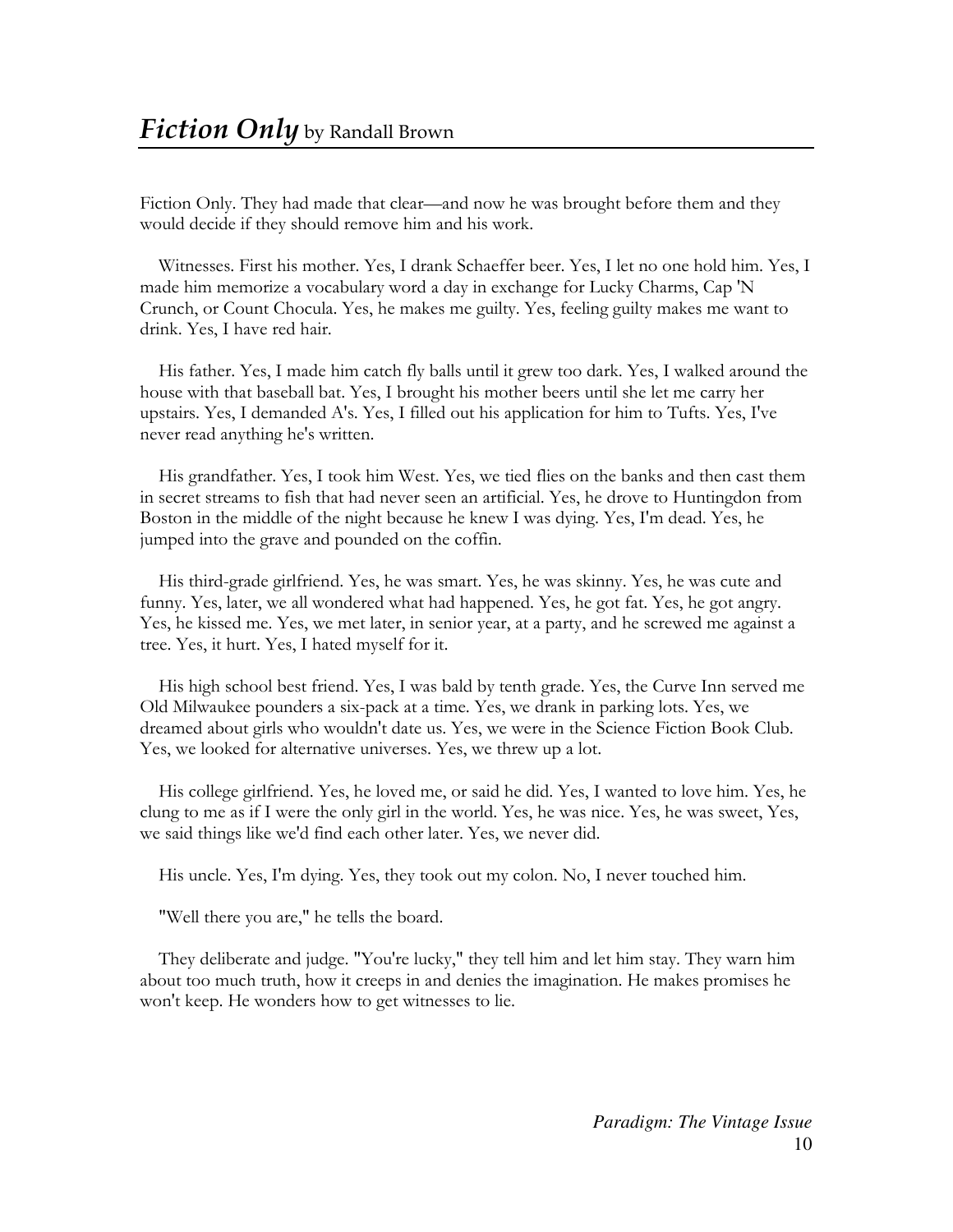## *Fiction Only* by Randall Brown

Fiction Only. They had made that clear—and now he was brought before them and they would decide if they should remove him and his work.

Witnesses. First his mother. Yes, I drank Schaeffer beer. Yes, I let no one hold him. Yes, I made him memorize a vocabulary word a day in exchange for Lucky Charms, Cap 'N Crunch, or Count Chocula. Yes, he makes me guilty. Yes, feeling guilty makes me want to drink. Yes, I have red hair.

His father. Yes, I made him catch fly balls until it grew too dark. Yes, I walked around the house with that baseball bat. Yes, I brought his mother beers until she let me carry her upstairs. Yes, I demanded A's. Yes, I filled out his application for him to Tufts. Yes, I've never read anything he's written.

His grandfather. Yes, I took him West. Yes, we tied flies on the banks and then cast them in secret streams to fish that had never seen an artificial. Yes, he drove to Huntingdon from Boston in the middle of the night because he knew I was dying. Yes, I'm dead. Yes, he jumped into the grave and pounded on the coffin.

His third-grade girlfriend. Yes, he was smart. Yes, he was skinny. Yes, he was cute and funny. Yes, later, we all wondered what had happened. Yes, he got fat. Yes, he got angry. Yes, he kissed me. Yes, we met later, in senior year, at a party, and he screwed me against a tree. Yes, it hurt. Yes, I hated myself for it.

His high school best friend. Yes, I was bald by tenth grade. Yes, the Curve Inn served me Old Milwaukee pounders a six-pack at a time. Yes, we drank in parking lots. Yes, we dreamed about girls who wouldn't date us. Yes, we were in the Science Fiction Book Club. Yes, we looked for alternative universes. Yes, we threw up a lot.

His college girlfriend. Yes, he loved me, or said he did. Yes, I wanted to love him. Yes, he clung to me as if I were the only girl in the world. Yes, he was nice. Yes, he was sweet, Yes, we said things like we'd find each other later. Yes, we never did.

His uncle. Yes, I'm dying. Yes, they took out my colon. No, I never touched him.

"Well there you are," he tells the board.

They deliberate and judge. "You're lucky," they tell him and let him stay. They warn him about too much truth, how it creeps in and denies the imagination. He makes promises he won't keep. He wonders how to get witnesses to lie.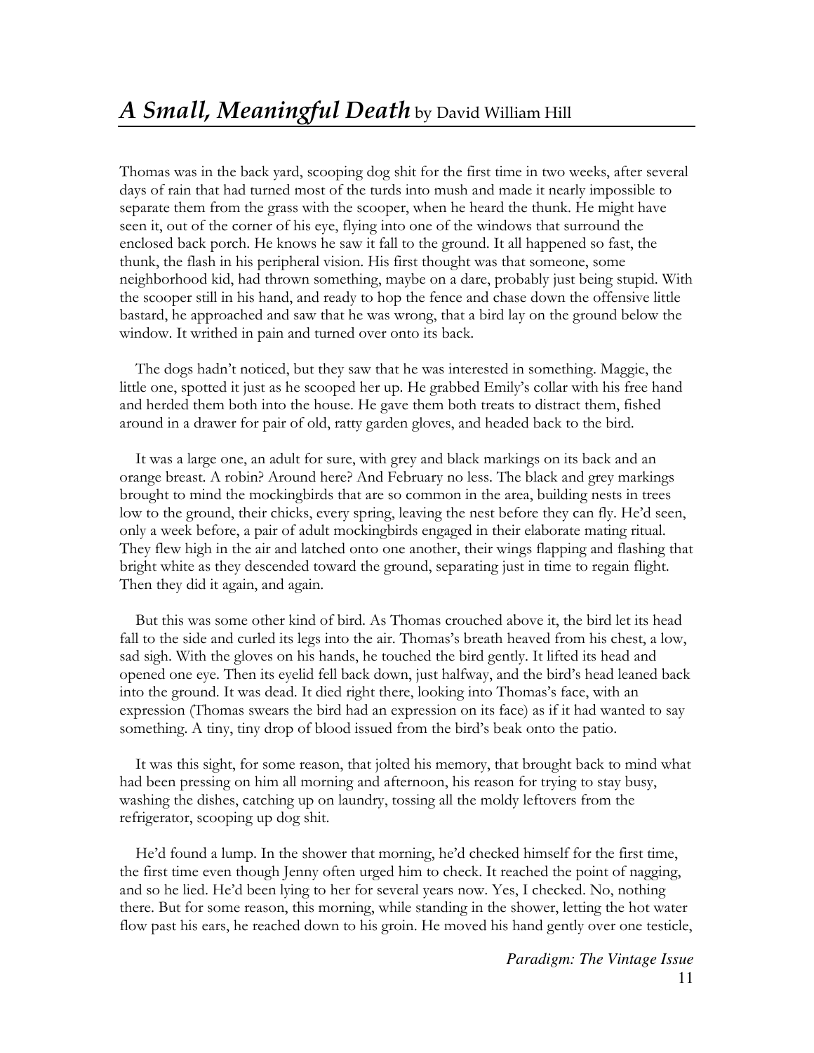## *A Small, Meaningful Death* by David William Hill

Thomas was in the back yard, scooping dog shit for the first time in two weeks, after several days of rain that had turned most of the turds into mush and made it nearly impossible to separate them from the grass with the scooper, when he heard the thunk. He might have seen it, out of the corner of his eye, flying into one of the windows that surround the enclosed back porch. He knows he saw it fall to the ground. It all happened so fast, the thunk, the flash in his peripheral vision. His first thought was that someone, some neighborhood kid, had thrown something, maybe on a dare, probably just being stupid. With the scooper still in his hand, and ready to hop the fence and chase down the offensive little bastard, he approached and saw that he was wrong, that a bird lay on the ground below the window. It writhed in pain and turned over onto its back.

The dogs hadn't noticed, but they saw that he was interested in something. Maggie, the little one, spotted it just as he scooped her up. He grabbed Emily's collar with his free hand and herded them both into the house. He gave them both treats to distract them, fished around in a drawer for pair of old, ratty garden gloves, and headed back to the bird.

It was a large one, an adult for sure, with grey and black markings on its back and an orange breast. A robin? Around here? And February no less. The black and grey markings brought to mind the mockingbirds that are so common in the area, building nests in trees low to the ground, their chicks, every spring, leaving the nest before they can fly. He'd seen, only a week before, a pair of adult mockingbirds engaged in their elaborate mating ritual. They flew high in the air and latched onto one another, their wings flapping and flashing that bright white as they descended toward the ground, separating just in time to regain flight. Then they did it again, and again.

But this was some other kind of bird. As Thomas crouched above it, the bird let its head fall to the side and curled its legs into the air. Thomas's breath heaved from his chest, a low, sad sigh. With the gloves on his hands, he touched the bird gently. It lifted its head and opened one eye. Then its eyelid fell back down, just halfway, and the bird's head leaned back into the ground. It was dead. It died right there, looking into Thomas's face, with an expression (Thomas swears the bird had an expression on its face) as if it had wanted to say something. A tiny, tiny drop of blood issued from the bird's beak onto the patio.

It was this sight, for some reason, that jolted his memory, that brought back to mind what had been pressing on him all morning and afternoon, his reason for trying to stay busy, washing the dishes, catching up on laundry, tossing all the moldy leftovers from the refrigerator, scooping up dog shit.

He'd found a lump. In the shower that morning, he'd checked himself for the first time, the first time even though Jenny often urged him to check. It reached the point of nagging, and so he lied. He'd been lying to her for several years now. Yes, I checked. No, nothing there. But for some reason, this morning, while standing in the shower, letting the hot water flow past his ears, he reached down to his groin. He moved his hand gently over one testicle,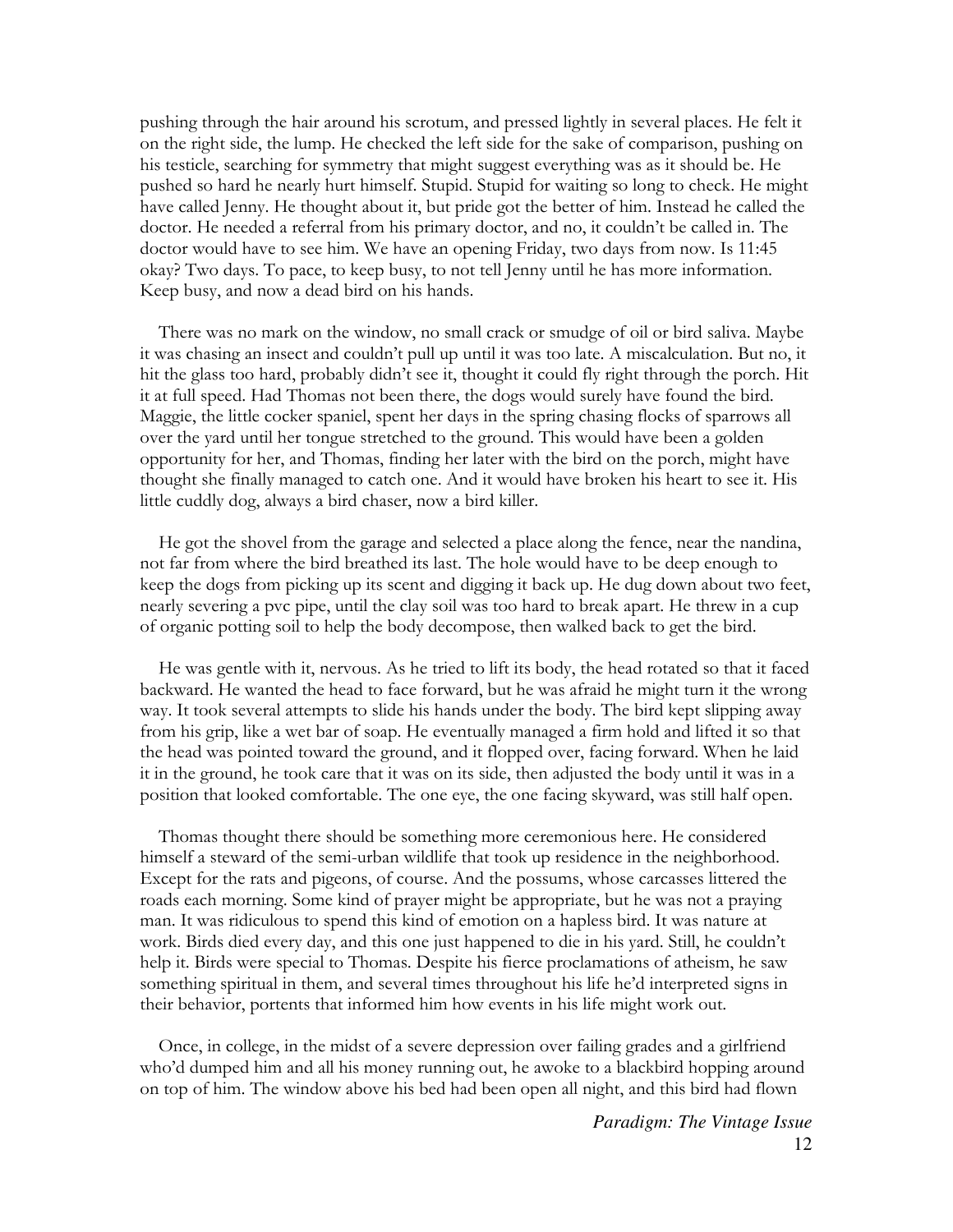pushing through the hair around his scrotum, and pressed lightly in several places. He felt it on the right side, the lump. He checked the left side for the sake of comparison, pushing on his testicle, searching for symmetry that might suggest everything was as it should be. He pushed so hard he nearly hurt himself. Stupid. Stupid for waiting so long to check. He might have called Jenny. He thought about it, but pride got the better of him. Instead he called the doctor. He needed a referral from his primary doctor, and no, it couldn't be called in. The doctor would have to see him. We have an opening Friday, two days from now. Is 11:45 okay? Two days. To pace, to keep busy, to not tell Jenny until he has more information. Keep busy, and now a dead bird on his hands.

There was no mark on the window, no small crack or smudge of oil or bird saliva. Maybe it was chasing an insect and couldn't pull up until it was too late. A miscalculation. But no, it hit the glass too hard, probably didn't see it, thought it could fly right through the porch. Hit it at full speed. Had Thomas not been there, the dogs would surely have found the bird. Maggie, the little cocker spaniel, spent her days in the spring chasing flocks of sparrows all over the yard until her tongue stretched to the ground. This would have been a golden opportunity for her, and Thomas, finding her later with the bird on the porch, might have thought she finally managed to catch one. And it would have broken his heart to see it. His little cuddly dog, always a bird chaser, now a bird killer.

He got the shovel from the garage and selected a place along the fence, near the nandina, not far from where the bird breathed its last. The hole would have to be deep enough to keep the dogs from picking up its scent and digging it back up. He dug down about two feet, nearly severing a pvc pipe, until the clay soil was too hard to break apart. He threw in a cup of organic potting soil to help the body decompose, then walked back to get the bird.

He was gentle with it, nervous. As he tried to lift its body, the head rotated so that it faced backward. He wanted the head to face forward, but he was afraid he might turn it the wrong way. It took several attempts to slide his hands under the body. The bird kept slipping away from his grip, like a wet bar of soap. He eventually managed a firm hold and lifted it so that the head was pointed toward the ground, and it flopped over, facing forward. When he laid it in the ground, he took care that it was on its side, then adjusted the body until it was in a position that looked comfortable. The one eye, the one facing skyward, was still half open.

Thomas thought there should be something more ceremonious here. He considered himself a steward of the semi-urban wildlife that took up residence in the neighborhood. Except for the rats and pigeons, of course. And the possums, whose carcasses littered the roads each morning. Some kind of prayer might be appropriate, but he was not a praying man. It was ridiculous to spend this kind of emotion on a hapless bird. It was nature at work. Birds died every day, and this one just happened to die in his yard. Still, he couldn't help it. Birds were special to Thomas. Despite his fierce proclamations of atheism, he saw something spiritual in them, and several times throughout his life he'd interpreted signs in their behavior, portents that informed him how events in his life might work out.

Once, in college, in the midst of a severe depression over failing grades and a girlfriend who'd dumped him and all his money running out, he awoke to a blackbird hopping around on top of him. The window above his bed had been open all night, and this bird had flown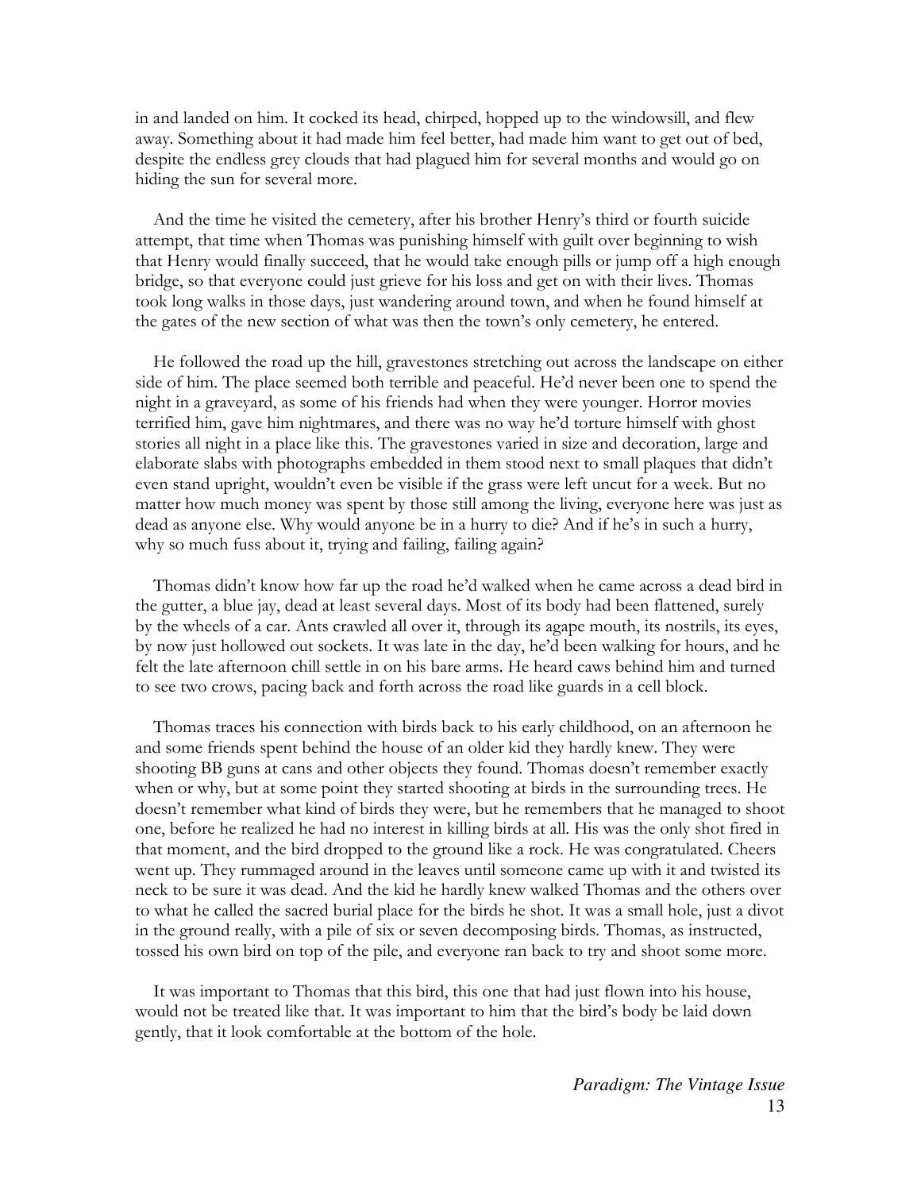in and landed on him. It cocked its head, chirped, hopped up to the windowsill, and flew away. Something about it had made him feel better, had made him want to get out of bed, despite the endless grey clouds that had plagued him for several months and would go on hiding the sun for several more.

And the time he visited the cemetery, after his brother Henry's third or fourth suicide attempt, that time when Thomas was punishing himself with guilt over beginning to wish that Henry would finally succeed, that he would take enough pills or jump off a high enough bridge, so that everyone could just grieve for his loss and get on with their lives. Thomas took long walks in those days, just wandering around town, and when he found himself at the gates of the new section of what was then the town's only cemetery, he entered.

He followed the road up the hill, gravestones stretching out across the landscape on either side of him. The place seemed both terrible and peaceful. He'd never been one to spend the night in a graveyard, as some of his friends had when they were younger. Horror movies terrified him, gave him nightmares, and there was no way he'd torture himself with ghost stories all night in a place like this. The gravestones varied in size and decoration, large and elaborate slabs with photographs embedded in them stood next to small plaques that didn't even stand upright, wouldn't even be visible if the grass were left uncut for a week. But no matter how much money was spent by those still among the living, everyone here was just as dead as anyone else. Why would anyone be in a hurry to die? And if he's in such a hurry, why so much fuss about it, trying and failing, failing again?

Thomas didn't know how far up the road he'd walked when he came across a dead bird in the gutter, a blue jay, dead at least several days. Most of its body had been flattened, surely by the wheels of a car. Ants crawled all over it, through its agape mouth, its nostrils, its eyes, by now just hollowed out sockets. It was late in the day, he'd been walking for hours, and he felt the late afternoon chill settle in on his bare arms. He heard caws behind him and turned to see two crows, pacing back and forth across the road like guards in a cell block.

Thomas traces his connection with birds back to his early childhood, on an afternoon he and some friends spent behind the house of an older kid they hardly knew. They were shooting BB guns at cans and other objects they found. Thomas doesn't remember exactly when or why, but at some point they started shooting at birds in the surrounding trees. He doesn't remember what kind of birds they were, but he remembers that he managed to shoot one, before he realized he had no interest in killing birds at all. His was the only shot fired in that moment, and the bird dropped to the ground like a rock. He was congratulated. Cheers went up. They rummaged around in the leaves until someone came up with it and twisted its neck to be sure it was dead. And the kid he hardly knew walked Thomas and the others over to what he called the sacred burial place for the birds he shot. It was a small hole, just a divot in the ground really, with a pile of six or seven decomposing birds. Thomas, as instructed, tossed his own bird on top of the pile, and everyone ran back to try and shoot some more.

It was important to Thomas that this bird, this one that had just flown into his house, would not be treated like that. It was important to him that the bird's body be laid down gently, that it look comfortable at the bottom of the hole.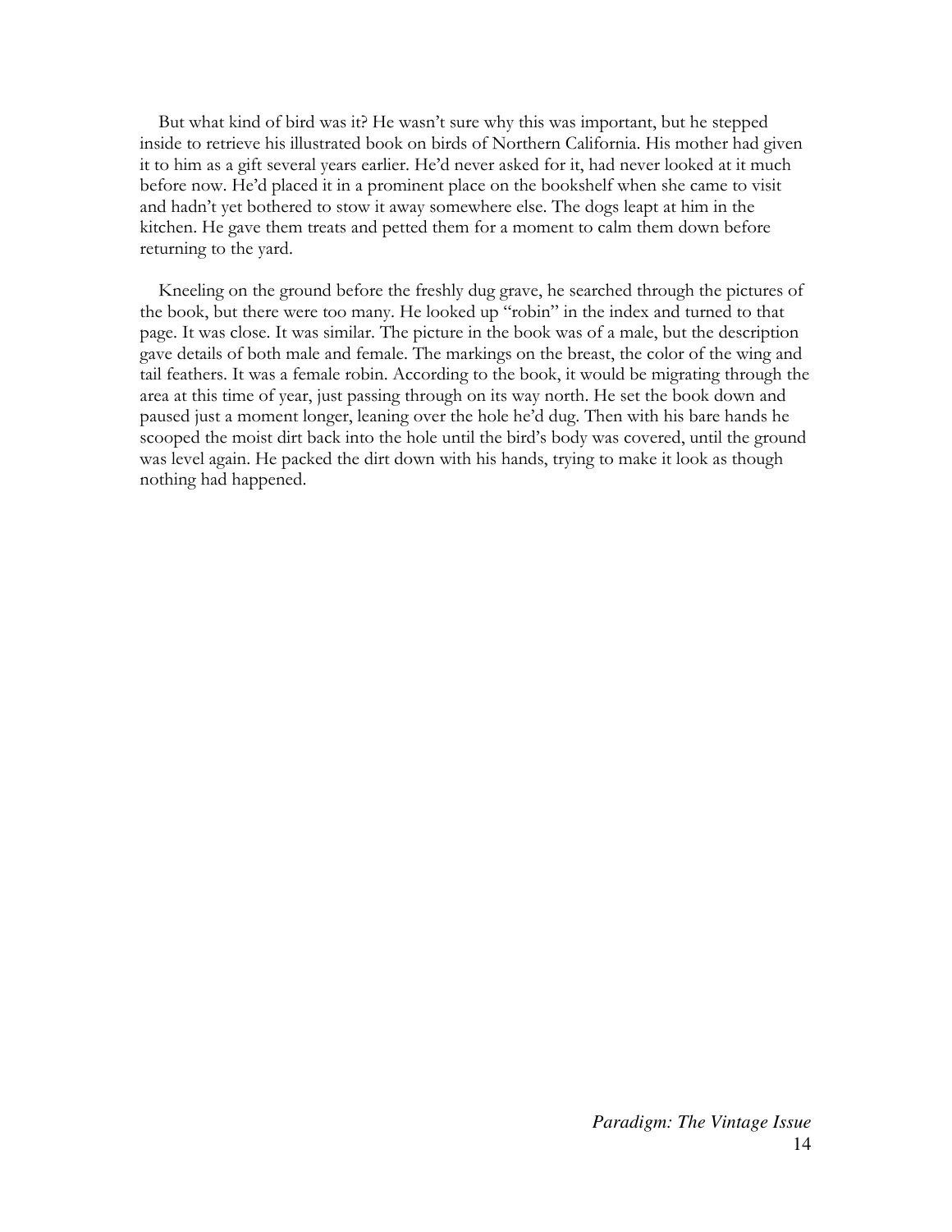But what kind of bird was it? He wasn't sure why this was important, but he stepped inside to retrieve his illustrated book on birds of Northern California. His mother had given it to him as a gift several years earlier. He'd never asked for it, had never looked at it much before now. He'd placed it in a prominent place on the bookshelf when she came to visit and hadn't yet bothered to stow it away somewhere else. The dogs leapt at him in the kitchen. He gave them treats and petted them for a moment to calm them down before returning to the yard.

Kneeling on the ground before the freshly dug grave, he searched through the pictures of the book, but there were too many. He looked up "robin" in the index and turned to that page. It was close. It was similar. The picture in the book was of a male, but the description gave details of both male and female. The markings on the breast, the color of the wing and tail feathers. It was a female robin. According to the book, it would be migrating through the area at this time of year, just passing through on its way north. He set the book down and paused just a moment longer, leaning over the hole he'd dug. Then with his bare hands he scooped the moist dirt back into the hole until the bird's body was covered, until the ground was level again. He packed the dirt down with his hands, trying to make it look as though nothing had happened.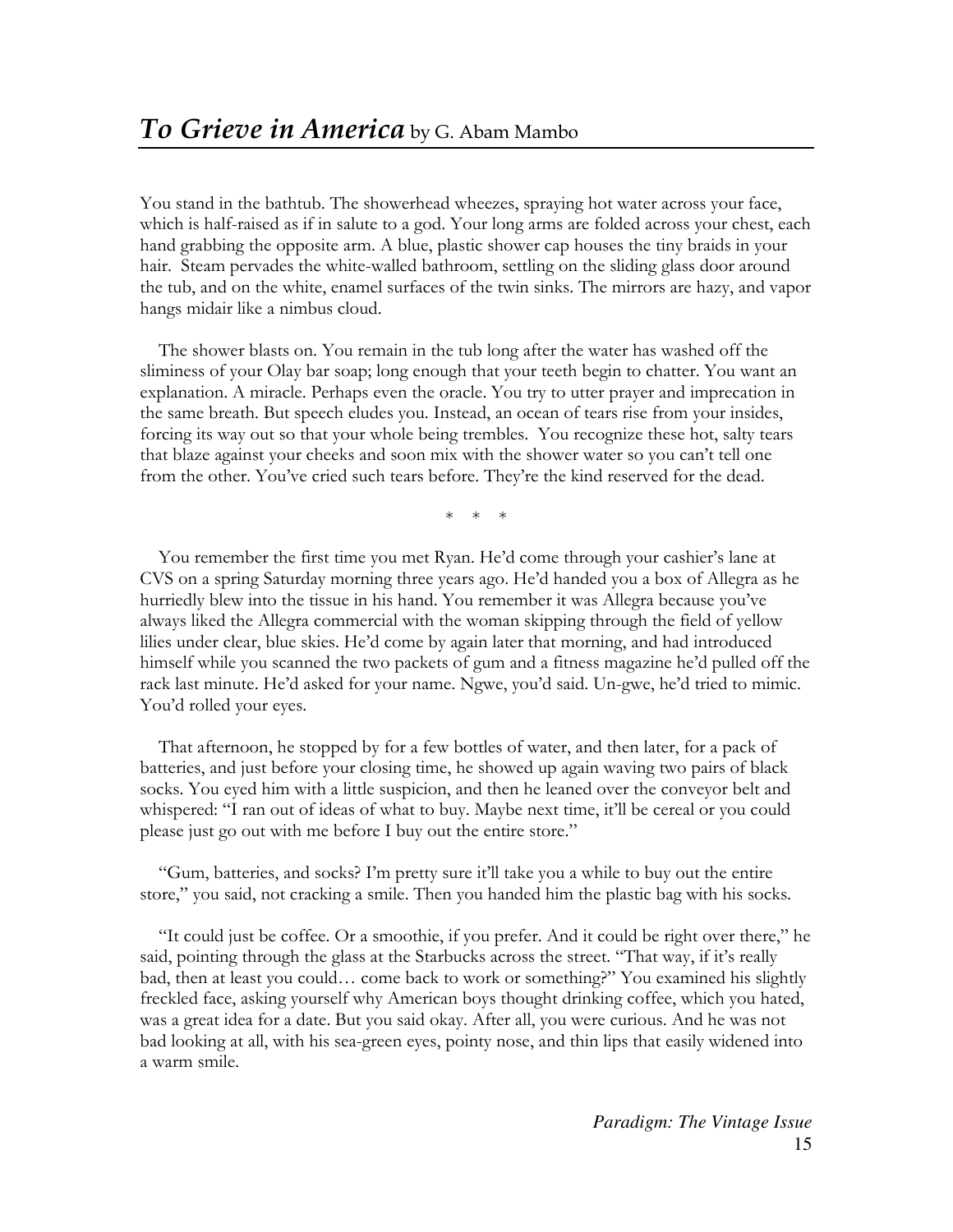# *To Grieve in America* by G. Abam Mambo

You stand in the bathtub. The showerhead wheezes, spraying hot water across your face, which is half-raised as if in salute to a god. Your long arms are folded across your chest, each hand grabbing the opposite arm. A blue, plastic shower cap houses the tiny braids in your hair. Steam pervades the white-walled bathroom, settling on the sliding glass door around the tub, and on the white, enamel surfaces of the twin sinks. The mirrors are hazy, and vapor hangs midair like a nimbus cloud.

The shower blasts on. You remain in the tub long after the water has washed off the sliminess of your Olay bar soap; long enough that your teeth begin to chatter. You want an explanation. A miracle. Perhaps even the oracle. You try to utter prayer and imprecation in the same breath. But speech eludes you. Instead, an ocean of tears rise from your insides, forcing its way out so that your whole being trembles. You recognize these hot, salty tears that blaze against your cheeks and soon mix with the shower water so you can't tell one from the other. You've cried such tears before. They're the kind reserved for the dead.

\* \* \*

You remember the first time you met Ryan. He'd come through your cashier's lane at CVS on a spring Saturday morning three years ago. He'd handed you a box of Allegra as he hurriedly blew into the tissue in his hand. You remember it was Allegra because you've always liked the Allegra commercial with the woman skipping through the field of yellow lilies under clear, blue skies. He'd come by again later that morning, and had introduced himself while you scanned the two packets of gum and a fitness magazine he'd pulled off the rack last minute. He'd asked for your name. Ngwe, you'd said. Un-gwe, he'd tried to mimic. You'd rolled your eyes.

That afternoon, he stopped by for a few bottles of water, and then later, for a pack of batteries, and just before your closing time, he showed up again waving two pairs of black socks. You eyed him with a little suspicion, and then he leaned over the conveyor belt and whispered: "I ran out of ideas of what to buy. Maybe next time, it'll be cereal or you could please just go out with me before I buy out the entire store."

"Gum, batteries, and socks? I'm pretty sure it'll take you a while to buy out the entire store," you said, not cracking a smile. Then you handed him the plastic bag with his socks.

"It could just be coffee. Or a smoothie, if you prefer. And it could be right over there," he said, pointing through the glass at the Starbucks across the street. "That way, if it's really bad, then at least you could… come back to work or something?" You examined his slightly freckled face, asking yourself why American boys thought drinking coffee, which you hated, was a great idea for a date. But you said okay. After all, you were curious. And he was not bad looking at all, with his sea-green eyes, pointy nose, and thin lips that easily widened into a warm smile.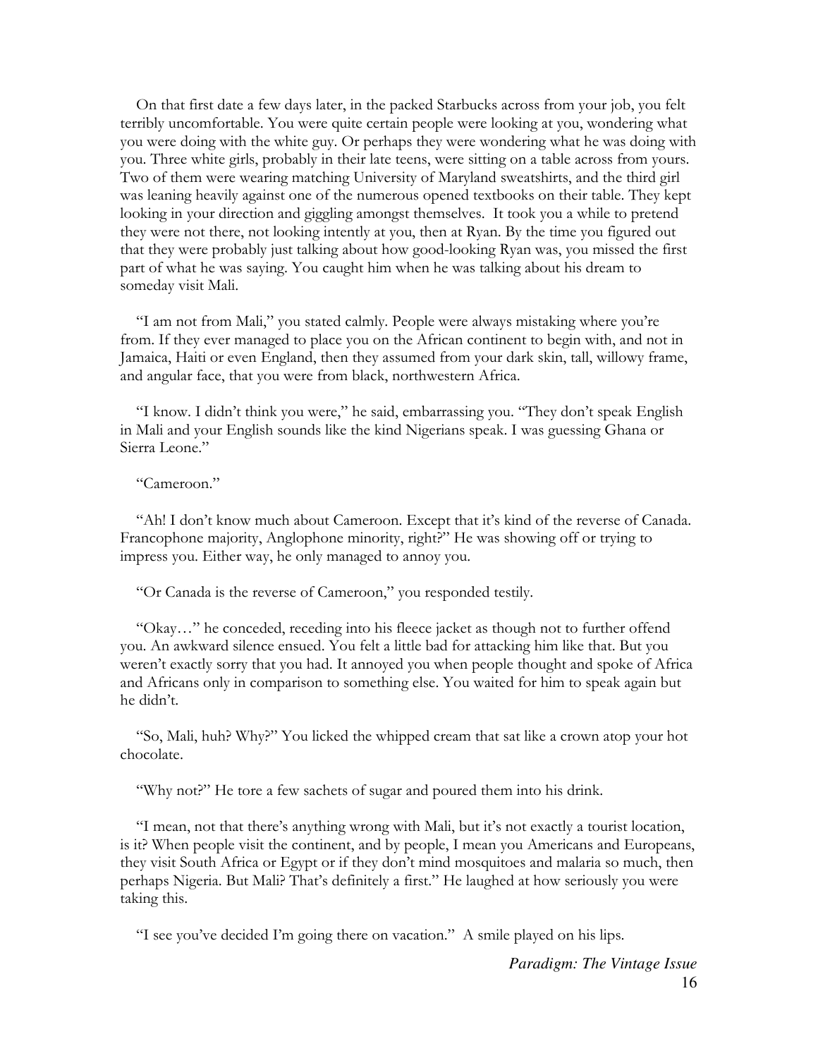On that first date a few days later, in the packed Starbucks across from your job, you felt terribly uncomfortable. You were quite certain people were looking at you, wondering what you were doing with the white guy. Or perhaps they were wondering what he was doing with you. Three white girls, probably in their late teens, were sitting on a table across from yours. Two of them were wearing matching University of Maryland sweatshirts, and the third girl was leaning heavily against one of the numerous opened textbooks on their table. They kept looking in your direction and giggling amongst themselves. It took you a while to pretend they were not there, not looking intently at you, then at Ryan. By the time you figured out that they were probably just talking about how good-looking Ryan was, you missed the first part of what he was saying. You caught him when he was talking about his dream to someday visit Mali.

"I am not from Mali," you stated calmly. People were always mistaking where you're from. If they ever managed to place you on the African continent to begin with, and not in Jamaica, Haiti or even England, then they assumed from your dark skin, tall, willowy frame, and angular face, that you were from black, northwestern Africa.

"I know. I didn't think you were," he said, embarrassing you. "They don't speak English in Mali and your English sounds like the kind Nigerians speak. I was guessing Ghana or Sierra Leone."

"Cameroon."

"Ah! I don't know much about Cameroon. Except that it's kind of the reverse of Canada. Francophone majority, Anglophone minority, right?" He was showing off or trying to impress you. Either way, he only managed to annoy you.

"Or Canada is the reverse of Cameroon," you responded testily.

"Okay…" he conceded, receding into his fleece jacket as though not to further offend you. An awkward silence ensued. You felt a little bad for attacking him like that. But you weren't exactly sorry that you had. It annoyed you when people thought and spoke of Africa and Africans only in comparison to something else. You waited for him to speak again but he didn't.

"So, Mali, huh? Why?" You licked the whipped cream that sat like a crown atop your hot chocolate.

"Why not?" He tore a few sachets of sugar and poured them into his drink.

"I mean, not that there's anything wrong with Mali, but it's not exactly a tourist location, is it? When people visit the continent, and by people, I mean you Americans and Europeans, they visit South Africa or Egypt or if they don't mind mosquitoes and malaria so much, then perhaps Nigeria. But Mali? That's definitely a first." He laughed at how seriously you were taking this.

"I see you've decided I'm going there on vacation." A smile played on his lips.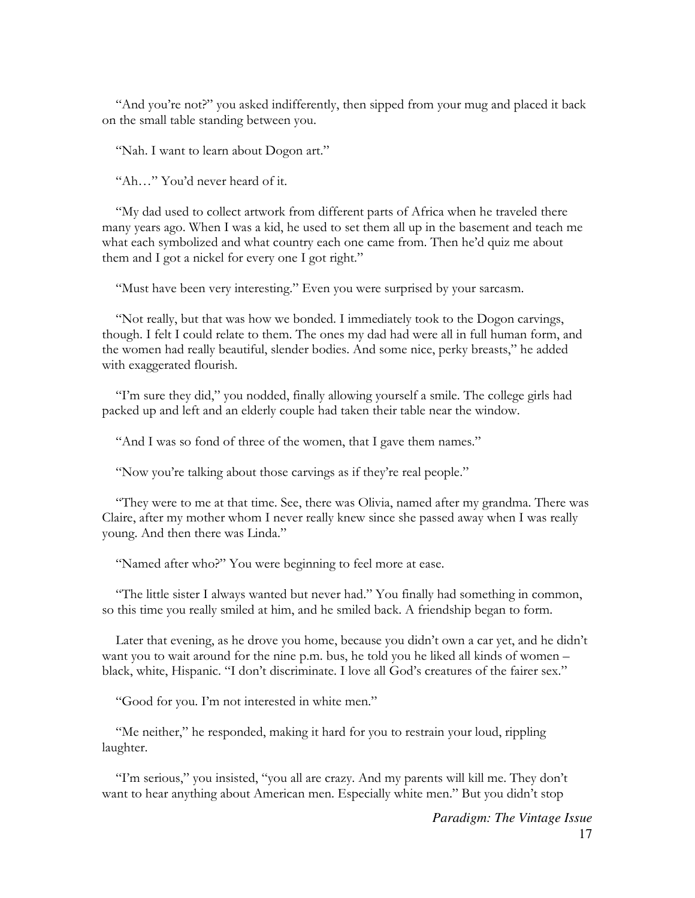"And you're not?" you asked indifferently, then sipped from your mug and placed it back on the small table standing between you.

"Nah. I want to learn about Dogon art."

"Ah…" You'd never heard of it.

"My dad used to collect artwork from different parts of Africa when he traveled there many years ago. When I was a kid, he used to set them all up in the basement and teach me what each symbolized and what country each one came from. Then he'd quiz me about them and I got a nickel for every one I got right."

"Must have been very interesting." Even you were surprised by your sarcasm.

"Not really, but that was how we bonded. I immediately took to the Dogon carvings, though. I felt I could relate to them. The ones my dad had were all in full human form, and the women had really beautiful, slender bodies. And some nice, perky breasts," he added with exaggerated flourish.

"I'm sure they did," you nodded, finally allowing yourself a smile. The college girls had packed up and left and an elderly couple had taken their table near the window.

"And I was so fond of three of the women, that I gave them names."

"Now you're talking about those carvings as if they're real people."

"They were to me at that time. See, there was Olivia, named after my grandma. There was Claire, after my mother whom I never really knew since she passed away when I was really young. And then there was Linda."

"Named after who?" You were beginning to feel more at ease.

"The little sister I always wanted but never had." You finally had something in common, so this time you really smiled at him, and he smiled back. A friendship began to form.

Later that evening, as he drove you home, because you didn't own a car yet, and he didn't want you to wait around for the nine p.m. bus, he told you he liked all kinds of women – black, white, Hispanic. "I don't discriminate. I love all God's creatures of the fairer sex."

"Good for you. I'm not interested in white men."

"Me neither," he responded, making it hard for you to restrain your loud, rippling laughter.

"I'm serious," you insisted, "you all are crazy. And my parents will kill me. They don't want to hear anything about American men. Especially white men." But you didn't stop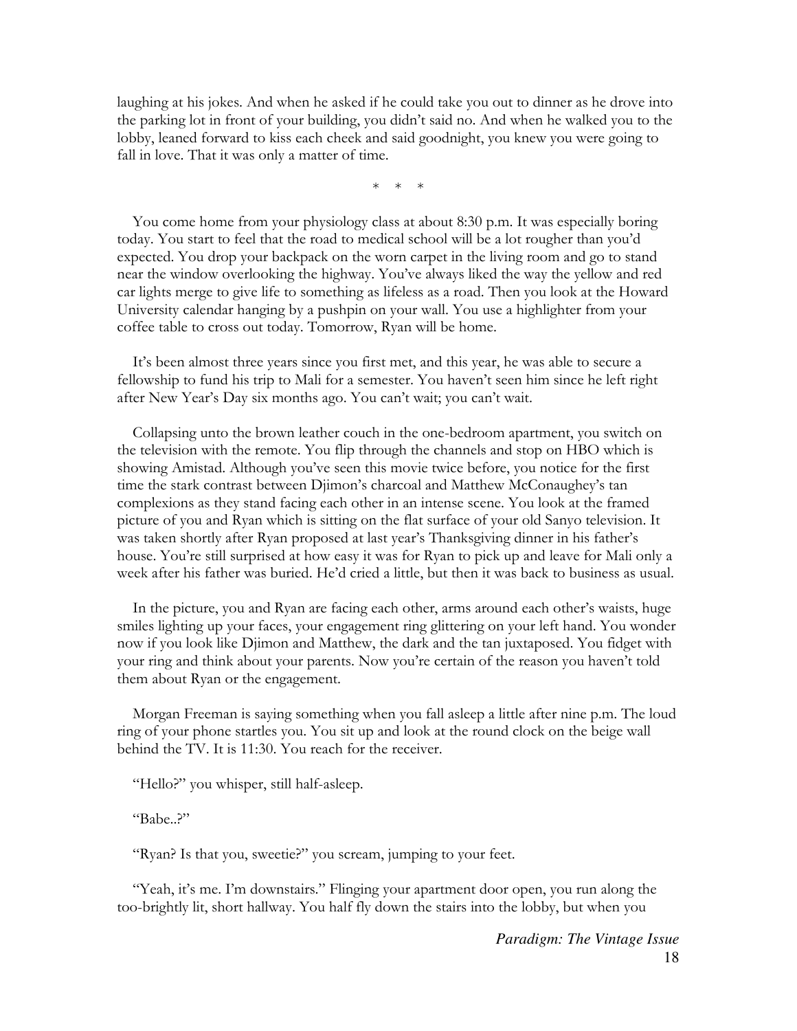laughing at his jokes. And when he asked if he could take you out to dinner as he drove into the parking lot in front of your building, you didn't said no. And when he walked you to the lobby, leaned forward to kiss each cheek and said goodnight, you knew you were going to fall in love. That it was only a matter of time.

\*   \*   \*

You come home from your physiology class at about 8:30 p.m. It was especially boring today. You start to feel that the road to medical school will be a lot rougher than you'd expected. You drop your backpack on the worn carpet in the living room and go to stand near the window overlooking the highway. You've always liked the way the yellow and red car lights merge to give life to something as lifeless as a road. Then you look at the Howard University calendar hanging by a pushpin on your wall. You use a highlighter from your coffee table to cross out today. Tomorrow, Ryan will be home.

It's been almost three years since you first met, and this year, he was able to secure a fellowship to fund his trip to Mali for a semester. You haven't seen him since he left right after New Year's Day six months ago. You can't wait; you can't wait.

Collapsing unto the brown leather couch in the one-bedroom apartment, you switch on the television with the remote. You flip through the channels and stop on HBO which is showing Amistad. Although you've seen this movie twice before, you notice for the first time the stark contrast between Djimon's charcoal and Matthew McConaughey's tan complexions as they stand facing each other in an intense scene. You look at the framed picture of you and Ryan which is sitting on the flat surface of your old Sanyo television. It was taken shortly after Ryan proposed at last year's Thanksgiving dinner in his father's house. You're still surprised at how easy it was for Ryan to pick up and leave for Mali only a week after his father was buried. He'd cried a little, but then it was back to business as usual.

In the picture, you and Ryan are facing each other, arms around each other's waists, huge smiles lighting up your faces, your engagement ring glittering on your left hand. You wonder now if you look like Djimon and Matthew, the dark and the tan juxtaposed. You fidget with your ring and think about your parents. Now you're certain of the reason you haven't told them about Ryan or the engagement.

Morgan Freeman is saying something when you fall asleep a little after nine p.m. The loud ring of your phone startles you. You sit up and look at the round clock on the beige wall behind the TV. It is 11:30. You reach for the receiver.

"Hello?" you whisper, still half-asleep.

"Babe..?"

"Ryan? Is that you, sweetie?" you scream, jumping to your feet.

"Yeah, it's me. I'm downstairs." Flinging your apartment door open, you run along the too-brightly lit, short hallway. You half fly down the stairs into the lobby, but when you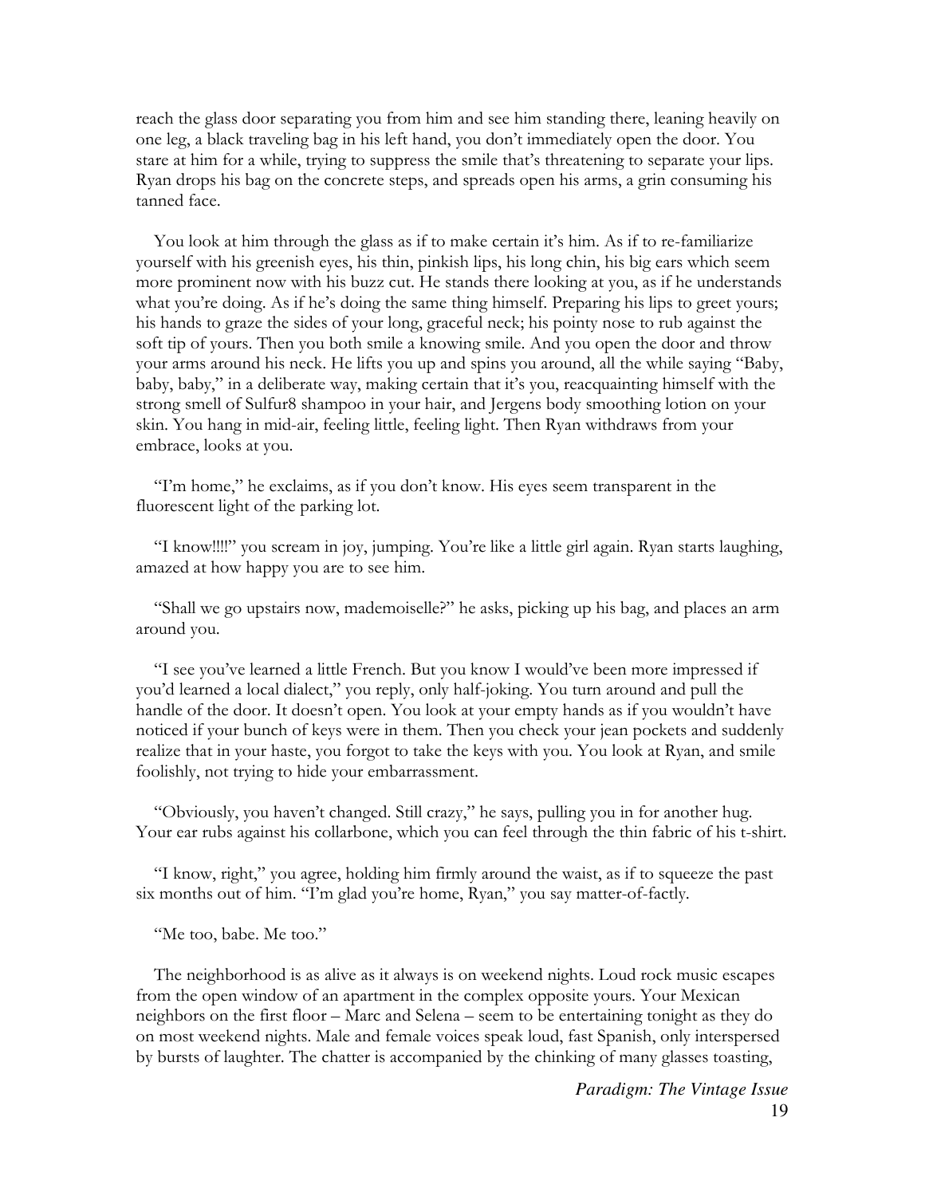reach the glass door separating you from him and see him standing there, leaning heavily on one leg, a black traveling bag in his left hand, you don't immediately open the door. You stare at him for a while, trying to suppress the smile that's threatening to separate your lips. Ryan drops his bag on the concrete steps, and spreads open his arms, a grin consuming his tanned face.

You look at him through the glass as if to make certain it's him. As if to re-familiarize yourself with his greenish eyes, his thin, pinkish lips, his long chin, his big ears which seem more prominent now with his buzz cut. He stands there looking at you, as if he understands what you're doing. As if he's doing the same thing himself. Preparing his lips to greet yours; his hands to graze the sides of your long, graceful neck; his pointy nose to rub against the soft tip of yours. Then you both smile a knowing smile. And you open the door and throw your arms around his neck. He lifts you up and spins you around, all the while saying "Baby, baby, baby," in a deliberate way, making certain that it's you, reacquainting himself with the strong smell of Sulfur8 shampoo in your hair, and Jergens body smoothing lotion on your skin. You hang in mid-air, feeling little, feeling light. Then Ryan withdraws from your embrace, looks at you.

"I'm home," he exclaims, as if you don't know. His eyes seem transparent in the fluorescent light of the parking lot.

"I know!!!!" you scream in joy, jumping. You're like a little girl again. Ryan starts laughing, amazed at how happy you are to see him.

"Shall we go upstairs now, mademoiselle?" he asks, picking up his bag, and places an arm around you.

"I see you've learned a little French. But you know I would've been more impressed if you'd learned a local dialect," you reply, only half-joking. You turn around and pull the handle of the door. It doesn't open. You look at your empty hands as if you wouldn't have noticed if your bunch of keys were in them. Then you check your jean pockets and suddenly realize that in your haste, you forgot to take the keys with you. You look at Ryan, and smile foolishly, not trying to hide your embarrassment.

"Obviously, you haven't changed. Still crazy," he says, pulling you in for another hug. Your ear rubs against his collarbone, which you can feel through the thin fabric of his t-shirt.

"I know, right," you agree, holding him firmly around the waist, as if to squeeze the past six months out of him. "I'm glad you're home, Ryan," you say matter-of-factly.

"Me too, babe. Me too."

The neighborhood is as alive as it always is on weekend nights. Loud rock music escapes from the open window of an apartment in the complex opposite yours. Your Mexican neighbors on the first floor – Marc and Selena – seem to be entertaining tonight as they do on most weekend nights. Male and female voices speak loud, fast Spanish, only interspersed by bursts of laughter. The chatter is accompanied by the chinking of many glasses toasting,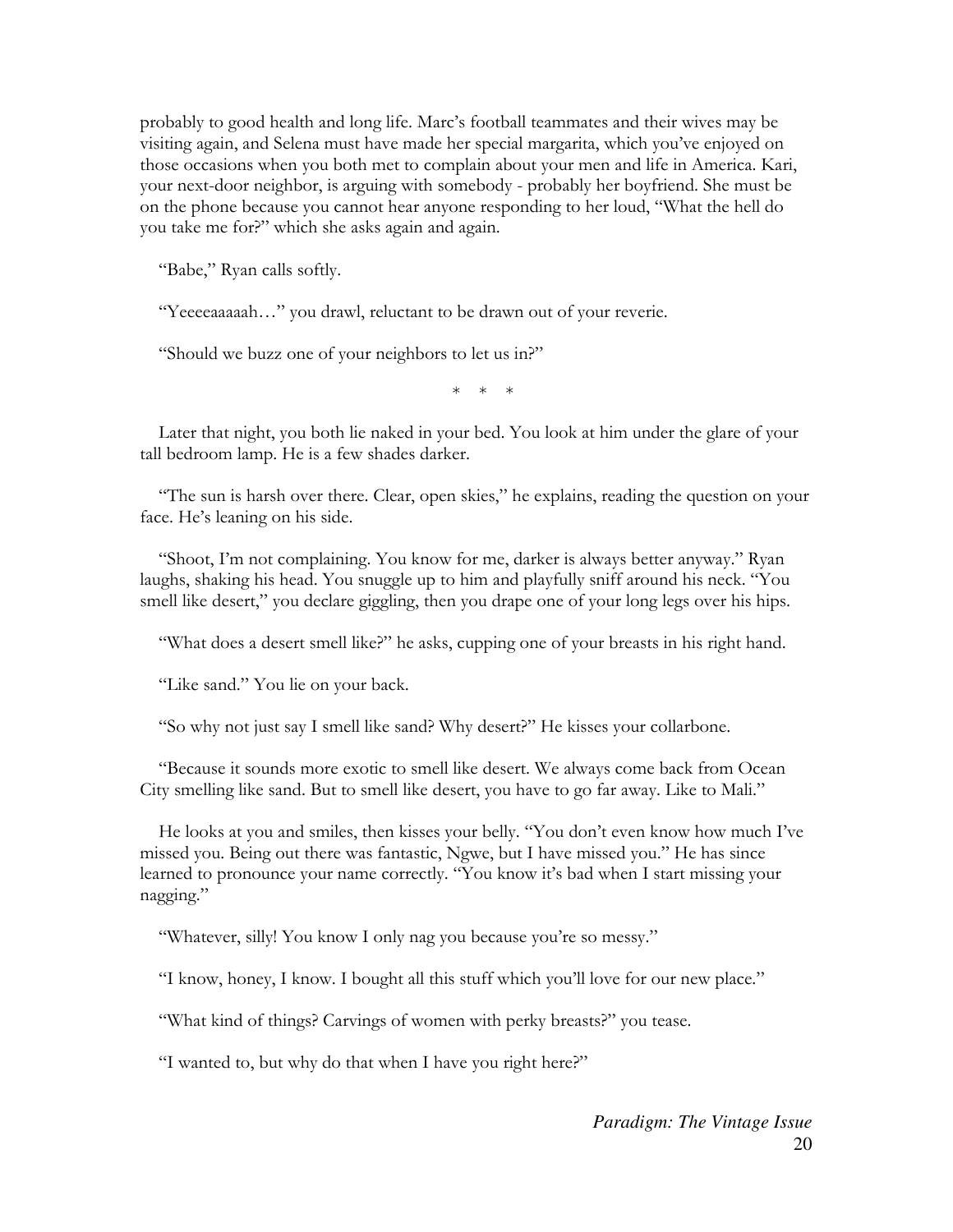probably to good health and long life. Marc's football teammates and their wives may be visiting again, and Selena must have made her special margarita, which you've enjoyed on those occasions when you both met to complain about your men and life in America. Kari, your next-door neighbor, is arguing with somebody - probably her boyfriend. She must be on the phone because you cannot hear anyone responding to her loud, "What the hell do you take me for?" which she asks again and again.

"Babe," Ryan calls softly.

"Yeeeeaaaaah…" you drawl, reluctant to be drawn out of your reverie.

"Should we buzz one of your neighbors to let us in?"

\*  \*  \*

Later that night, you both lie naked in your bed. You look at him under the glare of your tall bedroom lamp. He is a few shades darker.

"The sun is harsh over there. Clear, open skies," he explains, reading the question on your face. He's leaning on his side.

"Shoot, I'm not complaining. You know for me, darker is always better anyway." Ryan laughs, shaking his head. You snuggle up to him and playfully sniff around his neck. "You smell like desert," you declare giggling, then you drape one of your long legs over his hips.

"What does a desert smell like?" he asks, cupping one of your breasts in his right hand.

"Like sand." You lie on your back.

"So why not just say I smell like sand? Why desert?" He kisses your collarbone.

"Because it sounds more exotic to smell like desert. We always come back from Ocean City smelling like sand. But to smell like desert, you have to go far away. Like to Mali."

He looks at you and smiles, then kisses your belly. "You don't even know how much I've missed you. Being out there was fantastic, Ngwe, but I have missed you." He has since learned to pronounce your name correctly. "You know it's bad when I start missing your nagging."

"Whatever, silly! You know I only nag you because you're so messy."

"I know, honey, I know. I bought all this stuff which you'll love for our new place."

"What kind of things? Carvings of women with perky breasts?" you tease.

"I wanted to, but why do that when I have you right here?"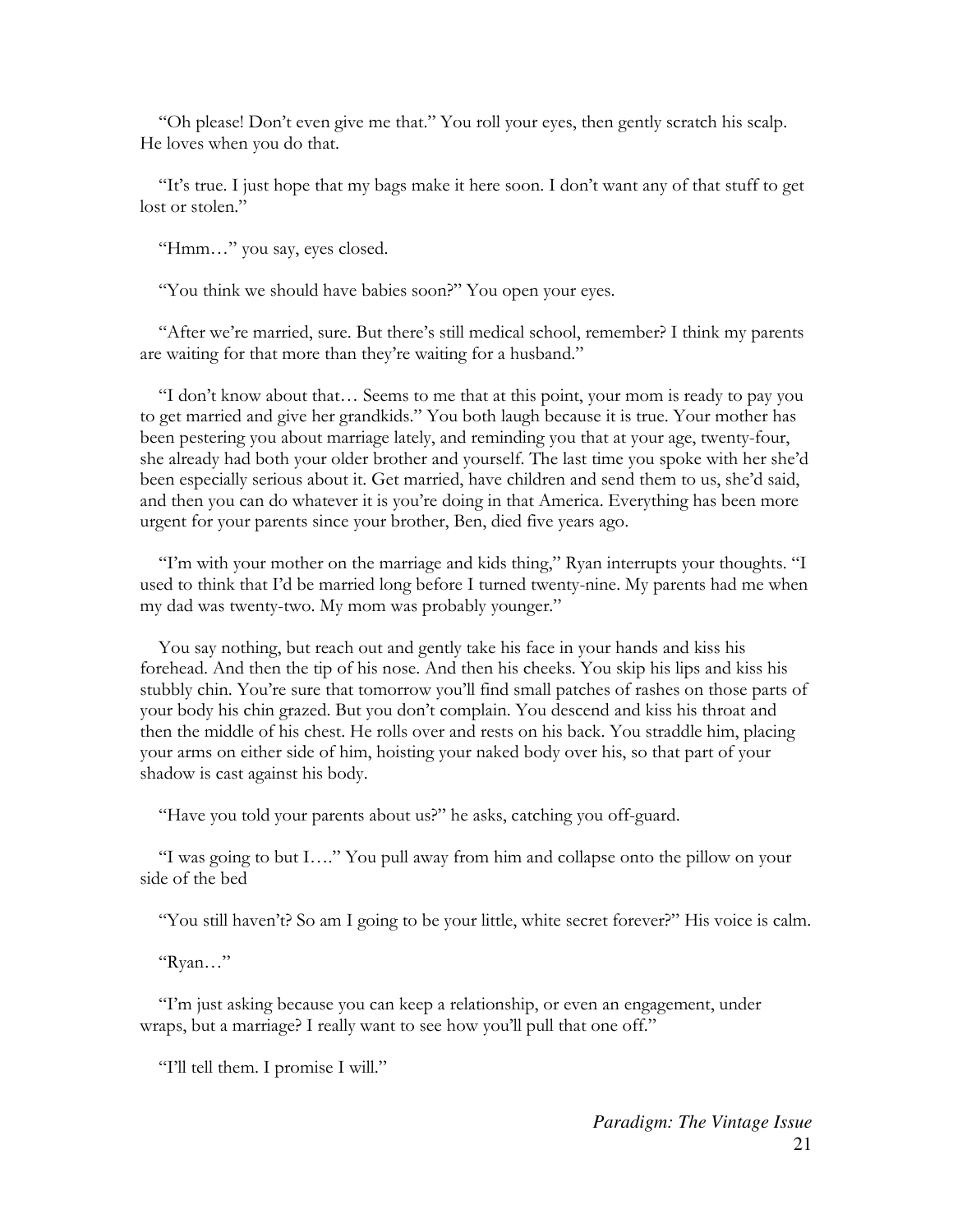"Oh please! Don't even give me that." You roll your eyes, then gently scratch his scalp. He loves when you do that.

"It's true. I just hope that my bags make it here soon. I don't want any of that stuff to get lost or stolen."

"Hmm…" you say, eyes closed.

"You think we should have babies soon?" You open your eyes.

"After we're married, sure. But there's still medical school, remember? I think my parents are waiting for that more than they're waiting for a husband."

"I don't know about that… Seems to me that at this point, your mom is ready to pay you to get married and give her grandkids." You both laugh because it is true. Your mother has been pestering you about marriage lately, and reminding you that at your age, twenty-four, she already had both your older brother and yourself. The last time you spoke with her she'd been especially serious about it. Get married, have children and send them to us, she'd said, and then you can do whatever it is you're doing in that America. Everything has been more urgent for your parents since your brother, Ben, died five years ago.

"I'm with your mother on the marriage and kids thing," Ryan interrupts your thoughts. "I used to think that I'd be married long before I turned twenty-nine. My parents had me when my dad was twenty-two. My mom was probably younger."

You say nothing, but reach out and gently take his face in your hands and kiss his forehead. And then the tip of his nose. And then his cheeks. You skip his lips and kiss his stubbly chin. You're sure that tomorrow you'll find small patches of rashes on those parts of your body his chin grazed. But you don't complain. You descend and kiss his throat and then the middle of his chest. He rolls over and rests on his back. You straddle him, placing your arms on either side of him, hoisting your naked body over his, so that part of your shadow is cast against his body.

"Have you told your parents about us?" he asks, catching you off-guard.

"I was going to but I…." You pull away from him and collapse onto the pillow on your side of the bed

"You still haven't? So am I going to be your little, white secret forever?" His voice is calm.

"Ryan…"

"I'm just asking because you can keep a relationship, or even an engagement, under wraps, but a marriage? I really want to see how you'll pull that one off."

"I'll tell them. I promise I will."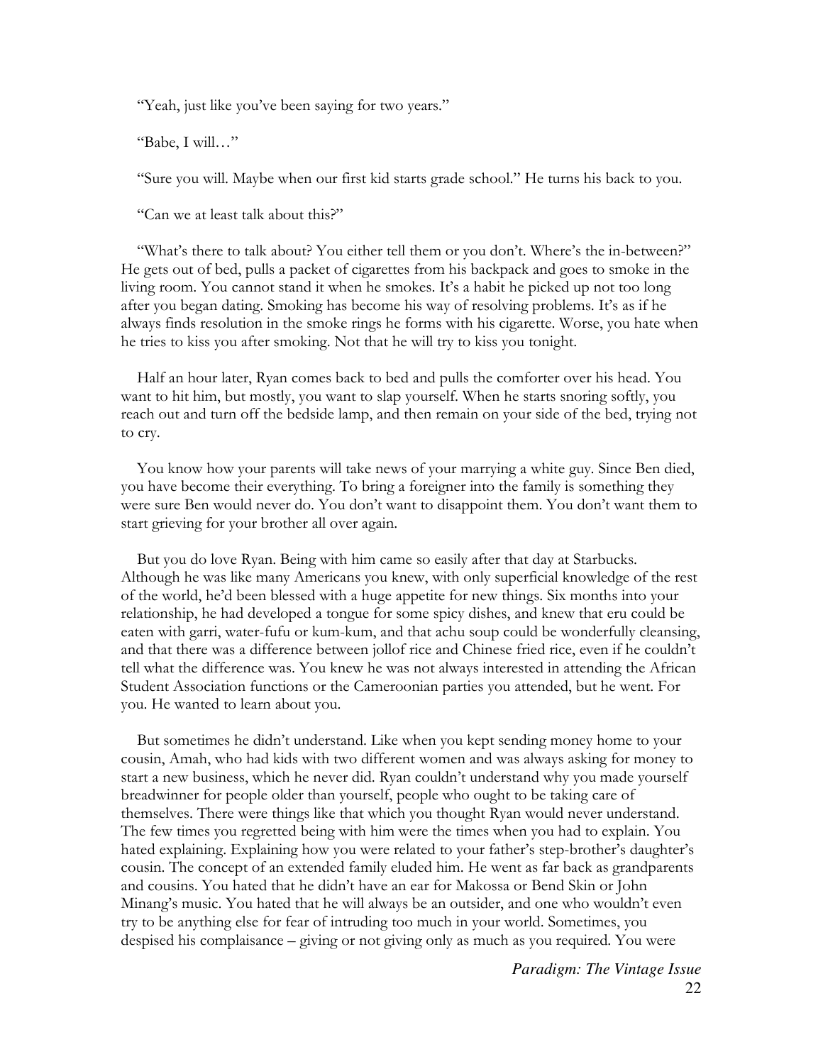"Yeah, just like you've been saying for two years."

"Babe, I will…"

"Sure you will. Maybe when our first kid starts grade school." He turns his back to you.

"Can we at least talk about this?"

"What's there to talk about? You either tell them or you don't. Where's the in-between?" He gets out of bed, pulls a packet of cigarettes from his backpack and goes to smoke in the living room. You cannot stand it when he smokes. It's a habit he picked up not too long after you began dating. Smoking has become his way of resolving problems. It's as if he always finds resolution in the smoke rings he forms with his cigarette. Worse, you hate when he tries to kiss you after smoking. Not that he will try to kiss you tonight.

Half an hour later, Ryan comes back to bed and pulls the comforter over his head. You want to hit him, but mostly, you want to slap yourself. When he starts snoring softly, you reach out and turn off the bedside lamp, and then remain on your side of the bed, trying not to cry.

You know how your parents will take news of your marrying a white guy. Since Ben died, you have become their everything. To bring a foreigner into the family is something they were sure Ben would never do. You don't want to disappoint them. You don't want them to start grieving for your brother all over again.

But you do love Ryan. Being with him came so easily after that day at Starbucks. Although he was like many Americans you knew, with only superficial knowledge of the rest of the world, he'd been blessed with a huge appetite for new things. Six months into your relationship, he had developed a tongue for some spicy dishes, and knew that eru could be eaten with garri, water-fufu or kum-kum, and that achu soup could be wonderfully cleansing, and that there was a difference between jollof rice and Chinese fried rice, even if he couldn't tell what the difference was. You knew he was not always interested in attending the African Student Association functions or the Cameroonian parties you attended, but he went. For you. He wanted to learn about you.

But sometimes he didn't understand. Like when you kept sending money home to your cousin, Amah, who had kids with two different women and was always asking for money to start a new business, which he never did. Ryan couldn't understand why you made yourself breadwinner for people older than yourself, people who ought to be taking care of themselves. There were things like that which you thought Ryan would never understand. The few times you regretted being with him were the times when you had to explain. You hated explaining. Explaining how you were related to your father's step-brother's daughter's cousin. The concept of an extended family eluded him. He went as far back as grandparents and cousins. You hated that he didn't have an ear for Makossa or Bend Skin or John Minang's music. You hated that he will always be an outsider, and one who wouldn't even try to be anything else for fear of intruding too much in your world. Sometimes, you despised his complaisance – giving or not giving only as much as you required. You were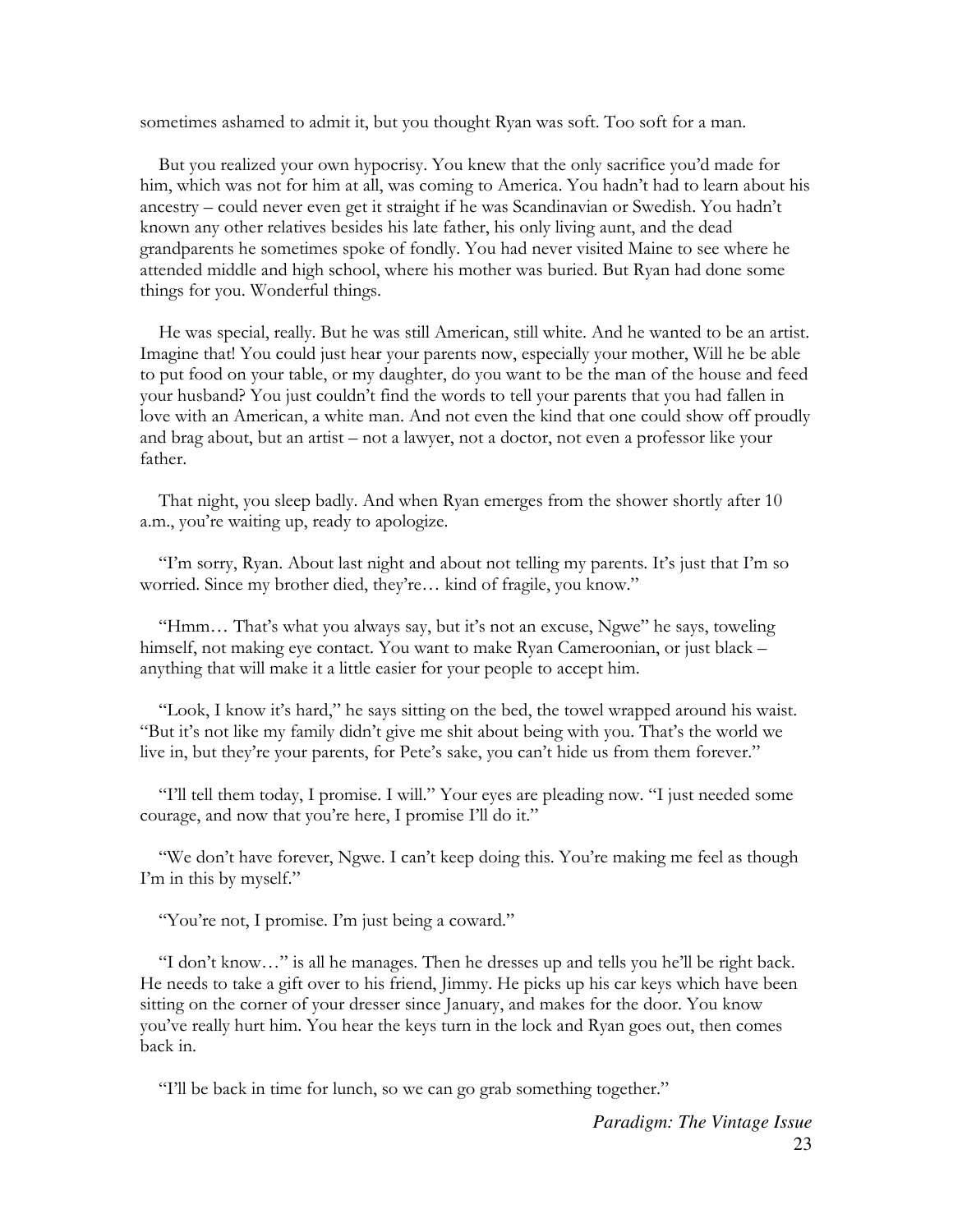sometimes ashamed to admit it, but you thought Ryan was soft. Too soft for a man.

But you realized your own hypocrisy. You knew that the only sacrifice you'd made for him, which was not for him at all, was coming to America. You hadn't had to learn about his ancestry – could never even get it straight if he was Scandinavian or Swedish. You hadn't known any other relatives besides his late father, his only living aunt, and the dead grandparents he sometimes spoke of fondly. You had never visited Maine to see where he attended middle and high school, where his mother was buried. But Ryan had done some things for you. Wonderful things.

He was special, really. But he was still American, still white. And he wanted to be an artist. Imagine that! You could just hear your parents now, especially your mother, Will he be able to put food on your table, or my daughter, do you want to be the man of the house and feed your husband? You just couldn't find the words to tell your parents that you had fallen in love with an American, a white man. And not even the kind that one could show off proudly and brag about, but an artist – not a lawyer, not a doctor, not even a professor like your father.

That night, you sleep badly. And when Ryan emerges from the shower shortly after 10 a.m., you're waiting up, ready to apologize.

"I'm sorry, Ryan. About last night and about not telling my parents. It's just that I'm so worried. Since my brother died, they're… kind of fragile, you know."

"Hmm… That's what you always say, but it's not an excuse, Ngwe" he says, toweling himself, not making eye contact. You want to make Ryan Cameroonian, or just black – anything that will make it a little easier for your people to accept him.

"Look, I know it's hard," he says sitting on the bed, the towel wrapped around his waist. "But it's not like my family didn't give me shit about being with you. That's the world we live in, but they're your parents, for Pete's sake, you can't hide us from them forever."

"I'll tell them today, I promise. I will." Your eyes are pleading now. "I just needed some courage, and now that you're here, I promise I'll do it."

"We don't have forever, Ngwe. I can't keep doing this. You're making me feel as though I'm in this by myself."

"You're not, I promise. I'm just being a coward."

"I don't know…" is all he manages. Then he dresses up and tells you he'll be right back. He needs to take a gift over to his friend, Jimmy. He picks up his car keys which have been sitting on the corner of your dresser since January, and makes for the door. You know you've really hurt him. You hear the keys turn in the lock and Ryan goes out, then comes back in.

"I'll be back in time for lunch, so we can go grab something together."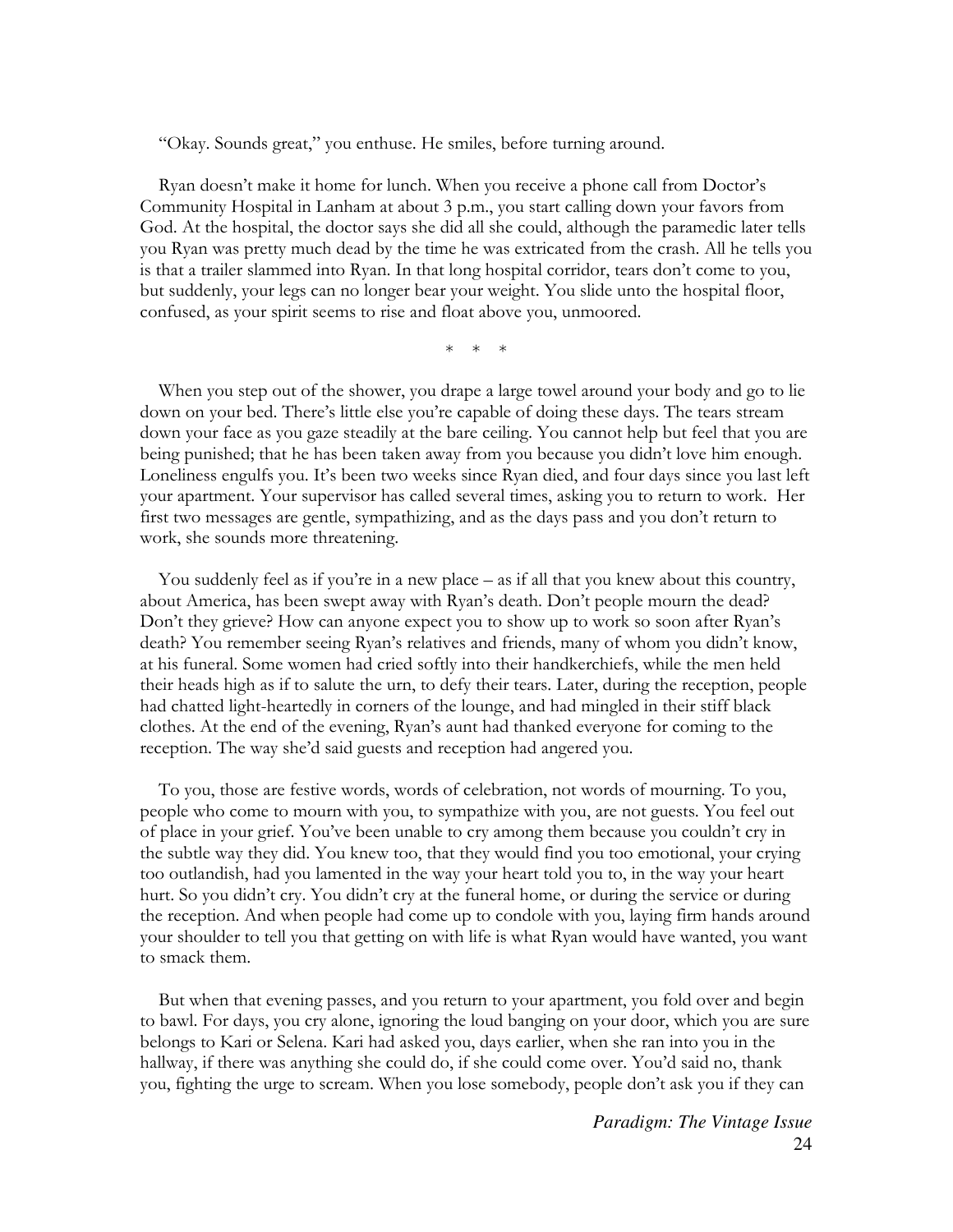"Okay. Sounds great," you enthuse. He smiles, before turning around.

Ryan doesn't make it home for lunch. When you receive a phone call from Doctor's Community Hospital in Lanham at about 3 p.m., you start calling down your favors from God. At the hospital, the doctor says she did all she could, although the paramedic later tells you Ryan was pretty much dead by the time he was extricated from the crash. All he tells you is that a trailer slammed into Ryan. In that long hospital corridor, tears don't come to you, but suddenly, your legs can no longer bear your weight. You slide unto the hospital floor, confused, as your spirit seems to rise and float above you, unmoored.

\* \* \*

When you step out of the shower, you drape a large towel around your body and go to lie down on your bed. There's little else you're capable of doing these days. The tears stream down your face as you gaze steadily at the bare ceiling. You cannot help but feel that you are being punished; that he has been taken away from you because you didn't love him enough. Loneliness engulfs you. It's been two weeks since Ryan died, and four days since you last left your apartment. Your supervisor has called several times, asking you to return to work. Her first two messages are gentle, sympathizing, and as the days pass and you don't return to work, she sounds more threatening.

You suddenly feel as if you're in a new place – as if all that you knew about this country, about America, has been swept away with Ryan's death. Don't people mourn the dead? Don't they grieve? How can anyone expect you to show up to work so soon after Ryan's death? You remember seeing Ryan's relatives and friends, many of whom you didn't know, at his funeral. Some women had cried softly into their handkerchiefs, while the men held their heads high as if to salute the urn, to defy their tears. Later, during the reception, people had chatted light-heartedly in corners of the lounge, and had mingled in their stiff black clothes. At the end of the evening, Ryan's aunt had thanked everyone for coming to the reception. The way she'd said guests and reception had angered you.

To you, those are festive words, words of celebration, not words of mourning. To you, people who come to mourn with you, to sympathize with you, are not guests. You feel out of place in your grief. You've been unable to cry among them because you couldn't cry in the subtle way they did. You knew too, that they would find you too emotional, your crying too outlandish, had you lamented in the way your heart told you to, in the way your heart hurt. So you didn't cry. You didn't cry at the funeral home, or during the service or during the reception. And when people had come up to condole with you, laying firm hands around your shoulder to tell you that getting on with life is what Ryan would have wanted, you want to smack them.

But when that evening passes, and you return to your apartment, you fold over and begin to bawl. For days, you cry alone, ignoring the loud banging on your door, which you are sure belongs to Kari or Selena. Kari had asked you, days earlier, when she ran into you in the hallway, if there was anything she could do, if she could come over. You'd said no, thank you, fighting the urge to scream. When you lose somebody, people don't ask you if they can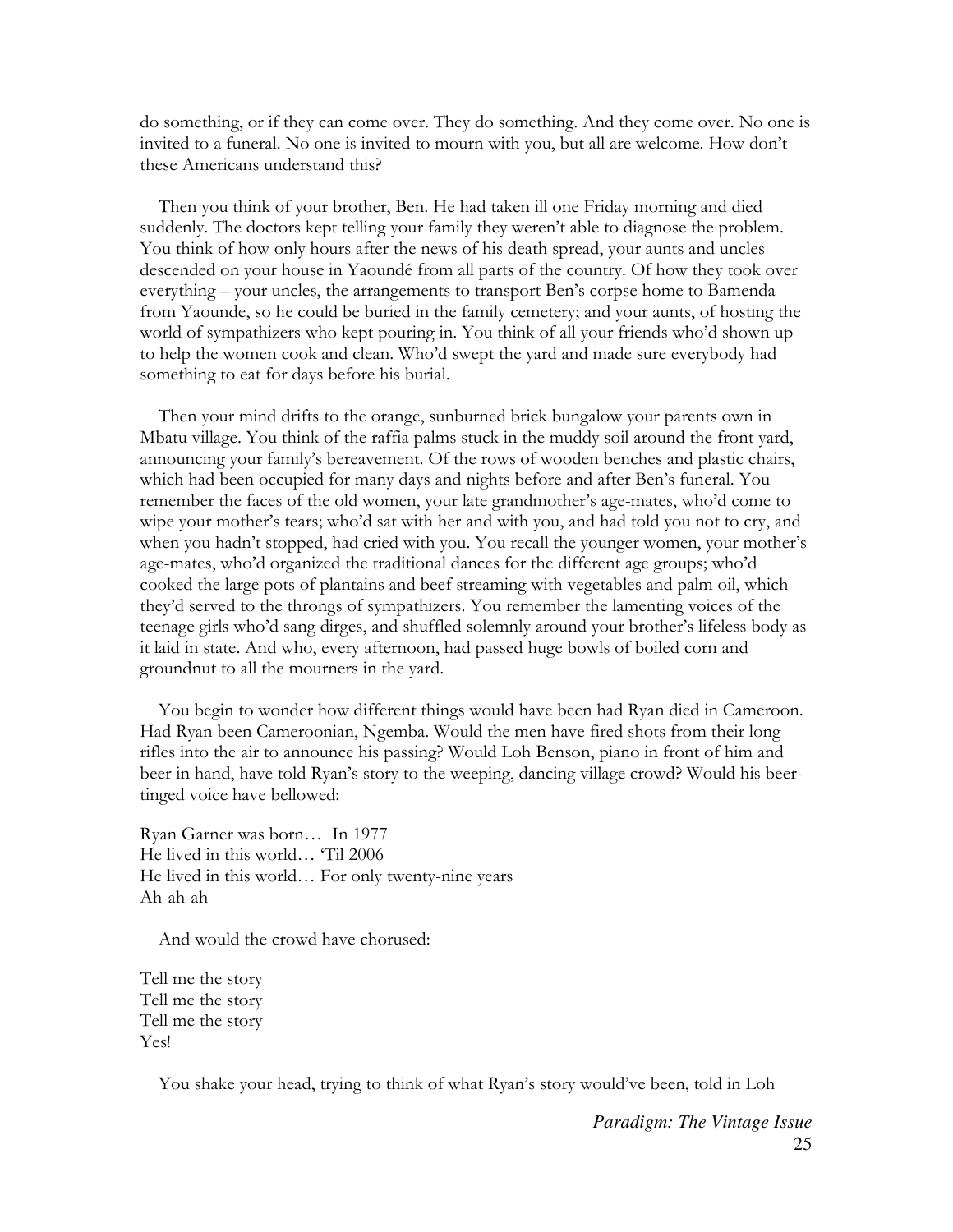do something, or if they can come over. They do something. And they come over. No one is invited to a funeral. No one is invited to mourn with you, but all are welcome. How don't these Americans understand this?

Then you think of your brother, Ben. He had taken ill one Friday morning and died suddenly. The doctors kept telling your family they weren't able to diagnose the problem. You think of how only hours after the news of his death spread, your aunts and uncles descended on your house in Yaoundé from all parts of the country. Of how they took over everything – your uncles, the arrangements to transport Ben's corpse home to Bamenda from Yaounde, so he could be buried in the family cemetery; and your aunts, of hosting the world of sympathizers who kept pouring in. You think of all your friends who'd shown up to help the women cook and clean. Who'd swept the yard and made sure everybody had something to eat for days before his burial.

Then your mind drifts to the orange, sunburned brick bungalow your parents own in Mbatu village. You think of the raffia palms stuck in the muddy soil around the front yard, announcing your family's bereavement. Of the rows of wooden benches and plastic chairs, which had been occupied for many days and nights before and after Ben's funeral. You remember the faces of the old women, your late grandmother's age-mates, who'd come to wipe your mother's tears; who'd sat with her and with you, and had told you not to cry, and when you hadn't stopped, had cried with you. You recall the younger women, your mother's age-mates, who'd organized the traditional dances for the different age groups; who'd cooked the large pots of plantains and beef streaming with vegetables and palm oil, which they'd served to the throngs of sympathizers. You remember the lamenting voices of the teenage girls who'd sang dirges, and shuffled solemnly around your brother's lifeless body as it laid in state. And who, every afternoon, had passed huge bowls of boiled corn and groundnut to all the mourners in the yard.

You begin to wonder how different things would have been had Ryan died in Cameroon. Had Ryan been Cameroonian, Ngemba. Would the men have fired shots from their long rifles into the air to announce his passing? Would Loh Benson, piano in front of him and beer in hand, have told Ryan's story to the weeping, dancing village crowd? Would his beer-tinged voice have bellowed:

Ryan Garner was born… In 1977  
He lived in this world… 'Til 2006  
He lived in this world… For only twenty-nine years  
Ah-ah-ah

And would the crowd have chorused:

Tell me the story  
Tell me the story  
Tell me the story  
Yes!

You shake your head, trying to think of what Ryan's story would've been, told in Loh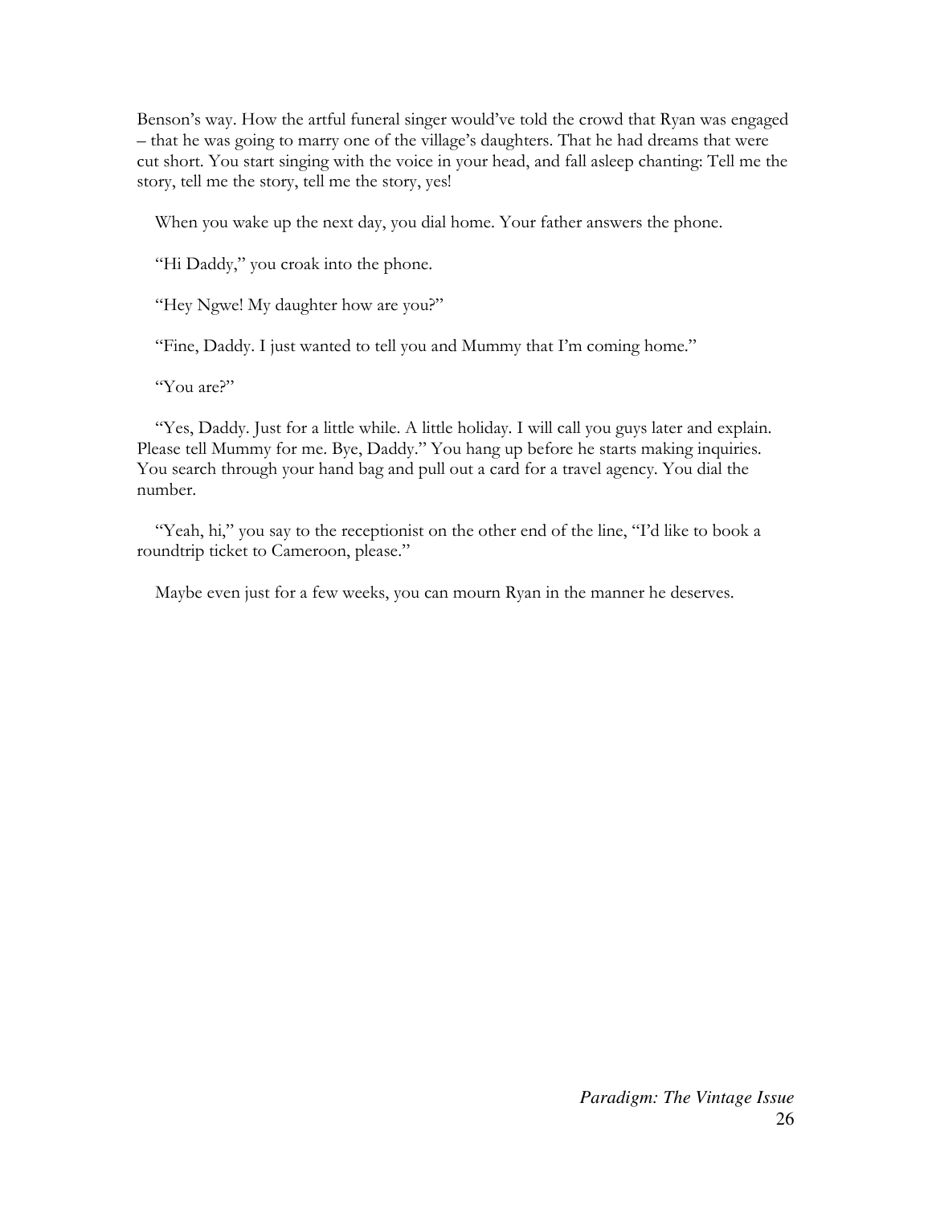Benson's way. How the artful funeral singer would've told the crowd that Ryan was engaged – that he was going to marry one of the village's daughters. That he had dreams that were cut short. You start singing with the voice in your head, and fall asleep chanting: Tell me the story, tell me the story, tell me the story, yes!

When you wake up the next day, you dial home. Your father answers the phone.

"Hi Daddy," you croak into the phone.

"Hey Ngwe! My daughter how are you?"

"Fine, Daddy. I just wanted to tell you and Mummy that I'm coming home."

"You are?"

"Yes, Daddy. Just for a little while. A little holiday. I will call you guys later and explain. Please tell Mummy for me. Bye, Daddy." You hang up before he starts making inquiries. You search through your hand bag and pull out a card for a travel agency. You dial the number.

"Yeah, hi," you say to the receptionist on the other end of the line, "I'd like to book a roundtrip ticket to Cameroon, please."

Maybe even just for a few weeks, you can mourn Ryan in the manner he deserves.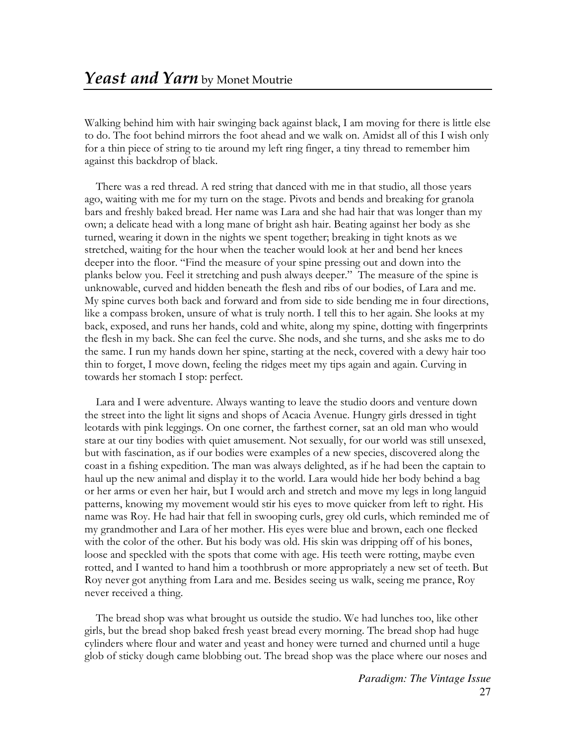## *Yeast and Yarn* by Monet Moutrie

Walking behind him with hair swinging back against black, I am moving for there is little else to do. The foot behind mirrors the foot ahead and we walk on. Amidst all of this I wish only for a thin piece of string to tie around my left ring finger, a tiny thread to remember him against this backdrop of black.

There was a red thread. A red string that danced with me in that studio, all those years ago, waiting with me for my turn on the stage. Pivots and bends and breaking for granola bars and freshly baked bread. Her name was Lara and she had hair that was longer than my own; a delicate head with a long mane of bright ash hair. Beating against her body as she turned, wearing it down in the nights we spent together; breaking in tight knots as we stretched, waiting for the hour when the teacher would look at her and bend her knees deeper into the floor. "Find the measure of your spine pressing out and down into the planks below you. Feel it stretching and push always deeper." The measure of the spine is unknowable, curved and hidden beneath the flesh and ribs of our bodies, of Lara and me. My spine curves both back and forward and from side to side bending me in four directions, like a compass broken, unsure of what is truly north. I tell this to her again. She looks at my back, exposed, and runs her hands, cold and white, along my spine, dotting with fingerprints the flesh in my back. She can feel the curve. She nods, and she turns, and she asks me to do the same. I run my hands down her spine, starting at the neck, covered with a dewy hair too thin to forget, I move down, feeling the ridges meet my tips again and again. Curving in towards her stomach I stop: perfect.

Lara and I were adventure. Always wanting to leave the studio doors and venture down the street into the light lit signs and shops of Acacia Avenue. Hungry girls dressed in tight leotards with pink leggings. On one corner, the farthest corner, sat an old man who would stare at our tiny bodies with quiet amusement. Not sexually, for our world was still unsexed, but with fascination, as if our bodies were examples of a new species, discovered along the coast in a fishing expedition. The man was always delighted, as if he had been the captain to haul up the new animal and display it to the world. Lara would hide her body behind a bag or her arms or even her hair, but I would arch and stretch and move my legs in long languid patterns, knowing my movement would stir his eyes to move quicker from left to right. His name was Roy. He had hair that fell in swooping curls, grey old curls, which reminded me of my grandmother and Lara of her mother. His eyes were blue and brown, each one flecked with the color of the other. But his body was old. His skin was dripping off of his bones, loose and speckled with the spots that come with age. His teeth were rotting, maybe even rotted, and I wanted to hand him a toothbrush or more appropriately a new set of teeth. But Roy never got anything from Lara and me. Besides seeing us walk, seeing me prance, Roy never received a thing.

The bread shop was what brought us outside the studio. We had lunches too, like other girls, but the bread shop baked fresh yeast bread every morning. The bread shop had huge cylinders where flour and water and yeast and honey were turned and churned until a huge glob of sticky dough came blobbing out. The bread shop was the place where our noses and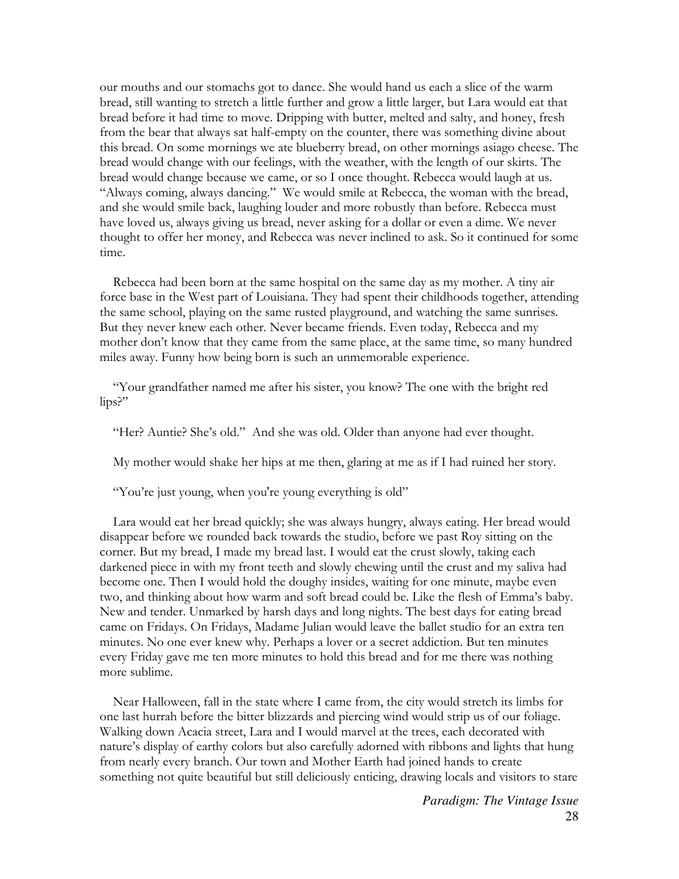our mouths and our stomachs got to dance. She would hand us each a slice of the warm bread, still wanting to stretch a little further and grow a little larger, but Lara would eat that bread before it had time to move. Dripping with butter, melted and salty, and honey, fresh from the bear that always sat half-empty on the counter, there was something divine about this bread. On some mornings we ate blueberry bread, on other mornings asiago cheese. The bread would change with our feelings, with the weather, with the length of our skirts. The bread would change because we came, or so I once thought. Rebecca would laugh at us. "Always coming, always dancing." We would smile at Rebecca, the woman with the bread, and she would smile back, laughing louder and more robustly than before. Rebecca must have loved us, always giving us bread, never asking for a dollar or even a dime. We never thought to offer her money, and Rebecca was never inclined to ask. So it continued for some time.

Rebecca had been born at the same hospital on the same day as my mother. A tiny air force base in the West part of Louisiana. They had spent their childhoods together, attending the same school, playing on the same rusted playground, and watching the same sunrises. But they never knew each other. Never became friends. Even today, Rebecca and my mother don't know that they came from the same place, at the same time, so many hundred miles away. Funny how being born is such an unmemorable experience.

"Your grandfather named me after his sister, you know? The one with the bright red lips?"

"Her? Auntie? She's old." And she was old. Older than anyone had ever thought.

My mother would shake her hips at me then, glaring at me as if I had ruined her story.

"You're just young, when you're young everything is old"

Lara would eat her bread quickly; she was always hungry, always eating. Her bread would disappear before we rounded back towards the studio, before we past Roy sitting on the corner. But my bread, I made my bread last. I would eat the crust slowly, taking each darkened piece in with my front teeth and slowly chewing until the crust and my saliva had become one. Then I would hold the doughy insides, waiting for one minute, maybe even two, and thinking about how warm and soft bread could be. Like the flesh of Emma's baby. New and tender. Unmarked by harsh days and long nights. The best days for eating bread came on Fridays. On Fridays, Madame Julian would leave the ballet studio for an extra ten minutes. No one ever knew why. Perhaps a lover or a secret addiction. But ten minutes every Friday gave me ten more minutes to hold this bread and for me there was nothing more sublime.

Near Halloween, fall in the state where I came from, the city would stretch its limbs for one last hurrah before the bitter blizzards and piercing wind would strip us of our foliage. Walking down Acacia street, Lara and I would marvel at the trees, each decorated with nature's display of earthy colors but also carefully adorned with ribbons and lights that hung from nearly every branch. Our town and Mother Earth had joined hands to create something not quite beautiful but still deliciously enticing, drawing locals and visitors to stare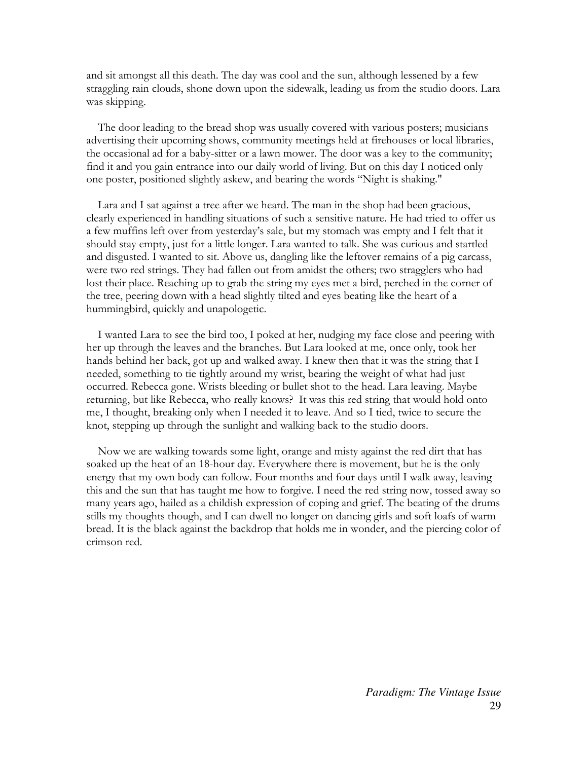and sit amongst all this death. The day was cool and the sun, although lessened by a few straggling rain clouds, shone down upon the sidewalk, leading us from the studio doors. Lara was skipping.

The door leading to the bread shop was usually covered with various posters; musicians advertising their upcoming shows, community meetings held at firehouses or local libraries, the occasional ad for a baby-sitter or a lawn mower. The door was a key to the community; find it and you gain entrance into our daily world of living. But on this day I noticed only one poster, positioned slightly askew, and bearing the words "Night is shaking."

Lara and I sat against a tree after we heard. The man in the shop had been gracious, clearly experienced in handling situations of such a sensitive nature. He had tried to offer us a few muffins left over from yesterday's sale, but my stomach was empty and I felt that it should stay empty, just for a little longer. Lara wanted to talk. She was curious and startled and disgusted. I wanted to sit. Above us, dangling like the leftover remains of a pig carcass, were two red strings. They had fallen out from amidst the others; two stragglers who had lost their place. Reaching up to grab the string my eyes met a bird, perched in the corner of the tree, peering down with a head slightly tilted and eyes beating like the heart of a hummingbird, quickly and unapologetic.

I wanted Lara to see the bird too, I poked at her, nudging my face close and peering with her up through the leaves and the branches. But Lara looked at me, once only, took her hands behind her back, got up and walked away. I knew then that it was the string that I needed, something to tie tightly around my wrist, bearing the weight of what had just occurred. Rebecca gone. Wrists bleeding or bullet shot to the head. Lara leaving. Maybe returning, but like Rebecca, who really knows? It was this red string that would hold onto me, I thought, breaking only when I needed it to leave. And so I tied, twice to secure the knot, stepping up through the sunlight and walking back to the studio doors.

Now we are walking towards some light, orange and misty against the red dirt that has soaked up the heat of an 18-hour day. Everywhere there is movement, but he is the only energy that my own body can follow. Four months and four days until I walk away, leaving this and the sun that has taught me how to forgive. I need the red string now, tossed away so many years ago, hailed as a childish expression of coping and grief. The beating of the drums stills my thoughts though, and I can dwell no longer on dancing girls and soft loafs of warm bread. It is the black against the backdrop that holds me in wonder, and the piercing color of crimson red.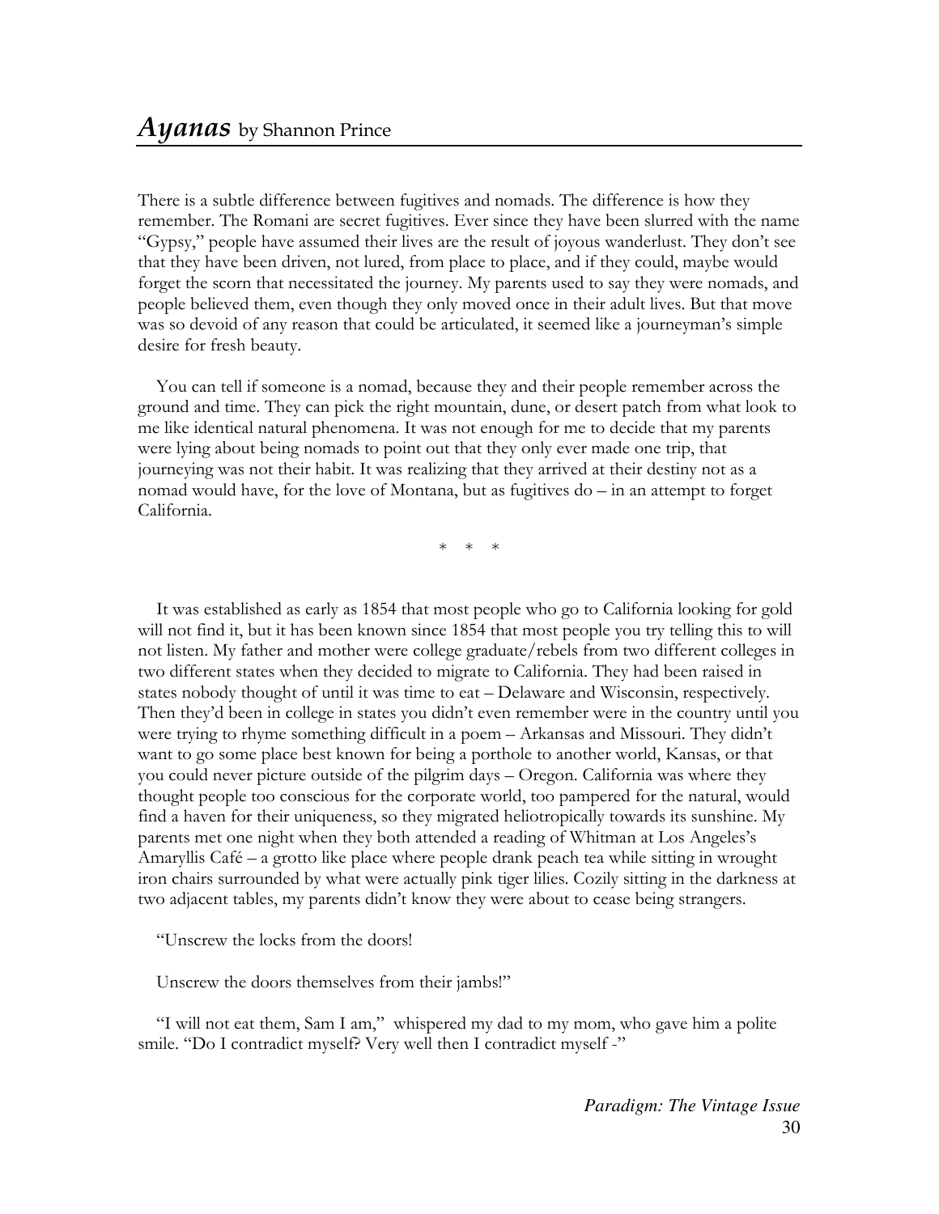## *Ayanas* by Shannon Prince

There is a subtle difference between fugitives and nomads. The difference is how they remember. The Romani are secret fugitives. Ever since they have been slurred with the name "Gypsy," people have assumed their lives are the result of joyous wanderlust. They don't see that they have been driven, not lured, from place to place, and if they could, maybe would forget the scorn that necessitated the journey. My parents used to say they were nomads, and people believed them, even though they only moved once in their adult lives. But that move was so devoid of any reason that could be articulated, it seemed like a journeyman's simple desire for fresh beauty.

You can tell if someone is a nomad, because they and their people remember across the ground and time. They can pick the right mountain, dune, or desert patch from what look to me like identical natural phenomena. It was not enough for me to decide that my parents were lying about being nomads to point out that they only ever made one trip, that journeying was not their habit. It was realizing that they arrived at their destiny not as a nomad would have, for the love of Montana, but as fugitives do – in an attempt to forget California.

\* \* \*

It was established as early as 1854 that most people who go to California looking for gold will not find it, but it has been known since 1854 that most people you try telling this to will not listen. My father and mother were college graduate/rebels from two different colleges in two different states when they decided to migrate to California. They had been raised in states nobody thought of until it was time to eat – Delaware and Wisconsin, respectively. Then they'd been in college in states you didn't even remember were in the country until you were trying to rhyme something difficult in a poem – Arkansas and Missouri. They didn't want to go some place best known for being a porthole to another world, Kansas, or that you could never picture outside of the pilgrim days – Oregon. California was where they thought people too conscious for the corporate world, too pampered for the natural, would find a haven for their uniqueness, so they migrated heliotropically towards its sunshine. My parents met one night when they both attended a reading of Whitman at Los Angeles's Amaryllis Café – a grotto like place where people drank peach tea while sitting in wrought iron chairs surrounded by what were actually pink tiger lilies. Cozily sitting in the darkness at two adjacent tables, my parents didn't know they were about to cease being strangers.

"Unscrew the locks from the doors!

Unscrew the doors themselves from their jambs!"

"I will not eat them, Sam I am," whispered my dad to my mom, who gave him a polite smile. "Do I contradict myself? Very well then I contradict myself -"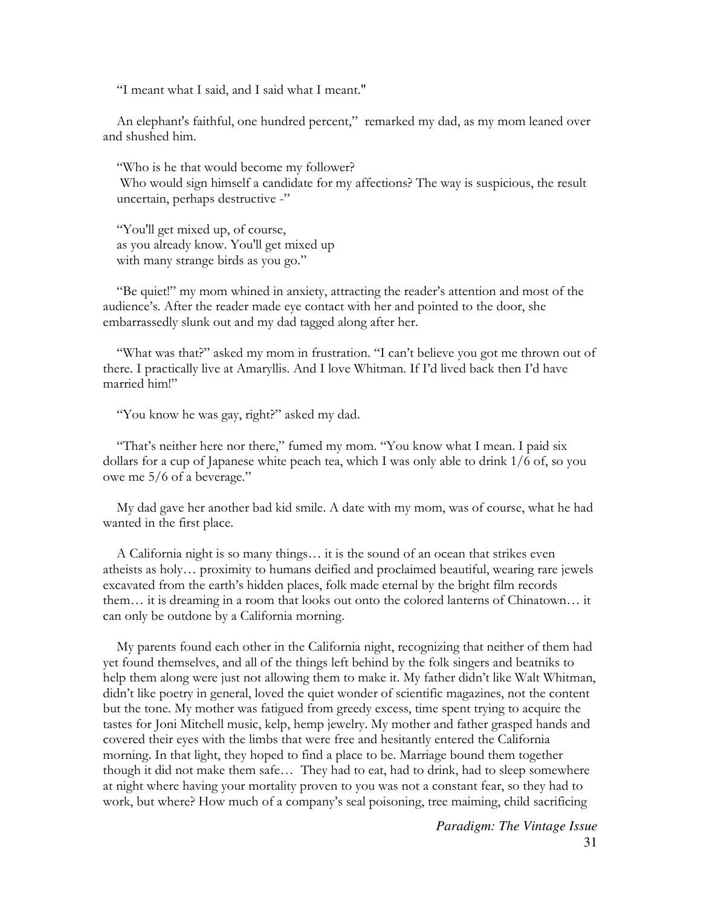"I meant what I said, and I said what I meant."

An elephant's faithful, one hundred percent," remarked my dad, as my mom leaned over and shushed him.

"Who is he that would become my follower?
Who would sign himself a candidate for my affections? The way is suspicious, the result uncertain, perhaps destructive -"

"You'll get mixed up, of course,
as you already know. You'll get mixed up
with many strange birds as you go."

"Be quiet!" my mom whined in anxiety, attracting the reader's attention and most of the audience's. After the reader made eye contact with her and pointed to the door, she embarrassedly slunk out and my dad tagged along after her.

"What was that?" asked my mom in frustration. "I can't believe you got me thrown out of there. I practically live at Amaryllis. And I love Whitman. If I'd lived back then I'd have married him!"

"You know he was gay, right?" asked my dad.

"That's neither here nor there," fumed my mom. "You know what I mean. I paid six dollars for a cup of Japanese white peach tea, which I was only able to drink 1/6 of, so you owe me 5/6 of a beverage."

My dad gave her another bad kid smile. A date with my mom, was of course, what he had wanted in the first place.

A California night is so many things… it is the sound of an ocean that strikes even atheists as holy… proximity to humans deified and proclaimed beautiful, wearing rare jewels excavated from the earth's hidden places, folk made eternal by the bright film records them… it is dreaming in a room that looks out onto the colored lanterns of Chinatown… it can only be outdone by a California morning.

My parents found each other in the California night, recognizing that neither of them had yet found themselves, and all of the things left behind by the folk singers and beatniks to help them along were just not allowing them to make it. My father didn't like Walt Whitman, didn't like poetry in general, loved the quiet wonder of scientific magazines, not the content but the tone. My mother was fatigued from greedy excess, time spent trying to acquire the tastes for Joni Mitchell music, kelp, hemp jewelry. My mother and father grasped hands and covered their eyes with the limbs that were free and hesitantly entered the California morning. In that light, they hoped to find a place to be. Marriage bound them together though it did not make them safe… They had to eat, had to drink, had to sleep somewhere at night where having your mortality proven to you was not a constant fear, so they had to work, but where? How much of a company's seal poisoning, tree maiming, child sacrificing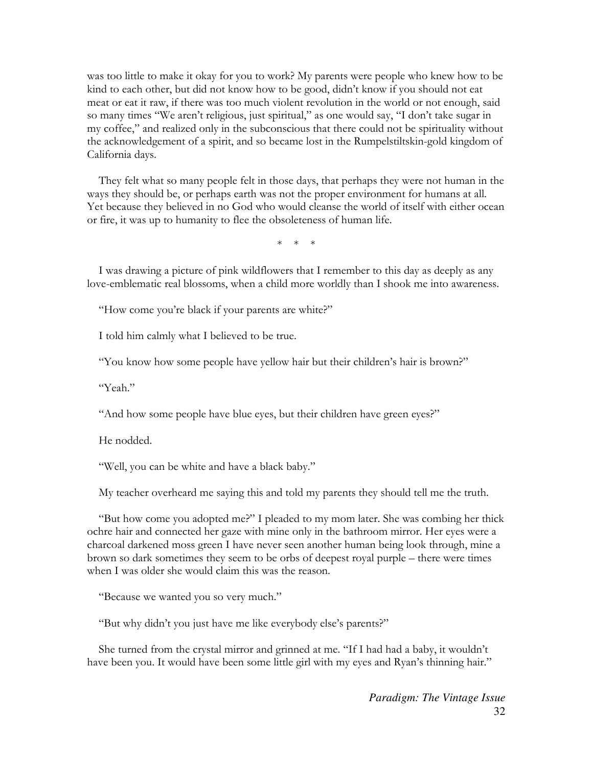was too little to make it okay for you to work? My parents were people who knew how to be kind to each other, but did not know how to be good, didn't know if you should not eat meat or eat it raw, if there was too much violent revolution in the world or not enough, said so many times "We aren't religious, just spiritual," as one would say, "I don't take sugar in my coffee," and realized only in the subconscious that there could not be spirituality without the acknowledgement of a spirit, and so became lost in the Rumpelstiltskin-gold kingdom of California days.

They felt what so many people felt in those days, that perhaps they were not human in the ways they should be, or perhaps earth was not the proper environment for humans at all. Yet because they believed in no God who would cleanse the world of itself with either ocean or fire, it was up to humanity to flee the obsoleteness of human life.

\* \* \*

I was drawing a picture of pink wildflowers that I remember to this day as deeply as any love-emblematic real blossoms, when a child more worldly than I shook me into awareness.

"How come you're black if your parents are white?"

I told him calmly what I believed to be true.

"You know how some people have yellow hair but their children's hair is brown?"

"Yeah."

"And how some people have blue eyes, but their children have green eyes?"

He nodded.

"Well, you can be white and have a black baby."

My teacher overheard me saying this and told my parents they should tell me the truth.

"But how come you adopted me?" I pleaded to my mom later. She was combing her thick ochre hair and connected her gaze with mine only in the bathroom mirror. Her eyes were a charcoal darkened moss green I have never seen another human being look through, mine a brown so dark sometimes they seem to be orbs of deepest royal purple – there were times when I was older she would claim this was the reason.

"Because we wanted you so very much."

"But why didn't you just have me like everybody else's parents?"

She turned from the crystal mirror and grinned at me. "If I had had a baby, it wouldn't have been you. It would have been some little girl with my eyes and Ryan's thinning hair."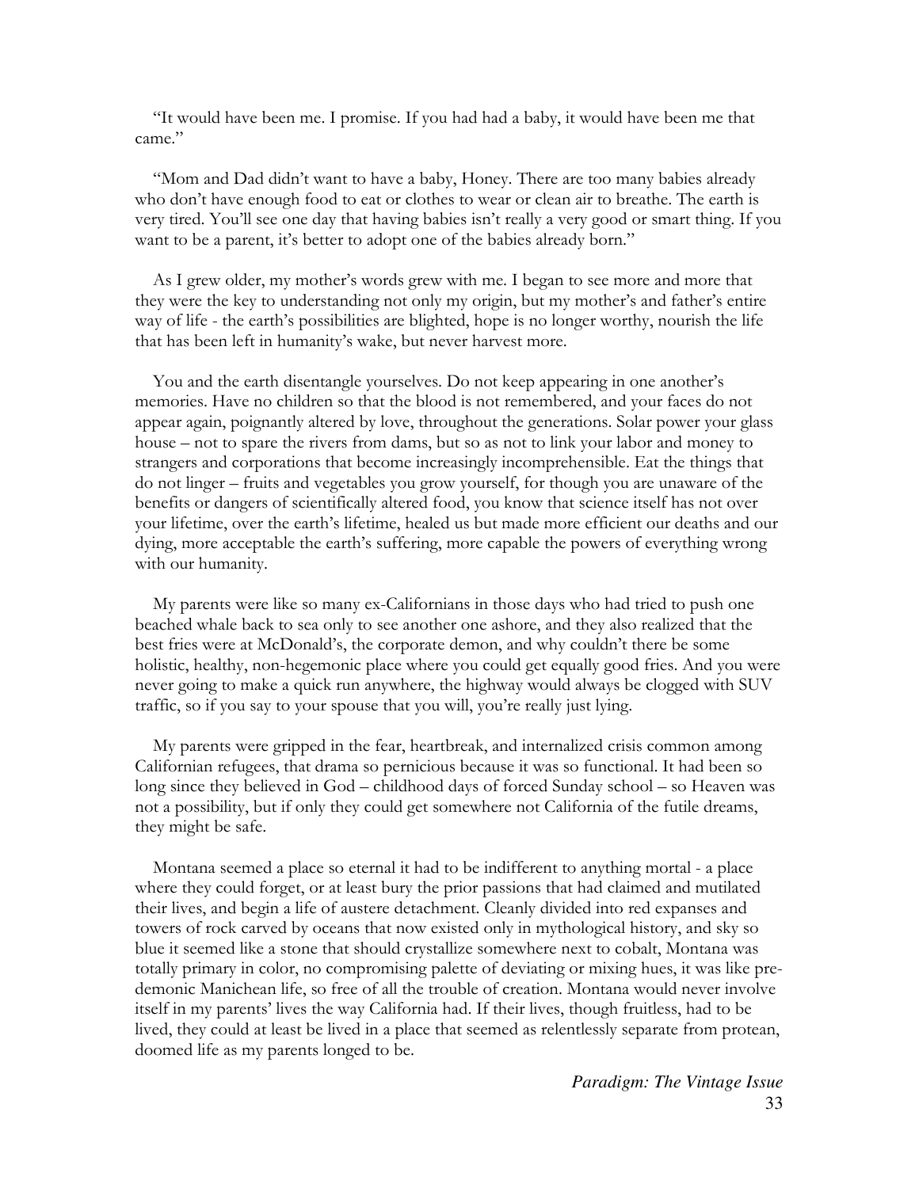"It would have been me. I promise. If you had had a baby, it would have been me that came."

"Mom and Dad didn't want to have a baby, Honey. There are too many babies already who don't have enough food to eat or clothes to wear or clean air to breathe. The earth is very tired. You'll see one day that having babies isn't really a very good or smart thing. If you want to be a parent, it's better to adopt one of the babies already born."

As I grew older, my mother's words grew with me. I began to see more and more that they were the key to understanding not only my origin, but my mother's and father's entire way of life - the earth's possibilities are blighted, hope is no longer worthy, nourish the life that has been left in humanity's wake, but never harvest more.

You and the earth disentangle yourselves. Do not keep appearing in one another's memories. Have no children so that the blood is not remembered, and your faces do not appear again, poignantly altered by love, throughout the generations. Solar power your glass house – not to spare the rivers from dams, but so as not to link your labor and money to strangers and corporations that become increasingly incomprehensible. Eat the things that do not linger – fruits and vegetables you grow yourself, for though you are unaware of the benefits or dangers of scientifically altered food, you know that science itself has not over your lifetime, over the earth's lifetime, healed us but made more efficient our deaths and our dying, more acceptable the earth's suffering, more capable the powers of everything wrong with our humanity.

My parents were like so many ex-Californians in those days who had tried to push one beached whale back to sea only to see another one ashore, and they also realized that the best fries were at McDonald's, the corporate demon, and why couldn't there be some holistic, healthy, non-hegemonic place where you could get equally good fries. And you were never going to make a quick run anywhere, the highway would always be clogged with SUV traffic, so if you say to your spouse that you will, you're really just lying.

My parents were gripped in the fear, heartbreak, and internalized crisis common among Californian refugees, that drama so pernicious because it was so functional. It had been so long since they believed in God – childhood days of forced Sunday school – so Heaven was not a possibility, but if only they could get somewhere not California of the futile dreams, they might be safe.

Montana seemed a place so eternal it had to be indifferent to anything mortal - a place where they could forget, or at least bury the prior passions that had claimed and mutilated their lives, and begin a life of austere detachment. Cleanly divided into red expanses and towers of rock carved by oceans that now existed only in mythological history, and sky so blue it seemed like a stone that should crystallize somewhere next to cobalt, Montana was totally primary in color, no compromising palette of deviating or mixing hues, it was like pre-demonic Manichean life, so free of all the trouble of creation. Montana would never involve itself in my parents' lives the way California had. If their lives, though fruitless, had to be lived, they could at least be lived in a place that seemed as relentlessly separate from protean, doomed life as my parents longed to be.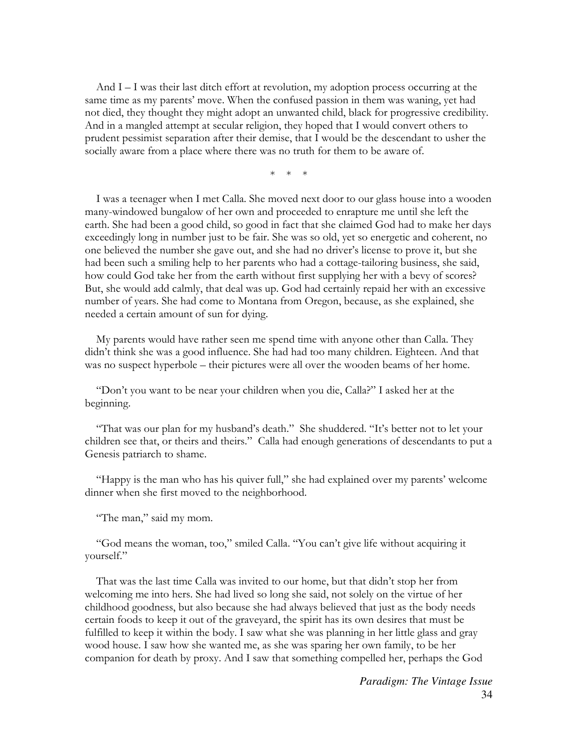And I – I was their last ditch effort at revolution, my adoption process occurring at the same time as my parents' move. When the confused passion in them was waning, yet had not died, they thought they might adopt an unwanted child, black for progressive credibility. And in a mangled attempt at secular religion, they hoped that I would convert others to prudent pessimist separation after their demise, that I would be the descendant to usher the socially aware from a place where there was no truth for them to be aware of.

\*   \*   \*

I was a teenager when I met Calla. She moved next door to our glass house into a wooden many-windowed bungalow of her own and proceeded to enrapture me until she left the earth. She had been a good child, so good in fact that she claimed God had to make her days exceedingly long in number just to be fair. She was so old, yet so energetic and coherent, no one believed the number she gave out, and she had no driver's license to prove it, but she had been such a smiling help to her parents who had a cottage-tailoring business, she said, how could God take her from the earth without first supplying her with a bevy of scores? But, she would add calmly, that deal was up. God had certainly repaid her with an excessive number of years. She had come to Montana from Oregon, because, as she explained, she needed a certain amount of sun for dying.

My parents would have rather seen me spend time with anyone other than Calla. They didn't think she was a good influence. She had had too many children. Eighteen. And that was no suspect hyperbole – their pictures were all over the wooden beams of her home.

"Don't you want to be near your children when you die, Calla?" I asked her at the beginning.

"That was our plan for my husband's death." She shuddered. "It's better not to let your children see that, or theirs and theirs." Calla had enough generations of descendants to put a Genesis patriarch to shame.

"Happy is the man who has his quiver full," she had explained over my parents' welcome dinner when she first moved to the neighborhood.

"The man," said my mom.

"God means the woman, too," smiled Calla. "You can't give life without acquiring it yourself."

That was the last time Calla was invited to our home, but that didn't stop her from welcoming me into hers. She had lived so long she said, not solely on the virtue of her childhood goodness, but also because she had always believed that just as the body needs certain foods to keep it out of the graveyard, the spirit has its own desires that must be fulfilled to keep it within the body. I saw what she was planning in her little glass and gray wood house. I saw how she wanted me, as she was sparing her own family, to be her companion for death by proxy. And I saw that something compelled her, perhaps the God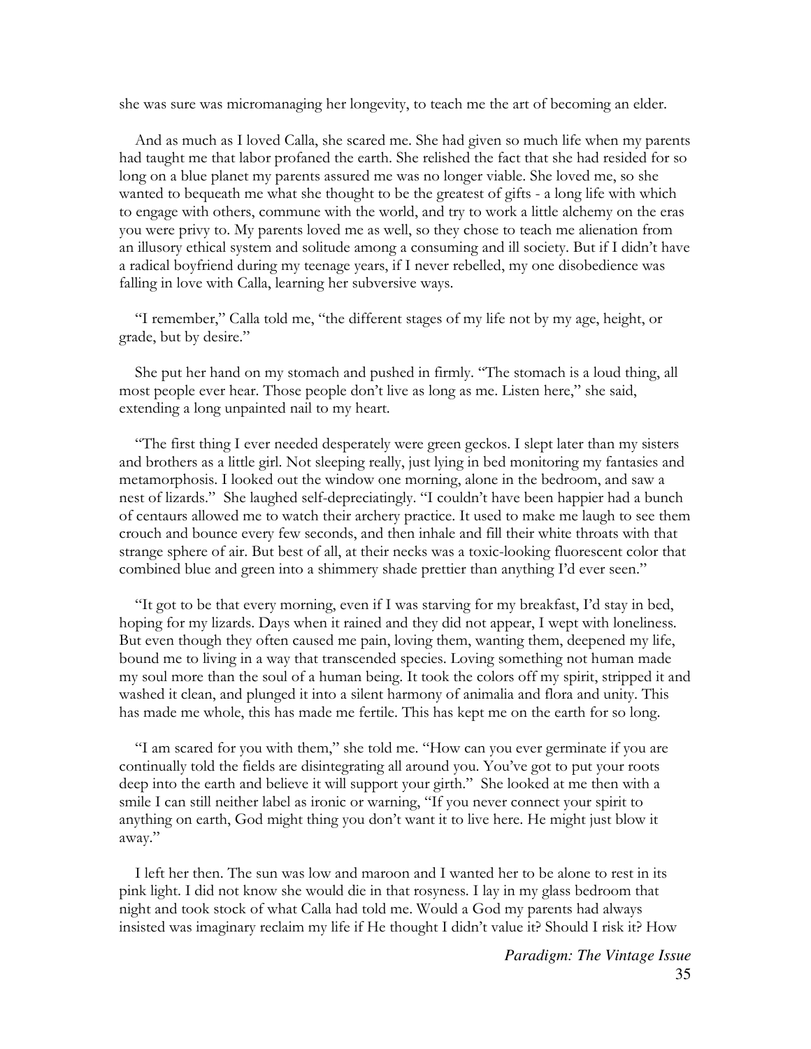she was sure was micromanaging her longevity, to teach me the art of becoming an elder.

And as much as I loved Calla, she scared me. She had given so much life when my parents had taught me that labor profaned the earth. She relished the fact that she had resided for so long on a blue planet my parents assured me was no longer viable. She loved me, so she wanted to bequeath me what she thought to be the greatest of gifts - a long life with which to engage with others, commune with the world, and try to work a little alchemy on the eras you were privy to. My parents loved me as well, so they chose to teach me alienation from an illusory ethical system and solitude among a consuming and ill society. But if I didn't have a radical boyfriend during my teenage years, if I never rebelled, my one disobedience was falling in love with Calla, learning her subversive ways.

"I remember," Calla told me, "the different stages of my life not by my age, height, or grade, but by desire."

She put her hand on my stomach and pushed in firmly. "The stomach is a loud thing, all most people ever hear. Those people don't live as long as me. Listen here," she said, extending a long unpainted nail to my heart.

"The first thing I ever needed desperately were green geckos. I slept later than my sisters and brothers as a little girl. Not sleeping really, just lying in bed monitoring my fantasies and metamorphosis. I looked out the window one morning, alone in the bedroom, and saw a nest of lizards." She laughed self-depreciatingly. "I couldn't have been happier had a bunch of centaurs allowed me to watch their archery practice. It used to make me laugh to see them crouch and bounce every few seconds, and then inhale and fill their white throats with that strange sphere of air. But best of all, at their necks was a toxic-looking fluorescent color that combined blue and green into a shimmery shade prettier than anything I'd ever seen."

"It got to be that every morning, even if I was starving for my breakfast, I'd stay in bed, hoping for my lizards. Days when it rained and they did not appear, I wept with loneliness. But even though they often caused me pain, loving them, wanting them, deepened my life, bound me to living in a way that transcended species. Loving something not human made my soul more than the soul of a human being. It took the colors off my spirit, stripped it and washed it clean, and plunged it into a silent harmony of animalia and flora and unity. This has made me whole, this has made me fertile. This has kept me on the earth for so long.

"I am scared for you with them," she told me. "How can you ever germinate if you are continually told the fields are disintegrating all around you. You've got to put your roots deep into the earth and believe it will support your girth." She looked at me then with a smile I can still neither label as ironic or warning, "If you never connect your spirit to anything on earth, God might thing you don't want it to live here. He might just blow it away."

I left her then. The sun was low and maroon and I wanted her to be alone to rest in its pink light. I did not know she would die in that rosyness. I lay in my glass bedroom that night and took stock of what Calla had told me. Would a God my parents had always insisted was imaginary reclaim my life if He thought I didn't value it? Should I risk it? How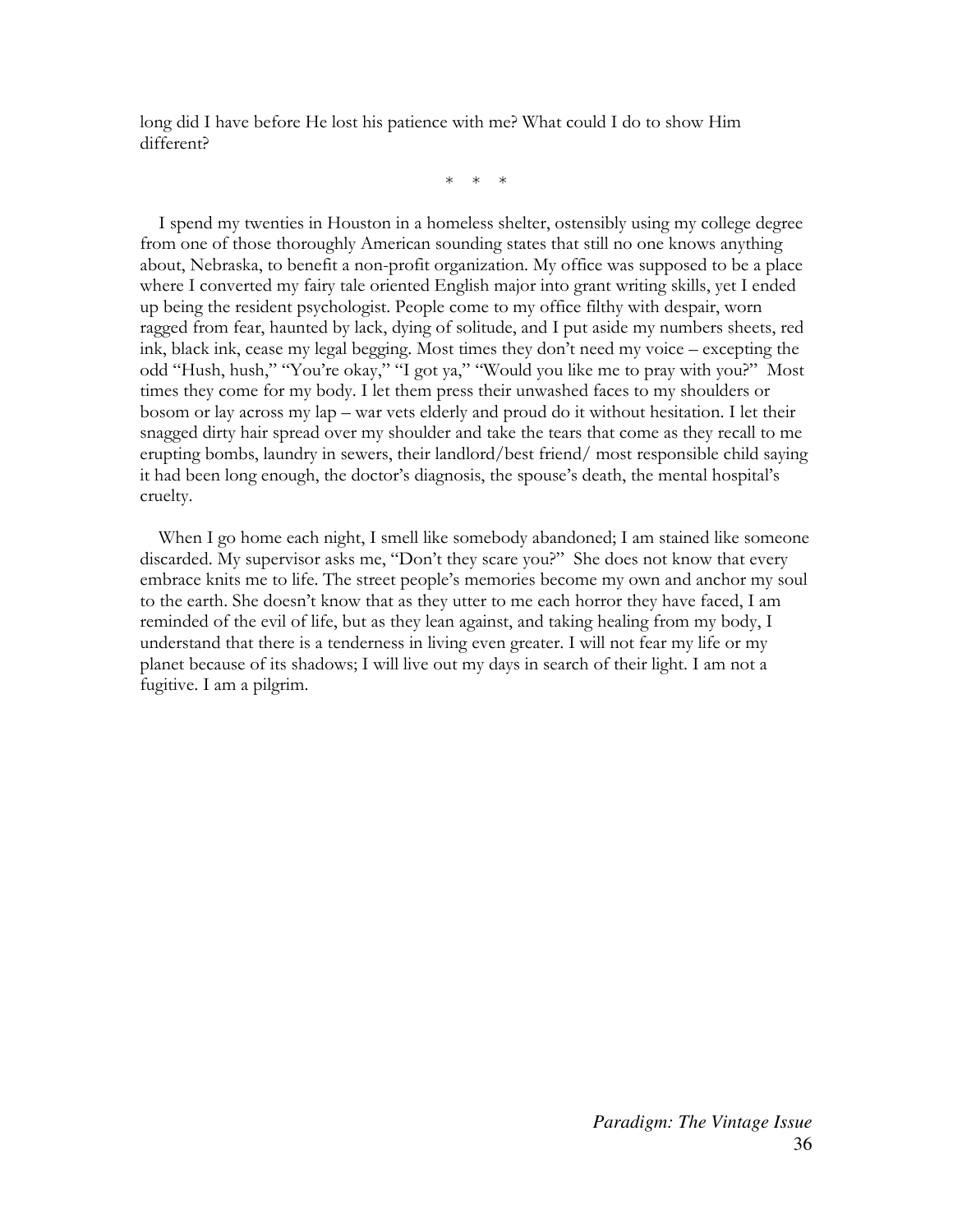long did I have before He lost his patience with me? What could I do to show Him different?

\*   \*   \*

I spend my twenties in Houston in a homeless shelter, ostensibly using my college degree from one of those thoroughly American sounding states that still no one knows anything about, Nebraska, to benefit a non-profit organization. My office was supposed to be a place where I converted my fairy tale oriented English major into grant writing skills, yet I ended up being the resident psychologist. People come to my office filthy with despair, worn ragged from fear, haunted by lack, dying of solitude, and I put aside my numbers sheets, red ink, black ink, cease my legal begging. Most times they don't need my voice – excepting the odd "Hush, hush," "You're okay," "I got ya," "Would you like me to pray with you?" Most times they come for my body. I let them press their unwashed faces to my shoulders or bosom or lay across my lap – war vets elderly and proud do it without hesitation. I let their snagged dirty hair spread over my shoulder and take the tears that come as they recall to me erupting bombs, laundry in sewers, their landlord/best friend/ most responsible child saying it had been long enough, the doctor's diagnosis, the spouse's death, the mental hospital's cruelty.

When I go home each night, I smell like somebody abandoned; I am stained like someone discarded. My supervisor asks me, "Don't they scare you?" She does not know that every embrace knits me to life. The street people's memories become my own and anchor my soul to the earth. She doesn't know that as they utter to me each horror they have faced, I am reminded of the evil of life, but as they lean against, and taking healing from my body, I understand that there is a tenderness in living even greater. I will not fear my life or my planet because of its shadows; I will live out my days in search of their light. I am not a fugitive. I am a pilgrim.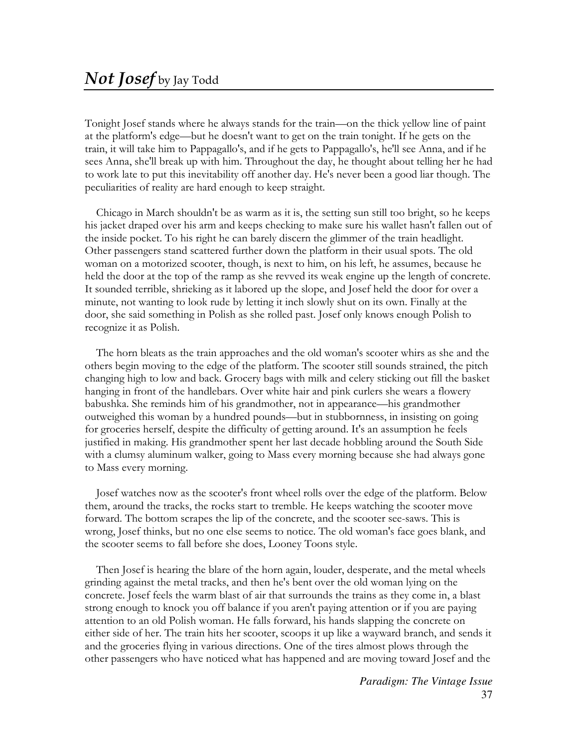# *Not Josef* by Jay Todd

Tonight Josef stands where he always stands for the train—on the thick yellow line of paint at the platform's edge—but he doesn't want to get on the train tonight. If he gets on the train, it will take him to Pappagallo's, and if he gets to Pappagallo's, he'll see Anna, and if he sees Anna, she'll break up with him. Throughout the day, he thought about telling her he had to work late to put this inevitability off another day. He's never been a good liar though. The peculiarities of reality are hard enough to keep straight.

Chicago in March shouldn't be as warm as it is, the setting sun still too bright, so he keeps his jacket draped over his arm and keeps checking to make sure his wallet hasn't fallen out of the inside pocket. To his right he can barely discern the glimmer of the train headlight. Other passengers stand scattered further down the platform in their usual spots. The old woman on a motorized scooter, though, is next to him, on his left, he assumes, because he held the door at the top of the ramp as she revved its weak engine up the length of concrete. It sounded terrible, shrieking as it labored up the slope, and Josef held the door for over a minute, not wanting to look rude by letting it inch slowly shut on its own. Finally at the door, she said something in Polish as she rolled past. Josef only knows enough Polish to recognize it as Polish.

The horn bleats as the train approaches and the old woman's scooter whirs as she and the others begin moving to the edge of the platform. The scooter still sounds strained, the pitch changing high to low and back. Grocery bags with milk and celery sticking out fill the basket hanging in front of the handlebars. Over white hair and pink curlers she wears a flowery babushka. She reminds him of his grandmother, not in appearance—his grandmother outweighed this woman by a hundred pounds—but in stubbornness, in insisting on going for groceries herself, despite the difficulty of getting around. It's an assumption he feels justified in making. His grandmother spent her last decade hobbling around the South Side with a clumsy aluminum walker, going to Mass every morning because she had always gone to Mass every morning.

Josef watches now as the scooter's front wheel rolls over the edge of the platform. Below them, around the tracks, the rocks start to tremble. He keeps watching the scooter move forward. The bottom scrapes the lip of the concrete, and the scooter see-saws. This is wrong, Josef thinks, but no one else seems to notice. The old woman's face goes blank, and the scooter seems to fall before she does, Looney Toons style.

Then Josef is hearing the blare of the horn again, louder, desperate, and the metal wheels grinding against the metal tracks, and then he's bent over the old woman lying on the concrete. Josef feels the warm blast of air that surrounds the trains as they come in, a blast strong enough to knock you off balance if you aren't paying attention or if you are paying attention to an old Polish woman. He falls forward, his hands slapping the concrete on either side of her. The train hits her scooter, scoops it up like a wayward branch, and sends it and the groceries flying in various directions. One of the tires almost plows through the other passengers who have noticed what has happened and are moving toward Josef and the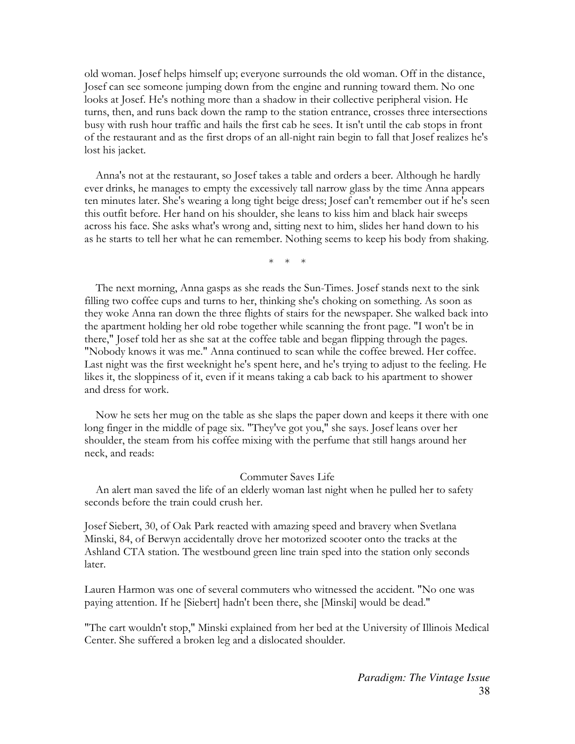old woman. Josef helps himself up; everyone surrounds the old woman. Off in the distance, Josef can see someone jumping down from the engine and running toward them. No one looks at Josef. He's nothing more than a shadow in their collective peripheral vision. He turns, then, and runs back down the ramp to the station entrance, crosses three intersections busy with rush hour traffic and hails the first cab he sees. It isn't until the cab stops in front of the restaurant and as the first drops of an all-night rain begin to fall that Josef realizes he's lost his jacket.

Anna's not at the restaurant, so Josef takes a table and orders a beer. Although he hardly ever drinks, he manages to empty the excessively tall narrow glass by the time Anna appears ten minutes later. She's wearing a long tight beige dress; Josef can't remember out if he's seen this outfit before. Her hand on his shoulder, she leans to kiss him and black hair sweeps across his face. She asks what's wrong and, sitting next to him, slides her hand down to his as he starts to tell her what he can remember. Nothing seems to keep his body from shaking.

\* \* \*

The next morning, Anna gasps as she reads the Sun-Times. Josef stands next to the sink filling two coffee cups and turns to her, thinking she's choking on something. As soon as they woke Anna ran down the three flights of stairs for the newspaper. She walked back into the apartment holding her old robe together while scanning the front page. "I won't be in there," Josef told her as she sat at the coffee table and began flipping through the pages. "Nobody knows it was me." Anna continued to scan while the coffee brewed. Her coffee. Last night was the first weeknight he's spent here, and he's trying to adjust to the feeling. He likes it, the sloppiness of it, even if it means taking a cab back to his apartment to shower and dress for work.

Now he sets her mug on the table as she slaps the paper down and keeps it there with one long finger in the middle of page six. "They've got you," she says. Josef leans over her shoulder, the steam from his coffee mixing with the perfume that still hangs around her neck, and reads:

Commuter Saves Life

An alert man saved the life of an elderly woman last night when he pulled her to safety seconds before the train could crush her.

Josef Siebert, 30, of Oak Park reacted with amazing speed and bravery when Svetlana Minski, 84, of Berwyn accidentally drove her motorized scooter onto the tracks at the Ashland CTA station. The westbound green line train sped into the station only seconds later.

Lauren Harmon was one of several commuters who witnessed the accident. "No one was paying attention. If he [Siebert] hadn't been there, she [Minski] would be dead."

"The cart wouldn't stop," Minski explained from her bed at the University of Illinois Medical Center. She suffered a broken leg and a dislocated shoulder.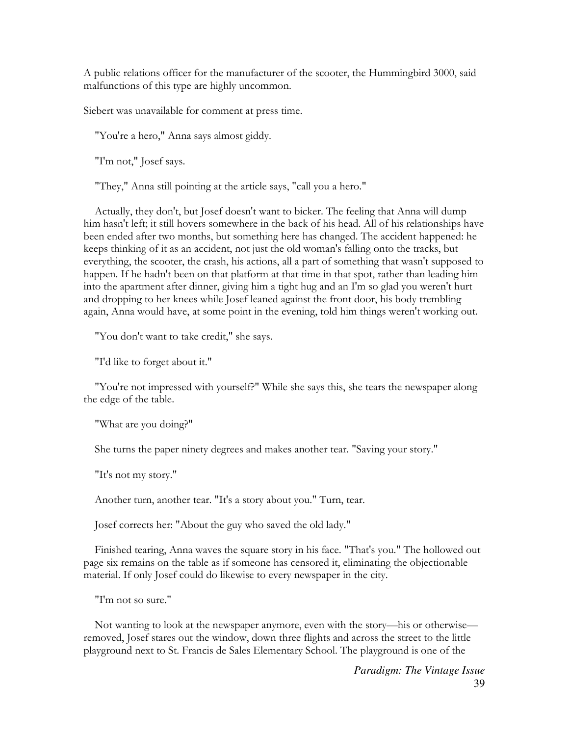A public relations officer for the manufacturer of the scooter, the Hummingbird 3000, said malfunctions of this type are highly uncommon.

Siebert was unavailable for comment at press time.

"You're a hero," Anna says almost giddy.

"I'm not," Josef says.

"They," Anna still pointing at the article says, "call you a hero."

Actually, they don't, but Josef doesn't want to bicker. The feeling that Anna will dump him hasn't left; it still hovers somewhere in the back of his head. All of his relationships have been ended after two months, but something here has changed. The accident happened: he keeps thinking of it as an accident, not just the old woman's falling onto the tracks, but everything, the scooter, the crash, his actions, all a part of something that wasn't supposed to happen. If he hadn't been on that platform at that time in that spot, rather than leading him into the apartment after dinner, giving him a tight hug and an I'm so glad you weren't hurt and dropping to her knees while Josef leaned against the front door, his body trembling again, Anna would have, at some point in the evening, told him things weren't working out.

"You don't want to take credit," she says.

"I'd like to forget about it."

"You're not impressed with yourself?" While she says this, she tears the newspaper along the edge of the table.

"What are you doing?"

She turns the paper ninety degrees and makes another tear. "Saving your story."

"It's not my story."

Another turn, another tear. "It's a story about you." Turn, tear.

Josef corrects her: "About the guy who saved the old lady."

Finished tearing, Anna waves the square story in his face. "That's you." The hollowed out page six remains on the table as if someone has censored it, eliminating the objectionable material. If only Josef could do likewise to every newspaper in the city.

"I'm not so sure."

Not wanting to look at the newspaper anymore, even with the story—his or otherwise—removed, Josef stares out the window, down three flights and across the street to the little playground next to St. Francis de Sales Elementary School. The playground is one of the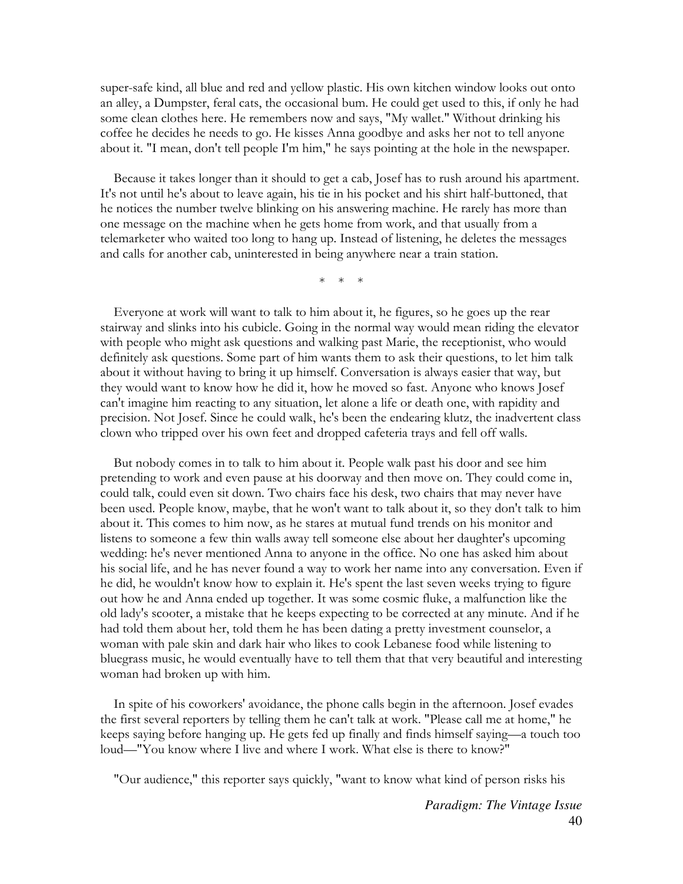super-safe kind, all blue and red and yellow plastic. His own kitchen window looks out onto an alley, a Dumpster, feral cats, the occasional bum. He could get used to this, if only he had some clean clothes here. He remembers now and says, "My wallet." Without drinking his coffee he decides he needs to go. He kisses Anna goodbye and asks her not to tell anyone about it. "I mean, don't tell people I'm him," he says pointing at the hole in the newspaper.

Because it takes longer than it should to get a cab, Josef has to rush around his apartment. It's not until he's about to leave again, his tie in his pocket and his shirt half-buttoned, that he notices the number twelve blinking on his answering machine. He rarely has more than one message on the machine when he gets home from work, and that usually from a telemarketer who waited too long to hang up. Instead of listening, he deletes the messages and calls for another cab, uninterested in being anywhere near a train station.

\*   \*   \*

Everyone at work will want to talk to him about it, he figures, so he goes up the rear stairway and slinks into his cubicle. Going in the normal way would mean riding the elevator with people who might ask questions and walking past Marie, the receptionist, who would definitely ask questions. Some part of him wants them to ask their questions, to let him talk about it without having to bring it up himself. Conversation is always easier that way, but they would want to know how he did it, how he moved so fast. Anyone who knows Josef can't imagine him reacting to any situation, let alone a life or death one, with rapidity and precision. Not Josef. Since he could walk, he's been the endearing klutz, the inadvertent class clown who tripped over his own feet and dropped cafeteria trays and fell off walls.

But nobody comes in to talk to him about it. People walk past his door and see him pretending to work and even pause at his doorway and then move on. They could come in, could talk, could even sit down. Two chairs face his desk, two chairs that may never have been used. People know, maybe, that he won't want to talk about it, so they don't talk to him about it. This comes to him now, as he stares at mutual fund trends on his monitor and listens to someone a few thin walls away tell someone else about her daughter's upcoming wedding: he's never mentioned Anna to anyone in the office. No one has asked him about his social life, and he has never found a way to work her name into any conversation. Even if he did, he wouldn't know how to explain it. He's spent the last seven weeks trying to figure out how he and Anna ended up together. It was some cosmic fluke, a malfunction like the old lady's scooter, a mistake that he keeps expecting to be corrected at any minute. And if he had told them about her, told them he has been dating a pretty investment counselor, a woman with pale skin and dark hair who likes to cook Lebanese food while listening to bluegrass music, he would eventually have to tell them that that very beautiful and interesting woman had broken up with him.

In spite of his coworkers' avoidance, the phone calls begin in the afternoon. Josef evades the first several reporters by telling them he can't talk at work. "Please call me at home," he keeps saying before hanging up. He gets fed up finally and finds himself saying—a touch too loud—"You know where I live and where I work. What else is there to know?"

"Our audience," this reporter says quickly, "want to know what kind of person risks his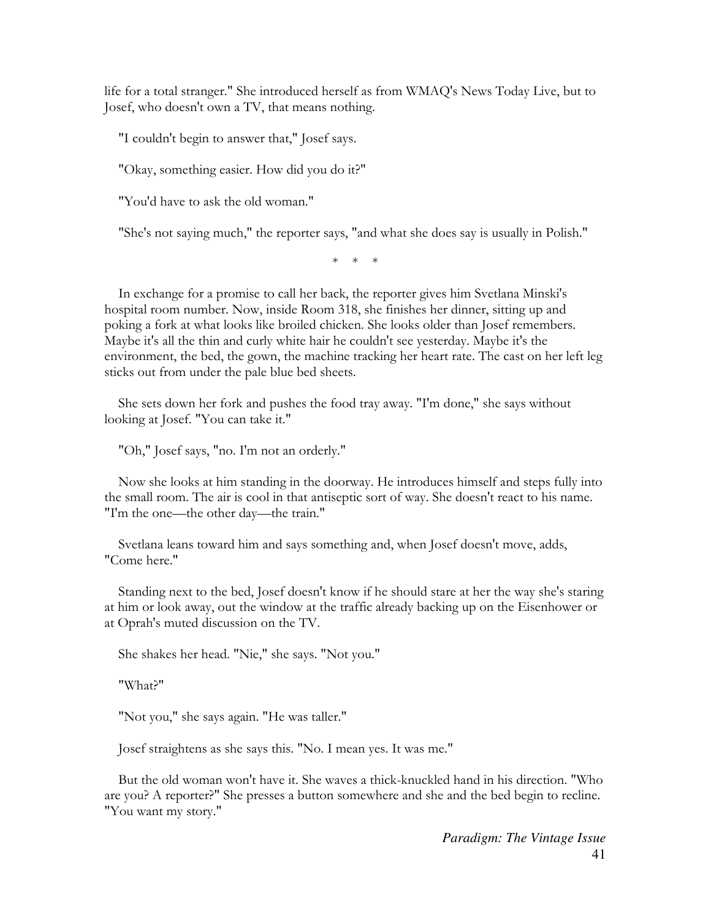life for a total stranger." She introduced herself as from WMAQ's News Today Live, but to Josef, who doesn't own a TV, that means nothing.

"I couldn't begin to answer that," Josef says.

"Okay, something easier. How did you do it?"

"You'd have to ask the old woman."

"She's not saying much," the reporter says, "and what she does say is usually in Polish."

\* \* \*

In exchange for a promise to call her back, the reporter gives him Svetlana Minski's hospital room number. Now, inside Room 318, she finishes her dinner, sitting up and poking a fork at what looks like broiled chicken. She looks older than Josef remembers. Maybe it's all the thin and curly white hair he couldn't see yesterday. Maybe it's the environment, the bed, the gown, the machine tracking her heart rate. The cast on her left leg sticks out from under the pale blue bed sheets.

She sets down her fork and pushes the food tray away. "I'm done," she says without looking at Josef. "You can take it."

"Oh," Josef says, "no. I'm not an orderly."

Now she looks at him standing in the doorway. He introduces himself and steps fully into the small room. The air is cool in that antiseptic sort of way. She doesn't react to his name. "I'm the one—the other day—the train."

Svetlana leans toward him and says something and, when Josef doesn't move, adds, "Come here."

Standing next to the bed, Josef doesn't know if he should stare at her the way she's staring at him or look away, out the window at the traffic already backing up on the Eisenhower or at Oprah's muted discussion on the TV.

She shakes her head. "Nie," she says. "Not you."

"What?"

"Not you," she says again. "He was taller."

Josef straightens as she says this. "No. I mean yes. It was me."

But the old woman won't have it. She waves a thick-knuckled hand in his direction. "Who are you? A reporter?" She presses a button somewhere and she and the bed begin to recline. "You want my story."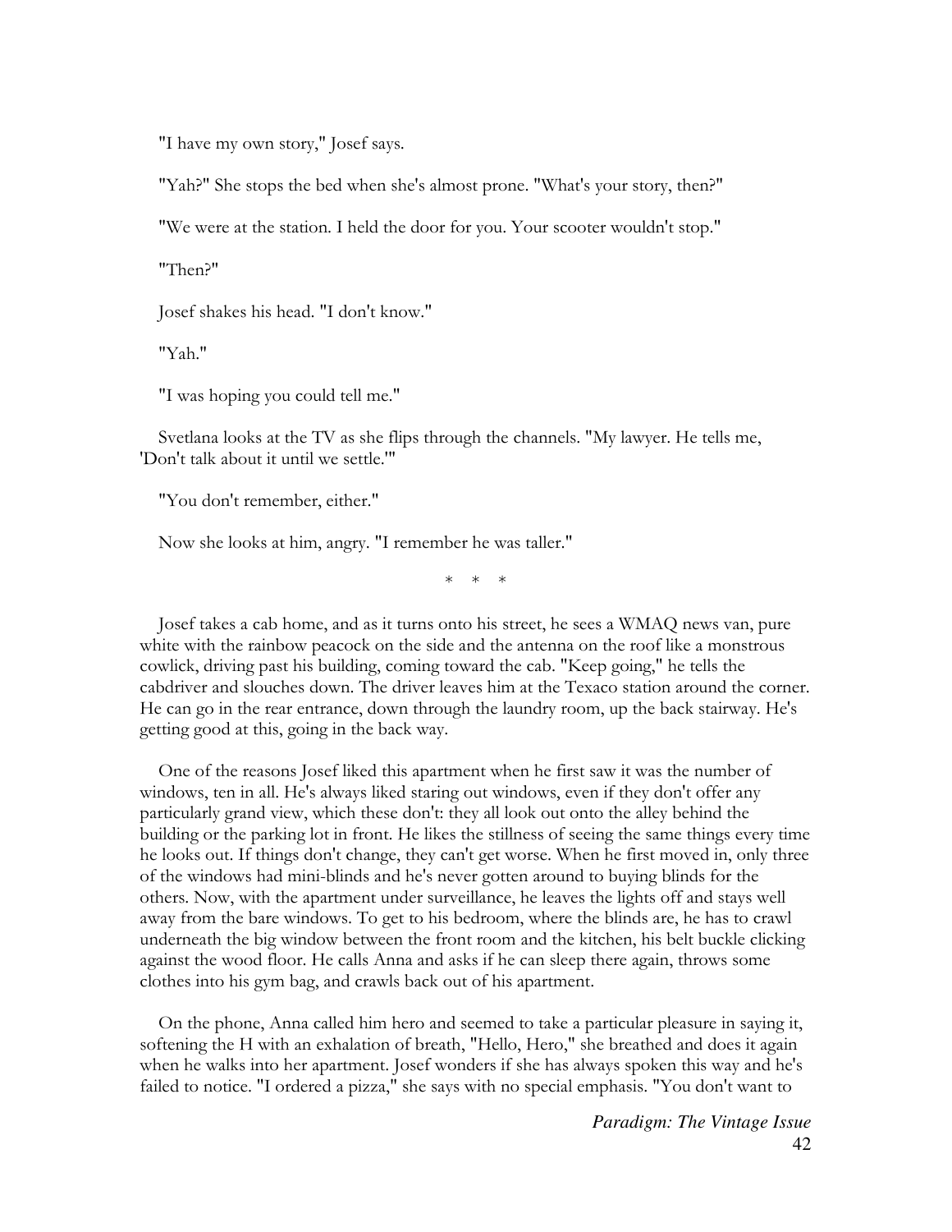"I have my own story," Josef says.

"Yah?" She stops the bed when she's almost prone. "What's your story, then?"

"We were at the station. I held the door for you. Your scooter wouldn't stop."

"Then?"

Josef shakes his head. "I don't know."

"Yah."

"I was hoping you could tell me."

Svetlana looks at the TV as she flips through the channels. "My lawyer. He tells me, 'Don't talk about it until we settle.'"

"You don't remember, either."

Now she looks at him, angry. "I remember he was taller."

\* \* \*

Josef takes a cab home, and as it turns onto his street, he sees a WMAQ news van, pure white with the rainbow peacock on the side and the antenna on the roof like a monstrous cowlick, driving past his building, coming toward the cab. "Keep going," he tells the cabdriver and slouches down. The driver leaves him at the Texaco station around the corner. He can go in the rear entrance, down through the laundry room, up the back stairway. He's getting good at this, going in the back way.

One of the reasons Josef liked this apartment when he first saw it was the number of windows, ten in all. He's always liked staring out windows, even if they don't offer any particularly grand view, which these don't: they all look out onto the alley behind the building or the parking lot in front. He likes the stillness of seeing the same things every time he looks out. If things don't change, they can't get worse. When he first moved in, only three of the windows had mini-blinds and he's never gotten around to buying blinds for the others. Now, with the apartment under surveillance, he leaves the lights off and stays well away from the bare windows. To get to his bedroom, where the blinds are, he has to crawl underneath the big window between the front room and the kitchen, his belt buckle clicking against the wood floor. He calls Anna and asks if he can sleep there again, throws some clothes into his gym bag, and crawls back out of his apartment.

On the phone, Anna called him hero and seemed to take a particular pleasure in saying it, softening the H with an exhalation of breath, "Hello, Hero," she breathed and does it again when he walks into her apartment. Josef wonders if she has always spoken this way and he's failed to notice. "I ordered a pizza," she says with no special emphasis. "You don't want to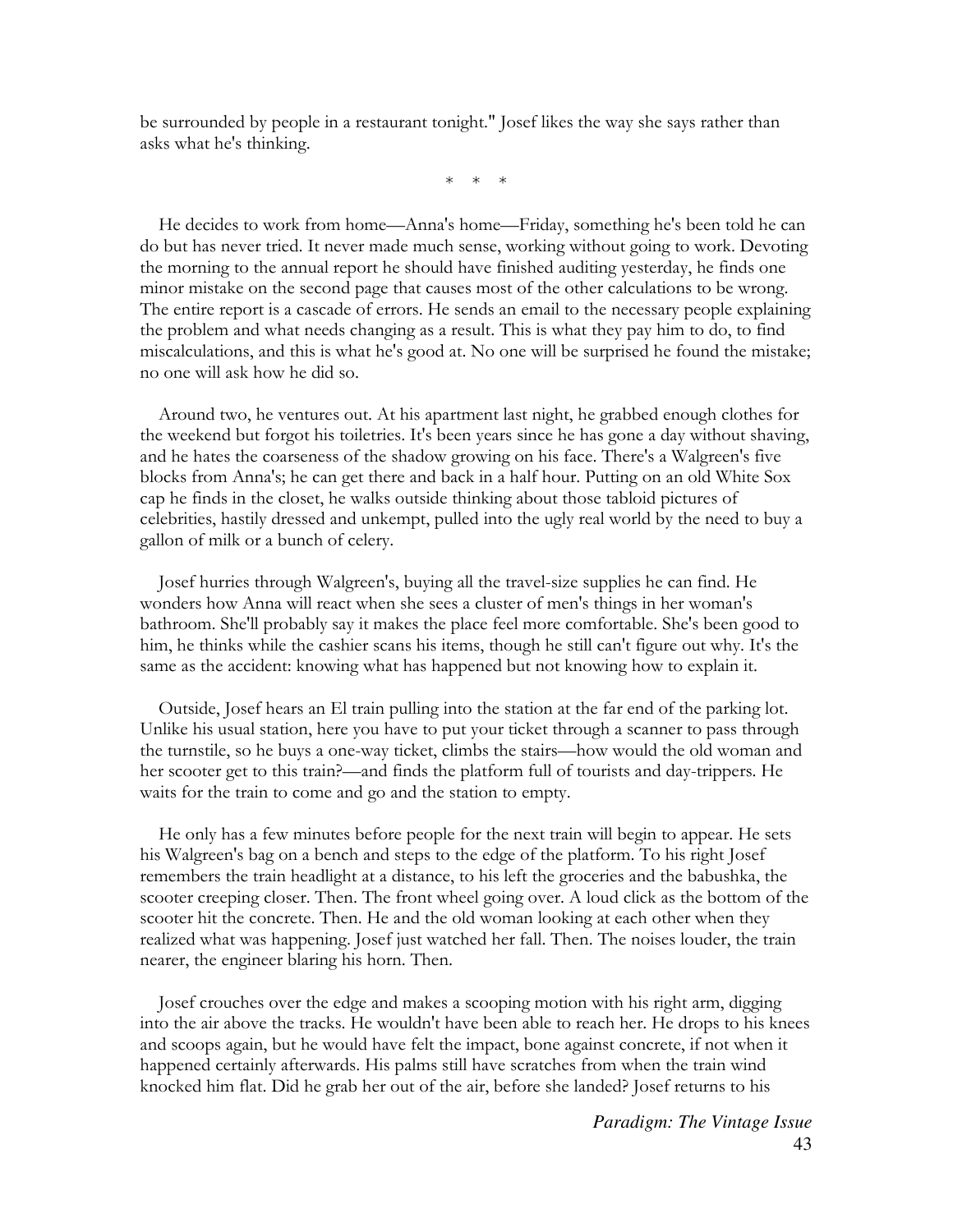be surrounded by people in a restaurant tonight." Josef likes the way she says rather than asks what he's thinking.

\* \* \*

He decides to work from home—Anna's home—Friday, something he's been told he can do but has never tried. It never made much sense, working without going to work. Devoting the morning to the annual report he should have finished auditing yesterday, he finds one minor mistake on the second page that causes most of the other calculations to be wrong. The entire report is a cascade of errors. He sends an email to the necessary people explaining the problem and what needs changing as a result. This is what they pay him to do, to find miscalculations, and this is what he's good at. No one will be surprised he found the mistake; no one will ask how he did so.

Around two, he ventures out. At his apartment last night, he grabbed enough clothes for the weekend but forgot his toiletries. It's been years since he has gone a day without shaving, and he hates the coarseness of the shadow growing on his face. There's a Walgreen's five blocks from Anna's; he can get there and back in a half hour. Putting on an old White Sox cap he finds in the closet, he walks outside thinking about those tabloid pictures of celebrities, hastily dressed and unkempt, pulled into the ugly real world by the need to buy a gallon of milk or a bunch of celery.

Josef hurries through Walgreen's, buying all the travel-size supplies he can find. He wonders how Anna will react when she sees a cluster of men's things in her woman's bathroom. She'll probably say it makes the place feel more comfortable. She's been good to him, he thinks while the cashier scans his items, though he still can't figure out why. It's the same as the accident: knowing what has happened but not knowing how to explain it.

Outside, Josef hears an El train pulling into the station at the far end of the parking lot. Unlike his usual station, here you have to put your ticket through a scanner to pass through the turnstile, so he buys a one-way ticket, climbs the stairs—how would the old woman and her scooter get to this train?—and finds the platform full of tourists and day-trippers. He waits for the train to come and go and the station to empty.

He only has a few minutes before people for the next train will begin to appear. He sets his Walgreen's bag on a bench and steps to the edge of the platform. To his right Josef remembers the train headlight at a distance, to his left the groceries and the babushka, the scooter creeping closer. Then. The front wheel going over. A loud click as the bottom of the scooter hit the concrete. Then. He and the old woman looking at each other when they realized what was happening. Josef just watched her fall. Then. The noises louder, the train nearer, the engineer blaring his horn. Then.

Josef crouches over the edge and makes a scooping motion with his right arm, digging into the air above the tracks. He wouldn't have been able to reach her. He drops to his knees and scoops again, but he would have felt the impact, bone against concrete, if not when it happened certainly afterwards. His palms still have scratches from when the train wind knocked him flat. Did he grab her out of the air, before she landed? Josef returns to his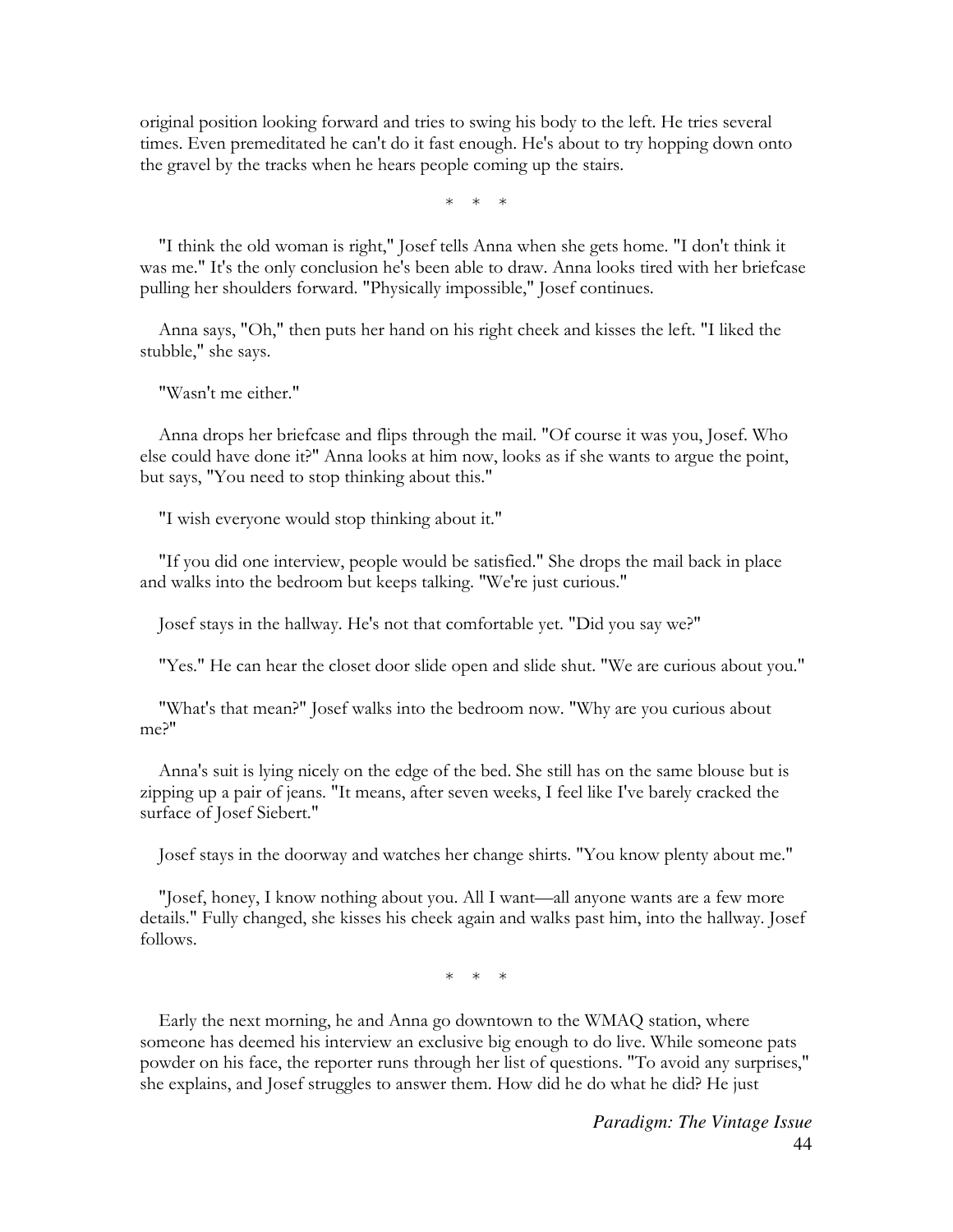original position looking forward and tries to swing his body to the left. He tries several times. Even premeditated he can't do it fast enough. He's about to try hopping down onto the gravel by the tracks when he hears people coming up the stairs.

\* \* \*

"I think the old woman is right," Josef tells Anna when she gets home. "I don't think it was me." It's the only conclusion he's been able to draw. Anna looks tired with her briefcase pulling her shoulders forward. "Physically impossible," Josef continues.

Anna says, "Oh," then puts her hand on his right cheek and kisses the left. "I liked the stubble," she says.

"Wasn't me either."

Anna drops her briefcase and flips through the mail. "Of course it was you, Josef. Who else could have done it?" Anna looks at him now, looks as if she wants to argue the point, but says, "You need to stop thinking about this."

"I wish everyone would stop thinking about it."

"If you did one interview, people would be satisfied." She drops the mail back in place and walks into the bedroom but keeps talking. "We're just curious."

Josef stays in the hallway. He's not that comfortable yet. "Did you say we?"

"Yes." He can hear the closet door slide open and slide shut. "We are curious about you."

"What's that mean?" Josef walks into the bedroom now. "Why are you curious about me?"

Anna's suit is lying nicely on the edge of the bed. She still has on the same blouse but is zipping up a pair of jeans. "It means, after seven weeks, I feel like I've barely cracked the surface of Josef Siebert."

Josef stays in the doorway and watches her change shirts. "You know plenty about me."

"Josef, honey, I know nothing about you. All I want—all anyone wants are a few more details." Fully changed, she kisses his cheek again and walks past him, into the hallway. Josef follows.

\* \* \*

Early the next morning, he and Anna go downtown to the WMAQ station, where someone has deemed his interview an exclusive big enough to do live. While someone pats powder on his face, the reporter runs through her list of questions. "To avoid any surprises," she explains, and Josef struggles to answer them. How did he do what he did? He just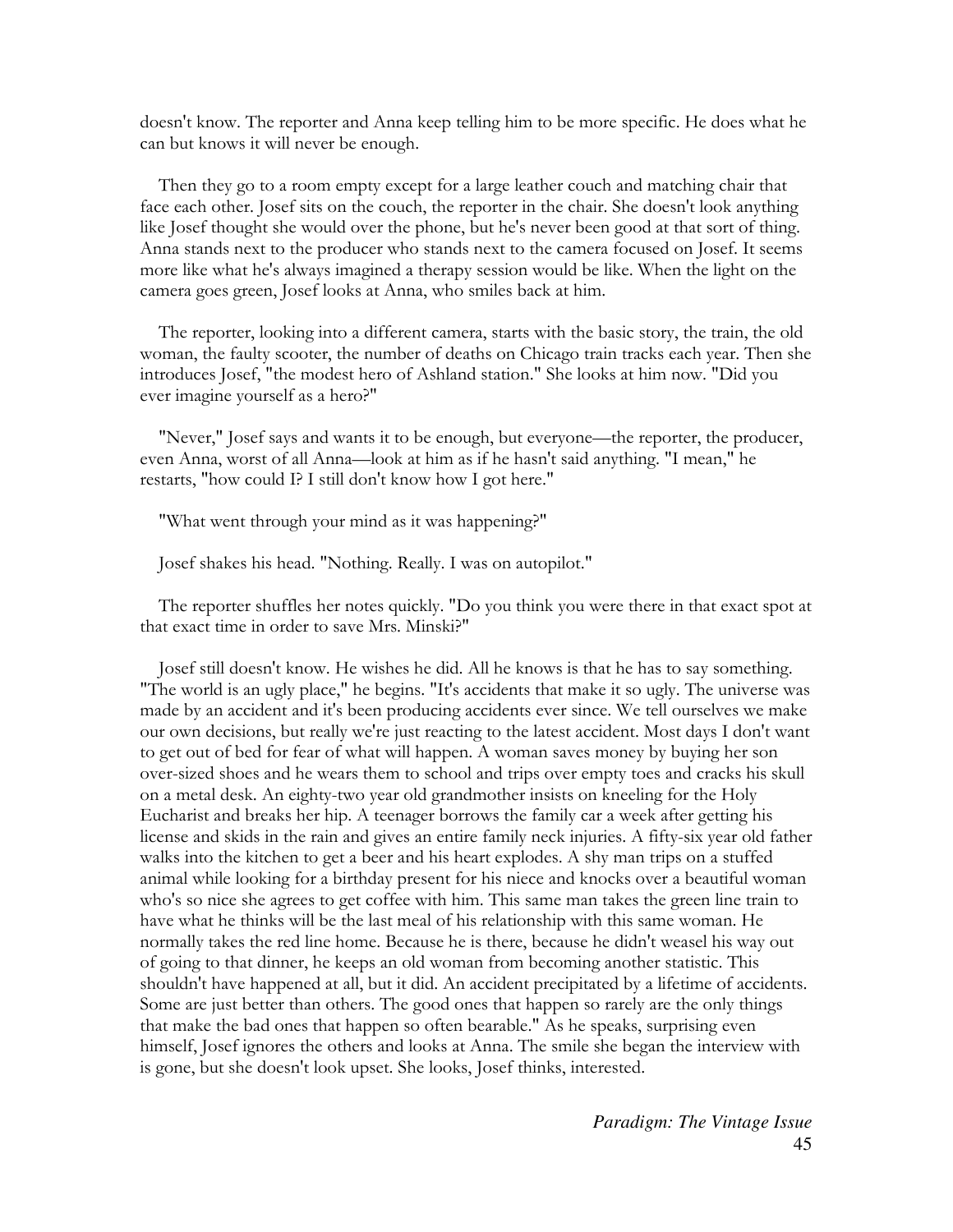doesn't know. The reporter and Anna keep telling him to be more specific. He does what he can but knows it will never be enough.

Then they go to a room empty except for a large leather couch and matching chair that face each other. Josef sits on the couch, the reporter in the chair. She doesn't look anything like Josef thought she would over the phone, but he's never been good at that sort of thing. Anna stands next to the producer who stands next to the camera focused on Josef. It seems more like what he's always imagined a therapy session would be like. When the light on the camera goes green, Josef looks at Anna, who smiles back at him.

The reporter, looking into a different camera, starts with the basic story, the train, the old woman, the faulty scooter, the number of deaths on Chicago train tracks each year. Then she introduces Josef, "the modest hero of Ashland station." She looks at him now. "Did you ever imagine yourself as a hero?"

"Never," Josef says and wants it to be enough, but everyone—the reporter, the producer, even Anna, worst of all Anna—look at him as if he hasn't said anything. "I mean," he restarts, "how could I? I still don't know how I got here."

"What went through your mind as it was happening?"

Josef shakes his head. "Nothing. Really. I was on autopilot."

The reporter shuffles her notes quickly. "Do you think you were there in that exact spot at that exact time in order to save Mrs. Minski?"

Josef still doesn't know. He wishes he did. All he knows is that he has to say something. "The world is an ugly place," he begins. "It's accidents that make it so ugly. The universe was made by an accident and it's been producing accidents ever since. We tell ourselves we make our own decisions, but really we're just reacting to the latest accident. Most days I don't want to get out of bed for fear of what will happen. A woman saves money by buying her son over-sized shoes and he wears them to school and trips over empty toes and cracks his skull on a metal desk. An eighty-two year old grandmother insists on kneeling for the Holy Eucharist and breaks her hip. A teenager borrows the family car a week after getting his license and skids in the rain and gives an entire family neck injuries. A fifty-six year old father walks into the kitchen to get a beer and his heart explodes. A shy man trips on a stuffed animal while looking for a birthday present for his niece and knocks over a beautiful woman who's so nice she agrees to get coffee with him. This same man takes the green line train to have what he thinks will be the last meal of his relationship with this same woman. He normally takes the red line home. Because he is there, because he didn't weasel his way out of going to that dinner, he keeps an old woman from becoming another statistic. This shouldn't have happened at all, but it did. An accident precipitated by a lifetime of accidents. Some are just better than others. The good ones that happen so rarely are the only things that make the bad ones that happen so often bearable." As he speaks, surprising even himself, Josef ignores the others and looks at Anna. The smile she began the interview with is gone, but she doesn't look upset. She looks, Josef thinks, interested.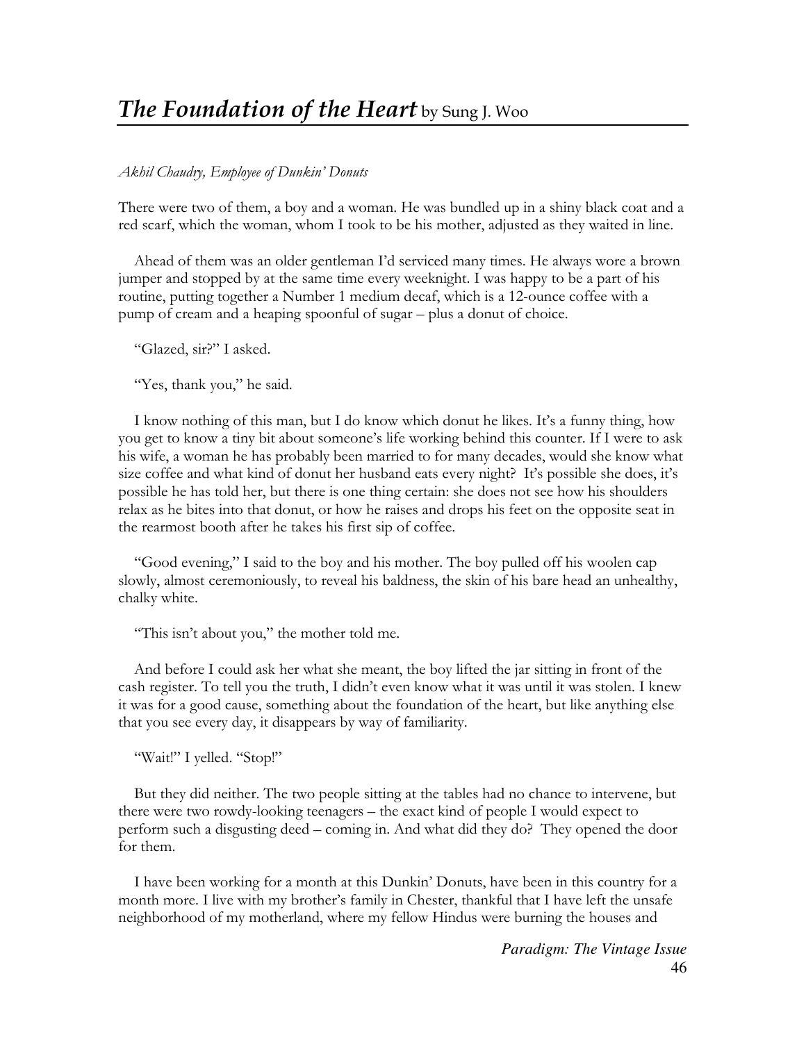# *The Foundation of the Heart* by Sung J. Woo

*Akhil Chaudry, Employee of Dunkin' Donuts*

There were two of them, a boy and a woman. He was bundled up in a shiny black coat and a red scarf, which the woman, whom I took to be his mother, adjusted as they waited in line.

Ahead of them was an older gentleman I'd serviced many times. He always wore a brown jumper and stopped by at the same time every weeknight. I was happy to be a part of his routine, putting together a Number 1 medium decaf, which is a 12-ounce coffee with a pump of cream and a heaping spoonful of sugar – plus a donut of choice.

"Glazed, sir?" I asked.

"Yes, thank you," he said.

I know nothing of this man, but I do know which donut he likes. It's a funny thing, how you get to know a tiny bit about someone's life working behind this counter. If I were to ask his wife, a woman he has probably been married to for many decades, would she know what size coffee and what kind of donut her husband eats every night? It's possible she does, it's possible he has told her, but there is one thing certain: she does not see how his shoulders relax as he bites into that donut, or how he raises and drops his feet on the opposite seat in the rearmost booth after he takes his first sip of coffee.

"Good evening," I said to the boy and his mother. The boy pulled off his woolen cap slowly, almost ceremoniously, to reveal his baldness, the skin of his bare head an unhealthy, chalky white.

"This isn't about you," the mother told me.

And before I could ask her what she meant, the boy lifted the jar sitting in front of the cash register. To tell you the truth, I didn't even know what it was until it was stolen. I knew it was for a good cause, something about the foundation of the heart, but like anything else that you see every day, it disappears by way of familiarity.

"Wait!" I yelled. "Stop!"

But they did neither. The two people sitting at the tables had no chance to intervene, but there were two rowdy-looking teenagers – the exact kind of people I would expect to perform such a disgusting deed – coming in. And what did they do? They opened the door for them.

I have been working for a month at this Dunkin' Donuts, have been in this country for a month more. I live with my brother's family in Chester, thankful that I have left the unsafe neighborhood of my motherland, where my fellow Hindus were burning the houses and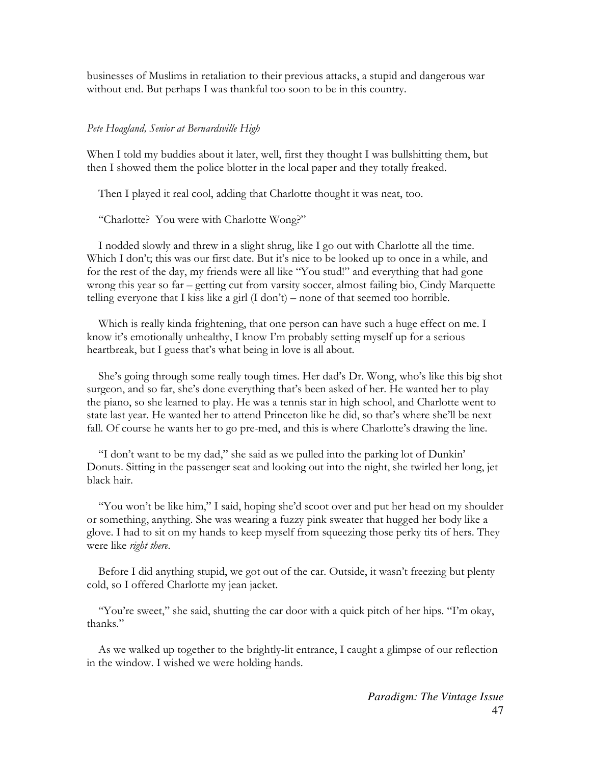businesses of Muslims in retaliation to their previous attacks, a stupid and dangerous war without end. But perhaps I was thankful too soon to be in this country.

*Pete Hoagland, Senior at Bernardsville High*

When I told my buddies about it later, well, first they thought I was bullshitting them, but then I showed them the police blotter in the local paper and they totally freaked.

Then I played it real cool, adding that Charlotte thought it was neat, too.

"Charlotte? You were with Charlotte Wong?"

I nodded slowly and threw in a slight shrug, like I go out with Charlotte all the time. Which I don't; this was our first date. But it's nice to be looked up to once in a while, and for the rest of the day, my friends were all like "You stud!" and everything that had gone wrong this year so far – getting cut from varsity soccer, almost failing bio, Cindy Marquette telling everyone that I kiss like a girl (I don't) – none of that seemed too horrible.

Which is really kinda frightening, that one person can have such a huge effect on me. I know it's emotionally unhealthy, I know I'm probably setting myself up for a serious heartbreak, but I guess that's what being in love is all about.

She's going through some really tough times. Her dad's Dr. Wong, who's like this big shot surgeon, and so far, she's done everything that's been asked of her. He wanted her to play the piano, so she learned to play. He was a tennis star in high school, and Charlotte went to state last year. He wanted her to attend Princeton like he did, so that's where she'll be next fall. Of course he wants her to go pre-med, and this is where Charlotte's drawing the line.

"I don't want to be my dad," she said as we pulled into the parking lot of Dunkin' Donuts. Sitting in the passenger seat and looking out into the night, she twirled her long, jet black hair.

"You won't be like him," I said, hoping she'd scoot over and put her head on my shoulder or something, anything. She was wearing a fuzzy pink sweater that hugged her body like a glove. I had to sit on my hands to keep myself from squeezing those perky tits of hers. They were like *right there*.

Before I did anything stupid, we got out of the car. Outside, it wasn't freezing but plenty cold, so I offered Charlotte my jean jacket.

"You're sweet," she said, shutting the car door with a quick pitch of her hips. "I'm okay, thanks."

As we walked up together to the brightly-lit entrance, I caught a glimpse of our reflection in the window. I wished we were holding hands.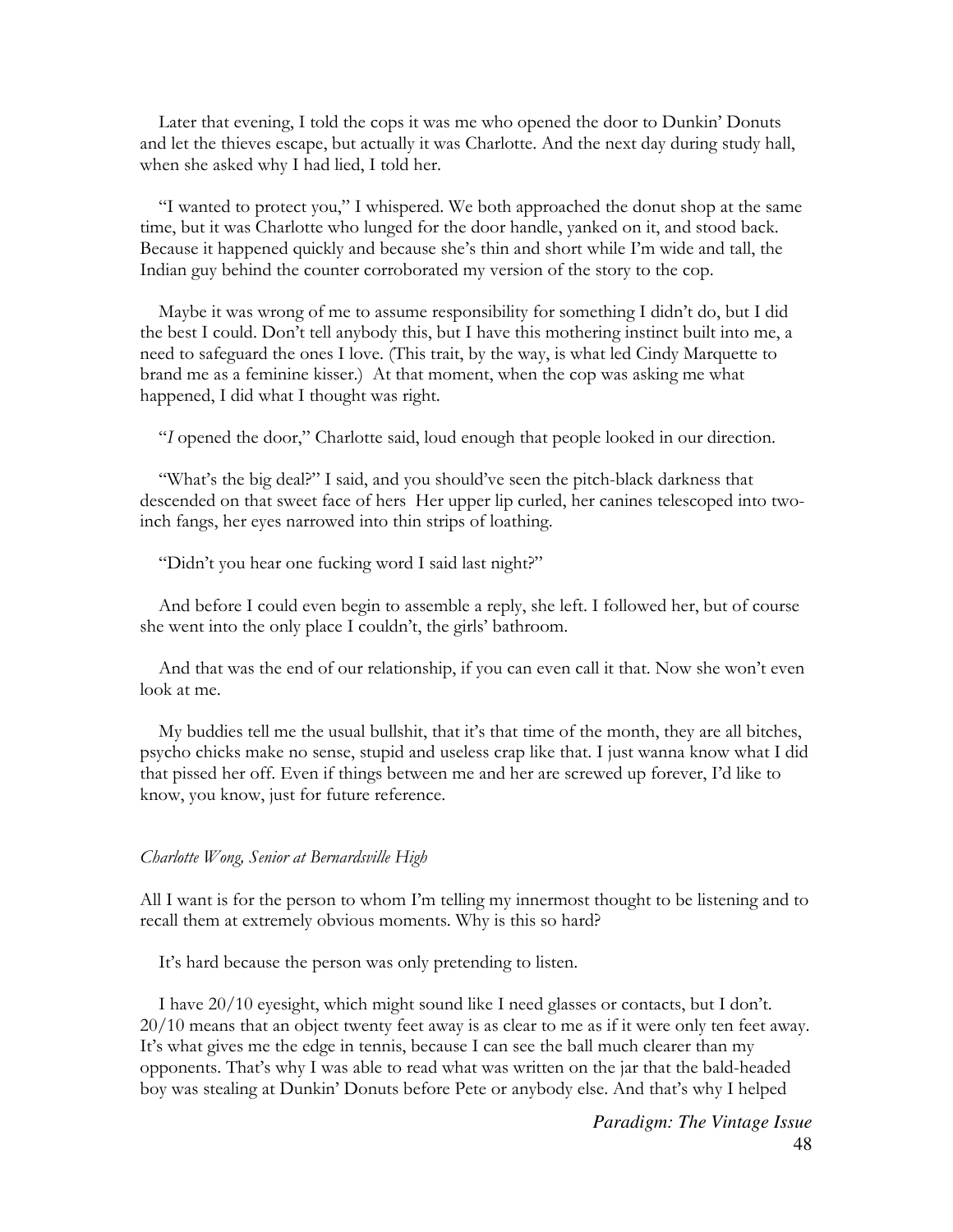Later that evening, I told the cops it was me who opened the door to Dunkin' Donuts and let the thieves escape, but actually it was Charlotte. And the next day during study hall, when she asked why I had lied, I told her.

"I wanted to protect you," I whispered. We both approached the donut shop at the same time, but it was Charlotte who lunged for the door handle, yanked on it, and stood back. Because it happened quickly and because she's thin and short while I'm wide and tall, the Indian guy behind the counter corroborated my version of the story to the cop.

Maybe it was wrong of me to assume responsibility for something I didn't do, but I did the best I could. Don't tell anybody this, but I have this mothering instinct built into me, a need to safeguard the ones I love. (This trait, by the way, is what led Cindy Marquette to brand me as a feminine kisser.) At that moment, when the cop was asking me what happened, I did what I thought was right.

"*I* opened the door," Charlotte said, loud enough that people looked in our direction.

"What's the big deal?" I said, and you should've seen the pitch-black darkness that descended on that sweet face of hers Her upper lip curled, her canines telescoped into two-inch fangs, her eyes narrowed into thin strips of loathing.

"Didn't you hear one fucking word I said last night?"

And before I could even begin to assemble a reply, she left. I followed her, but of course she went into the only place I couldn't, the girls' bathroom.

And that was the end of our relationship, if you can even call it that. Now she won't even look at me.

My buddies tell me the usual bullshit, that it's that time of the month, they are all bitches, psycho chicks make no sense, stupid and useless crap like that. I just wanna know what I did that pissed her off. Even if things between me and her are screwed up forever, I'd like to know, you know, just for future reference.

*Charlotte Wong, Senior at Bernardsville High*

All I want is for the person to whom I'm telling my innermost thought to be listening and to recall them at extremely obvious moments. Why is this so hard?

It's hard because the person was only pretending to listen.

I have 20/10 eyesight, which might sound like I need glasses or contacts, but I don't. 20/10 means that an object twenty feet away is as clear to me as if it were only ten feet away. It's what gives me the edge in tennis, because I can see the ball much clearer than my opponents. That's why I was able to read what was written on the jar that the bald-headed boy was stealing at Dunkin' Donuts before Pete or anybody else. And that's why I helped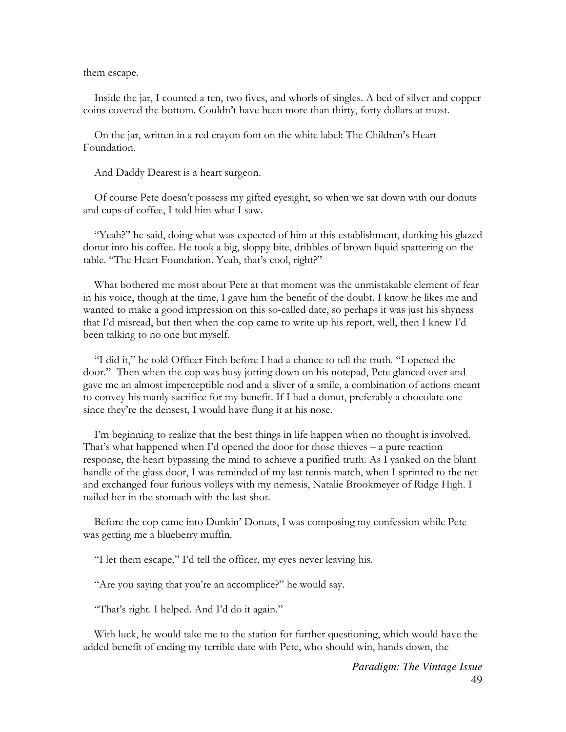them escape.

Inside the jar, I counted a ten, two fives, and whorls of singles. A bed of silver and copper coins covered the bottom. Couldn't have been more than thirty, forty dollars at most.

On the jar, written in a red crayon font on the white label: The Children's Heart Foundation.

And Daddy Dearest is a heart surgeon.

Of course Pete doesn't possess my gifted eyesight, so when we sat down with our donuts and cups of coffee, I told him what I saw.

"Yeah?" he said, doing what was expected of him at this establishment, dunking his glazed donut into his coffee. He took a big, sloppy bite, dribbles of brown liquid spattering on the table. "The Heart Foundation. Yeah, that's cool, right?"

What bothered me most about Pete at that moment was the unmistakable element of fear in his voice, though at the time, I gave him the benefit of the doubt. I know he likes me and wanted to make a good impression on this so-called date, so perhaps it was just his shyness that I'd misread, but then when the cop came to write up his report, well, then I knew I'd been talking to no one but myself.

"I did it," he told Officer Fitch before I had a chance to tell the truth. "I opened the door." Then when the cop was busy jotting down on his notepad, Pete glanced over and gave me an almost imperceptible nod and a sliver of a smile, a combination of actions meant to convey his manly sacrifice for my benefit. If I had a donut, preferably a chocolate one since they're the densest, I would have flung it at his nose.

I'm beginning to realize that the best things in life happen when no thought is involved. That's what happened when I'd opened the door for those thieves – a pure reaction response, the heart bypassing the mind to achieve a purified truth. As I yanked on the blunt handle of the glass door, I was reminded of my last tennis match, when I sprinted to the net and exchanged four furious volleys with my nemesis, Natalie Brookmeyer of Ridge High. I nailed her in the stomach with the last shot.

Before the cop came into Dunkin' Donuts, I was composing my confession while Pete was getting me a blueberry muffin.

"I let them escape," I'd tell the officer, my eyes never leaving his.

"Are you saying that you're an accomplice?" he would say.

"That's right. I helped. And I'd do it again."

With luck, he would take me to the station for further questioning, which would have the added benefit of ending my terrible date with Pete, who should win, hands down, the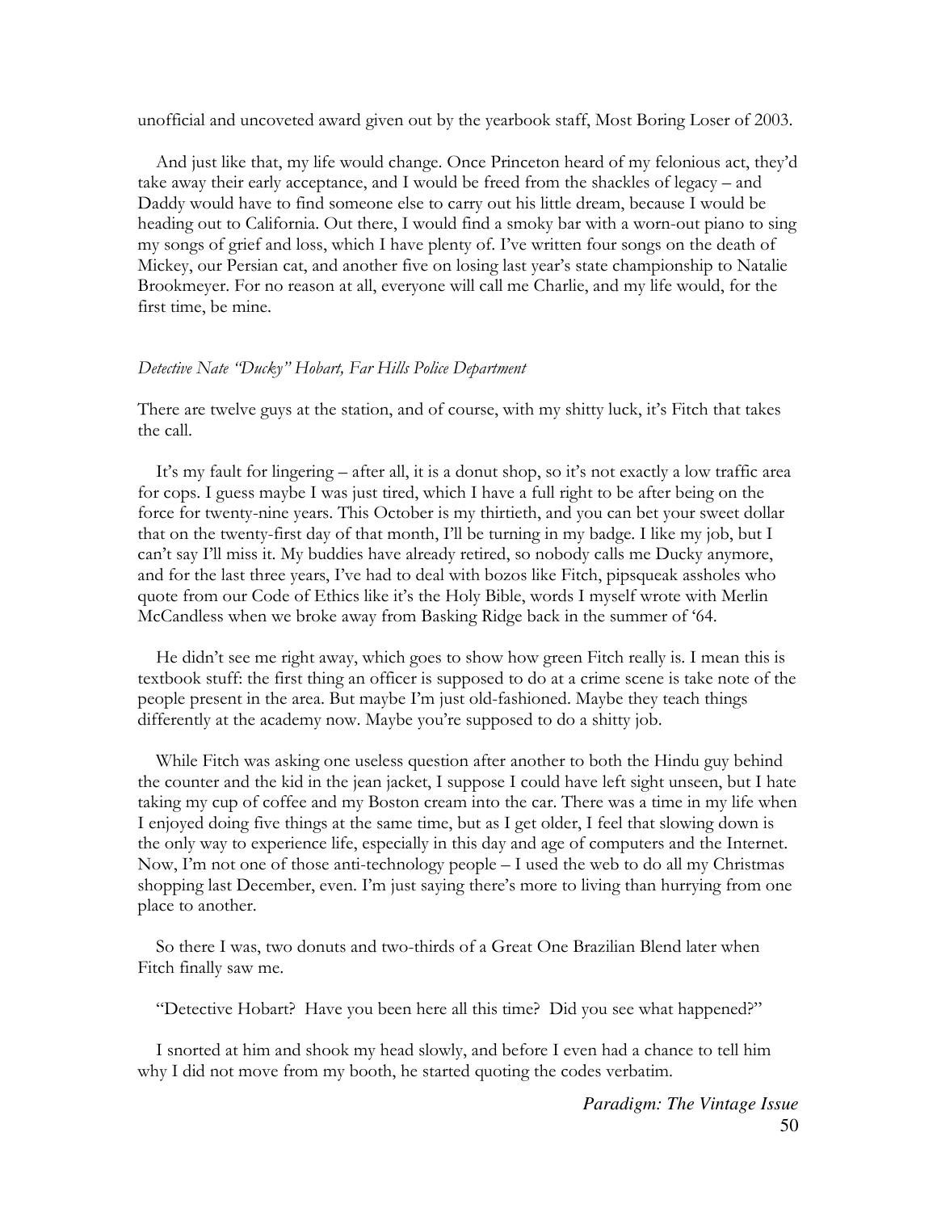unofficial and uncoveted award given out by the yearbook staff, Most Boring Loser of 2003.

And just like that, my life would change. Once Princeton heard of my felonious act, they'd take away their early acceptance, and I would be freed from the shackles of legacy – and Daddy would have to find someone else to carry out his little dream, because I would be heading out to California. Out there, I would find a smoky bar with a worn-out piano to sing my songs of grief and loss, which I have plenty of. I've written four songs on the death of Mickey, our Persian cat, and another five on losing last year's state championship to Natalie Brookmeyer. For no reason at all, everyone will call me Charlie, and my life would, for the first time, be mine.

*Detective Nate "Ducky" Hobart, Far Hills Police Department*

There are twelve guys at the station, and of course, with my shitty luck, it's Fitch that takes the call.

It's my fault for lingering – after all, it is a donut shop, so it's not exactly a low traffic area for cops. I guess maybe I was just tired, which I have a full right to be after being on the force for twenty-nine years. This October is my thirtieth, and you can bet your sweet dollar that on the twenty-first day of that month, I'll be turning in my badge. I like my job, but I can't say I'll miss it. My buddies have already retired, so nobody calls me Ducky anymore, and for the last three years, I've had to deal with bozos like Fitch, pipsqueak assholes who quote from our Code of Ethics like it's the Holy Bible, words I myself wrote with Merlin McCandless when we broke away from Basking Ridge back in the summer of '64.

He didn't see me right away, which goes to show how green Fitch really is. I mean this is textbook stuff: the first thing an officer is supposed to do at a crime scene is take note of the people present in the area. But maybe I'm just old-fashioned. Maybe they teach things differently at the academy now. Maybe you're supposed to do a shitty job.

While Fitch was asking one useless question after another to both the Hindu guy behind the counter and the kid in the jean jacket, I suppose I could have left sight unseen, but I hate taking my cup of coffee and my Boston cream into the car. There was a time in my life when I enjoyed doing five things at the same time, but as I get older, I feel that slowing down is the only way to experience life, especially in this day and age of computers and the Internet. Now, I'm not one of those anti-technology people – I used the web to do all my Christmas shopping last December, even. I'm just saying there's more to living than hurrying from one place to another.

So there I was, two donuts and two-thirds of a Great One Brazilian Blend later when Fitch finally saw me.

"Detective Hobart? Have you been here all this time? Did you see what happened?"

I snorted at him and shook my head slowly, and before I even had a chance to tell him why I did not move from my booth, he started quoting the codes verbatim.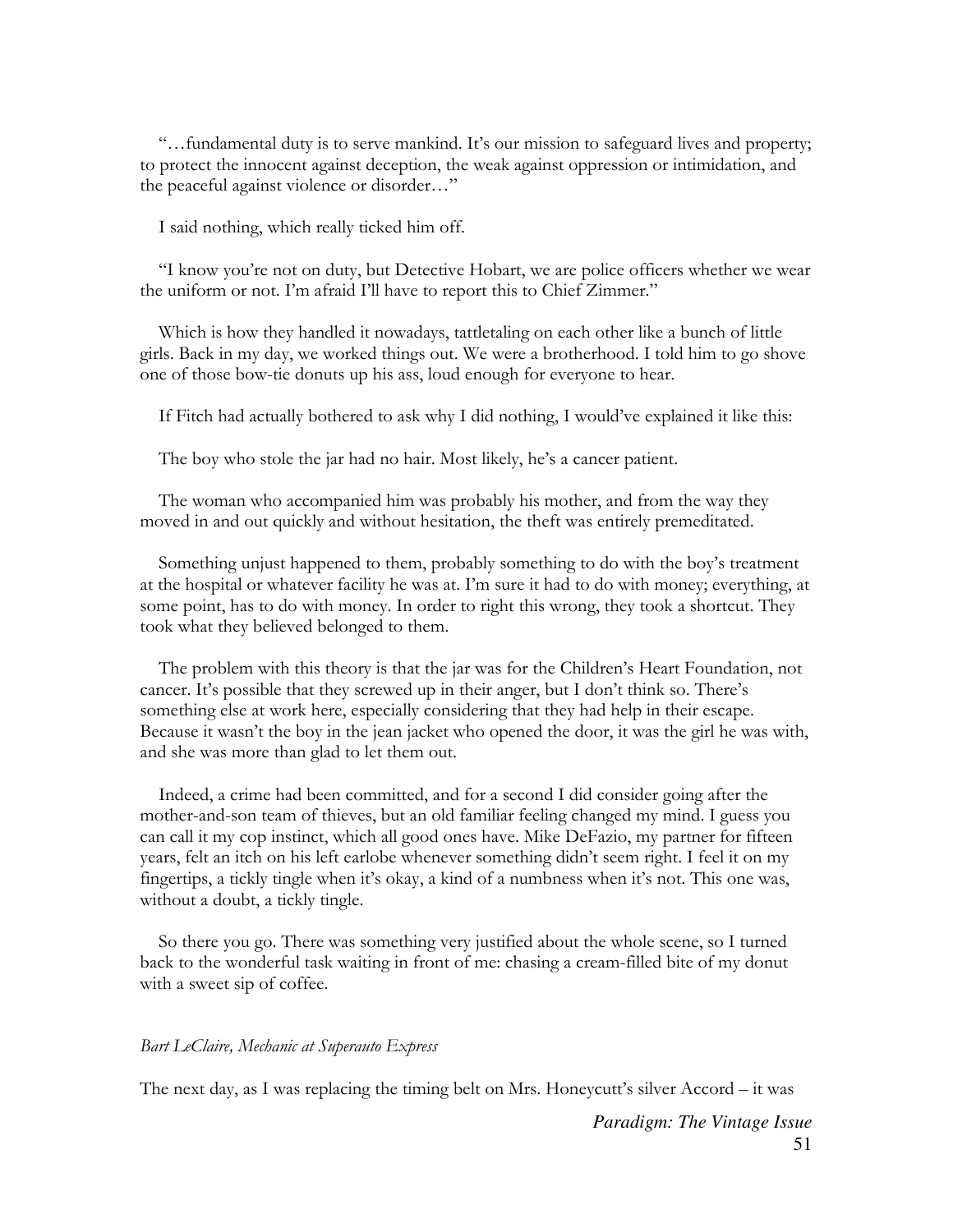"…fundamental duty is to serve mankind. It's our mission to safeguard lives and property; to protect the innocent against deception, the weak against oppression or intimidation, and the peaceful against violence or disorder…"

I said nothing, which really ticked him off.

"I know you're not on duty, but Detective Hobart, we are police officers whether we wear the uniform or not. I'm afraid I'll have to report this to Chief Zimmer."

Which is how they handled it nowadays, tattletaling on each other like a bunch of little girls. Back in my day, we worked things out. We were a brotherhood. I told him to go shove one of those bow-tie donuts up his ass, loud enough for everyone to hear.

If Fitch had actually bothered to ask why I did nothing, I would've explained it like this:

The boy who stole the jar had no hair. Most likely, he's a cancer patient.

The woman who accompanied him was probably his mother, and from the way they moved in and out quickly and without hesitation, the theft was entirely premeditated.

Something unjust happened to them, probably something to do with the boy's treatment at the hospital or whatever facility he was at. I'm sure it had to do with money; everything, at some point, has to do with money. In order to right this wrong, they took a shortcut. They took what they believed belonged to them.

The problem with this theory is that the jar was for the Children's Heart Foundation, not cancer. It's possible that they screwed up in their anger, but I don't think so. There's something else at work here, especially considering that they had help in their escape. Because it wasn't the boy in the jean jacket who opened the door, it was the girl he was with, and she was more than glad to let them out.

Indeed, a crime had been committed, and for a second I did consider going after the mother-and-son team of thieves, but an old familiar feeling changed my mind. I guess you can call it my cop instinct, which all good ones have. Mike DeFazio, my partner for fifteen years, felt an itch on his left earlobe whenever something didn't seem right. I feel it on my fingertips, a tickly tingle when it's okay, a kind of a numbness when it's not. This one was, without a doubt, a tickly tingle.

So there you go. There was something very justified about the whole scene, so I turned back to the wonderful task waiting in front of me: chasing a cream-filled bite of my donut with a sweet sip of coffee.

*Bart LeClaire, Mechanic at Superauto Express*

The next day, as I was replacing the timing belt on Mrs. Honeycutt's silver Accord – it was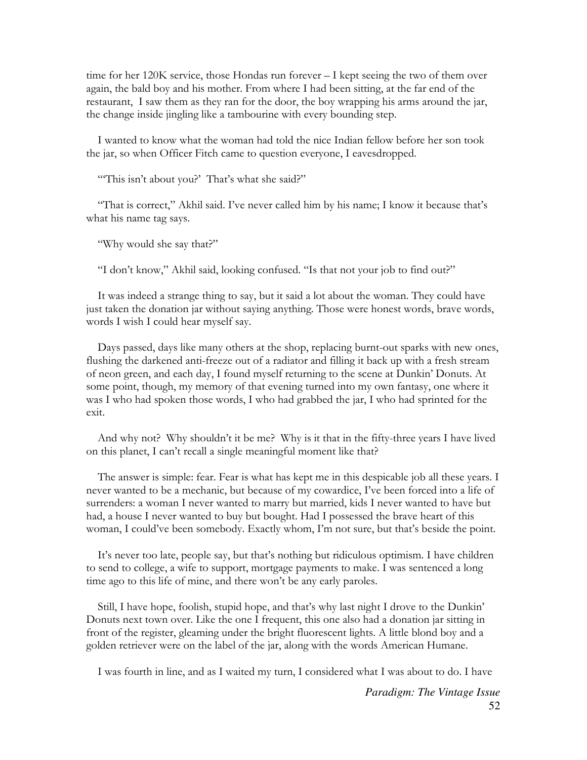time for her 120K service, those Hondas run forever – I kept seeing the two of them over again, the bald boy and his mother. From where I had been sitting, at the far end of the restaurant, I saw them as they ran for the door, the boy wrapping his arms around the jar, the change inside jingling like a tambourine with every bounding step.

I wanted to know what the woman had told the nice Indian fellow before her son took the jar, so when Officer Fitch came to question everyone, I eavesdropped.

"'This isn't about you?' That's what she said?"

"That is correct," Akhil said. I've never called him by his name; I know it because that's what his name tag says.

"Why would she say that?"

"I don't know," Akhil said, looking confused. "Is that not your job to find out?"

It was indeed a strange thing to say, but it said a lot about the woman. They could have just taken the donation jar without saying anything. Those were honest words, brave words, words I wish I could hear myself say.

Days passed, days like many others at the shop, replacing burnt-out sparks with new ones, flushing the darkened anti-freeze out of a radiator and filling it back up with a fresh stream of neon green, and each day, I found myself returning to the scene at Dunkin' Donuts. At some point, though, my memory of that evening turned into my own fantasy, one where it was I who had spoken those words, I who had grabbed the jar, I who had sprinted for the exit.

And why not? Why shouldn't it be me? Why is it that in the fifty-three years I have lived on this planet, I can't recall a single meaningful moment like that?

The answer is simple: fear. Fear is what has kept me in this despicable job all these years. I never wanted to be a mechanic, but because of my cowardice, I've been forced into a life of surrenders: a woman I never wanted to marry but married, kids I never wanted to have but had, a house I never wanted to buy but bought. Had I possessed the brave heart of this woman, I could've been somebody. Exactly whom, I'm not sure, but that's beside the point.

It's never too late, people say, but that's nothing but ridiculous optimism. I have children to send to college, a wife to support, mortgage payments to make. I was sentenced a long time ago to this life of mine, and there won't be any early paroles.

Still, I have hope, foolish, stupid hope, and that's why last night I drove to the Dunkin' Donuts next town over. Like the one I frequent, this one also had a donation jar sitting in front of the register, gleaming under the bright fluorescent lights. A little blond boy and a golden retriever were on the label of the jar, along with the words American Humane.

I was fourth in line, and as I waited my turn, I considered what I was about to do. I have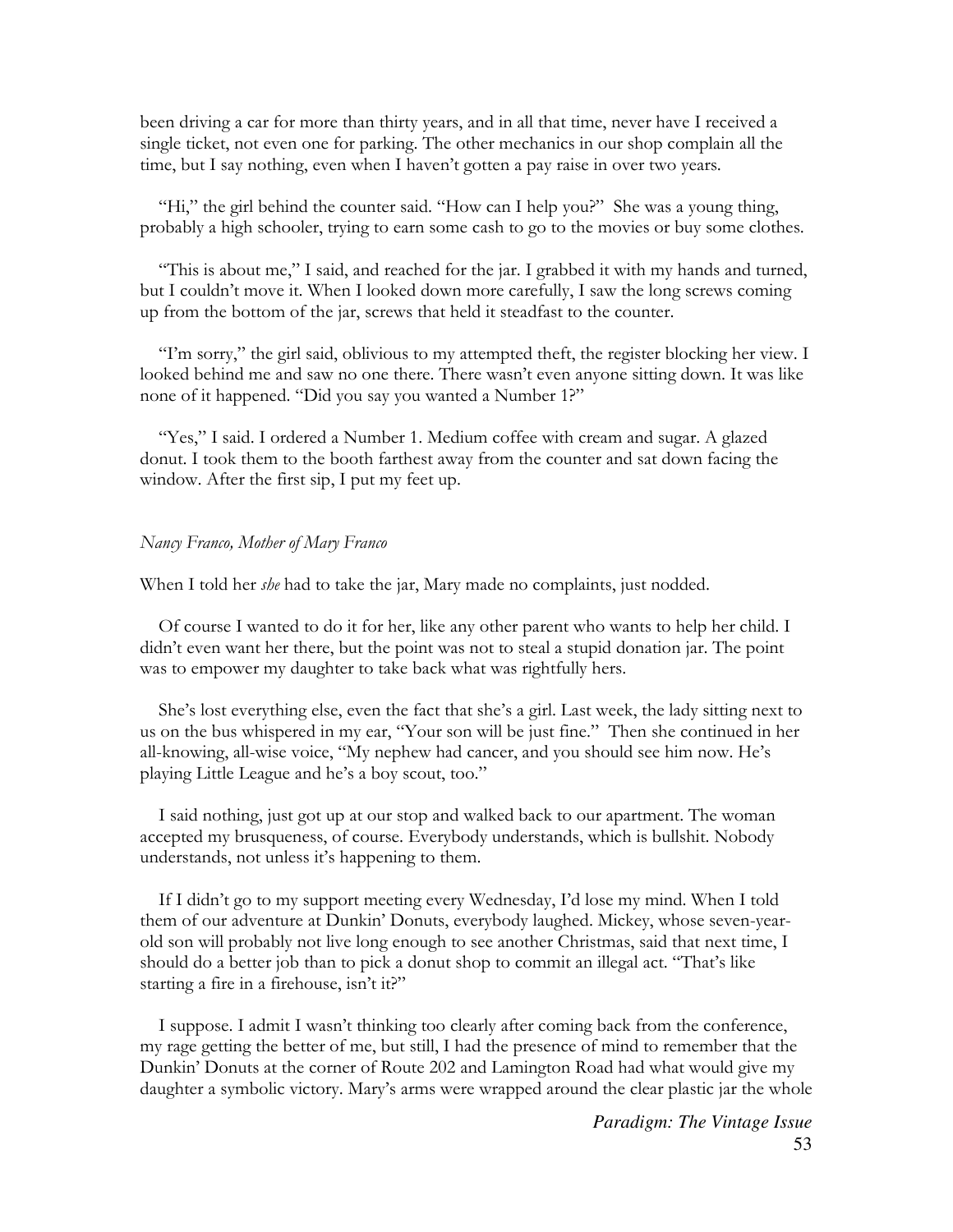been driving a car for more than thirty years, and in all that time, never have I received a single ticket, not even one for parking. The other mechanics in our shop complain all the time, but I say nothing, even when I haven't gotten a pay raise in over two years.

"Hi," the girl behind the counter said. "How can I help you?" She was a young thing, probably a high schooler, trying to earn some cash to go to the movies or buy some clothes.

"This is about me," I said, and reached for the jar. I grabbed it with my hands and turned, but I couldn't move it. When I looked down more carefully, I saw the long screws coming up from the bottom of the jar, screws that held it steadfast to the counter.

"I'm sorry," the girl said, oblivious to my attempted theft, the register blocking her view. I looked behind me and saw no one there. There wasn't even anyone sitting down. It was like none of it happened. "Did you say you wanted a Number 1?"

"Yes," I said. I ordered a Number 1. Medium coffee with cream and sugar. A glazed donut. I took them to the booth farthest away from the counter and sat down facing the window. After the first sip, I put my feet up.

*Nancy Franco, Mother of Mary Franco*

When I told her *she* had to take the jar, Mary made no complaints, just nodded.

Of course I wanted to do it for her, like any other parent who wants to help her child. I didn't even want her there, but the point was not to steal a stupid donation jar. The point was to empower my daughter to take back what was rightfully hers.

She's lost everything else, even the fact that she's a girl. Last week, the lady sitting next to us on the bus whispered in my ear, "Your son will be just fine." Then she continued in her all-knowing, all-wise voice, "My nephew had cancer, and you should see him now. He's playing Little League and he's a boy scout, too."

I said nothing, just got up at our stop and walked back to our apartment. The woman accepted my brusqueness, of course. Everybody understands, which is bullshit. Nobody understands, not unless it's happening to them.

If I didn't go to my support meeting every Wednesday, I'd lose my mind. When I told them of our adventure at Dunkin' Donuts, everybody laughed. Mickey, whose seven-year-old son will probably not live long enough to see another Christmas, said that next time, I should do a better job than to pick a donut shop to commit an illegal act. "That's like starting a fire in a firehouse, isn't it?"

I suppose. I admit I wasn't thinking too clearly after coming back from the conference, my rage getting the better of me, but still, I had the presence of mind to remember that the Dunkin' Donuts at the corner of Route 202 and Lamington Road had what would give my daughter a symbolic victory. Mary's arms were wrapped around the clear plastic jar the whole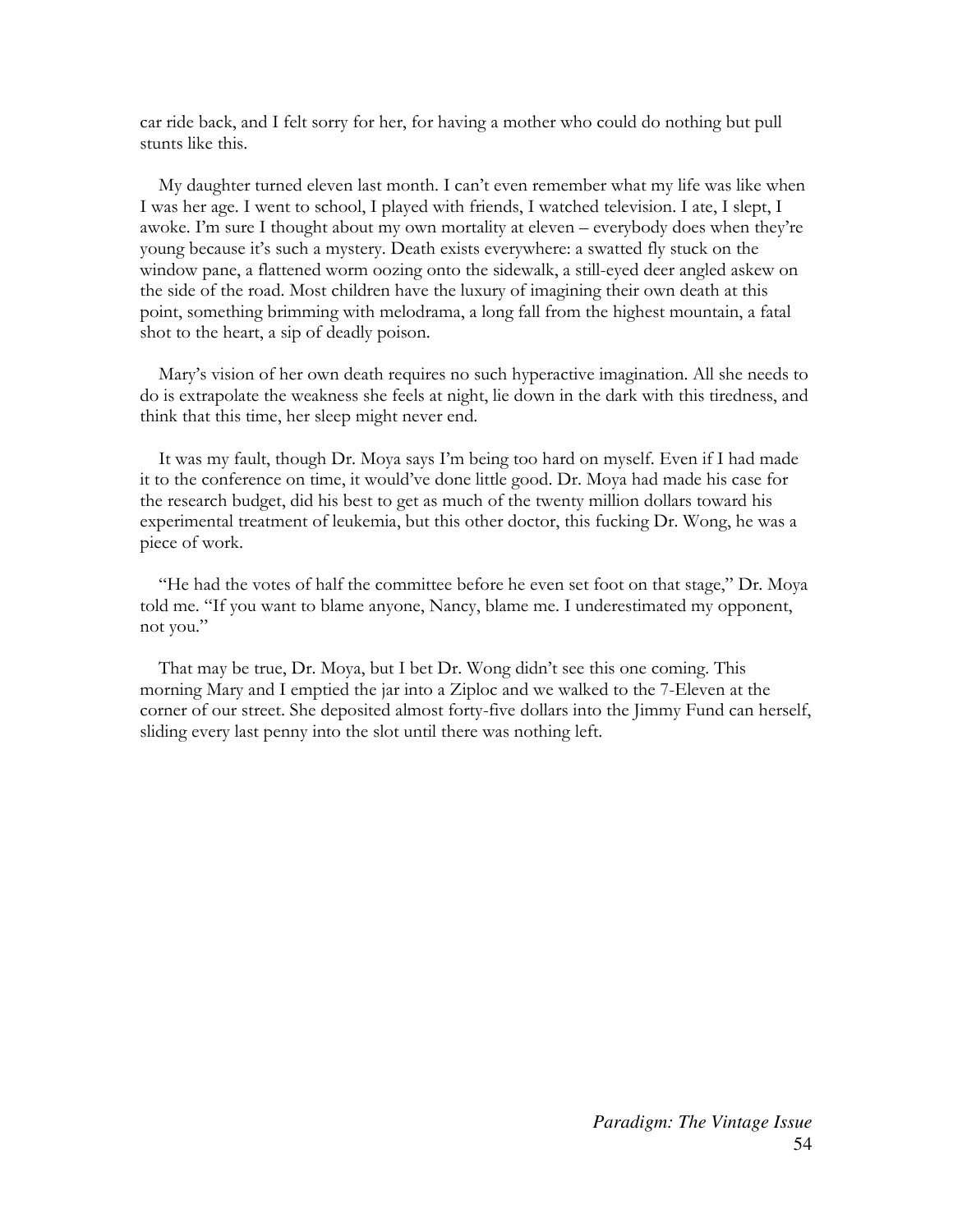car ride back, and I felt sorry for her, for having a mother who could do nothing but pull stunts like this.

My daughter turned eleven last month. I can't even remember what my life was like when I was her age. I went to school, I played with friends, I watched television. I ate, I slept, I awoke. I'm sure I thought about my own mortality at eleven – everybody does when they're young because it's such a mystery. Death exists everywhere: a swatted fly stuck on the window pane, a flattened worm oozing onto the sidewalk, a still-eyed deer angled askew on the side of the road. Most children have the luxury of imagining their own death at this point, something brimming with melodrama, a long fall from the highest mountain, a fatal shot to the heart, a sip of deadly poison.

Mary's vision of her own death requires no such hyperactive imagination. All she needs to do is extrapolate the weakness she feels at night, lie down in the dark with this tiredness, and think that this time, her sleep might never end.

It was my fault, though Dr. Moya says I'm being too hard on myself. Even if I had made it to the conference on time, it would've done little good. Dr. Moya had made his case for the research budget, did his best to get as much of the twenty million dollars toward his experimental treatment of leukemia, but this other doctor, this fucking Dr. Wong, he was a piece of work.

"He had the votes of half the committee before he even set foot on that stage," Dr. Moya told me. "If you want to blame anyone, Nancy, blame me. I underestimated my opponent, not you."

That may be true, Dr. Moya, but I bet Dr. Wong didn't see this one coming. This morning Mary and I emptied the jar into a Ziploc and we walked to the 7-Eleven at the corner of our street. She deposited almost forty-five dollars into the Jimmy Fund can herself, sliding every last penny into the slot until there was nothing left.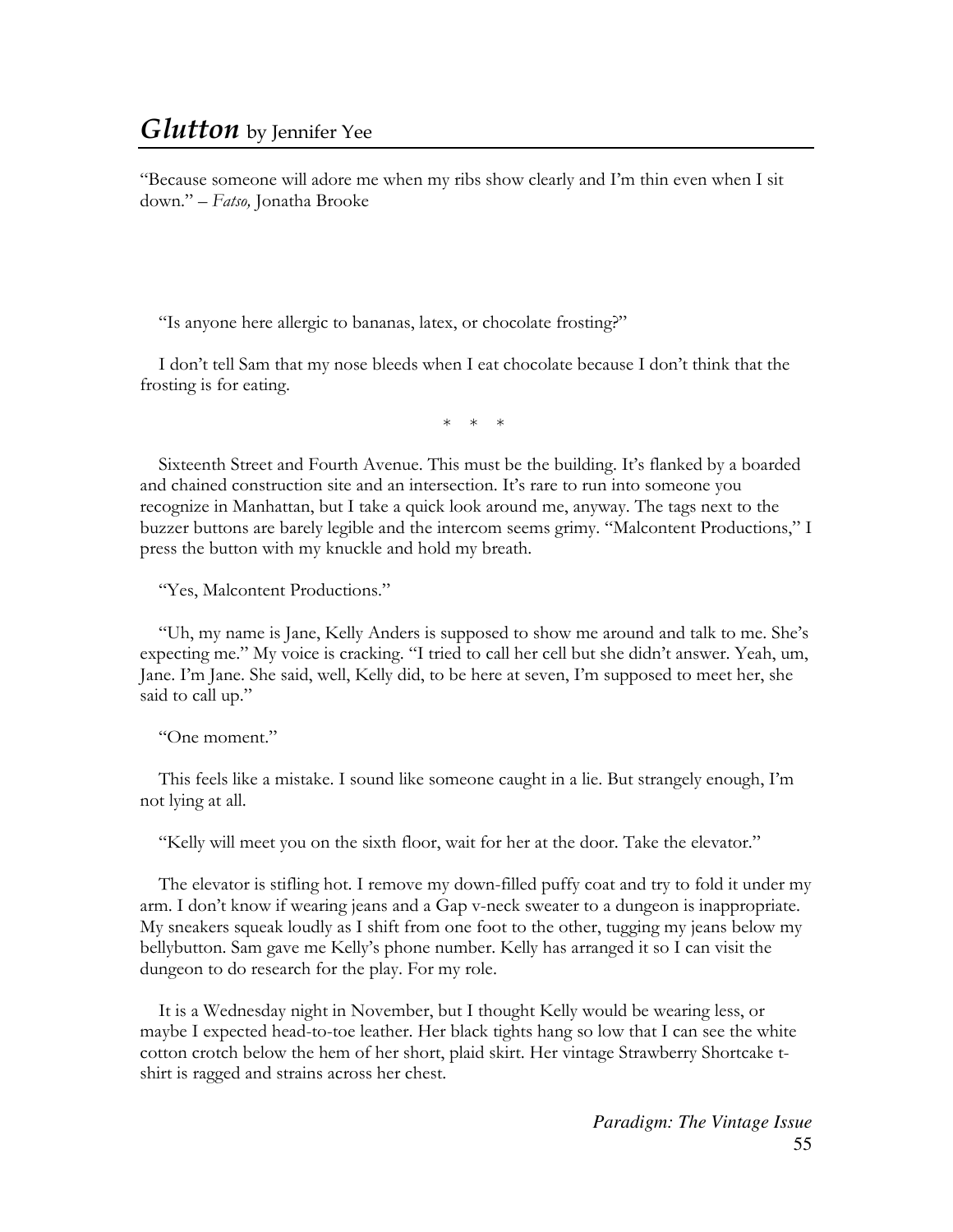# *Glutton* by Jennifer Yee

"Because someone will adore me when my ribs show clearly and I'm thin even when I sit down." – *Fatso,* Jonatha Brooke

"Is anyone here allergic to bananas, latex, or chocolate frosting?"

I don't tell Sam that my nose bleeds when I eat chocolate because I don't think that the frosting is for eating.

\* \* \*

Sixteenth Street and Fourth Avenue. This must be the building. It's flanked by a boarded and chained construction site and an intersection. It's rare to run into someone you recognize in Manhattan, but I take a quick look around me, anyway. The tags next to the buzzer buttons are barely legible and the intercom seems grimy. "Malcontent Productions," I press the button with my knuckle and hold my breath.

"Yes, Malcontent Productions."

"Uh, my name is Jane, Kelly Anders is supposed to show me around and talk to me. She's expecting me." My voice is cracking. "I tried to call her cell but she didn't answer. Yeah, um, Jane. I'm Jane. She said, well, Kelly did, to be here at seven, I'm supposed to meet her, she said to call up."

"One moment."

This feels like a mistake. I sound like someone caught in a lie. But strangely enough, I'm not lying at all.

"Kelly will meet you on the sixth floor, wait for her at the door. Take the elevator."

The elevator is stifling hot. I remove my down-filled puffy coat and try to fold it under my arm. I don't know if wearing jeans and a Gap v-neck sweater to a dungeon is inappropriate. My sneakers squeak loudly as I shift from one foot to the other, tugging my jeans below my bellybutton. Sam gave me Kelly's phone number. Kelly has arranged it so I can visit the dungeon to do research for the play. For my role.

It is a Wednesday night in November, but I thought Kelly would be wearing less, or maybe I expected head-to-toe leather. Her black tights hang so low that I can see the white cotton crotch below the hem of her short, plaid skirt. Her vintage Strawberry Shortcake t-shirt is ragged and strains across her chest.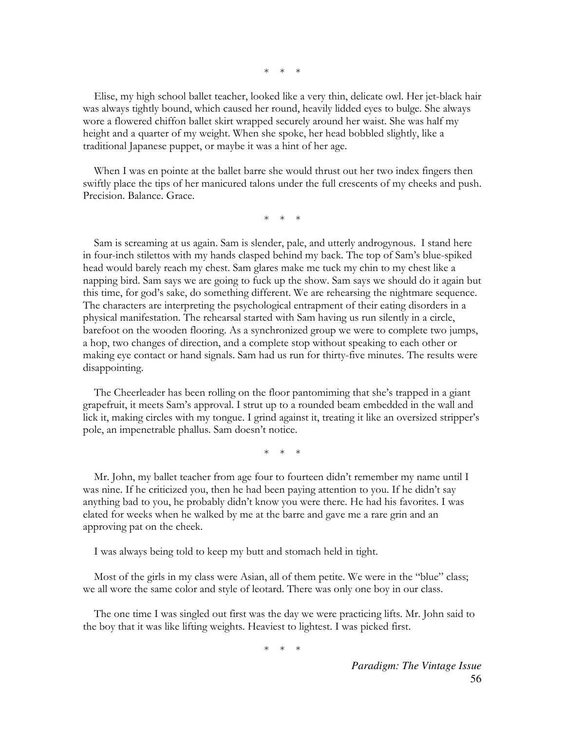\*   \*   \*

Elise, my high school ballet teacher, looked like a very thin, delicate owl. Her jet-black hair was always tightly bound, which caused her round, heavily lidded eyes to bulge. She always wore a flowered chiffon ballet skirt wrapped securely around her waist. She was half my height and a quarter of my weight. When she spoke, her head bobbled slightly, like a traditional Japanese puppet, or maybe it was a hint of her age.

When I was en pointe at the ballet barre she would thrust out her two index fingers then swiftly place the tips of her manicured talons under the full crescents of my cheeks and push. Precision. Balance. Grace.

\*   \*   \*

Sam is screaming at us again. Sam is slender, pale, and utterly androgynous. I stand here in four-inch stilettos with my hands clasped behind my back. The top of Sam's blue-spiked head would barely reach my chest. Sam glares make me tuck my chin to my chest like a napping bird. Sam says we are going to fuck up the show. Sam says we should do it again but this time, for god's sake, do something different. We are rehearsing the nightmare sequence. The characters are interpreting the psychological entrapment of their eating disorders in a physical manifestation. The rehearsal started with Sam having us run silently in a circle, barefoot on the wooden flooring. As a synchronized group we were to complete two jumps, a hop, two changes of direction, and a complete stop without speaking to each other or making eye contact or hand signals. Sam had us run for thirty-five minutes. The results were disappointing.

The Cheerleader has been rolling on the floor pantomiming that she's trapped in a giant grapefruit, it meets Sam's approval. I strut up to a rounded beam embedded in the wall and lick it, making circles with my tongue. I grind against it, treating it like an oversized stripper's pole, an impenetrable phallus. Sam doesn't notice.

\*   \*   \*

Mr. John, my ballet teacher from age four to fourteen didn't remember my name until I was nine. If he criticized you, then he had been paying attention to you. If he didn't say anything bad to you, he probably didn't know you were there. He had his favorites. I was elated for weeks when he walked by me at the barre and gave me a rare grin and an approving pat on the cheek.

I was always being told to keep my butt and stomach held in tight.

Most of the girls in my class were Asian, all of them petite. We were in the "blue" class; we all wore the same color and style of leotard. There was only one boy in our class.

The one time I was singled out first was the day we were practicing lifts. Mr. John said to the boy that it was like lifting weights. Heaviest to lightest. I was picked first.

\*   \*   \*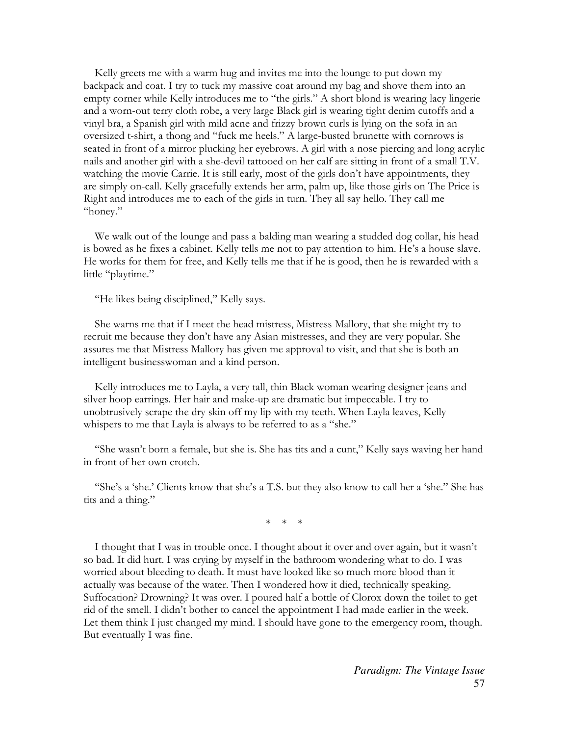Kelly greets me with a warm hug and invites me into the lounge to put down my backpack and coat. I try to tuck my massive coat around my bag and shove them into an empty corner while Kelly introduces me to "the girls." A short blond is wearing lacy lingerie and a worn-out terry cloth robe, a very large Black girl is wearing tight denim cutoffs and a vinyl bra, a Spanish girl with mild acne and frizzy brown curls is lying on the sofa in an oversized t-shirt, a thong and "fuck me heels." A large-busted brunette with cornrows is seated in front of a mirror plucking her eyebrows. A girl with a nose piercing and long acrylic nails and another girl with a she-devil tattooed on her calf are sitting in front of a small T.V. watching the movie Carrie. It is still early, most of the girls don't have appointments, they are simply on-call. Kelly gracefully extends her arm, palm up, like those girls on The Price is Right and introduces me to each of the girls in turn. They all say hello. They call me "honey."

We walk out of the lounge and pass a balding man wearing a studded dog collar, his head is bowed as he fixes a cabinet. Kelly tells me not to pay attention to him. He's a house slave. He works for them for free, and Kelly tells me that if he is good, then he is rewarded with a little "playtime."

"He likes being disciplined," Kelly says.

She warns me that if I meet the head mistress, Mistress Mallory, that she might try to recruit me because they don't have any Asian mistresses, and they are very popular. She assures me that Mistress Mallory has given me approval to visit, and that she is both an intelligent businesswoman and a kind person.

Kelly introduces me to Layla, a very tall, thin Black woman wearing designer jeans and silver hoop earrings. Her hair and make-up are dramatic but impeccable. I try to unobtrusively scrape the dry skin off my lip with my teeth. When Layla leaves, Kelly whispers to me that Layla is always to be referred to as a "she."

"She wasn't born a female, but she is. She has tits and a cunt," Kelly says waving her hand in front of her own crotch.

"She's a 'she.' Clients know that she's a T.S. but they also know to call her a 'she." She has tits and a thing."

\* \* \*

I thought that I was in trouble once. I thought about it over and over again, but it wasn't so bad. It did hurt. I was crying by myself in the bathroom wondering what to do. I was worried about bleeding to death. It must have looked like so much more blood than it actually was because of the water. Then I wondered how it died, technically speaking. Suffocation? Drowning? It was over. I poured half a bottle of Clorox down the toilet to get rid of the smell. I didn't bother to cancel the appointment I had made earlier in the week. Let them think I just changed my mind. I should have gone to the emergency room, though. But eventually I was fine.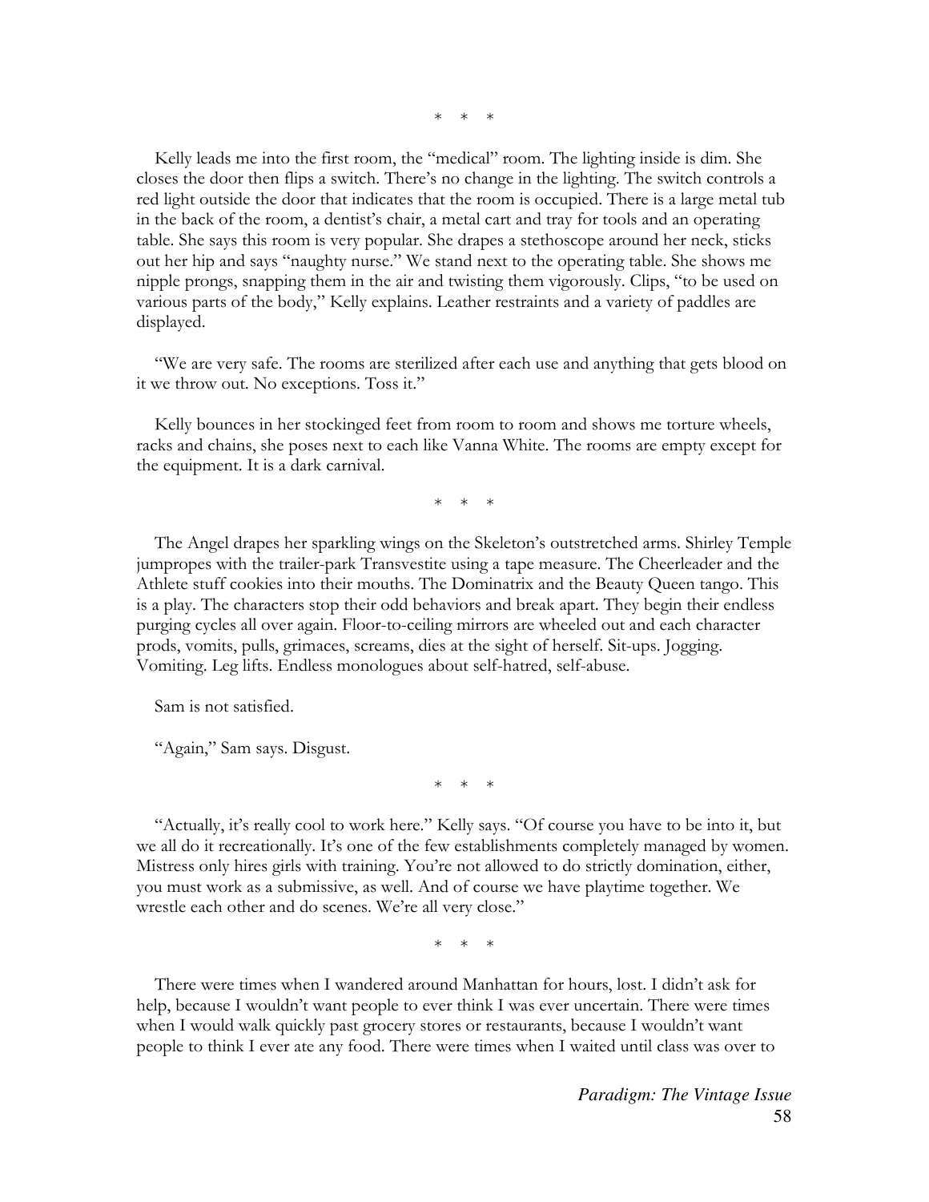\* \* \*

Kelly leads me into the first room, the "medical" room. The lighting inside is dim. She closes the door then flips a switch. There's no change in the lighting. The switch controls a red light outside the door that indicates that the room is occupied. There is a large metal tub in the back of the room, a dentist's chair, a metal cart and tray for tools and an operating table. She says this room is very popular. She drapes a stethoscope around her neck, sticks out her hip and says "naughty nurse." We stand next to the operating table. She shows me nipple prongs, snapping them in the air and twisting them vigorously. Clips, "to be used on various parts of the body," Kelly explains. Leather restraints and a variety of paddles are displayed.

"We are very safe. The rooms are sterilized after each use and anything that gets blood on it we throw out. No exceptions. Toss it."

Kelly bounces in her stockinged feet from room to room and shows me torture wheels, racks and chains, she poses next to each like Vanna White. The rooms are empty except for the equipment. It is a dark carnival.

\* \* \*

The Angel drapes her sparkling wings on the Skeleton's outstretched arms. Shirley Temple jumpropes with the trailer-park Transvestite using a tape measure. The Cheerleader and the Athlete stuff cookies into their mouths. The Dominatrix and the Beauty Queen tango. This is a play. The characters stop their odd behaviors and break apart. They begin their endless purging cycles all over again. Floor-to-ceiling mirrors are wheeled out and each character prods, vomits, pulls, grimaces, screams, dies at the sight of herself. Sit-ups. Jogging. Vomiting. Leg lifts. Endless monologues about self-hatred, self-abuse.

Sam is not satisfied.

"Again," Sam says. Disgust.

\* \* \*

"Actually, it's really cool to work here." Kelly says. "Of course you have to be into it, but we all do it recreationally. It's one of the few establishments completely managed by women. Mistress only hires girls with training. You're not allowed to do strictly domination, either, you must work as a submissive, as well. And of course we have playtime together. We wrestle each other and do scenes. We're all very close."

\* \* \*

There were times when I wandered around Manhattan for hours, lost. I didn't ask for help, because I wouldn't want people to ever think I was ever uncertain. There were times when I would walk quickly past grocery stores or restaurants, because I wouldn't want people to think I ever ate any food. There were times when I waited until class was over to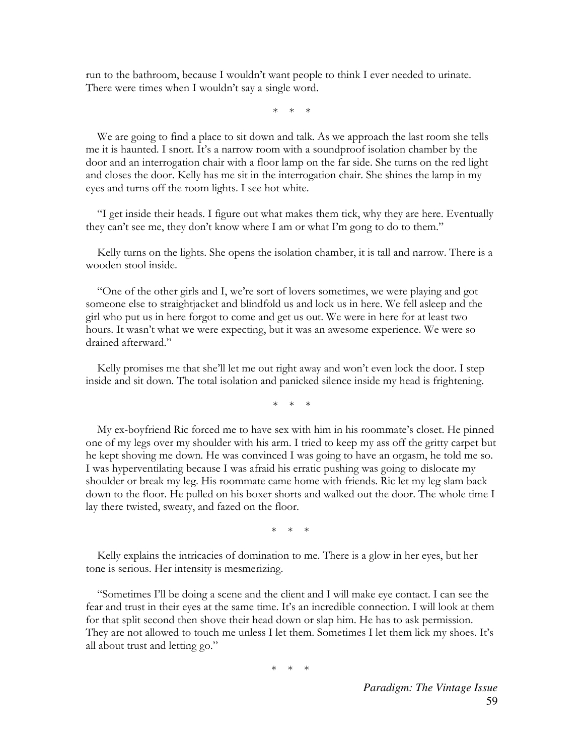run to the bathroom, because I wouldn't want people to think I ever needed to urinate. There were times when I wouldn't say a single word.

\*   \*   \*

We are going to find a place to sit down and talk. As we approach the last room she tells me it is haunted. I snort. It's a narrow room with a soundproof isolation chamber by the door and an interrogation chair with a floor lamp on the far side. She turns on the red light and closes the door. Kelly has me sit in the interrogation chair. She shines the lamp in my eyes and turns off the room lights. I see hot white.

"I get inside their heads. I figure out what makes them tick, why they are here. Eventually they can't see me, they don't know where I am or what I'm gong to do to them."

Kelly turns on the lights. She opens the isolation chamber, it is tall and narrow. There is a wooden stool inside.

"One of the other girls and I, we're sort of lovers sometimes, we were playing and got someone else to straightjacket and blindfold us and lock us in here. We fell asleep and the girl who put us in here forgot to come and get us out. We were in here for at least two hours. It wasn't what we were expecting, but it was an awesome experience. We were so drained afterward."

Kelly promises me that she'll let me out right away and won't even lock the door. I step inside and sit down. The total isolation and panicked silence inside my head is frightening.

\*   \*   \*

My ex-boyfriend Ric forced me to have sex with him in his roommate's closet. He pinned one of my legs over my shoulder with his arm. I tried to keep my ass off the gritty carpet but he kept shoving me down. He was convinced I was going to have an orgasm, he told me so. I was hyperventilating because I was afraid his erratic pushing was going to dislocate my shoulder or break my leg. His roommate came home with friends. Ric let my leg slam back down to the floor. He pulled on his boxer shorts and walked out the door. The whole time I lay there twisted, sweaty, and fazed on the floor.

\*   \*   \*

Kelly explains the intricacies of domination to me. There is a glow in her eyes, but her tone is serious. Her intensity is mesmerizing.

"Sometimes I'll be doing a scene and the client and I will make eye contact. I can see the fear and trust in their eyes at the same time. It's an incredible connection. I will look at them for that split second then shove their head down or slap him. He has to ask permission. They are not allowed to touch me unless I let them. Sometimes I let them lick my shoes. It's all about trust and letting go."

\*   \*   \*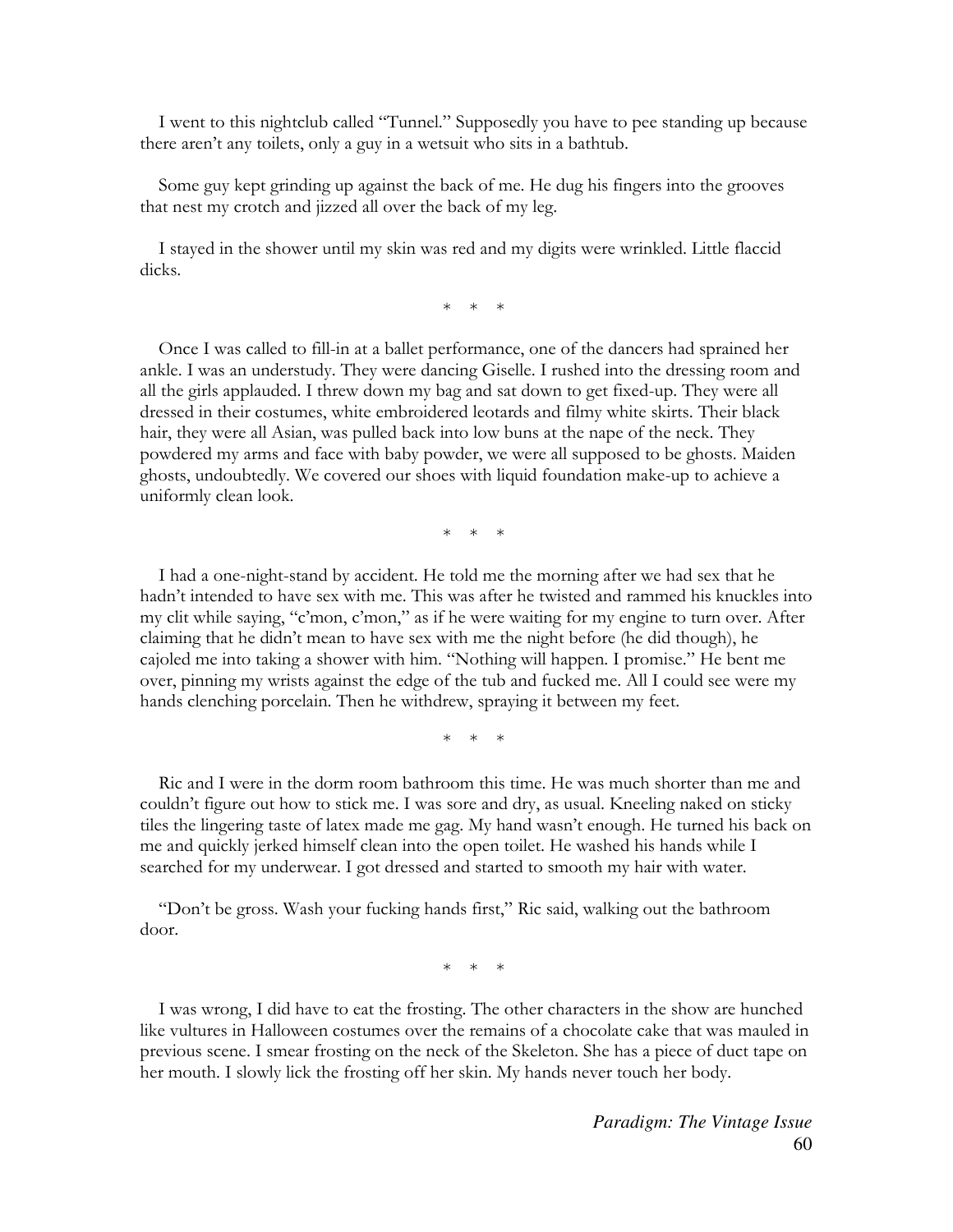I went to this nightclub called "Tunnel." Supposedly you have to pee standing up because there aren't any toilets, only a guy in a wetsuit who sits in a bathtub.

Some guy kept grinding up against the back of me. He dug his fingers into the grooves that nest my crotch and jizzed all over the back of my leg.

I stayed in the shower until my skin was red and my digits were wrinkled. Little flaccid dicks.

\* \* \*

Once I was called to fill-in at a ballet performance, one of the dancers had sprained her ankle. I was an understudy. They were dancing Giselle. I rushed into the dressing room and all the girls applauded. I threw down my bag and sat down to get fixed-up. They were all dressed in their costumes, white embroidered leotards and filmy white skirts. Their black hair, they were all Asian, was pulled back into low buns at the nape of the neck. They powdered my arms and face with baby powder, we were all supposed to be ghosts. Maiden ghosts, undoubtedly. We covered our shoes with liquid foundation make-up to achieve a uniformly clean look.

\* \* \*

I had a one-night-stand by accident. He told me the morning after we had sex that he hadn't intended to have sex with me. This was after he twisted and rammed his knuckles into my clit while saying, "c'mon, c'mon," as if he were waiting for my engine to turn over. After claiming that he didn't mean to have sex with me the night before (he did though), he cajoled me into taking a shower with him. "Nothing will happen. I promise." He bent me over, pinning my wrists against the edge of the tub and fucked me. All I could see were my hands clenching porcelain. Then he withdrew, spraying it between my feet.

\* \* \*

Ric and I were in the dorm room bathroom this time. He was much shorter than me and couldn't figure out how to stick me. I was sore and dry, as usual. Kneeling naked on sticky tiles the lingering taste of latex made me gag. My hand wasn't enough. He turned his back on me and quickly jerked himself clean into the open toilet. He washed his hands while I searched for my underwear. I got dressed and started to smooth my hair with water.

"Don't be gross. Wash your fucking hands first," Ric said, walking out the bathroom door.

\* \* \*

I was wrong, I did have to eat the frosting. The other characters in the show are hunched like vultures in Halloween costumes over the remains of a chocolate cake that was mauled in previous scene. I smear frosting on the neck of the Skeleton. She has a piece of duct tape on her mouth. I slowly lick the frosting off her skin. My hands never touch her body.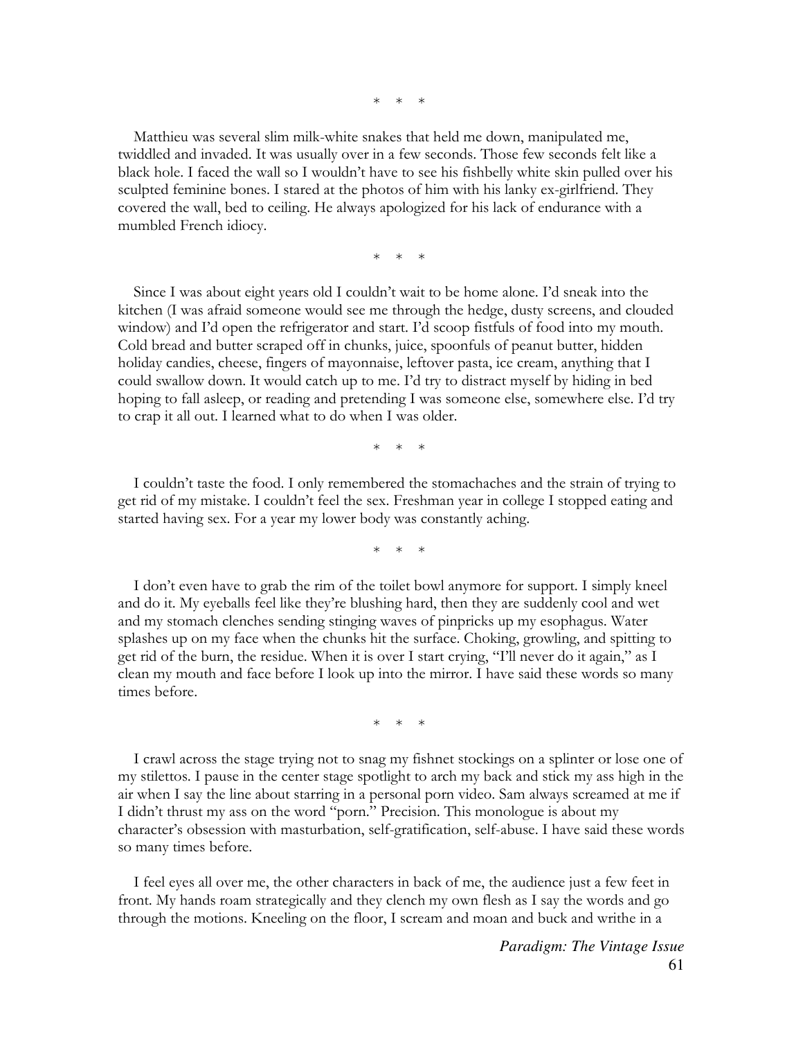\* \* \*

Matthieu was several slim milk-white snakes that held me down, manipulated me, twiddled and invaded. It was usually over in a few seconds. Those few seconds felt like a black hole. I faced the wall so I wouldn't have to see his fishbelly white skin pulled over his sculpted feminine bones. I stared at the photos of him with his lanky ex-girlfriend. They covered the wall, bed to ceiling. He always apologized for his lack of endurance with a mumbled French idiocy.

\* \* \*

Since I was about eight years old I couldn't wait to be home alone. I'd sneak into the kitchen (I was afraid someone would see me through the hedge, dusty screens, and clouded window) and I'd open the refrigerator and start. I'd scoop fistfuls of food into my mouth. Cold bread and butter scraped off in chunks, juice, spoonfuls of peanut butter, hidden holiday candies, cheese, fingers of mayonnaise, leftover pasta, ice cream, anything that I could swallow down. It would catch up to me. I'd try to distract myself by hiding in bed hoping to fall asleep, or reading and pretending I was someone else, somewhere else. I'd try to crap it all out. I learned what to do when I was older.

\* \* \*

I couldn't taste the food. I only remembered the stomachaches and the strain of trying to get rid of my mistake. I couldn't feel the sex. Freshman year in college I stopped eating and started having sex. For a year my lower body was constantly aching.

\* \* \*

I don't even have to grab the rim of the toilet bowl anymore for support. I simply kneel and do it. My eyeballs feel like they're blushing hard, then they are suddenly cool and wet and my stomach clenches sending stinging waves of pinpricks up my esophagus. Water splashes up on my face when the chunks hit the surface. Choking, growling, and spitting to get rid of the burn, the residue. When it is over I start crying, "I'll never do it again," as I clean my mouth and face before I look up into the mirror. I have said these words so many times before.

\* \* \*

I crawl across the stage trying not to snag my fishnet stockings on a splinter or lose one of my stilettos. I pause in the center stage spotlight to arch my back and stick my ass high in the air when I say the line about starring in a personal porn video. Sam always screamed at me if I didn't thrust my ass on the word "porn." Precision. This monologue is about my character's obsession with masturbation, self-gratification, self-abuse. I have said these words so many times before.

I feel eyes all over me, the other characters in back of me, the audience just a few feet in front. My hands roam strategically and they clench my own flesh as I say the words and go through the motions. Kneeling on the floor, I scream and moan and buck and writhe in a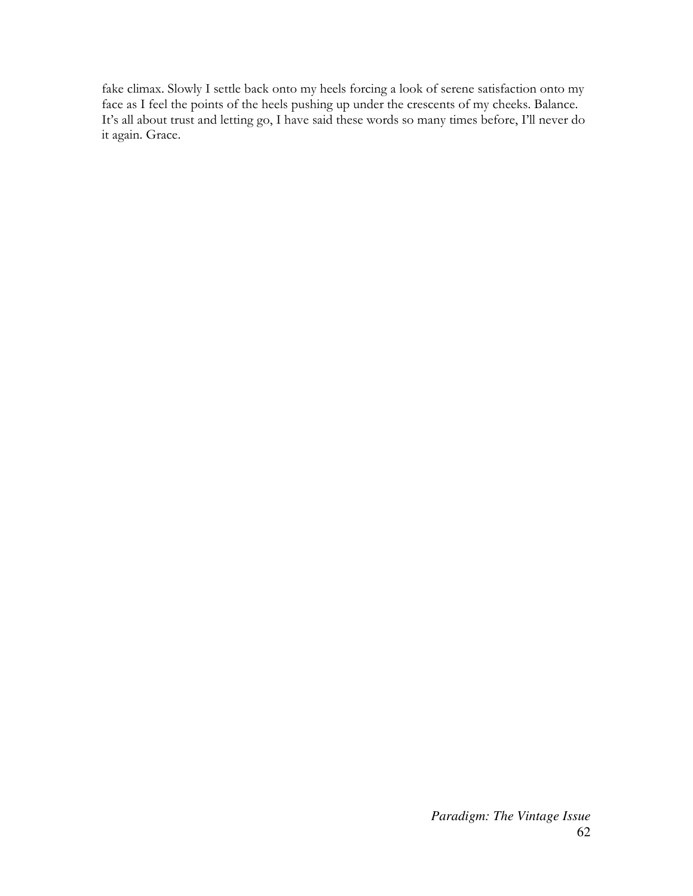fake climax. Slowly I settle back onto my heels forcing a look of serene satisfaction onto my face as I feel the points of the heels pushing up under the crescents of my cheeks. Balance. It's all about trust and letting go, I have said these words so many times before, I'll never do it again. Grace.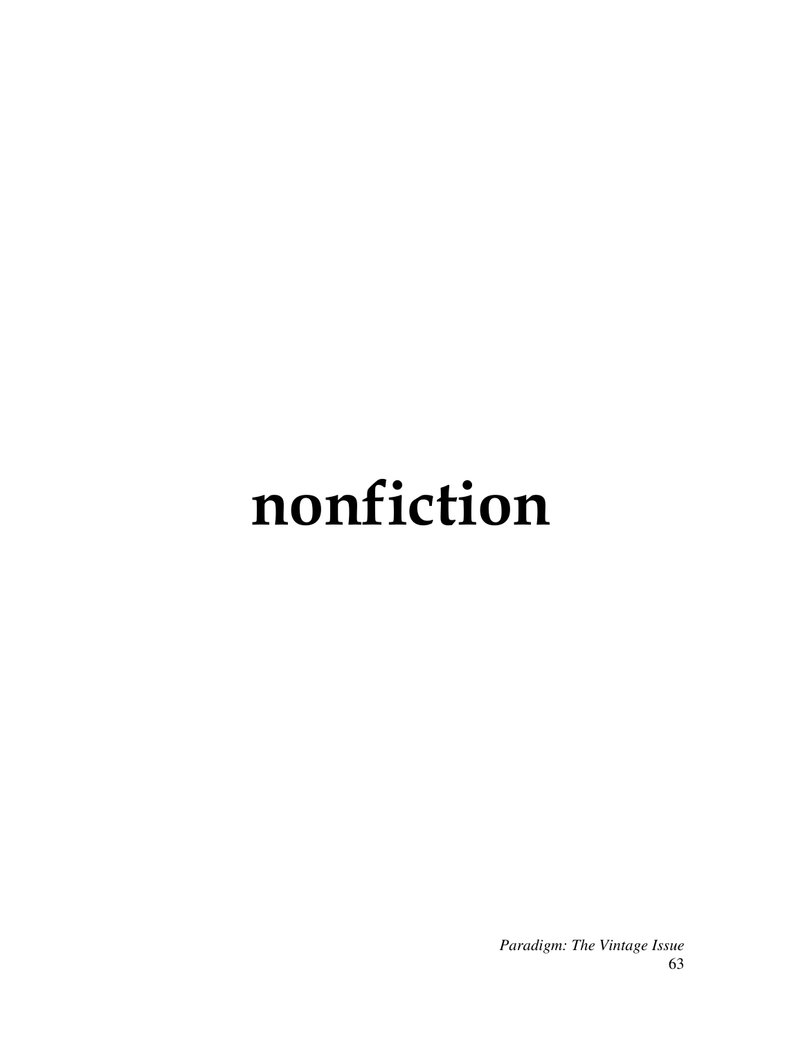# nonfiction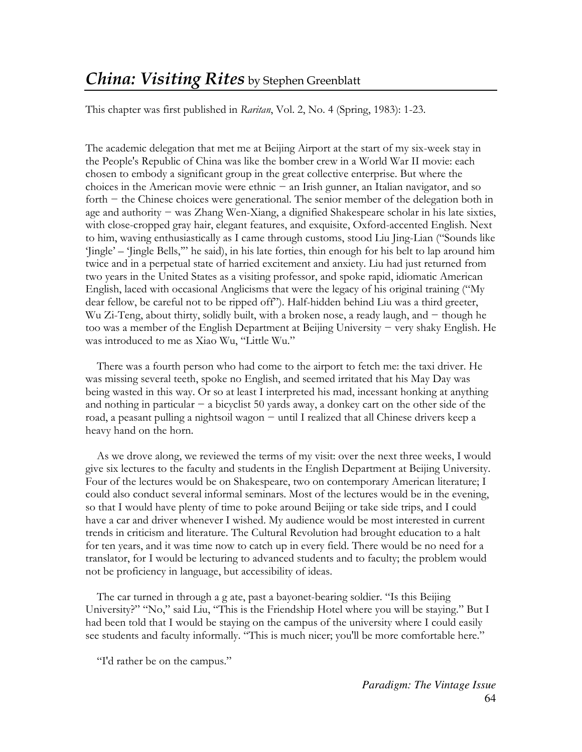## *China: Visiting Rites* by Stephen Greenblatt

This chapter was first published in *Raritan*, Vol. 2, No. 4 (Spring, 1983): 1-23.

The academic delegation that met me at Beijing Airport at the start of my six-week stay in the People's Republic of China was like the bomber crew in a World War II movie: each chosen to embody a significant group in the great collective enterprise. But where the choices in the American movie were ethnic − an Irish gunner, an Italian navigator, and so forth − the Chinese choices were generational. The senior member of the delegation both in age and authority − was Zhang Wen-Xiang, a dignified Shakespeare scholar in his late sixties, with close-cropped gray hair, elegant features, and exquisite, Oxford-accented English. Next to him, waving enthusiastically as I came through customs, stood Liu Jing-Lian ("Sounds like 'Jingle' – 'Jingle Bells,'" he said), in his late forties, thin enough for his belt to lap around him twice and in a perpetual state of harried excitement and anxiety. Liu had just returned from two years in the United States as a visiting professor, and spoke rapid, idiomatic American English, laced with occasional Anglicisms that were the legacy of his original training ("My dear fellow, be careful not to be ripped off"). Half-hidden behind Liu was a third greeter, Wu Zi-Teng, about thirty, solidly built, with a broken nose, a ready laugh, and − though he too was a member of the English Department at Beijing University − very shaky English. He was introduced to me as Xiao Wu, "Little Wu."

There was a fourth person who had come to the airport to fetch me: the taxi driver. He was missing several teeth, spoke no English, and seemed irritated that his May Day was being wasted in this way. Or so at least I interpreted his mad, incessant honking at anything and nothing in particular − a bicyclist 50 yards away, a donkey cart on the other side of the road, a peasant pulling a nightsoil wagon − until I realized that all Chinese drivers keep a heavy hand on the horn.

As we drove along, we reviewed the terms of my visit: over the next three weeks, I would give six lectures to the faculty and students in the English Department at Beijing University. Four of the lectures would be on Shakespeare, two on contemporary American literature; I could also conduct several informal seminars. Most of the lectures would be in the evening, so that I would have plenty of time to poke around Beijing or take side trips, and I could have a car and driver whenever I wished. My audience would be most interested in current trends in criticism and literature. The Cultural Revolution had brought education to a halt for ten years, and it was time now to catch up in every field. There would be no need for a translator, for I would be lecturing to advanced students and to faculty; the problem would not be proficiency in language, but accessibility of ideas.

The car turned in through a g ate, past a bayonet-bearing soldier. "Is this Beijing University?" "No," said Liu, "This is the Friendship Hotel where you will be staying." But I had been told that I would be staying on the campus of the university where I could easily see students and faculty informally. "This is much nicer; you'll be more comfortable here."

"I'd rather be on the campus."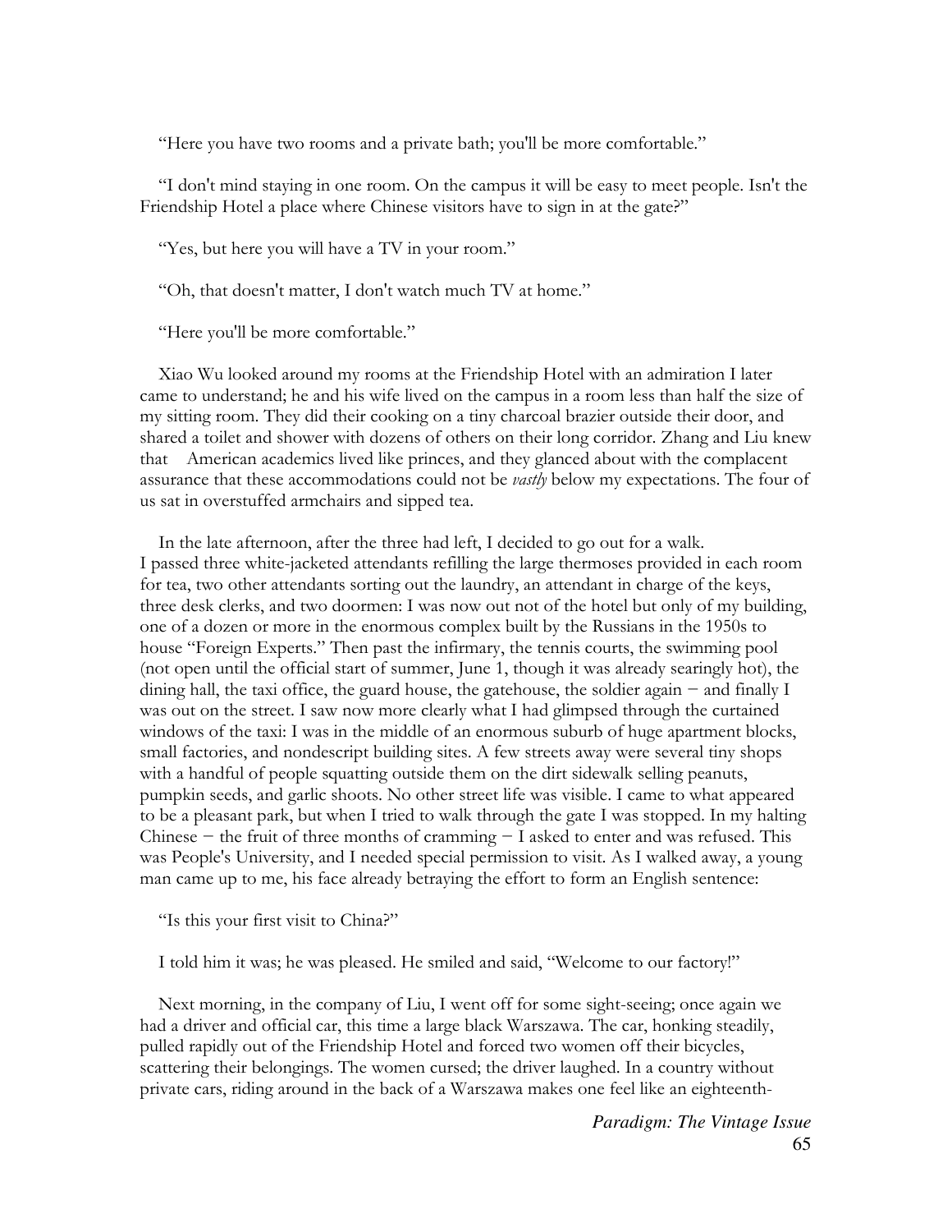"Here you have two rooms and a private bath; you'll be more comfortable."

"I don't mind staying in one room. On the campus it will be easy to meet people. Isn't the Friendship Hotel a place where Chinese visitors have to sign in at the gate?"

"Yes, but here you will have a TV in your room."

"Oh, that doesn't matter, I don't watch much TV at home."

"Here you'll be more comfortable."

Xiao Wu looked around my rooms at the Friendship Hotel with an admiration I later came to understand; he and his wife lived on the campus in a room less than half the size of my sitting room. They did their cooking on a tiny charcoal brazier outside their door, and shared a toilet and shower with dozens of others on their long corridor. Zhang and Liu knew that American academics lived like princes, and they glanced about with the complacent assurance that these accommodations could not be *vastly* below my expectations. The four of us sat in overstuffed armchairs and sipped tea.

In the late afternoon, after the three had left, I decided to go out for a walk. I passed three white-jacketed attendants refilling the large thermoses provided in each room for tea, two other attendants sorting out the laundry, an attendant in charge of the keys, three desk clerks, and two doormen: I was now out not of the hotel but only of my building, one of a dozen or more in the enormous complex built by the Russians in the 1950s to house "Foreign Experts." Then past the infirmary, the tennis courts, the swimming pool (not open until the official start of summer, June 1, though it was already searingly hot), the dining hall, the taxi office, the guard house, the gatehouse, the soldier again − and finally I was out on the street. I saw now more clearly what I had glimpsed through the curtained windows of the taxi: I was in the middle of an enormous suburb of huge apartment blocks, small factories, and nondescript building sites. A few streets away were several tiny shops with a handful of people squatting outside them on the dirt sidewalk selling peanuts, pumpkin seeds, and garlic shoots. No other street life was visible. I came to what appeared to be a pleasant park, but when I tried to walk through the gate I was stopped. In my halting Chinese − the fruit of three months of cramming − I asked to enter and was refused. This was People's University, and I needed special permission to visit. As I walked away, a young man came up to me, his face already betraying the effort to form an English sentence:

"Is this your first visit to China?"

I told him it was; he was pleased. He smiled and said, "Welcome to our factory!"

Next morning, in the company of Liu, I went off for some sight-seeing; once again we had a driver and official car, this time a large black Warszawa. The car, honking steadily, pulled rapidly out of the Friendship Hotel and forced two women off their bicycles, scattering their belongings. The women cursed; the driver laughed. In a country without private cars, riding around in the back of a Warszawa makes one feel like an eighteenth-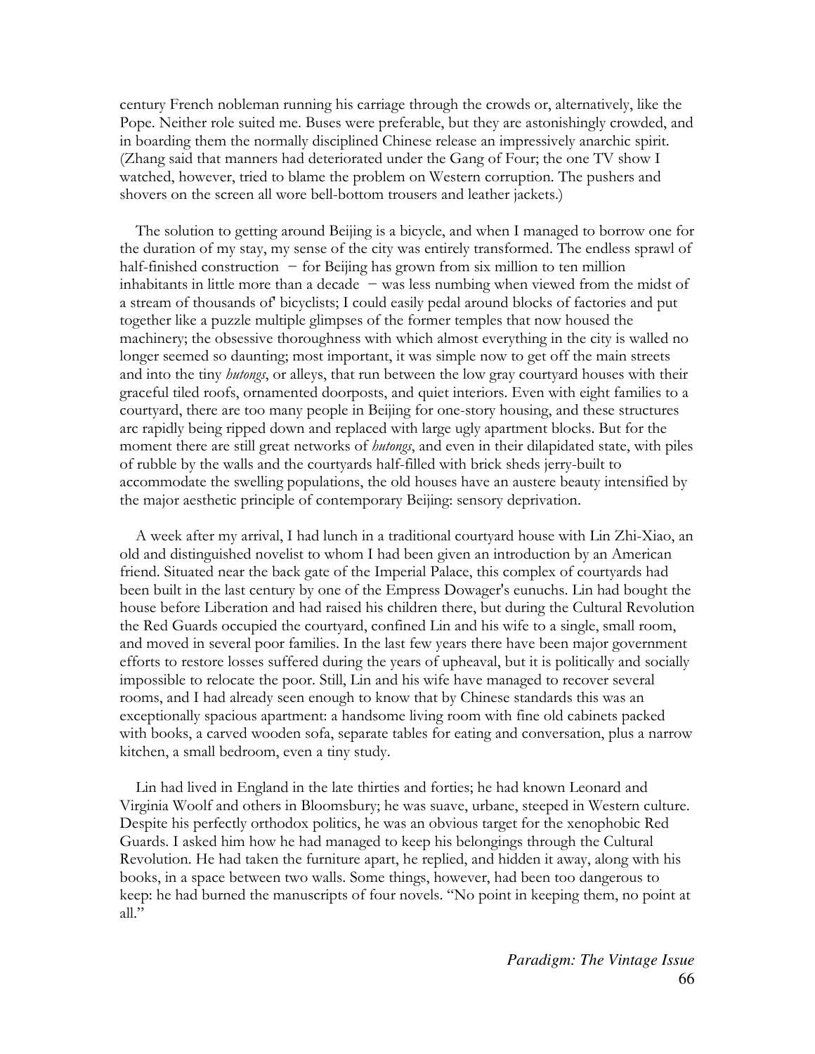century French nobleman running his carriage through the crowds or, alternatively, like the Pope. Neither role suited me. Buses were preferable, but they are astonishingly crowded, and in boarding them the normally disciplined Chinese release an impressively anarchic spirit. (Zhang said that manners had deteriorated under the Gang of Four; the one TV show I watched, however, tried to blame the problem on Western corruption. The pushers and shovers on the screen all wore bell-bottom trousers and leather jackets.)

The solution to getting around Beijing is a bicycle, and when I managed to borrow one for the duration of my stay, my sense of the city was entirely transformed. The endless sprawl of half-finished construction − for Beijing has grown from six million to ten million inhabitants in little more than a decade − was less numbing when viewed from the midst of a stream of thousands of' bicyclists; I could easily pedal around blocks of factories and put together like a puzzle multiple glimpses of the former temples that now housed the machinery; the obsessive thoroughness with which almost everything in the city is walled no longer seemed so daunting; most important, it was simple now to get off the main streets and into the tiny *hutongs*, or alleys, that run between the low gray courtyard houses with their graceful tiled roofs, ornamented doorposts, and quiet interiors. Even with eight families to a courtyard, there are too many people in Beijing for one-story housing, and these structures arc rapidly being ripped down and replaced with large ugly apartment blocks. But for the moment there are still great networks of *hutongs*, and even in their dilapidated state, with piles of rubble by the walls and the courtyards half-filled with brick sheds jerry-built to accommodate the swelling populations, the old houses have an austere beauty intensified by the major aesthetic principle of contemporary Beijing: sensory deprivation.

A week after my arrival, I had lunch in a traditional courtyard house with Lin Zhi-Xiao, an old and distinguished novelist to whom I had been given an introduction by an American friend. Situated near the back gate of the Imperial Palace, this complex of courtyards had been built in the last century by one of the Empress Dowager's eunuchs. Lin had bought the house before Liberation and had raised his children there, but during the Cultural Revolution the Red Guards occupied the courtyard, confined Lin and his wife to a single, small room, and moved in several poor families. In the last few years there have been major government efforts to restore losses suffered during the years of upheaval, but it is politically and socially impossible to relocate the poor. Still, Lin and his wife have managed to recover several rooms, and I had already seen enough to know that by Chinese standards this was an exceptionally spacious apartment: a handsome living room with fine old cabinets packed with books, a carved wooden sofa, separate tables for eating and conversation, plus a narrow kitchen, a small bedroom, even a tiny study.

Lin had lived in England in the late thirties and forties; he had known Leonard and Virginia Woolf and others in Bloomsbury; he was suave, urbane, steeped in Western culture. Despite his perfectly orthodox politics, he was an obvious target for the xenophobic Red Guards. I asked him how he had managed to keep his belongings through the Cultural Revolution. He had taken the furniture apart, he replied, and hidden it away, along with his books, in a space between two walls. Some things, however, had been too dangerous to keep: he had burned the manuscripts of four novels. "No point in keeping them, no point at all."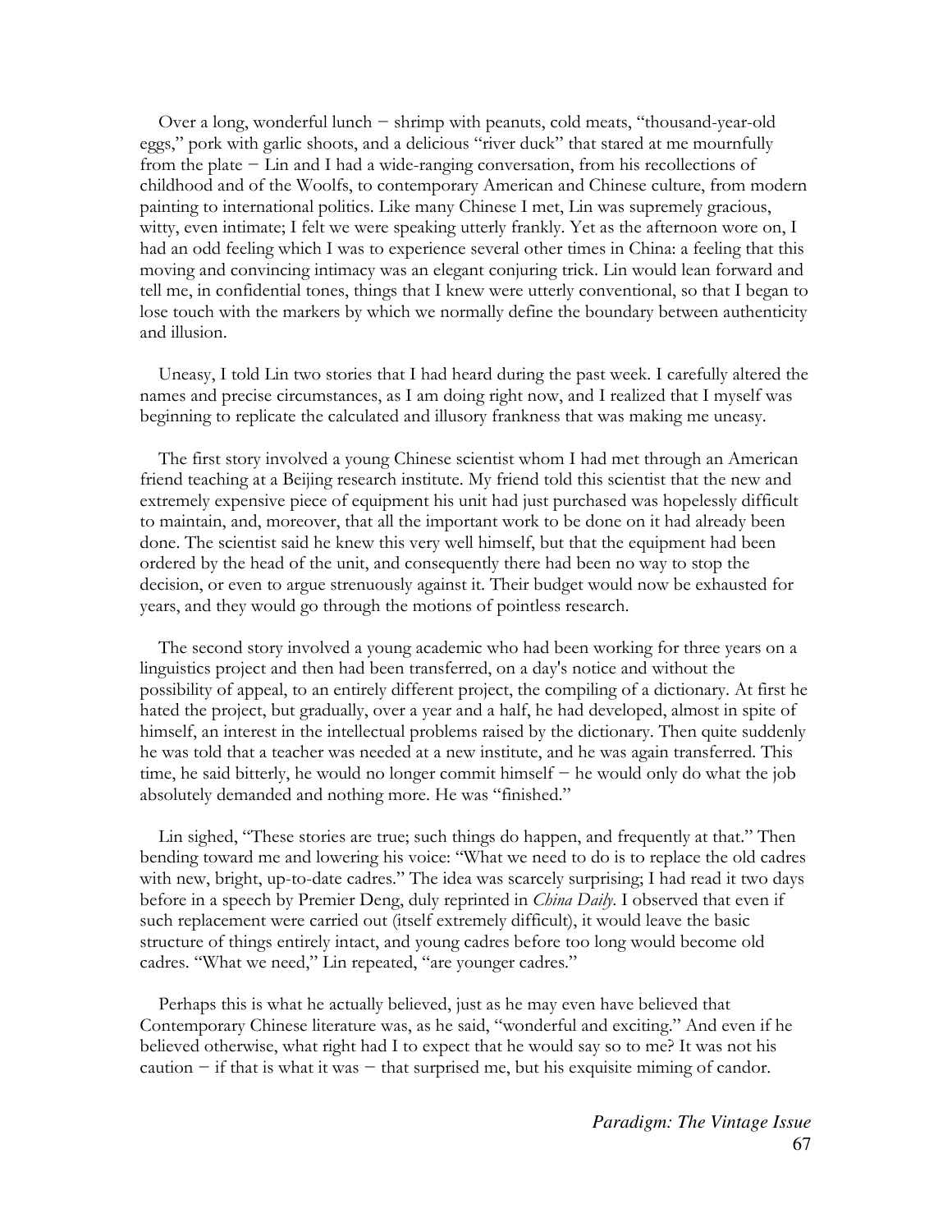Over a long, wonderful lunch − shrimp with peanuts, cold meats, "thousand-year-old eggs," pork with garlic shoots, and a delicious "river duck" that stared at me mournfully from the plate − Lin and I had a wide-ranging conversation, from his recollections of childhood and of the Woolfs, to contemporary American and Chinese culture, from modern painting to international politics. Like many Chinese I met, Lin was supremely gracious, witty, even intimate; I felt we were speaking utterly frankly. Yet as the afternoon wore on, I had an odd feeling which I was to experience several other times in China: a feeling that this moving and convincing intimacy was an elegant conjuring trick. Lin would lean forward and tell me, in confidential tones, things that I knew were utterly conventional, so that I began to lose touch with the markers by which we normally define the boundary between authenticity and illusion.

Uneasy, I told Lin two stories that I had heard during the past week. I carefully altered the names and precise circumstances, as I am doing right now, and I realized that I myself was beginning to replicate the calculated and illusory frankness that was making me uneasy.

The first story involved a young Chinese scientist whom I had met through an American friend teaching at a Beijing research institute. My friend told this scientist that the new and extremely expensive piece of equipment his unit had just purchased was hopelessly difficult to maintain, and, moreover, that all the important work to be done on it had already been done. The scientist said he knew this very well himself, but that the equipment had been ordered by the head of the unit, and consequently there had been no way to stop the decision, or even to argue strenuously against it. Their budget would now be exhausted for years, and they would go through the motions of pointless research.

The second story involved a young academic who had been working for three years on a linguistics project and then had been transferred, on a day's notice and without the possibility of appeal, to an entirely different project, the compiling of a dictionary. At first he hated the project, but gradually, over a year and a half, he had developed, almost in spite of himself, an interest in the intellectual problems raised by the dictionary. Then quite suddenly he was told that a teacher was needed at a new institute, and he was again transferred. This time, he said bitterly, he would no longer commit himself − he would only do what the job absolutely demanded and nothing more. He was "finished."

Lin sighed, "These stories are true; such things do happen, and frequently at that." Then bending toward me and lowering his voice: "What we need to do is to replace the old cadres with new, bright, up-to-date cadres." The idea was scarcely surprising; I had read it two days before in a speech by Premier Deng, duly reprinted in *China Daily*. I observed that even if such replacement were carried out (itself extremely difficult), it would leave the basic structure of things entirely intact, and young cadres before too long would become old cadres. "What we need," Lin repeated, "are younger cadres."

Perhaps this is what he actually believed, just as he may even have believed that Contemporary Chinese literature was, as he said, "wonderful and exciting." And even if he believed otherwise, what right had I to expect that he would say so to me? It was not his caution − if that is what it was − that surprised me, but his exquisite miming of candor.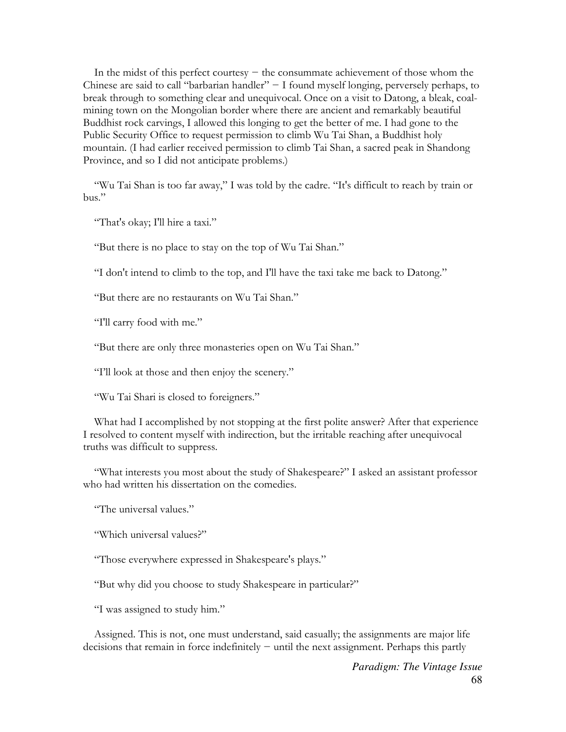In the midst of this perfect courtesy − the consummate achievement of those whom the Chinese are said to call "barbarian handler" − I found myself longing, perversely perhaps, to break through to something clear and unequivocal. Once on a visit to Datong, a bleak, coal-mining town on the Mongolian border where there are ancient and remarkably beautiful Buddhist rock carvings, I allowed this longing to get the better of me. I had gone to the Public Security Office to request permission to climb Wu Tai Shan, a Buddhist holy mountain. (I had earlier received permission to climb Tai Shan, a sacred peak in Shandong Province, and so I did not anticipate problems.)

"Wu Tai Shan is too far away," I was told by the cadre. "It's difficult to reach by train or bus."

"That's okay; I'll hire a taxi."

"But there is no place to stay on the top of Wu Tai Shan."

"I don't intend to climb to the top, and I'll have the taxi take me back to Datong."

"But there are no restaurants on Wu Tai Shan."

"I'll carry food with me."

"But there are only three monasteries open on Wu Tai Shan."

"I'll look at those and then enjoy the scenery."

"Wu Tai Shari is closed to foreigners."

What had I accomplished by not stopping at the first polite answer? After that experience I resolved to content myself with indirection, but the irritable reaching after unequivocal truths was difficult to suppress.

"What interests you most about the study of Shakespeare?" I asked an assistant professor who had written his dissertation on the comedies.

"The universal values."

"Which universal values?"

"Those everywhere expressed in Shakespeare's plays."

"But why did you choose to study Shakespeare in particular?"

"I was assigned to study him."

Assigned. This is not, one must understand, said casually; the assignments are major life decisions that remain in force indefinitely − until the next assignment. Perhaps this partly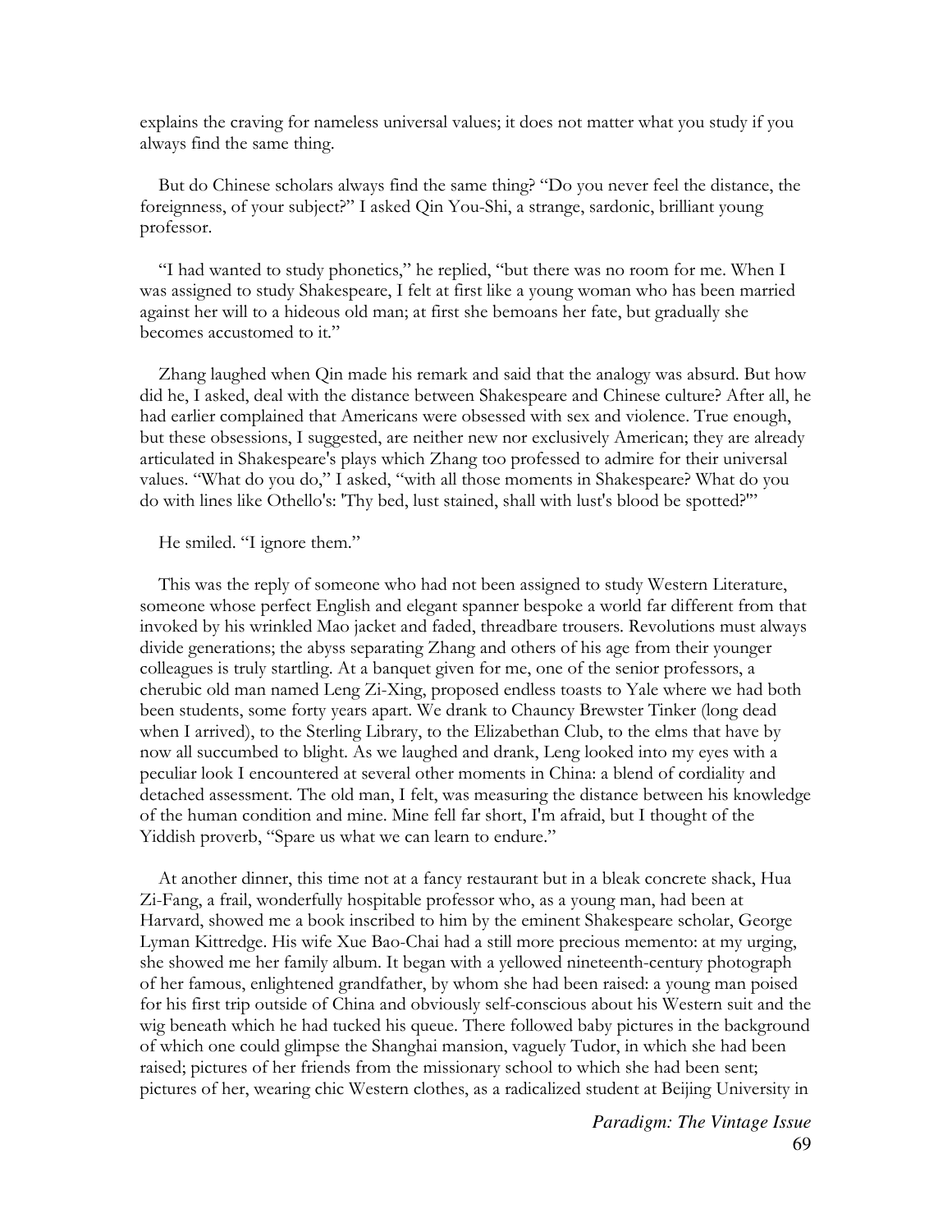explains the craving for nameless universal values; it does not matter what you study if you always find the same thing.

But do Chinese scholars always find the same thing? "Do you never feel the distance, the foreignness, of your subject?" I asked Qin You-Shi, a strange, sardonic, brilliant young professor.

"I had wanted to study phonetics," he replied, "but there was no room for me. When I was assigned to study Shakespeare, I felt at first like a young woman who has been married against her will to a hideous old man; at first she bemoans her fate, but gradually she becomes accustomed to it."

Zhang laughed when Qin made his remark and said that the analogy was absurd. But how did he, I asked, deal with the distance between Shakespeare and Chinese culture? After all, he had earlier complained that Americans were obsessed with sex and violence. True enough, but these obsessions, I suggested, are neither new nor exclusively American; they are already articulated in Shakespeare's plays which Zhang too professed to admire for their universal values. "What do you do," I asked, "with all those moments in Shakespeare? What do you do with lines like Othello's: 'Thy bed, lust stained, shall with lust's blood be spotted?'"

He smiled. "I ignore them."

This was the reply of someone who had not been assigned to study Western Literature, someone whose perfect English and elegant spanner bespoke a world far different from that invoked by his wrinkled Mao jacket and faded, threadbare trousers. Revolutions must always divide generations; the abyss separating Zhang and others of his age from their younger colleagues is truly startling. At a banquet given for me, one of the senior professors, a cherubic old man named Leng Zi-Xing, proposed endless toasts to Yale where we had both been students, some forty years apart. We drank to Chauncy Brewster Tinker (long dead when I arrived), to the Sterling Library, to the Elizabethan Club, to the elms that have by now all succumbed to blight. As we laughed and drank, Leng looked into my eyes with a peculiar look I encountered at several other moments in China: a blend of cordiality and detached assessment. The old man, I felt, was measuring the distance between his knowledge of the human condition and mine. Mine fell far short, I'm afraid, but I thought of the Yiddish proverb, "Spare us what we can learn to endure."

At another dinner, this time not at a fancy restaurant but in a bleak concrete shack, Hua Zi-Fang, a frail, wonderfully hospitable professor who, as a young man, had been at Harvard, showed me a book inscribed to him by the eminent Shakespeare scholar, George Lyman Kittredge. His wife Xue Bao-Chai had a still more precious memento: at my urging, she showed me her family album. It began with a yellowed nineteenth-century photograph of her famous, enlightened grandfather, by whom she had been raised: a young man poised for his first trip outside of China and obviously self-conscious about his Western suit and the wig beneath which he had tucked his queue. There followed baby pictures in the background of which one could glimpse the Shanghai mansion, vaguely Tudor, in which she had been raised; pictures of her friends from the missionary school to which she had been sent; pictures of her, wearing chic Western clothes, as a radicalized student at Beijing University in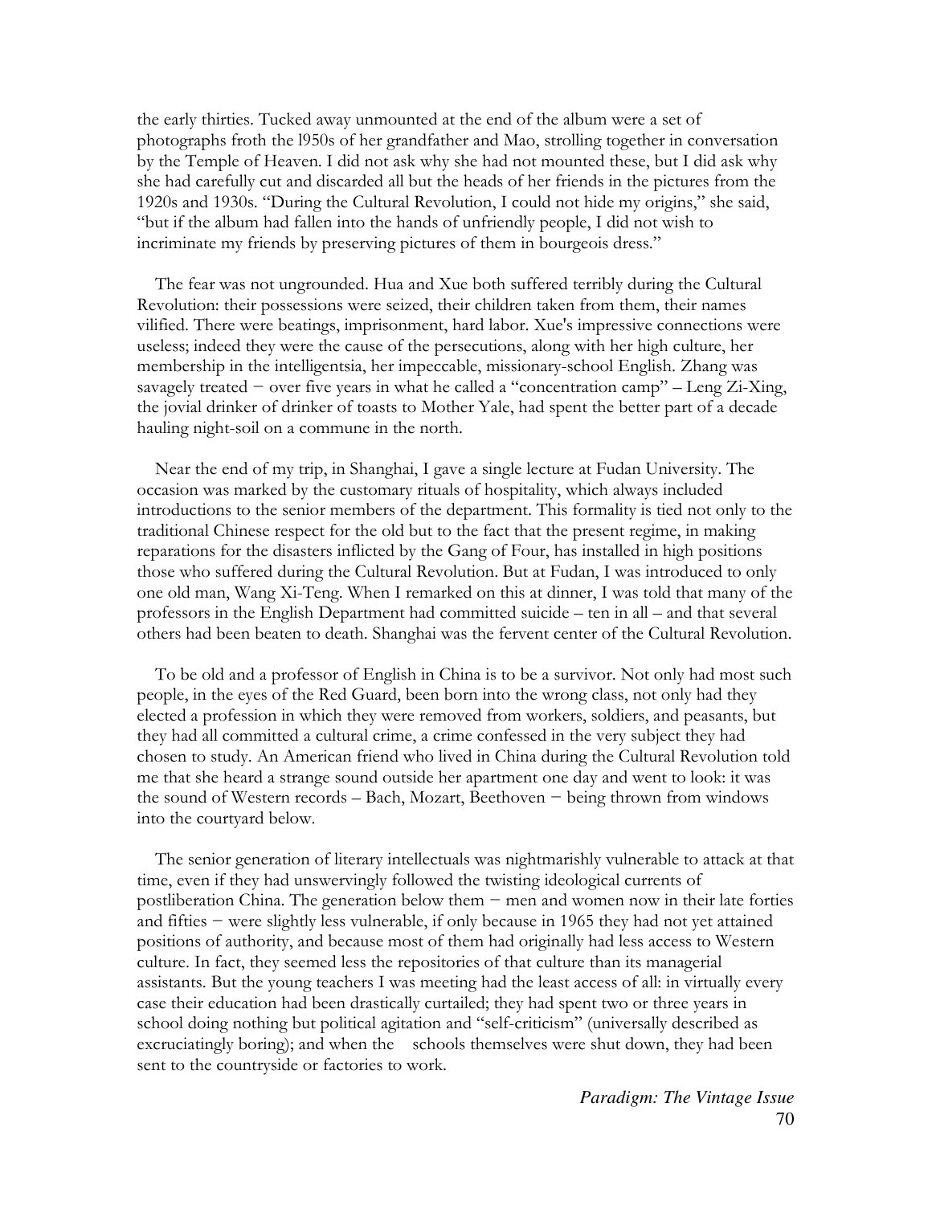the early thirties. Tucked away unmounted at the end of the album were a set of photographs froth the l950s of her grandfather and Mao, strolling together in conversation by the Temple of Heaven. I did not ask why she had not mounted these, but I did ask why she had carefully cut and discarded all but the heads of her friends in the pictures from the 1920s and 1930s. "During the Cultural Revolution, I could not hide my origins," she said, "but if the album had fallen into the hands of unfriendly people, I did not wish to incriminate my friends by preserving pictures of them in bourgeois dress."

The fear was not ungrounded. Hua and Xue both suffered terribly during the Cultural Revolution: their possessions were seized, their children taken from them, their names vilified. There were beatings, imprisonment, hard labor. Xue's impressive connections were useless; indeed they were the cause of the persecutions, along with her high culture, her membership in the intelligentsia, her impeccable, missionary-school English. Zhang was savagely treated − over five years in what he called a "concentration camp" – Leng Zi-Xing, the jovial drinker of drinker of toasts to Mother Yale, had spent the better part of a decade hauling night-soil on a commune in the north.

Near the end of my trip, in Shanghai, I gave a single lecture at Fudan University. The occasion was marked by the customary rituals of hospitality, which always included introductions to the senior members of the department. This formality is tied not only to the traditional Chinese respect for the old but to the fact that the present regime, in making reparations for the disasters inflicted by the Gang of Four, has installed in high positions those who suffered during the Cultural Revolution. But at Fudan, I was introduced to only one old man, Wang Xi-Teng. When I remarked on this at dinner, I was told that many of the professors in the English Department had committed suicide – ten in all – and that several others had been beaten to death. Shanghai was the fervent center of the Cultural Revolution.

To be old and a professor of English in China is to be a survivor. Not only had most such people, in the eyes of the Red Guard, been born into the wrong class, not only had they elected a profession in which they were removed from workers, soldiers, and peasants, but they had all committed a cultural crime, a crime confessed in the very subject they had chosen to study. An American friend who lived in China during the Cultural Revolution told me that she heard a strange sound outside her apartment one day and went to look: it was the sound of Western records – Bach, Mozart, Beethoven − being thrown from windows into the courtyard below.

The senior generation of literary intellectuals was nightmarishly vulnerable to attack at that time, even if they had unswervingly followed the twisting ideological currents of postliberation China. The generation below them − men and women now in their late forties and fifties − were slightly less vulnerable, if only because in 1965 they had not yet attained positions of authority, and because most of them had originally had less access to Western culture. In fact, they seemed less the repositories of that culture than its managerial assistants. But the young teachers I was meeting had the least access of all: in virtually every case their education had been drastically curtailed; they had spent two or three years in school doing nothing but political agitation and "self-criticism" (universally described as excruciatingly boring); and when the schools themselves were shut down, they had been sent to the countryside or factories to work.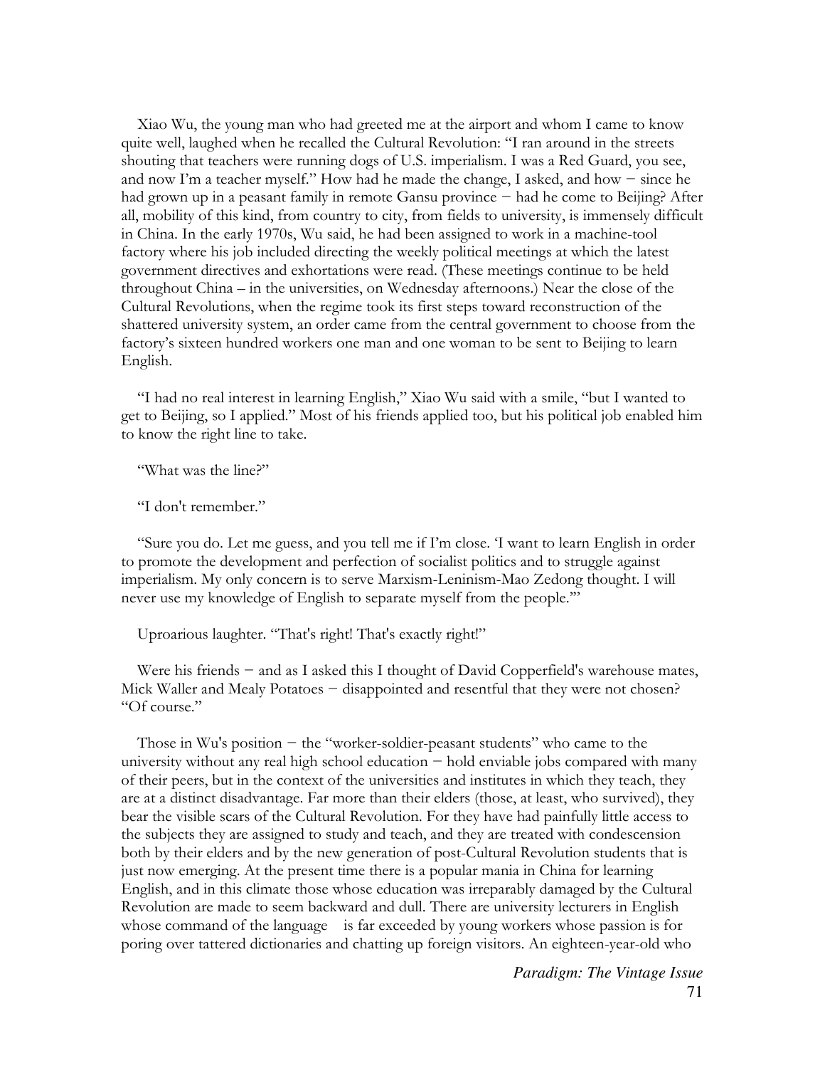Xiao Wu, the young man who had greeted me at the airport and whom I came to know quite well, laughed when he recalled the Cultural Revolution: "I ran around in the streets shouting that teachers were running dogs of U.S. imperialism. I was a Red Guard, you see, and now I'm a teacher myself." How had he made the change, I asked, and how − since he had grown up in a peasant family in remote Gansu province − had he come to Beijing? After all, mobility of this kind, from country to city, from fields to university, is immensely difficult in China. In the early 1970s, Wu said, he had been assigned to work in a machine-tool factory where his job included directing the weekly political meetings at which the latest government directives and exhortations were read. (These meetings continue to be held throughout China – in the universities, on Wednesday afternoons.) Near the close of the Cultural Revolutions, when the regime took its first steps toward reconstruction of the shattered university system, an order came from the central government to choose from the factory's sixteen hundred workers one man and one woman to be sent to Beijing to learn English.

"I had no real interest in learning English," Xiao Wu said with a smile, "but I wanted to get to Beijing, so I applied." Most of his friends applied too, but his political job enabled him to know the right line to take.

"What was the line?"

"I don't remember."

"Sure you do. Let me guess, and you tell me if I'm close. 'I want to learn English in order to promote the development and perfection of socialist politics and to struggle against imperialism. My only concern is to serve Marxism-Leninism-Mao Zedong thought. I will never use my knowledge of English to separate myself from the people.'"

Uproarious laughter. "That's right! That's exactly right!"

Were his friends − and as I asked this I thought of David Copperfield's warehouse mates, Mick Waller and Mealy Potatoes − disappointed and resentful that they were not chosen? "Of course."

Those in Wu's position − the "worker-soldier-peasant students" who came to the university without any real high school education − hold enviable jobs compared with many of their peers, but in the context of the universities and institutes in which they teach, they are at a distinct disadvantage. Far more than their elders (those, at least, who survived), they bear the visible scars of the Cultural Revolution. For they have had painfully little access to the subjects they are assigned to study and teach, and they are treated with condescension both by their elders and by the new generation of post-Cultural Revolution students that is just now emerging. At the present time there is a popular mania in China for learning English, and in this climate those whose education was irreparably damaged by the Cultural Revolution are made to seem backward and dull. There are university lecturers in English whose command of the language is far exceeded by young workers whose passion is for poring over tattered dictionaries and chatting up foreign visitors. An eighteen-year-old who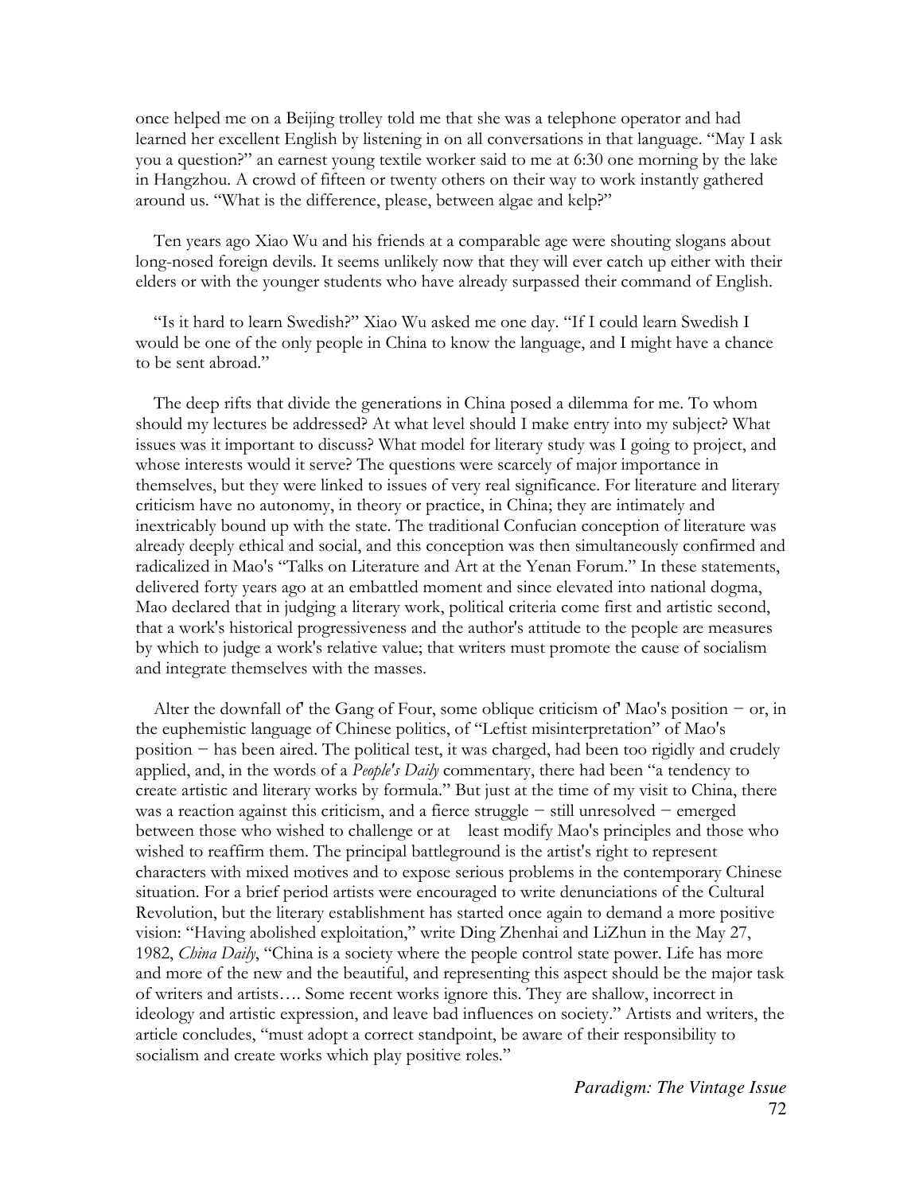once helped me on a Beijing trolley told me that she was a telephone operator and had learned her excellent English by listening in on all conversations in that language. "May I ask you a question?" an earnest young textile worker said to me at 6:30 one morning by the lake in Hangzhou. A crowd of fifteen or twenty others on their way to work instantly gathered around us. "What is the difference, please, between algae and kelp?"

Ten years ago Xiao Wu and his friends at a comparable age were shouting slogans about long-nosed foreign devils. It seems unlikely now that they will ever catch up either with their elders or with the younger students who have already surpassed their command of English.

"Is it hard to learn Swedish?" Xiao Wu asked me one day. "If I could learn Swedish I would be one of the only people in China to know the language, and I might have a chance to be sent abroad."

The deep rifts that divide the generations in China posed a dilemma for me. To whom should my lectures be addressed? At what level should I make entry into my subject? What issues was it important to discuss? What model for literary study was I going to project, and whose interests would it serve? The questions were scarcely of major importance in themselves, but they were linked to issues of very real significance. For literature and literary criticism have no autonomy, in theory or practice, in China; they are intimately and inextricably bound up with the state. The traditional Confucian conception of literature was already deeply ethical and social, and this conception was then simultaneously confirmed and radicalized in Mao's "Talks on Literature and Art at the Yenan Forum." In these statements, delivered forty years ago at an embattled moment and since elevated into national dogma, Mao declared that in judging a literary work, political criteria come first and artistic second, that a work's historical progressiveness and the author's attitude to the people are measures by which to judge a work's relative value; that writers must promote the cause of socialism and integrate themselves with the masses.

Alter the downfall of' the Gang of Four, some oblique criticism of' Mao's position − or, in the euphemistic language of Chinese politics, of "Leftist misinterpretation" of Mao's position − has been aired. The political test, it was charged, had been too rigidly and crudely applied, and, in the words of a *People's Daily* commentary, there had been "a tendency to create artistic and literary works by formula." But just at the time of my visit to China, there was a reaction against this criticism, and a fierce struggle − still unresolved − emerged between those who wished to challenge or at least modify Mao's principles and those who wished to reaffirm them. The principal battleground is the artist's right to represent characters with mixed motives and to expose serious problems in the contemporary Chinese situation. For a brief period artists were encouraged to write denunciations of the Cultural Revolution, but the literary establishment has started once again to demand a more positive vision: "Having abolished exploitation," write Ding Zhenhai and LiZhun in the May 27, 1982, *China Daily*, "China is a society where the people control state power. Life has more and more of the new and the beautiful, and representing this aspect should be the major task of writers and artists…. Some recent works ignore this. They are shallow, incorrect in ideology and artistic expression, and leave bad influences on society." Artists and writers, the article concludes, "must adopt a correct standpoint, be aware of their responsibility to socialism and create works which play positive roles."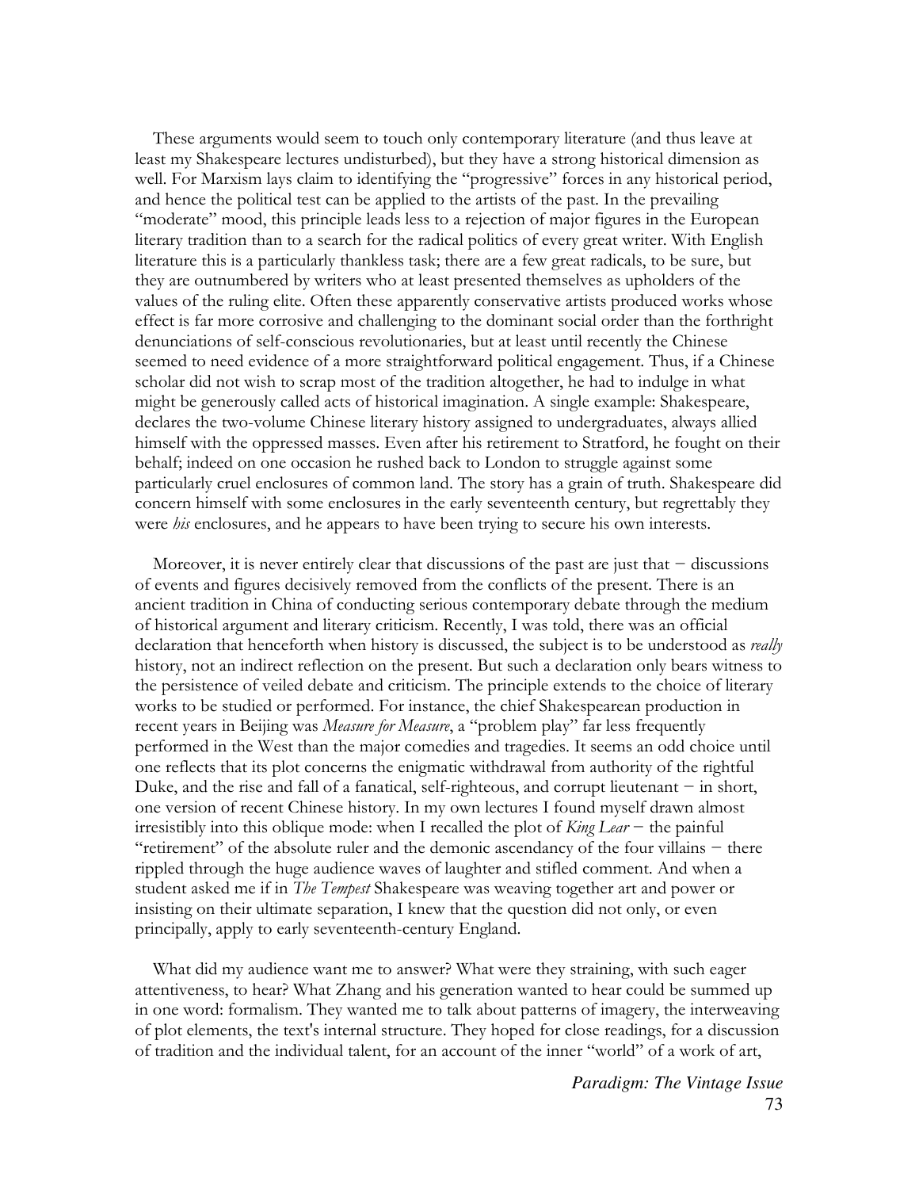These arguments would seem to touch only contemporary literature (and thus leave at least my Shakespeare lectures undisturbed), but they have a strong historical dimension as well. For Marxism lays claim to identifying the "progressive" forces in any historical period, and hence the political test can be applied to the artists of the past. In the prevailing "moderate" mood, this principle leads less to a rejection of major figures in the European literary tradition than to a search for the radical politics of every great writer. With English literature this is a particularly thankless task; there are a few great radicals, to be sure, but they are outnumbered by writers who at least presented themselves as upholders of the values of the ruling elite. Often these apparently conservative artists produced works whose effect is far more corrosive and challenging to the dominant social order than the forthright denunciations of self-conscious revolutionaries, but at least until recently the Chinese seemed to need evidence of a more straightforward political engagement. Thus, if a Chinese scholar did not wish to scrap most of the tradition altogether, he had to indulge in what might be generously called acts of historical imagination. A single example: Shakespeare, declares the two-volume Chinese literary history assigned to undergraduates, always allied himself with the oppressed masses. Even after his retirement to Stratford, he fought on their behalf; indeed on one occasion he rushed back to London to struggle against some particularly cruel enclosures of common land. The story has a grain of truth. Shakespeare did concern himself with some enclosures in the early seventeenth century, but regrettably they were *his* enclosures, and he appears to have been trying to secure his own interests.

Moreover, it is never entirely clear that discussions of the past are just that − discussions of events and figures decisively removed from the conflicts of the present. There is an ancient tradition in China of conducting serious contemporary debate through the medium of historical argument and literary criticism. Recently, I was told, there was an official declaration that henceforth when history is discussed, the subject is to be understood as *really* history, not an indirect reflection on the present. But such a declaration only bears witness to the persistence of veiled debate and criticism. The principle extends to the choice of literary works to be studied or performed. For instance, the chief Shakespearean production in recent years in Beijing was *Measure for Measure*, a "problem play" far less frequently performed in the West than the major comedies and tragedies. It seems an odd choice until one reflects that its plot concerns the enigmatic withdrawal from authority of the rightful Duke, and the rise and fall of a fanatical, self-righteous, and corrupt lieutenant − in short, one version of recent Chinese history. In my own lectures I found myself drawn almost irresistibly into this oblique mode: when I recalled the plot of *King Lear* − the painful "retirement" of the absolute ruler and the demonic ascendancy of the four villains − there rippled through the huge audience waves of laughter and stifled comment. And when a student asked me if in *The Tempest* Shakespeare was weaving together art and power or insisting on their ultimate separation, I knew that the question did not only, or even principally, apply to early seventeenth-century England.

What did my audience want me to answer? What were they straining, with such eager attentiveness, to hear? What Zhang and his generation wanted to hear could be summed up in one word: formalism. They wanted me to talk about patterns of imagery, the interweaving of plot elements, the text's internal structure. They hoped for close readings, for a discussion of tradition and the individual talent, for an account of the inner "world" of a work of art,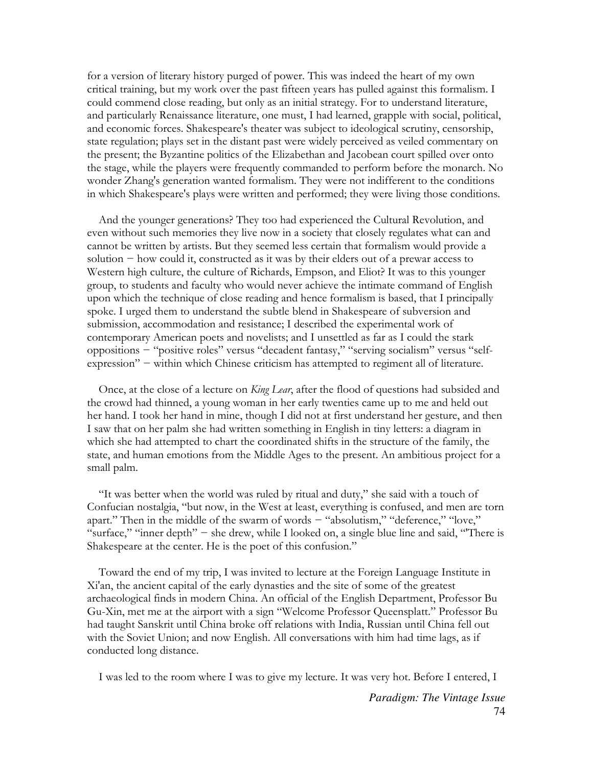for a version of literary history purged of power. This was indeed the heart of my own critical training, but my work over the past fifteen years has pulled against this formalism. I could commend close reading, but only as an initial strategy. For to understand literature, and particularly Renaissance literature, one must, I had learned, grapple with social, political, and economic forces. Shakespeare's theater was subject to ideological scrutiny, censorship, state regulation; plays set in the distant past were widely perceived as veiled commentary on the present; the Byzantine politics of the Elizabethan and Jacobean court spilled over onto the stage, while the players were frequently commanded to perform before the monarch. No wonder Zhang's generation wanted formalism. They were not indifferent to the conditions in which Shakespeare's plays were written and performed; they were living those conditions.

And the younger generations? They too had experienced the Cultural Revolution, and even without such memories they live now in a society that closely regulates what can and cannot be written by artists. But they seemed less certain that formalism would provide a solution − how could it, constructed as it was by their elders out of a prewar access to Western high culture, the culture of Richards, Empson, and Eliot? It was to this younger group, to students and faculty who would never achieve the intimate command of English upon which the technique of close reading and hence formalism is based, that I principally spoke. I urged them to understand the subtle blend in Shakespeare of subversion and submission, accommodation and resistance; I described the experimental work of contemporary American poets and novelists; and I unsettled as far as I could the stark oppositions − "positive roles" versus "decadent fantasy," "serving socialism" versus "self-expression" − within which Chinese criticism has attempted to regiment all of literature.

Once, at the close of a lecture on *King Lear*, after the flood of questions had subsided and the crowd had thinned, a young woman in her early twenties came up to me and held out her hand. I took her hand in mine, though I did not at first understand her gesture, and then I saw that on her palm she had written something in English in tiny letters: a diagram in which she had attempted to chart the coordinated shifts in the structure of the family, the state, and human emotions from the Middle Ages to the present. An ambitious project for a small palm.

"It was better when the world was ruled by ritual and duty," she said with a touch of Confucian nostalgia, "but now, in the West at least, everything is confused, and men are torn apart." Then in the middle of the swarm of words − "absolutism," "deference," "love," "surface," "inner depth" − she drew, while I looked on, a single blue line and said, "'There is Shakespeare at the center. He is the poet of this confusion."

Toward the end of my trip, I was invited to lecture at the Foreign Language Institute in Xi'an, the ancient capital of the early dynasties and the site of some of the greatest archaeological finds in modern China. An official of the English Department, Professor Bu Gu-Xin, met me at the airport with a sign "Welcome Professor Queensplatt." Professor Bu had taught Sanskrit until China broke off relations with India, Russian until China fell out with the Soviet Union; and now English. All conversations with him had time lags, as if conducted long distance.

I was led to the room where I was to give my lecture. It was very hot. Before I entered, I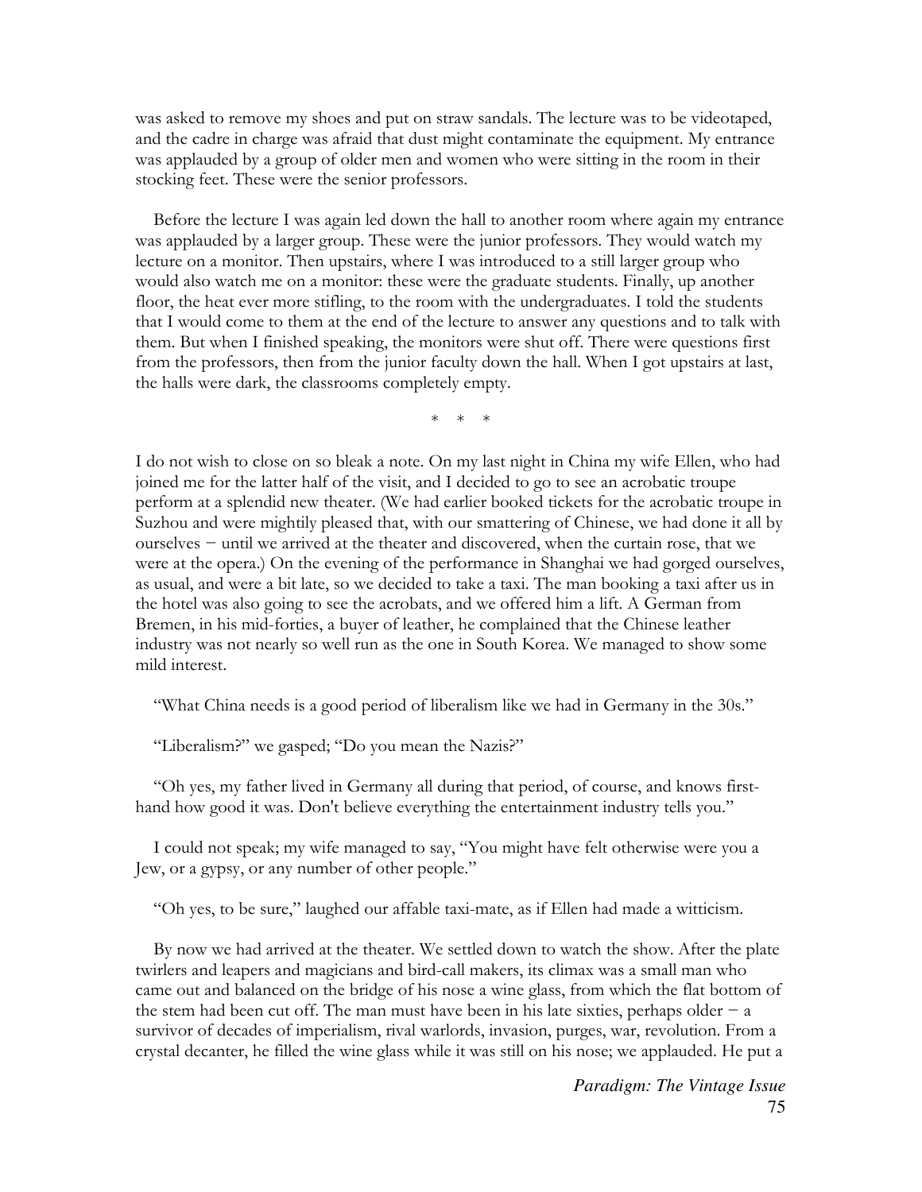was asked to remove my shoes and put on straw sandals. The lecture was to be videotaped, and the cadre in charge was afraid that dust might contaminate the equipment. My entrance was applauded by a group of older men and women who were sitting in the room in their stocking feet. These were the senior professors.

Before the lecture I was again led down the hall to another room where again my entrance was applauded by a larger group. These were the junior professors. They would watch my lecture on a monitor. Then upstairs, where I was introduced to a still larger group who would also watch me on a monitor: these were the graduate students. Finally, up another floor, the heat ever more stifling, to the room with the undergraduates. I told the students that I would come to them at the end of the lecture to answer any questions and to talk with them. But when I finished speaking, the monitors were shut off. There were questions first from the professors, then from the junior faculty down the hall. When I got upstairs at last, the halls were dark, the classrooms completely empty.

\* \* \*

I do not wish to close on so bleak a note. On my last night in China my wife Ellen, who had joined me for the latter half of the visit, and I decided to go to see an acrobatic troupe perform at a splendid new theater. (We had earlier booked tickets for the acrobatic troupe in Suzhou and were mightily pleased that, with our smattering of Chinese, we had done it all by ourselves − until we arrived at the theater and discovered, when the curtain rose, that we were at the opera.) On the evening of the performance in Shanghai we had gorged ourselves, as usual, and were a bit late, so we decided to take a taxi. The man booking a taxi after us in the hotel was also going to see the acrobats, and we offered him a lift. A German from Bremen, in his mid-forties, a buyer of leather, he complained that the Chinese leather industry was not nearly so well run as the one in South Korea. We managed to show some mild interest.

"What China needs is a good period of liberalism like we had in Germany in the 30s."

"Liberalism?" we gasped; "Do you mean the Nazis?"

"Oh yes, my father lived in Germany all during that period, of course, and knows first-hand how good it was. Don't believe everything the entertainment industry tells you."

I could not speak; my wife managed to say, "You might have felt otherwise were you a Jew, or a gypsy, or any number of other people."

"Oh yes, to be sure," laughed our affable taxi-mate, as if Ellen had made a witticism.

By now we had arrived at the theater. We settled down to watch the show. After the plate twirlers and leapers and magicians and bird-call makers, its climax was a small man who came out and balanced on the bridge of his nose a wine glass, from which the flat bottom of the stem had been cut off. The man must have been in his late sixties, perhaps older − a survivor of decades of imperialism, rival warlords, invasion, purges, war, revolution. From a crystal decanter, he filled the wine glass while it was still on his nose; we applauded. He put a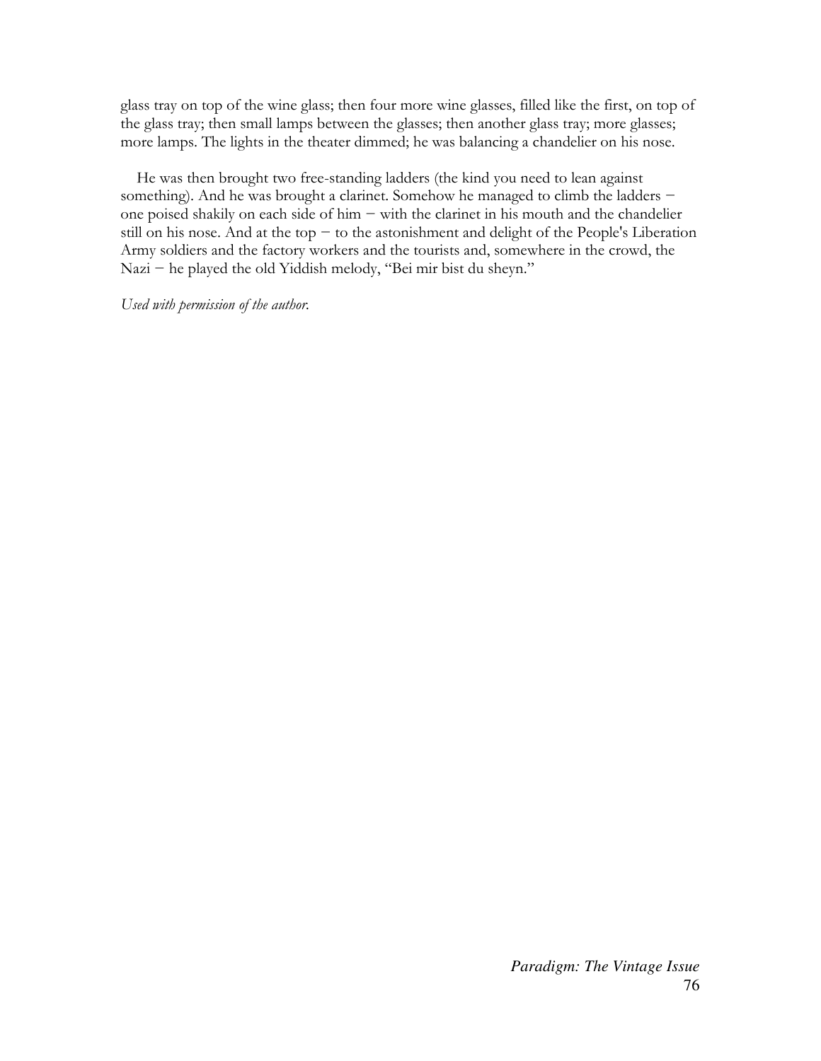glass tray on top of the wine glass; then four more wine glasses, filled like the first, on top of the glass tray; then small lamps between the glasses; then another glass tray; more glasses; more lamps. The lights in the theater dimmed; he was balancing a chandelier on his nose.

He was then brought two free-standing ladders (the kind you need to lean against something). And he was brought a clarinet. Somehow he managed to climb the ladders − one poised shakily on each side of him − with the clarinet in his mouth and the chandelier still on his nose. And at the top − to the astonishment and delight of the People's Liberation Army soldiers and the factory workers and the tourists and, somewhere in the crowd, the Nazi − he played the old Yiddish melody, "Bei mir bist du sheyn."

*Used with permission of the author.*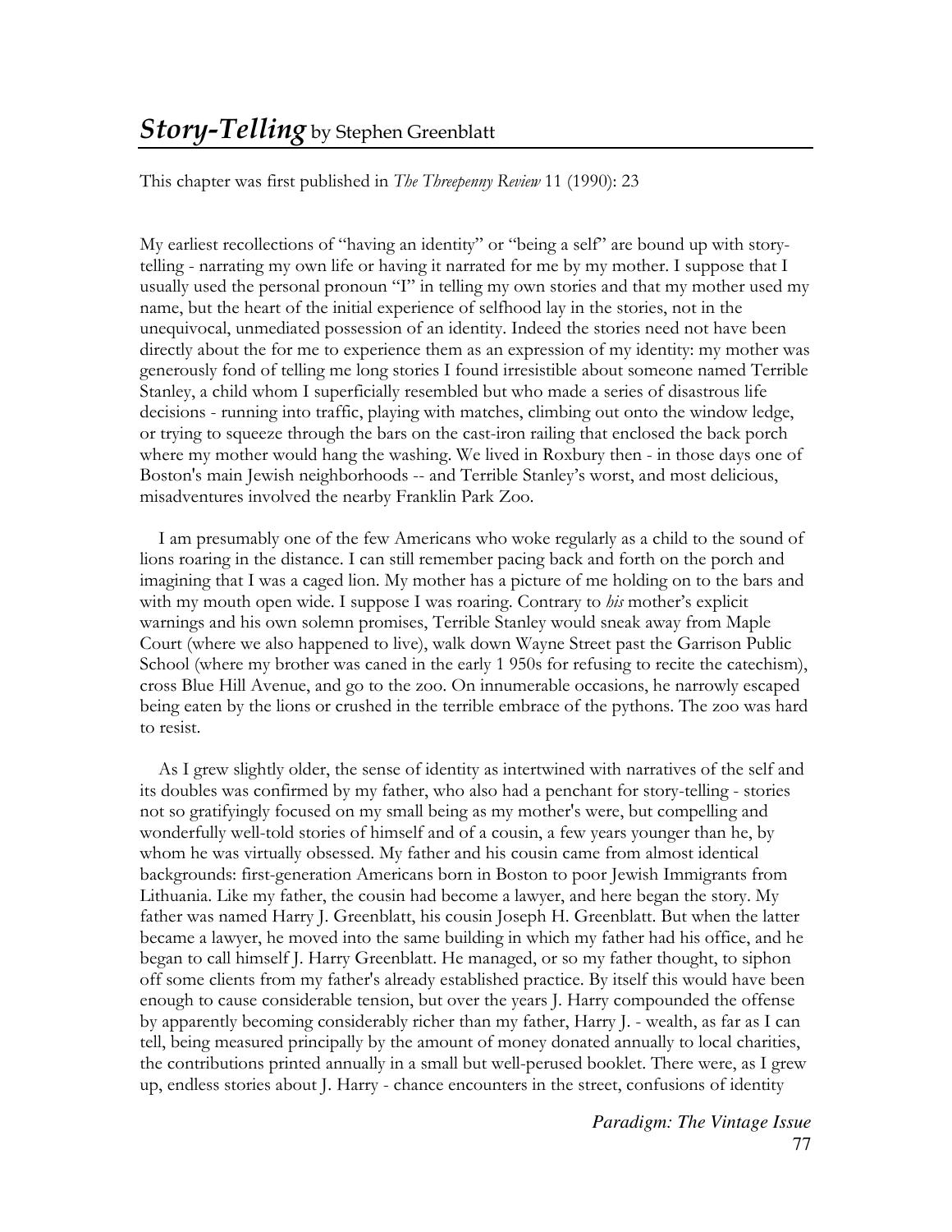# *Story-Telling* by Stephen Greenblatt

This chapter was first published in *The Threepenny Review* 11 (1990): 23

My earliest recollections of "having an identity" or "being a self" are bound up with story-telling - narrating my own life or having it narrated for me by my mother. I suppose that I usually used the personal pronoun "I" in telling my own stories and that my mother used my name, but the heart of the initial experience of selfhood lay in the stories, not in the unequivocal, unmediated possession of an identity. Indeed the stories need not have been directly about the for me to experience them as an expression of my identity: my mother was generously fond of telling me long stories I found irresistible about someone named Terrible Stanley, a child whom I superficially resembled but who made a series of disastrous life decisions - running into traffic, playing with matches, climbing out onto the window ledge, or trying to squeeze through the bars on the cast-iron railing that enclosed the back porch where my mother would hang the washing. We lived in Roxbury then - in those days one of Boston's main Jewish neighborhoods -- and Terrible Stanley's worst, and most delicious, misadventures involved the nearby Franklin Park Zoo.

I am presumably one of the few Americans who woke regularly as a child to the sound of lions roaring in the distance. I can still remember pacing back and forth on the porch and imagining that I was a caged lion. My mother has a picture of me holding on to the bars and with my mouth open wide. I suppose I was roaring. Contrary to *his* mother's explicit warnings and his own solemn promises, Terrible Stanley would sneak away from Maple Court (where we also happened to live), walk down Wayne Street past the Garrison Public School (where my brother was caned in the early 1 950s for refusing to recite the catechism), cross Blue Hill Avenue, and go to the zoo. On innumerable occasions, he narrowly escaped being eaten by the lions or crushed in the terrible embrace of the pythons. The zoo was hard to resist.

As I grew slightly older, the sense of identity as intertwined with narratives of the self and its doubles was confirmed by my father, who also had a penchant for story-telling - stories not so gratifyingly focused on my small being as my mother's were, but compelling and wonderfully well-told stories of himself and of a cousin, a few years younger than he, by whom he was virtually obsessed. My father and his cousin came from almost identical backgrounds: first-generation Americans born in Boston to poor Jewish Immigrants from Lithuania. Like my father, the cousin had become a lawyer, and here began the story. My father was named Harry J. Greenblatt, his cousin Joseph H. Greenblatt. But when the latter became a lawyer, he moved into the same building in which my father had his office, and he began to call himself J. Harry Greenblatt. He managed, or so my father thought, to siphon off some clients from my father's already established practice. By itself this would have been enough to cause considerable tension, but over the years J. Harry compounded the offense by apparently becoming considerably richer than my father, Harry J. - wealth, as far as I can tell, being measured principally by the amount of money donated annually to local charities, the contributions printed annually in a small but well-perused booklet. There were, as I grew up, endless stories about J. Harry - chance encounters in the street, confusions of identity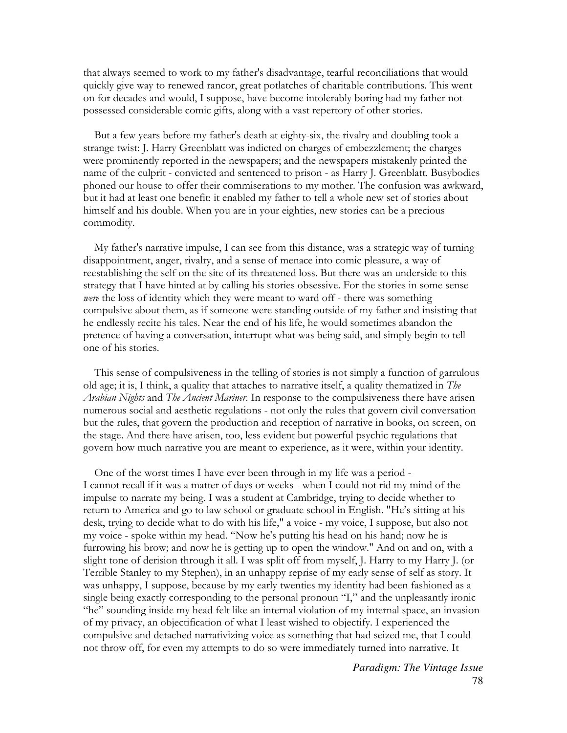that always seemed to work to my father's disadvantage, tearful reconciliations that would quickly give way to renewed rancor, great potlatches of charitable contributions. This went on for decades and would, I suppose, have become intolerably boring had my father not possessed considerable comic gifts, along with a vast repertory of other stories.

But a few years before my father's death at eighty-six, the rivalry and doubling took a strange twist: J. Harry Greenblatt was indicted on charges of embezzlement; the charges were prominently reported in the newspapers; and the newspapers mistakenly printed the name of the culprit - convicted and sentenced to prison - as Harry J. Greenblatt. Busybodies phoned our house to offer their commiserations to my mother. The confusion was awkward, but it had at least one benefit: it enabled my father to tell a whole new set of stories about himself and his double. When you are in your eighties, new stories can be a precious commodity.

My father's narrative impulse, I can see from this distance, was a strategic way of turning disappointment, anger, rivalry, and a sense of menace into comic pleasure, a way of reestablishing the self on the site of its threatened loss. But there was an underside to this strategy that I have hinted at by calling his stories obsessive. For the stories in some sense *were* the loss of identity which they were meant to ward off - there was something compulsive about them, as if someone were standing outside of my father and insisting that he endlessly recite his tales. Near the end of his life, he would sometimes abandon the pretence of having a conversation, interrupt what was being said, and simply begin to tell one of his stories.

This sense of compulsiveness in the telling of stories is not simply a function of garrulous old age; it is, I think, a quality that attaches to narrative itself, a quality thematized in *The Arabian Nights* and *The Ancient Mariner*. In response to the compulsiveness there have arisen numerous social and aesthetic regulations - not only the rules that govern civil conversation but the rules, that govern the production and reception of narrative in books, on screen, on the stage. And there have arisen, too, less evident but powerful psychic regulations that govern how much narrative you are meant to experience, as it were, within your identity.

One of the worst times I have ever been through in my life was a period - I cannot recall if it was a matter of days or weeks - when I could not rid my mind of the impulse to narrate my being. I was a student at Cambridge, trying to decide whether to return to America and go to law school or graduate school in English. "He's sitting at his desk, trying to decide what to do with his life," a voice - my voice, I suppose, but also not my voice - spoke within my head. "Now he's putting his head on his hand; now he is furrowing his brow; and now he is getting up to open the window." And on and on, with a slight tone of derision through it all. I was split off from myself, J. Harry to my Harry J. (or Terrible Stanley to my Stephen), in an unhappy reprise of my early sense of self as story. It was unhappy, I suppose, because by my early twenties my identity had been fashioned as a single being exactly corresponding to the personal pronoun "I," and the unpleasantly ironic "he" sounding inside my head felt like an internal violation of my internal space, an invasion of my privacy, an objectification of what I least wished to objectify. I experienced the compulsive and detached narrativizing voice as something that had seized me, that I could not throw off, for even my attempts to do so were immediately turned into narrative. It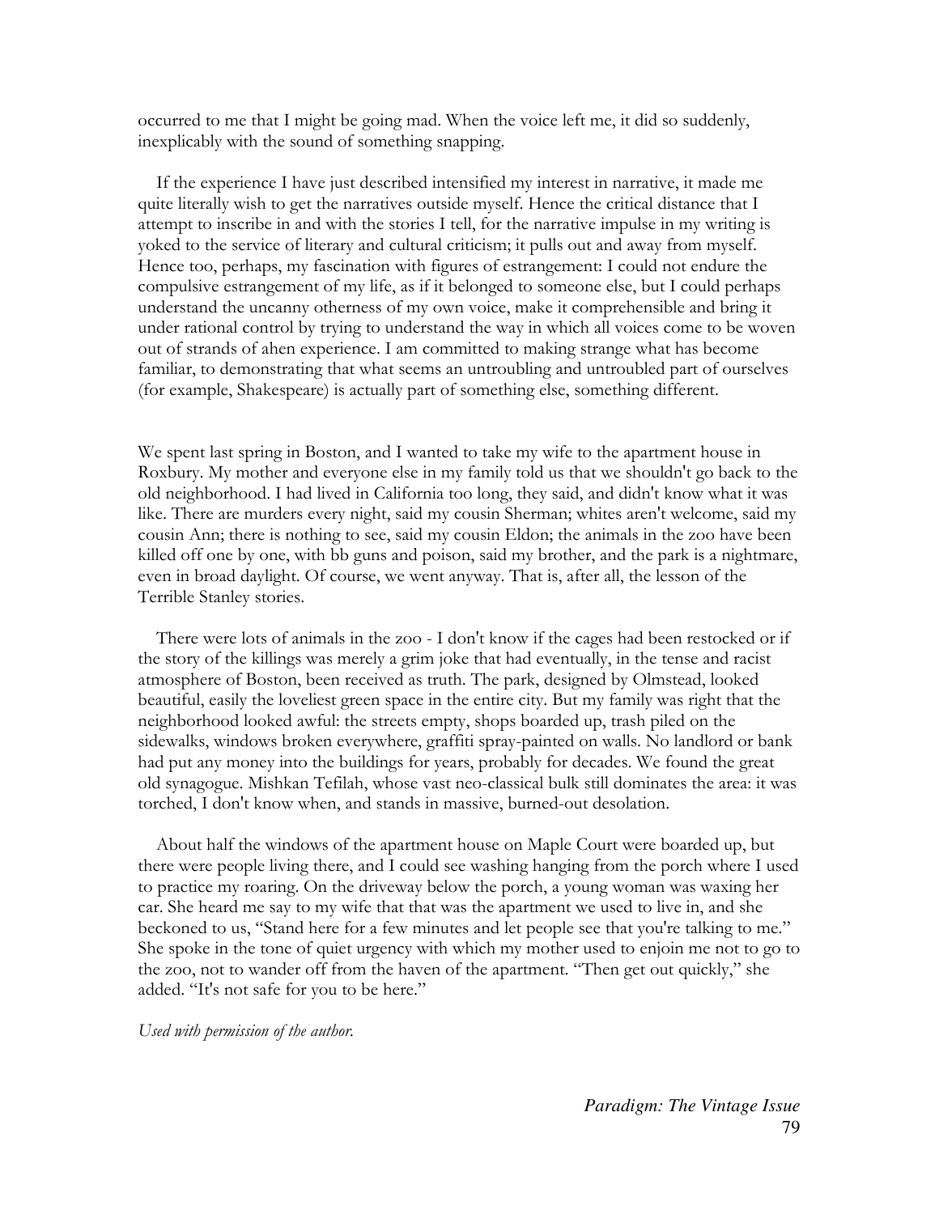occurred to me that I might be going mad. When the voice left me, it did so suddenly, inexplicably with the sound of something snapping.

If the experience I have just described intensified my interest in narrative, it made me quite literally wish to get the narratives outside myself. Hence the critical distance that I attempt to inscribe in and with the stories I tell, for the narrative impulse in my writing is yoked to the service of literary and cultural criticism; it pulls out and away from myself. Hence too, perhaps, my fascination with figures of estrangement: I could not endure the compulsive estrangement of my life, as if it belonged to someone else, but I could perhaps understand the uncanny otherness of my own voice, make it comprehensible and bring it under rational control by trying to understand the way in which all voices come to be woven out of strands of ahen experience. I am committed to making strange what has become familiar, to demonstrating that what seems an untroubling and untroubled part of ourselves (for example, Shakespeare) is actually part of something else, something different.

We spent last spring in Boston, and I wanted to take my wife to the apartment house in Roxbury. My mother and everyone else in my family told us that we shouldn't go back to the old neighborhood. I had lived in California too long, they said, and didn't know what it was like. There are murders every night, said my cousin Sherman; whites aren't welcome, said my cousin Ann; there is nothing to see, said my cousin Eldon; the animals in the zoo have been killed off one by one, with bb guns and poison, said my brother, and the park is a nightmare, even in broad daylight. Of course, we went anyway. That is, after all, the lesson of the Terrible Stanley stories.

There were lots of animals in the zoo - I don't know if the cages had been restocked or if the story of the killings was merely a grim joke that had eventually, in the tense and racist atmosphere of Boston, been received as truth. The park, designed by Olmstead, looked beautiful, easily the loveliest green space in the entire city. But my family was right that the neighborhood looked awful: the streets empty, shops boarded up, trash piled on the sidewalks, windows broken everywhere, graffiti spray-painted on walls. No landlord or bank had put any money into the buildings for years, probably for decades. We found the great old synagogue. Mishkan Tefilah, whose vast neo-classical bulk still dominates the area: it was torched, I don't know when, and stands in massive, burned-out desolation.

About half the windows of the apartment house on Maple Court were boarded up, but there were people living there, and I could see washing hanging from the porch where I used to practice my roaring. On the driveway below the porch, a young woman was waxing her car. She heard me say to my wife that that was the apartment we used to live in, and she beckoned to us, "Stand here for a few minutes and let people see that you're talking to me." She spoke in the tone of quiet urgency with which my mother used to enjoin me not to go to the zoo, not to wander off from the haven of the apartment. "Then get out quickly," she added. "It's not safe for you to be here."

*Used with permission of the author.*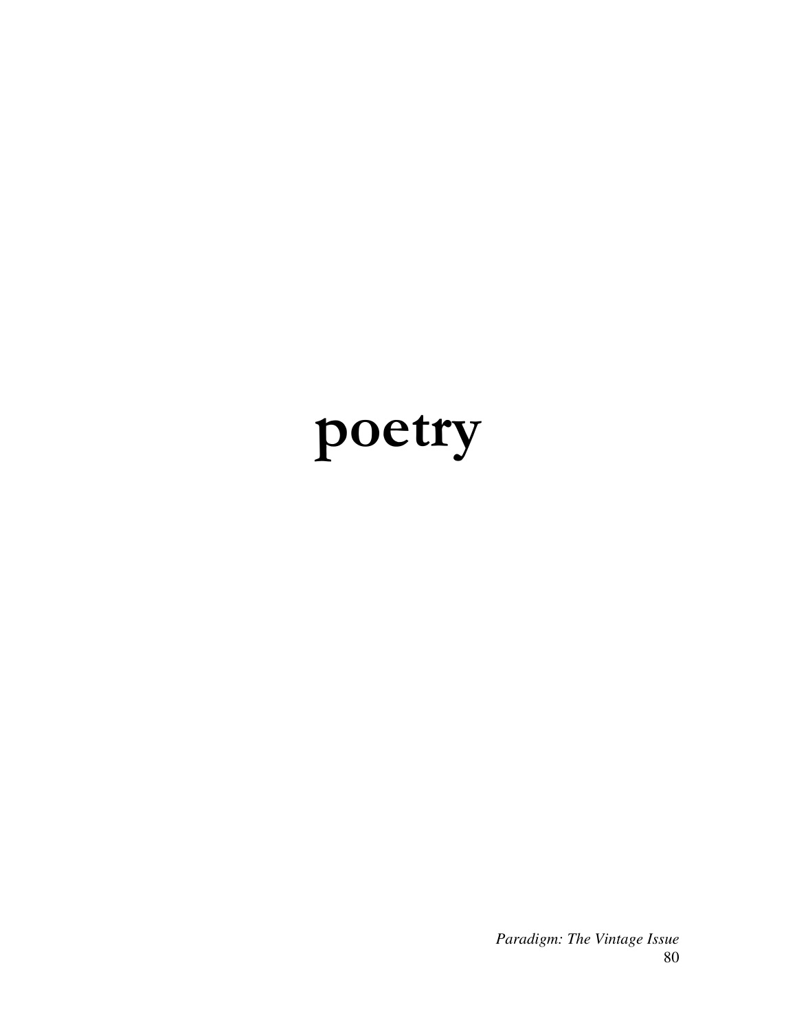# poetry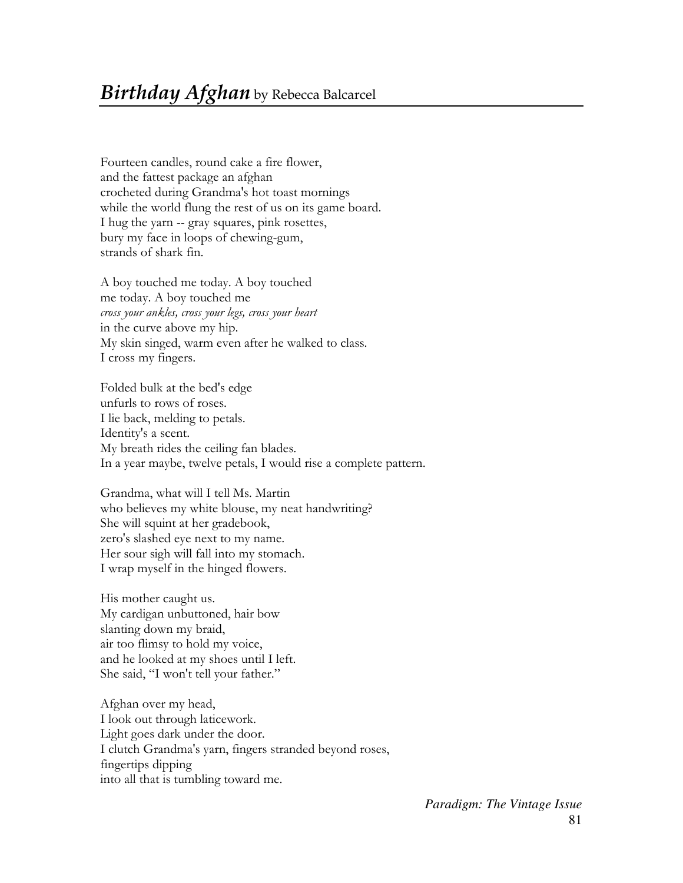## *Birthday Afghan* by Rebecca Balcarcel

Fourteen candles, round cake a fire flower,
and the fattest package an afghan
crocheted during Grandma's hot toast mornings
while the world flung the rest of us on its game board.
I hug the yarn -- gray squares, pink rosettes,
bury my face in loops of chewing-gum,
strands of shark fin.

A boy touched me today. A boy touched
me today. A boy touched me
*cross your ankles, cross your legs, cross your heart*
in the curve above my hip.
My skin singed, warm even after he walked to class.
I cross my fingers.

Folded bulk at the bed's edge
unfurls to rows of roses.
I lie back, melding to petals.
Identity's a scent.
My breath rides the ceiling fan blades.
In a year maybe, twelve petals, I would rise a complete pattern.

Grandma, what will I tell Ms. Martin
who believes my white blouse, my neat handwriting?
She will squint at her gradebook,
zero's slashed eye next to my name.
Her sour sigh will fall into my stomach.
I wrap myself in the hinged flowers.

His mother caught us.
My cardigan unbuttoned, hair bow
slanting down my braid,
air too flimsy to hold my voice,
and he looked at my shoes until I left.
She said, "I won't tell your father."

Afghan over my head,
I look out through laticework.
Light goes dark under the door.
I clutch Grandma's yarn, fingers stranded beyond roses,
fingertips dipping
into all that is tumbling toward me.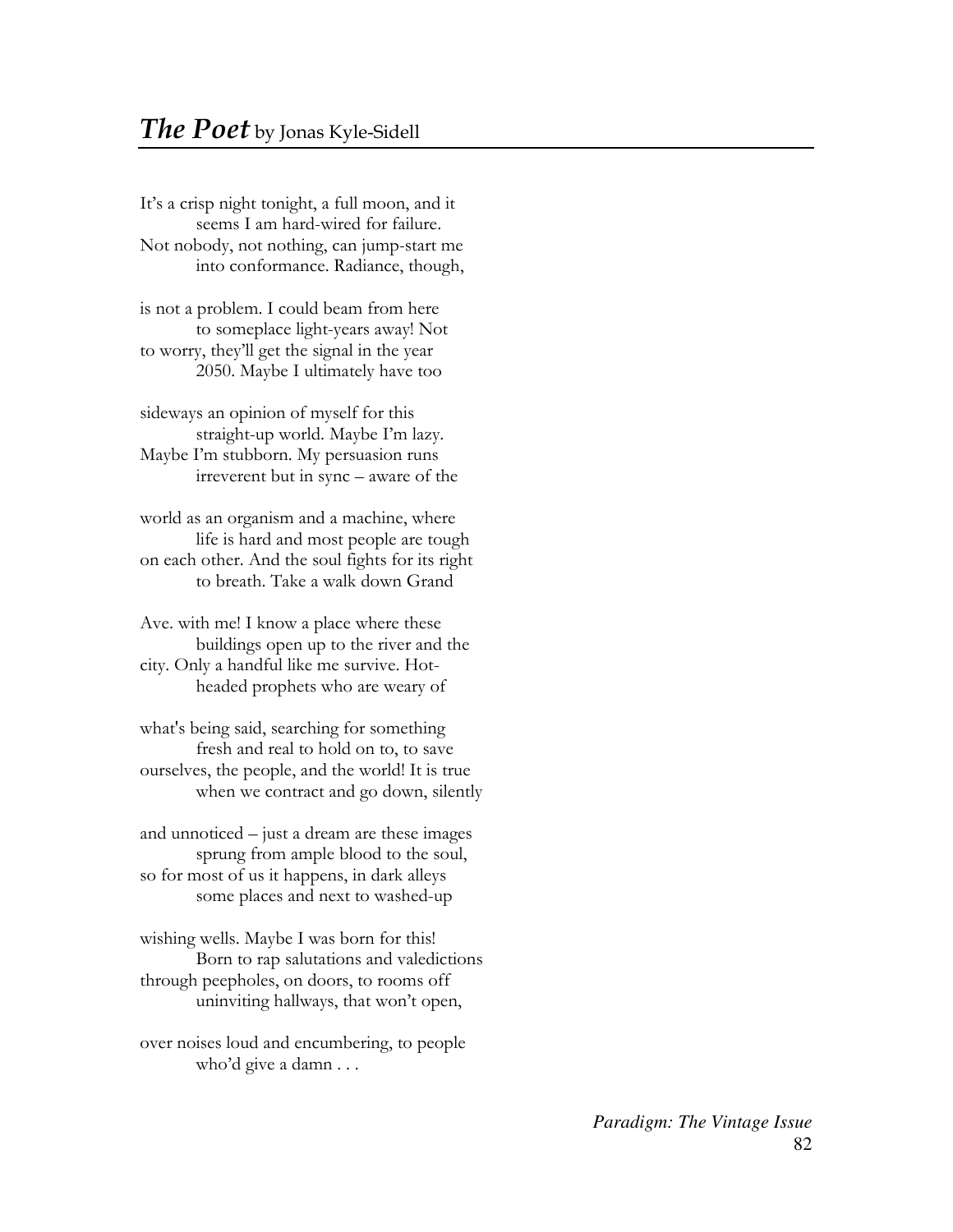## *The Poet* by Jonas Kyle-Sidell

It's a crisp night tonight, a full moon, and it  
        seems I am hard-wired for failure.  
Not nobody, not nothing, can jump-start me  
        into conformance. Radiance, though,

is not a problem. I could beam from here  
        to someplace light-years away! Not  
to worry, they'll get the signal in the year  
        2050. Maybe I ultimately have too

sideways an opinion of myself for this  
        straight-up world. Maybe I'm lazy.  
Maybe I'm stubborn. My persuasion runs  
        irreverent but in sync – aware of the

world as an organism and a machine, where  
        life is hard and most people are tough  
on each other. And the soul fights for its right  
        to breath. Take a walk down Grand

Ave. with me! I know a place where these  
        buildings open up to the river and the  
city. Only a handful like me survive. Hot-  
        headed prophets who are weary of

what's being said, searching for something  
        fresh and real to hold on to, to save  
ourselves, the people, and the world! It is true  
        when we contract and go down, silently

and unnoticed – just a dream are these images  
        sprung from ample blood to the soul,  
so for most of us it happens, in dark alleys  
        some places and next to washed-up

wishing wells. Maybe I was born for this!  
        Born to rap salutations and valedictions  
through peepholes, on doors, to rooms off  
        uninviting hallways, that won't open,

over noises loud and encumbering, to people  
        who'd give a damn . . .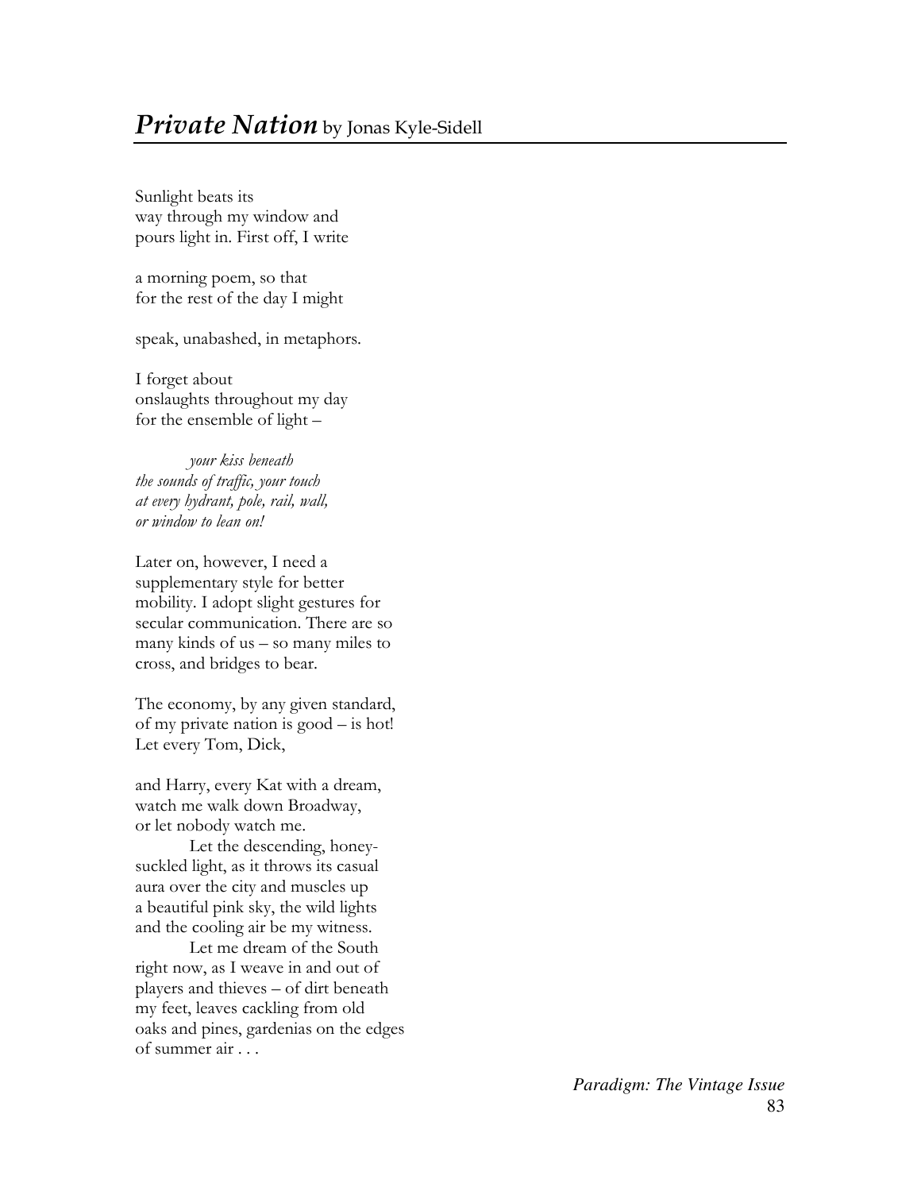## ***Private Nation*** by Jonas Kyle-Sidell

Sunlight beats its  
way through my window and  
pours light in. First off, I write

a morning poem, so that  
for the rest of the day I might

speak, unabashed, in metaphors.

I forget about  
onslaughts throughout my day  
for the ensemble of light –

*your kiss beneath*  
*the sounds of traffic, your touch*  
*at every hydrant, pole, rail, wall,*  
*or window to lean on!*

Later on, however, I need a  
supplementary style for better  
mobility. I adopt slight gestures for  
secular communication. There are so  
many kinds of us – so many miles to  
cross, and bridges to bear.

The economy, by any given standard,  
of my private nation is good – is hot!  
Let every Tom, Dick,

and Harry, every Kat with a dream,  
watch me walk down Broadway,  
or let nobody watch me.

Let the descending, honey-  
suckled light, as it throws its casual  
aura over the city and muscles up  
a beautiful pink sky, the wild lights  
and the cooling air be my witness.

Let me dream of the South  
right now, as I weave in and out of  
players and thieves – of dirt beneath  
my feet, leaves cackling from old  
oaks and pines, gardenias on the edges  
of summer air . . .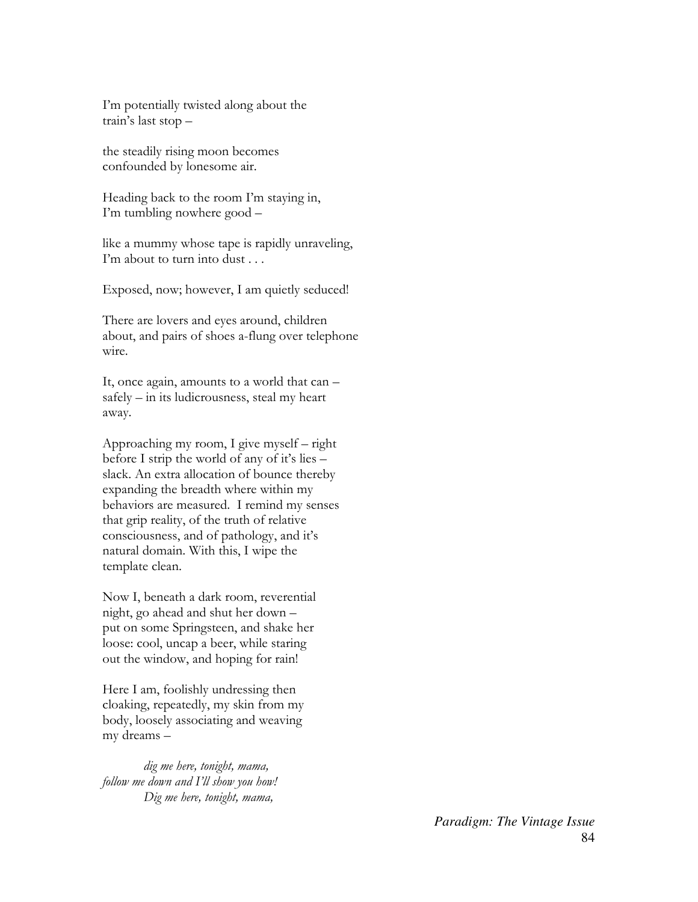I'm potentially twisted along about the
train's last stop –

the steadily rising moon becomes
confounded by lonesome air.

Heading back to the room I'm staying in,
I'm tumbling nowhere good –

like a mummy whose tape is rapidly unraveling,
I'm about to turn into dust . . .

Exposed, now; however, I am quietly seduced!

There are lovers and eyes around, children
about, and pairs of shoes a-flung over telephone
wire.

It, once again, amounts to a world that can –
safely – in its ludicrousness, steal my heart
away.

Approaching my room, I give myself – right
before I strip the world of any of it's lies –
slack. An extra allocation of bounce thereby
expanding the breadth where within my
behaviors are measured. I remind my senses
that grip reality, of the truth of relative
consciousness, and of pathology, and it's
natural domain. With this, I wipe the
template clean.

Now I, beneath a dark room, reverential
night, go ahead and shut her down –
put on some Springsteen, and shake her
loose: cool, uncap a beer, while staring
out the window, and hoping for rain!

Here I am, foolishly undressing then
cloaking, repeatedly, my skin from my
body, loosely associating and weaving
my dreams –

*dig me here, tonight, mama,*
*follow me down and I'll show you how!*
*Dig me here, tonight, mama,*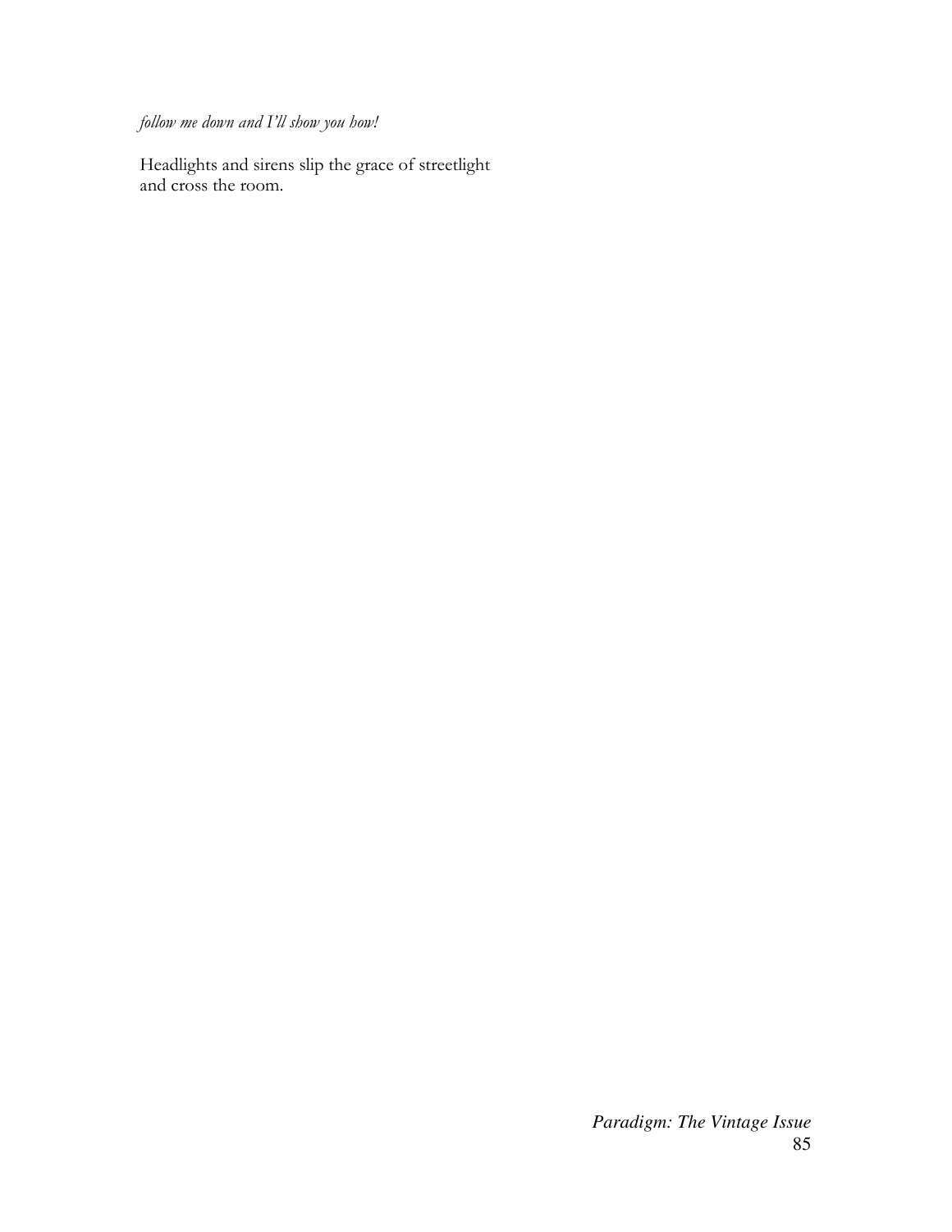*follow me down and I'll show you how!*

Headlights and sirens slip the grace of streetlight
and cross the room.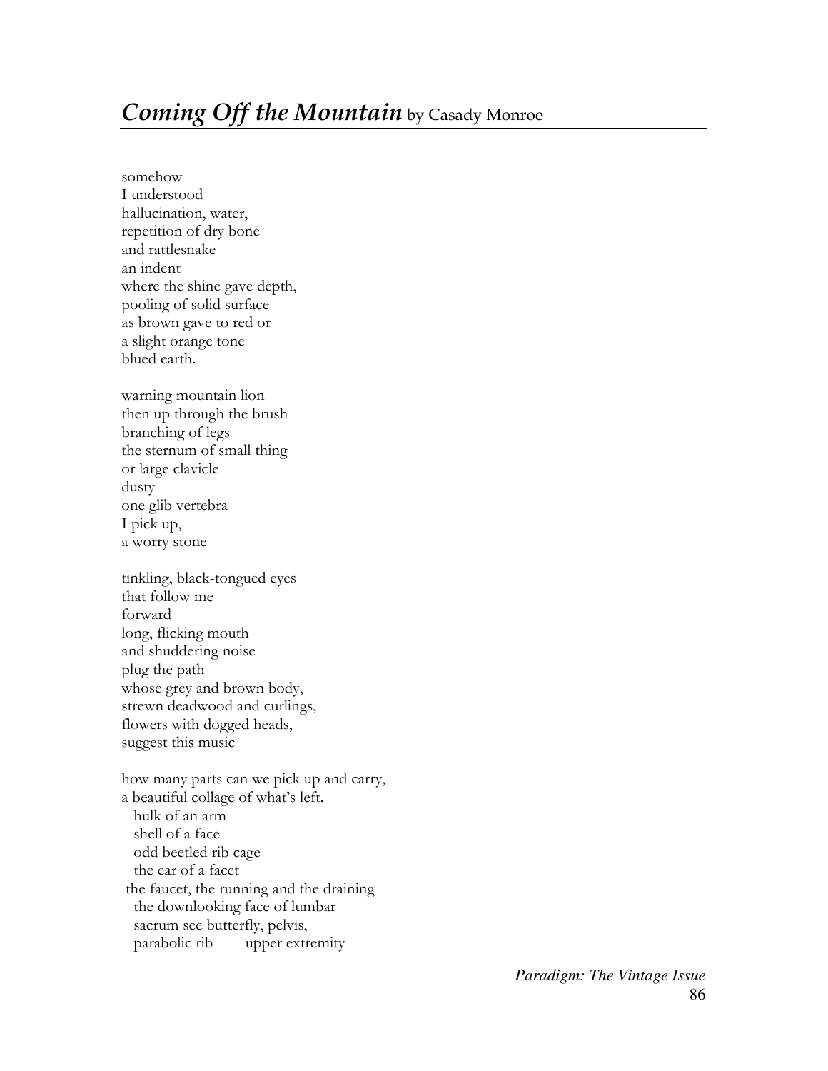## *Coming Off the Mountain* by Casady Monroe

somehow  
I understood  
hallucination, water,  
repetition of dry bone  
and rattlesnake  
an indent  
where the shine gave depth,  
pooling of solid surface  
as brown gave to red or  
a slight orange tone  
blued earth.

warning mountain lion  
then up through the brush  
branching of legs  
the sternum of small thing  
or large clavicle  
dusty  
one glib vertebra  
I pick up,  
a worry stone

tinkling, black-tongued eyes  
that follow me  
forward  
long, flicking mouth  
and shuddering noise  
plug the path  
whose grey and brown body,  
strewn deadwood and curlings,  
flowers with dogged heads,  
suggest this music

how many parts can we pick up and carry,  
a beautiful collage of what's left.  
&nbsp;&nbsp;hulk of an arm  
&nbsp;&nbsp;shell of a face  
&nbsp;&nbsp;odd beetled rib cage  
&nbsp;&nbsp;the ear of a facet  
&nbsp;the faucet, the running and the draining  
&nbsp;&nbsp;the downlooking face of lumbar  
&nbsp;&nbsp;sacrum see butterfly, pelvis,  
&nbsp;&nbsp;parabolic rib&nbsp;&nbsp;&nbsp;&nbsp;&nbsp;&nbsp;&nbsp;&nbsp;upper extremity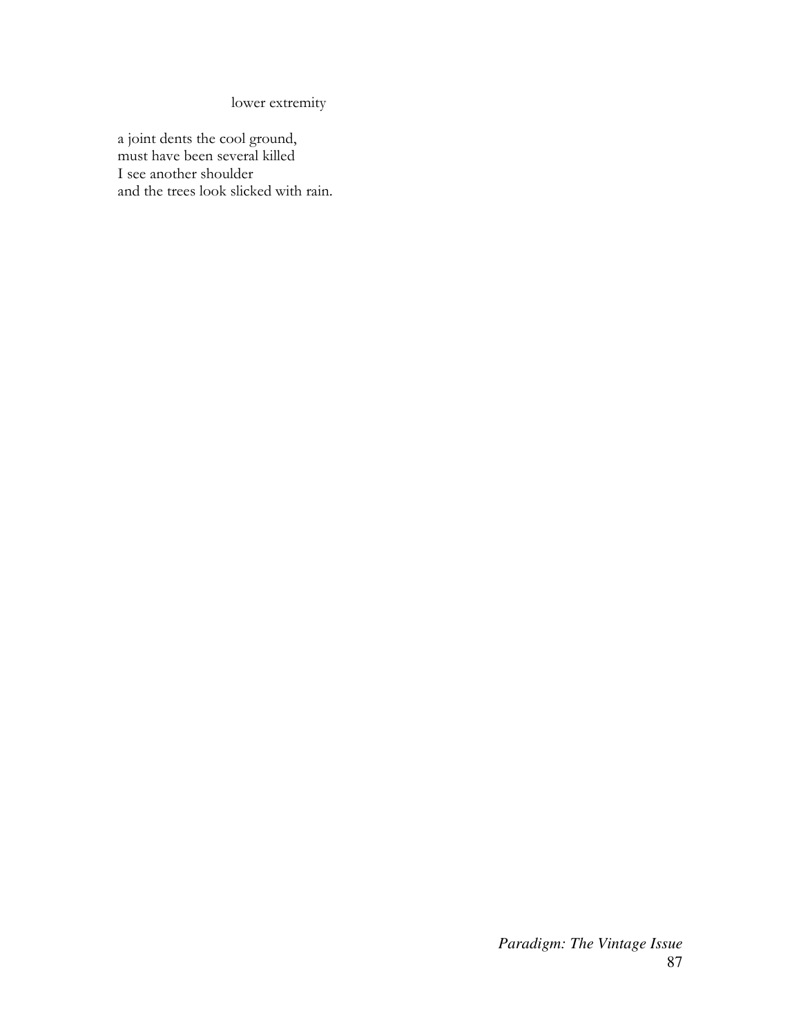### lower extremity

a joint dents the cool ground,  
must have been several killed  
I see another shoulder  
and the trees look slicked with rain.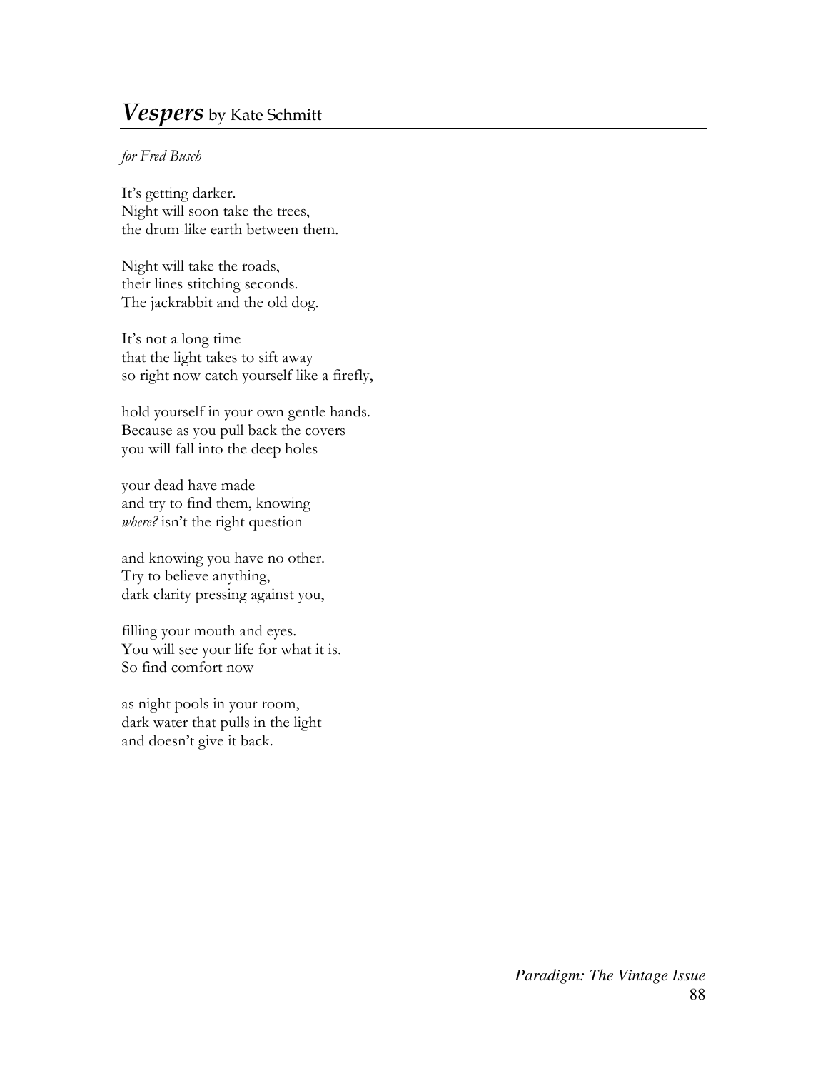## *Vespers* by Kate Schmitt

*for Fred Busch*

It's getting darker.
Night will soon take the trees,
the drum-like earth between them.

Night will take the roads,
their lines stitching seconds.
The jackrabbit and the old dog.

It's not a long time
that the light takes to sift away
so right now catch yourself like a firefly,

hold yourself in your own gentle hands.
Because as you pull back the covers
you will fall into the deep holes

your dead have made
and try to find them, knowing
*where?* isn't the right question

and knowing you have no other.
Try to believe anything,
dark clarity pressing against you,

filling your mouth and eyes.
You will see your life for what it is.
So find comfort now

as night pools in your room,
dark water that pulls in the light
and doesn't give it back.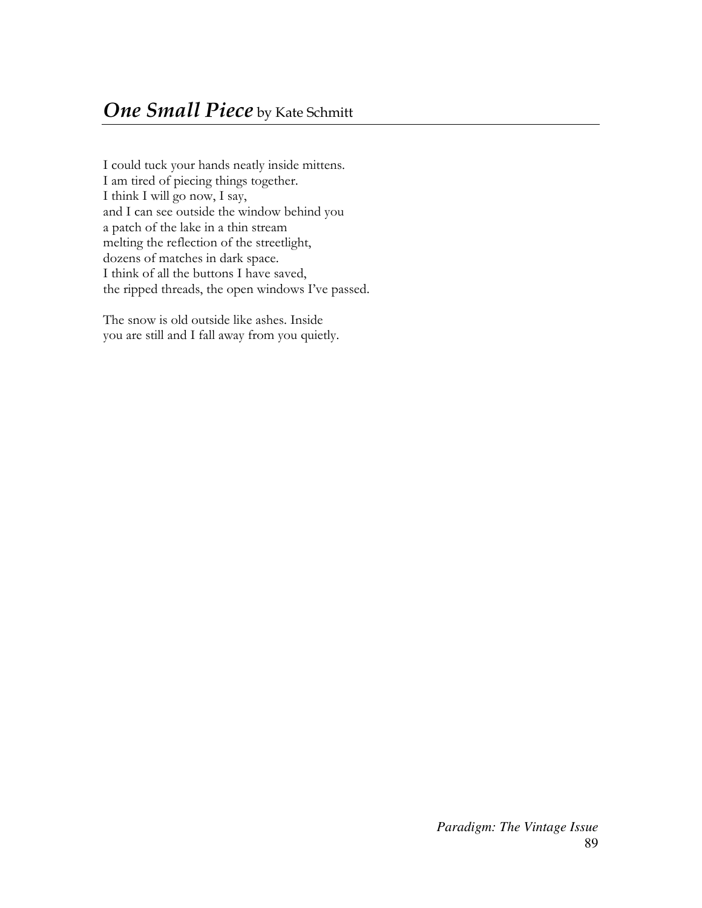## *One Small Piece* by Kate Schmitt

I could tuck your hands neatly inside mittens.  
I am tired of piecing things together.  
I think I will go now, I say,  
and I can see outside the window behind you  
a patch of the lake in a thin stream  
melting the reflection of the streetlight,  
dozens of matches in dark space.  
I think of all the buttons I have saved,  
the ripped threads, the open windows I've passed.

The snow is old outside like ashes. Inside  
you are still and I fall away from you quietly.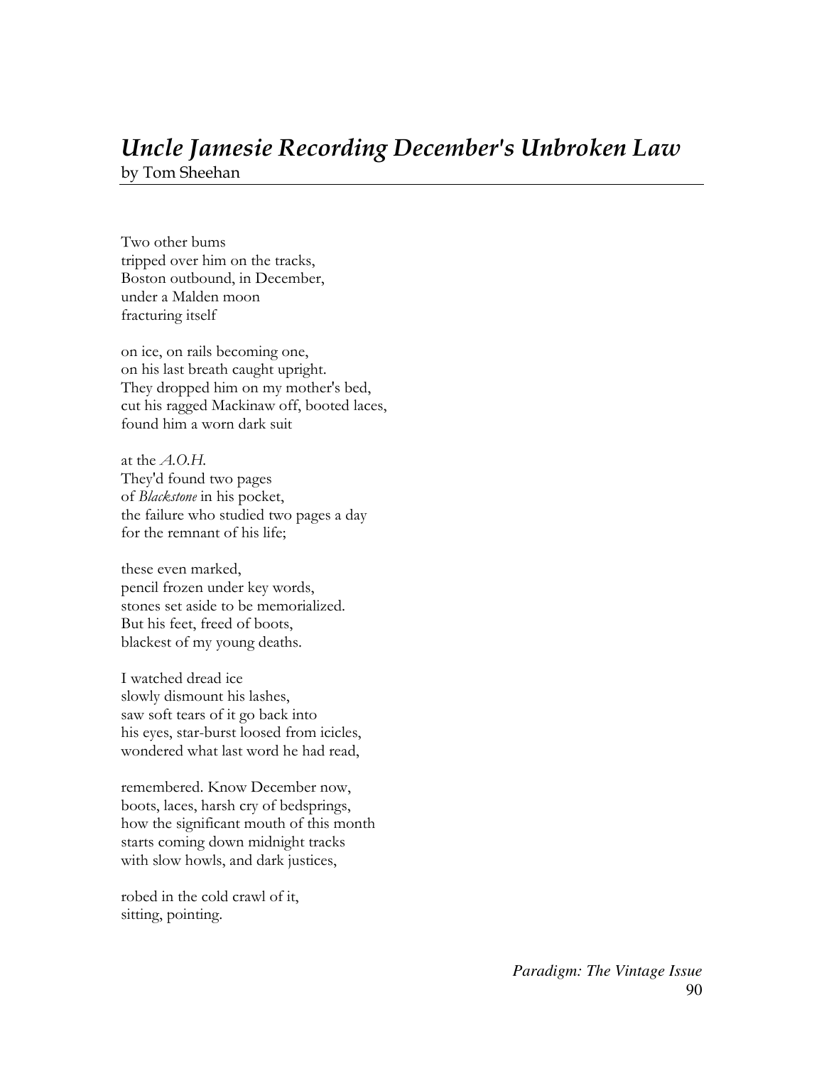# *Uncle Jamesie Recording December's Unbroken Law*

by Tom Sheehan

Two other bums  
tripped over him on the tracks,  
Boston outbound, in December,  
under a Malden moon  
fracturing itself

on ice, on rails becoming one,  
on his last breath caught upright.  
They dropped him on my mother's bed,  
cut his ragged Mackinaw off, booted laces,  
found him a worn dark suit

at the *A.O.H.*  
They'd found two pages  
of *Blackstone* in his pocket,  
the failure who studied two pages a day  
for the remnant of his life;

these even marked,  
pencil frozen under key words,  
stones set aside to be memorialized.  
But his feet, freed of boots,  
blackest of my young deaths.

I watched dread ice  
slowly dismount his lashes,  
saw soft tears of it go back into  
his eyes, star-burst loosed from icicles,  
wondered what last word he had read,

remembered. Know December now,  
boots, laces, harsh cry of bedsprings,  
how the significant mouth of this month  
starts coming down midnight tracks  
with slow howls, and dark justices,

robed in the cold crawl of it,  
sitting, pointing.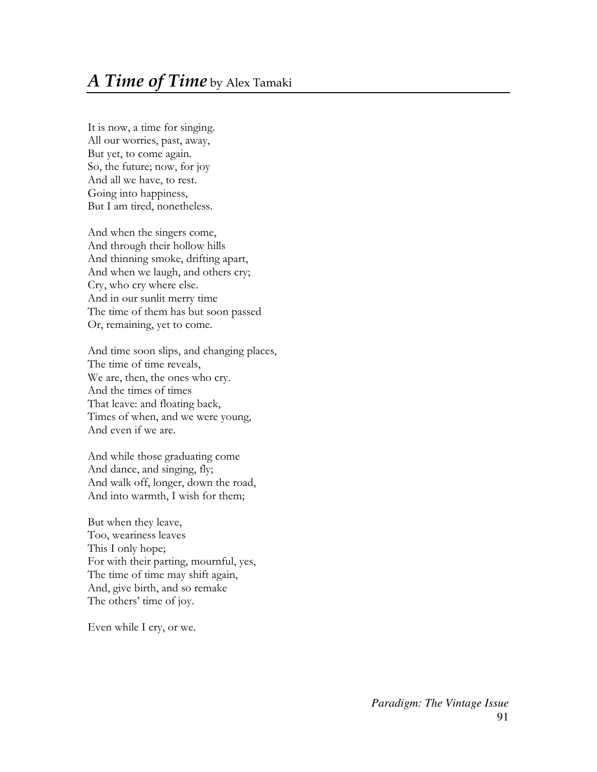## *A Time of Time* by Alex Tamaki

It is now, a time for singing.  
All our worries, past, away,  
But yet, to come again.  
So, the future; now, for joy  
And all we have, to rest.  
Going into happiness,  
But I am tired, nonetheless.

And when the singers come,  
And through their hollow hills  
And thinning smoke, drifting apart,  
And when we laugh, and others cry;  
Cry, who cry where else.  
And in our sunlit merry time  
The time of them has but soon passed  
Or, remaining, yet to come.

And time soon slips, and changing places,  
The time of time reveals,  
We are, then, the ones who cry.  
And the times of times  
That leave: and floating back,  
Times of when, and we were young,  
And even if we are.

And while those graduating come  
And dance, and singing, fly;  
And walk off, longer, down the road,  
And into warmth, I wish for them;

But when they leave,  
Too, weariness leaves  
This I only hope;  
For with their parting, mournful, yes,  
The time of time may shift again,  
And, give birth, and so remake  
The others' time of joy.

Even while I cry, or we.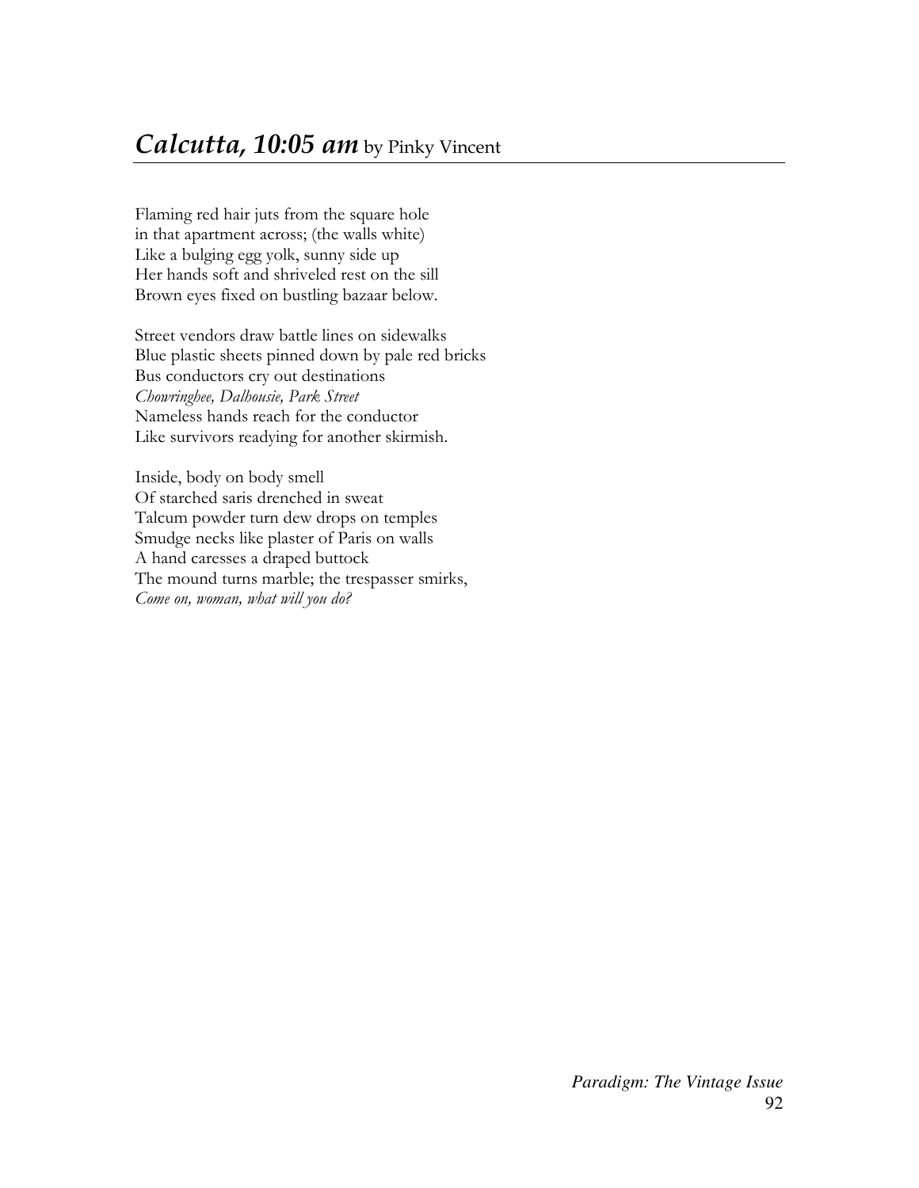## *Calcutta, 10:05 am* by Pinky Vincent

Flaming red hair juts from the square hole  
in that apartment across; (the walls white)  
Like a bulging egg yolk, sunny side up  
Her hands soft and shriveled rest on the sill  
Brown eyes fixed on bustling bazaar below.

Street vendors draw battle lines on sidewalks  
Blue plastic sheets pinned down by pale red bricks  
Bus conductors cry out destinations  
*Chowringhee, Dalhousie, Park Street*  
Nameless hands reach for the conductor  
Like survivors readying for another skirmish.

Inside, body on body smell  
Of starched saris drenched in sweat  
Talcum powder turn dew drops on temples  
Smudge necks like plaster of Paris on walls  
A hand caresses a draped buttock  
The mound turns marble; the trespasser smirks,  
*Come on, woman, what will you do?*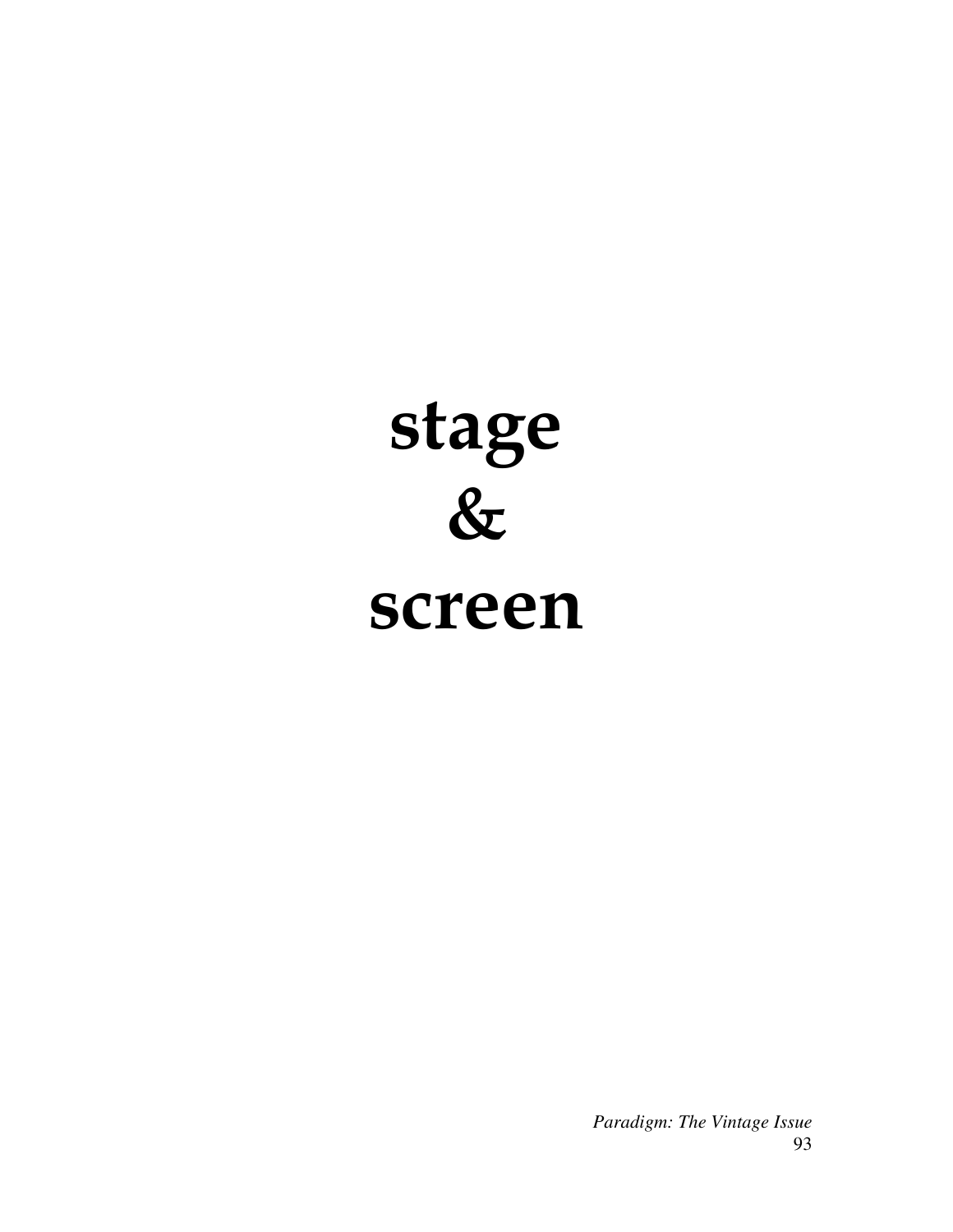# stage
# &
# screen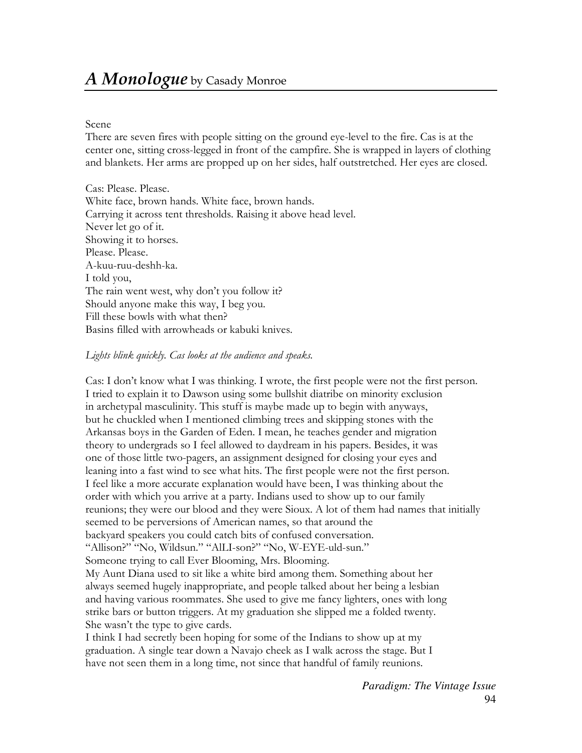# *A Monologue* by Casady Monroe

Scene
There are seven fires with people sitting on the ground eye-level to the fire. Cas is at the center one, sitting cross-legged in front of the campfire. She is wrapped in layers of clothing and blankets. Her arms are propped up on her sides, half outstretched. Her eyes are closed.

Cas: Please. Please.
White face, brown hands. White face, brown hands.
Carrying it across tent thresholds. Raising it above head level.
Never let go of it.
Showing it to horses.
Please. Please.
A-kuu-ruu-deshh-ka.
I told you,
The rain went west, why don't you follow it?
Should anyone make this way, I beg you.
Fill these bowls with what then?
Basins filled with arrowheads or kabuki knives.

*Lights blink quickly. Cas looks at the audience and speaks.*

Cas: I don't know what I was thinking. I wrote, the first people were not the first person. I tried to explain it to Dawson using some bullshit diatribe on minority exclusion in archetypal masculinity. This stuff is maybe made up to begin with anyways, but he chuckled when I mentioned climbing trees and skipping stones with the Arkansas boys in the Garden of Eden. I mean, he teaches gender and migration theory to undergrads so I feel allowed to daydream in his papers. Besides, it was one of those little two-pagers, an assignment designed for closing your eyes and leaning into a fast wind to see what hits. The first people were not the first person. I feel like a more accurate explanation would have been, I was thinking about the order with which you arrive at a party. Indians used to show up to our family reunions; they were our blood and they were Sioux. A lot of them had names that initially seemed to be perversions of American names, so that around the backyard speakers you could catch bits of confused conversation.
"Allison?" "No, Wildsun." "AlLI-son?" "No, W-EYE-uld-sun."
Someone trying to call Ever Blooming, Mrs. Blooming.
My Aunt Diana used to sit like a white bird among them. Something about her always seemed hugely inappropriate, and people talked about her being a lesbian and having various roommates. She used to give me fancy lighters, ones with long strike bars or button triggers. At my graduation she slipped me a folded twenty. She wasn't the type to give cards.
I think I had secretly been hoping for some of the Indians to show up at my graduation. A single tear down a Navajo cheek as I walk across the stage. But I have not seen them in a long time, not since that handful of family reunions.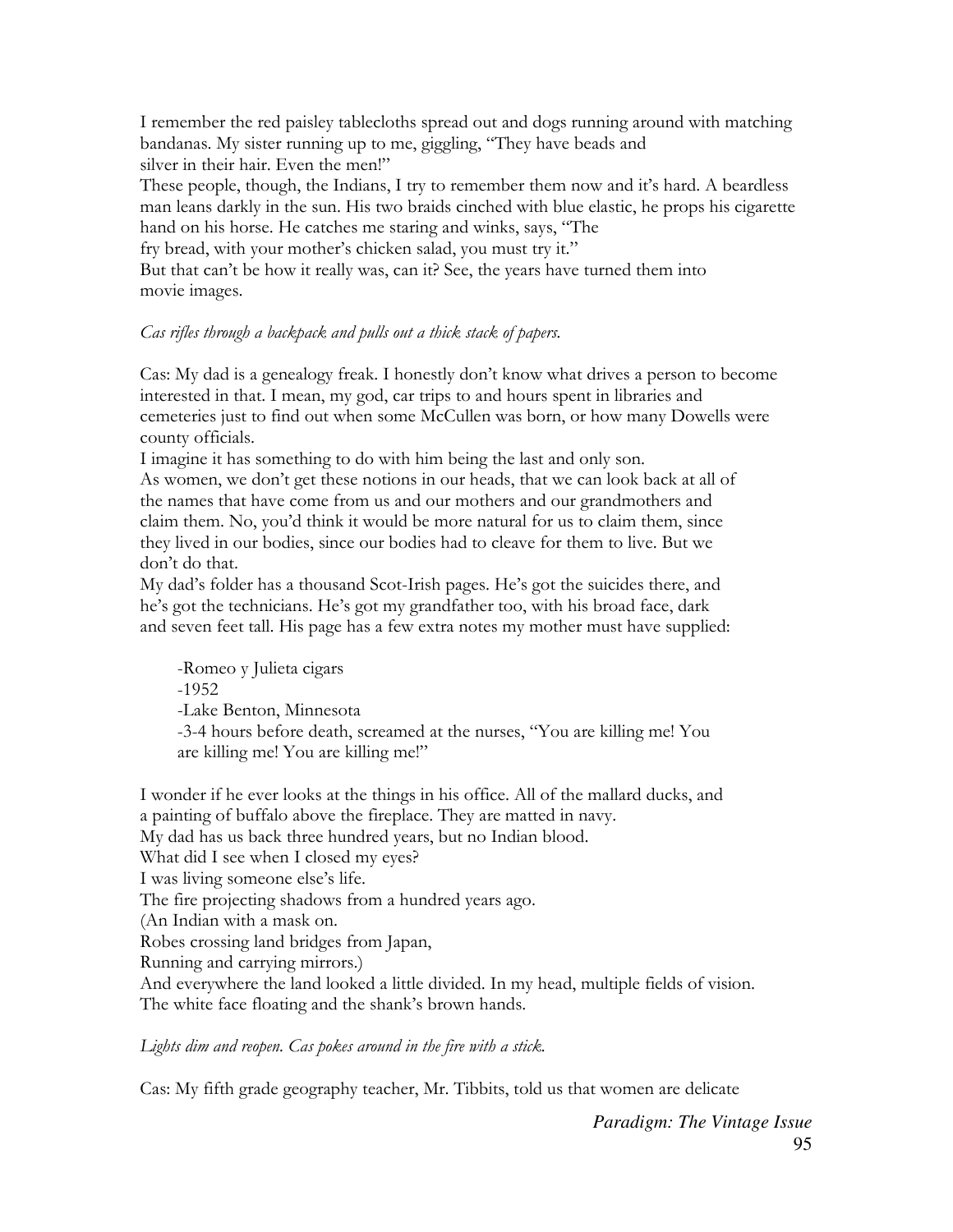I remember the red paisley tablecloths spread out and dogs running around with matching bandanas. My sister running up to me, giggling, "They have beads and silver in their hair. Even the men!"

These people, though, the Indians, I try to remember them now and it's hard. A beardless man leans darkly in the sun. His two braids cinched with blue elastic, he props his cigarette hand on his horse. He catches me staring and winks, says, "The fry bread, with your mother's chicken salad, you must try it."

But that can't be how it really was, can it? See, the years have turned them into movie images.

*Cas rifles through a backpack and pulls out a thick stack of papers.*

Cas: My dad is a genealogy freak. I honestly don't know what drives a person to become interested in that. I mean, my god, car trips to and hours spent in libraries and cemeteries just to find out when some McCullen was born, or how many Dowells were county officials.

I imagine it has something to do with him being the last and only son.

As women, we don't get these notions in our heads, that we can look back at all of the names that have come from us and our mothers and our grandmothers and claim them. No, you'd think it would be more natural for us to claim them, since they lived in our bodies, since our bodies had to cleave for them to live. But we don't do that.

My dad's folder has a thousand Scot-Irish pages. He's got the suicides there, and he's got the technicians. He's got my grandfather too, with his broad face, dark and seven feet tall. His page has a few extra notes my mother must have supplied:

> -Romeo y Julieta cigars
> -1952
> -Lake Benton, Minnesota
> -3-4 hours before death, screamed at the nurses, "You are killing me! You are killing me! You are killing me!"

I wonder if he ever looks at the things in his office. All of the mallard ducks, and a painting of buffalo above the fireplace. They are matted in navy.

My dad has us back three hundred years, but no Indian blood.

What did I see when I closed my eyes?

I was living someone else's life.

The fire projecting shadows from a hundred years ago.

(An Indian with a mask on.

Robes crossing land bridges from Japan,

Running and carrying mirrors.)

And everywhere the land looked a little divided. In my head, multiple fields of vision.

The white face floating and the shank's brown hands.

*Lights dim and reopen. Cas pokes around in the fire with a stick.*

Cas: My fifth grade geography teacher, Mr. Tibbits, told us that women are delicate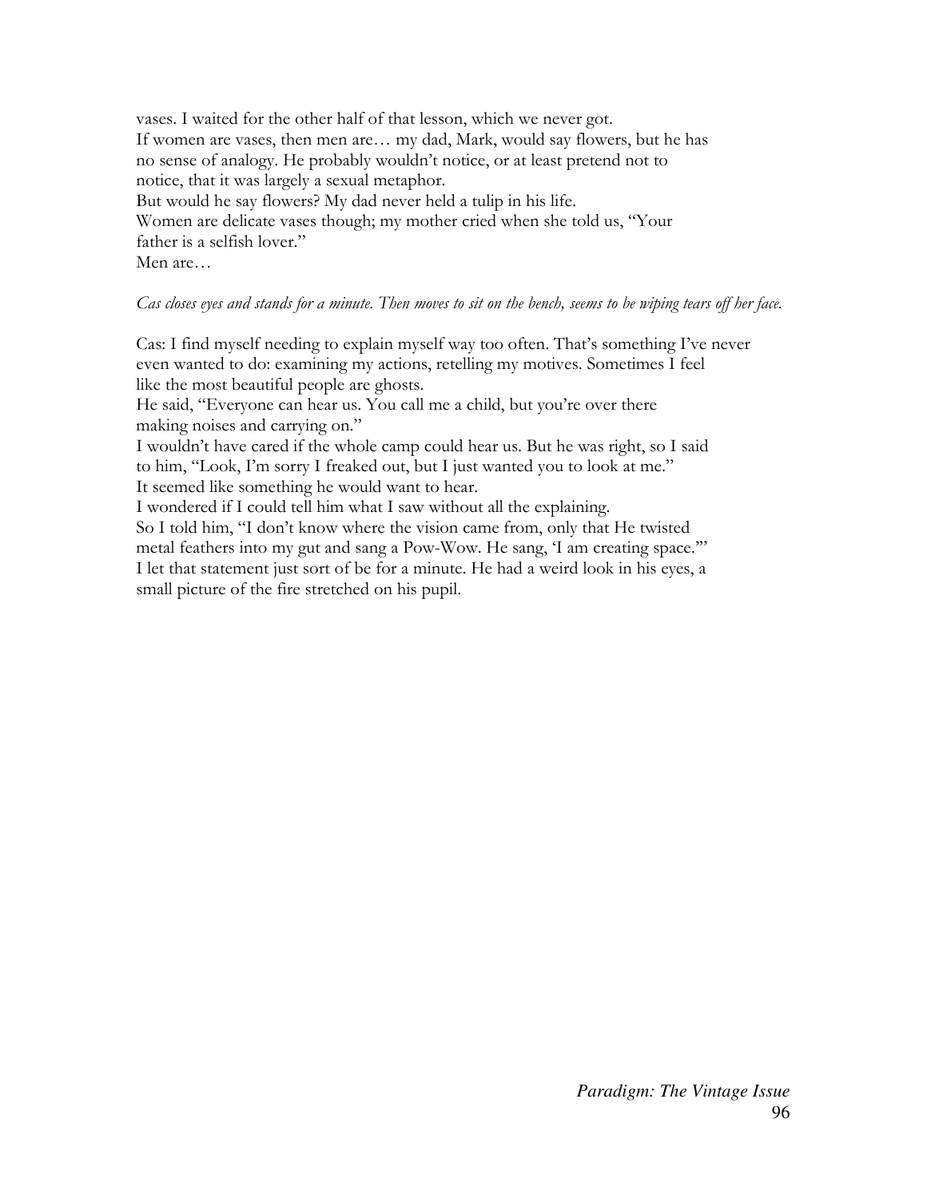vases. I waited for the other half of that lesson, which we never got.
If women are vases, then men are… my dad, Mark, would say flowers, but he has no sense of analogy. He probably wouldn't notice, or at least pretend not to notice, that it was largely a sexual metaphor.
But would he say flowers? My dad never held a tulip in his life.
Women are delicate vases though; my mother cried when she told us, "Your father is a selfish lover."
Men are…

*Cas closes eyes and stands for a minute. Then moves to sit on the bench, seems to be wiping tears off her face.*

Cas: I find myself needing to explain myself way too often. That's something I've never even wanted to do: examining my actions, retelling my motives. Sometimes I feel like the most beautiful people are ghosts.
He said, "Everyone can hear us. You call me a child, but you're over there making noises and carrying on."
I wouldn't have cared if the whole camp could hear us. But he was right, so I said to him, "Look, I'm sorry I freaked out, but I just wanted you to look at me."
It seemed like something he would want to hear.
I wondered if I could tell him what I saw without all the explaining.
So I told him, "I don't know where the vision came from, only that He twisted metal feathers into my gut and sang a Pow-Wow. He sang, 'I am creating space.'"
I let that statement just sort of be for a minute. He had a weird look in his eyes, a small picture of the fire stretched on his pupil.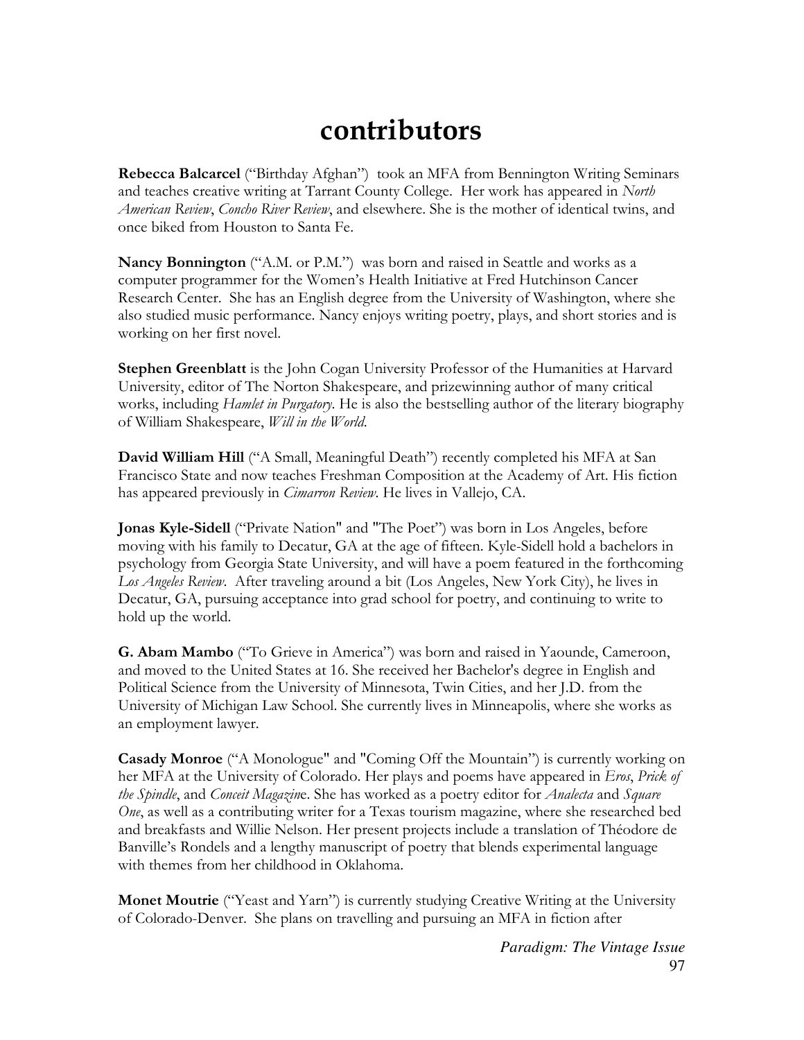# contributors

**Rebecca Balcarcel** ("Birthday Afghan") took an MFA from Bennington Writing Seminars and teaches creative writing at Tarrant County College. Her work has appeared in *North American Review*, *Concho River Review*, and elsewhere. She is the mother of identical twins, and once biked from Houston to Santa Fe.

**Nancy Bonnington** ("A.M. or P.M.") was born and raised in Seattle and works as a computer programmer for the Women's Health Initiative at Fred Hutchinson Cancer Research Center. She has an English degree from the University of Washington, where she also studied music performance. Nancy enjoys writing poetry, plays, and short stories and is working on her first novel.

**Stephen Greenblatt** is the John Cogan University Professor of the Humanities at Harvard University, editor of The Norton Shakespeare, and prizewinning author of many critical works, including *Hamlet in Purgatory*. He is also the bestselling author of the literary biography of William Shakespeare, *Will in the World*.

**David William Hill** ("A Small, Meaningful Death") recently completed his MFA at San Francisco State and now teaches Freshman Composition at the Academy of Art. His fiction has appeared previously in *Cimarron Review*. He lives in Vallejo, CA.

**Jonas Kyle-Sidell** ("Private Nation" and "The Poet") was born in Los Angeles, before moving with his family to Decatur, GA at the age of fifteen. Kyle-Sidell hold a bachelors in psychology from Georgia State University, and will have a poem featured in the forthcoming *Los Angeles Review*. After traveling around a bit (Los Angeles, New York City), he lives in Decatur, GA, pursuing acceptance into grad school for poetry, and continuing to write to hold up the world.

**G. Abam Mambo** ("To Grieve in America") was born and raised in Yaounde, Cameroon, and moved to the United States at 16. She received her Bachelor's degree in English and Political Science from the University of Minnesota, Twin Cities, and her J.D. from the University of Michigan Law School. She currently lives in Minneapolis, where she works as an employment lawyer.

**Casady Monroe** ("A Monologue" and "Coming Off the Mountain") is currently working on her MFA at the University of Colorado. Her plays and poems have appeared in *Eros*, *Prick of the Spindle*, and *Conceit Magazin*e. She has worked as a poetry editor for *Analecta* and *Square One*, as well as a contributing writer for a Texas tourism magazine, where she researched bed and breakfasts and Willie Nelson. Her present projects include a translation of Théodore de Banville's Rondels and a lengthy manuscript of poetry that blends experimental language with themes from her childhood in Oklahoma.

**Monet Moutrie** ("Yeast and Yarn") is currently studying Creative Writing at the University of Colorado-Denver. She plans on travelling and pursuing an MFA in fiction after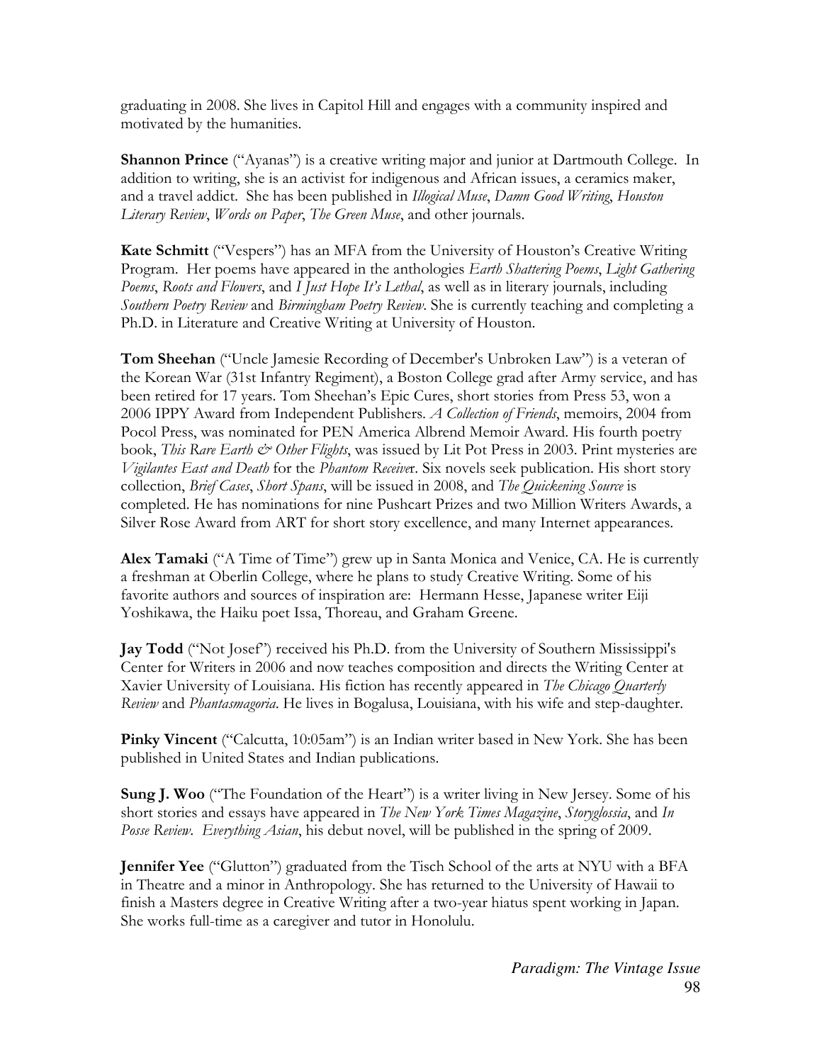graduating in 2008. She lives in Capitol Hill and engages with a community inspired and motivated by the humanities.

**Shannon Prince** ("Ayanas") is a creative writing major and junior at Dartmouth College. In addition to writing, she is an activist for indigenous and African issues, a ceramics maker, and a travel addict. She has been published in *Illogical Muse*, *Damn Good Writing*, *Houston Literary Review*, *Words on Paper*, *The Green Muse*, and other journals.

**Kate Schmitt** ("Vespers") has an MFA from the University of Houston's Creative Writing Program. Her poems have appeared in the anthologies *Earth Shattering Poems*, *Light Gathering Poems*, *Roots and Flowers*, and *I Just Hope It's Lethal*, as well as in literary journals, including *Southern Poetry Review* and *Birmingham Poetry Review*. She is currently teaching and completing a Ph.D. in Literature and Creative Writing at University of Houston.

**Tom Sheehan** ("Uncle Jamesie Recording of December's Unbroken Law") is a veteran of the Korean War (31st Infantry Regiment), a Boston College grad after Army service, and has been retired for 17 years. Tom Sheehan's Epic Cures, short stories from Press 53, won a 2006 IPPY Award from Independent Publishers. *A Collection of Friends*, memoirs, 2004 from Pocol Press, was nominated for PEN America Albrend Memoir Award. His fourth poetry book, *This Rare Earth & Other Flights*, was issued by Lit Pot Press in 2003. Print mysteries are *Vigilantes East and Death* for the *Phantom Receive*r. Six novels seek publication. His short story collection, *Brief Cases*, *Short Spans*, will be issued in 2008, and *The Quickening Source* is completed. He has nominations for nine Pushcart Prizes and two Million Writers Awards, a Silver Rose Award from ART for short story excellence, and many Internet appearances.

**Alex Tamaki** ("A Time of Time") grew up in Santa Monica and Venice, CA. He is currently a freshman at Oberlin College, where he plans to study Creative Writing. Some of his favorite authors and sources of inspiration are: Hermann Hesse, Japanese writer Eiji Yoshikawa, the Haiku poet Issa, Thoreau, and Graham Greene.

**Jay Todd** ("Not Josef") received his Ph.D. from the University of Southern Mississippi's Center for Writers in 2006 and now teaches composition and directs the Writing Center at Xavier University of Louisiana. His fiction has recently appeared in *The Chicago Quarterly Review* and *Phantasmagoria*. He lives in Bogalusa, Louisiana, with his wife and step-daughter.

**Pinky Vincent** ("Calcutta, 10:05am") is an Indian writer based in New York. She has been published in United States and Indian publications.

**Sung J. Woo** ("The Foundation of the Heart") is a writer living in New Jersey. Some of his short stories and essays have appeared in *The New York Times Magazine*, *Storyglossia*, and *In Posse Review*. *Everything Asian*, his debut novel, will be published in the spring of 2009.

**Jennifer Yee** ("Glutton") graduated from the Tisch School of the arts at NYU with a BFA in Theatre and a minor in Anthropology. She has returned to the University of Hawaii to finish a Masters degree in Creative Writing after a two-year hiatus spent working in Japan. She works full-time as a caregiver and tutor in Honolulu.